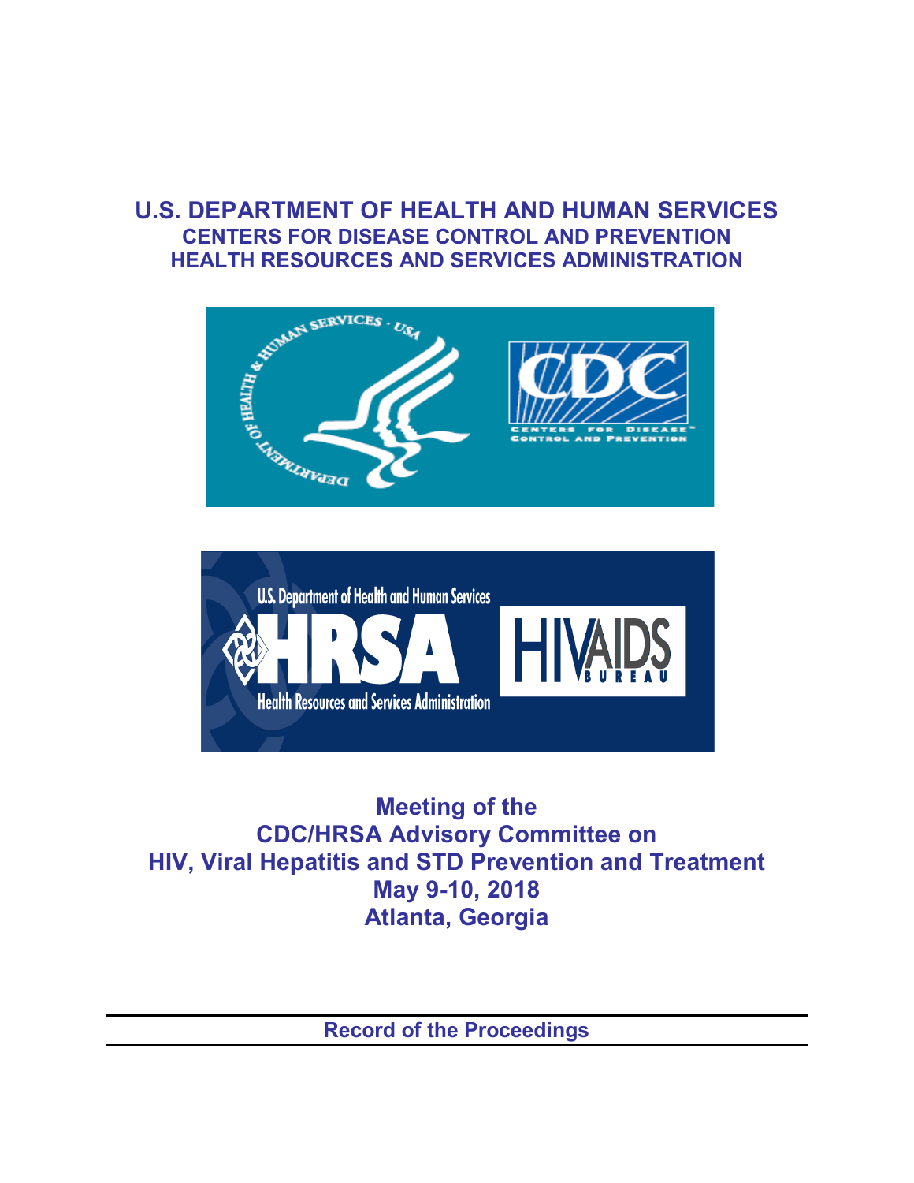# U.S. DEPARTMENT OF HEALTH AND HUMAN SERVICES

## CENTERS FOR DISEASE CONTROL AND PREVENTION

## HEALTH RESOURCES AND SERVICES ADMINISTRATION

# Meeting of the CDC/HRSA Advisory Committee on HIV, Viral Hepatitis and STD Prevention and Treatment

**May 9-10, 2018**

**Atlanta, Georgia**

---

**Record of the Proceedings**

---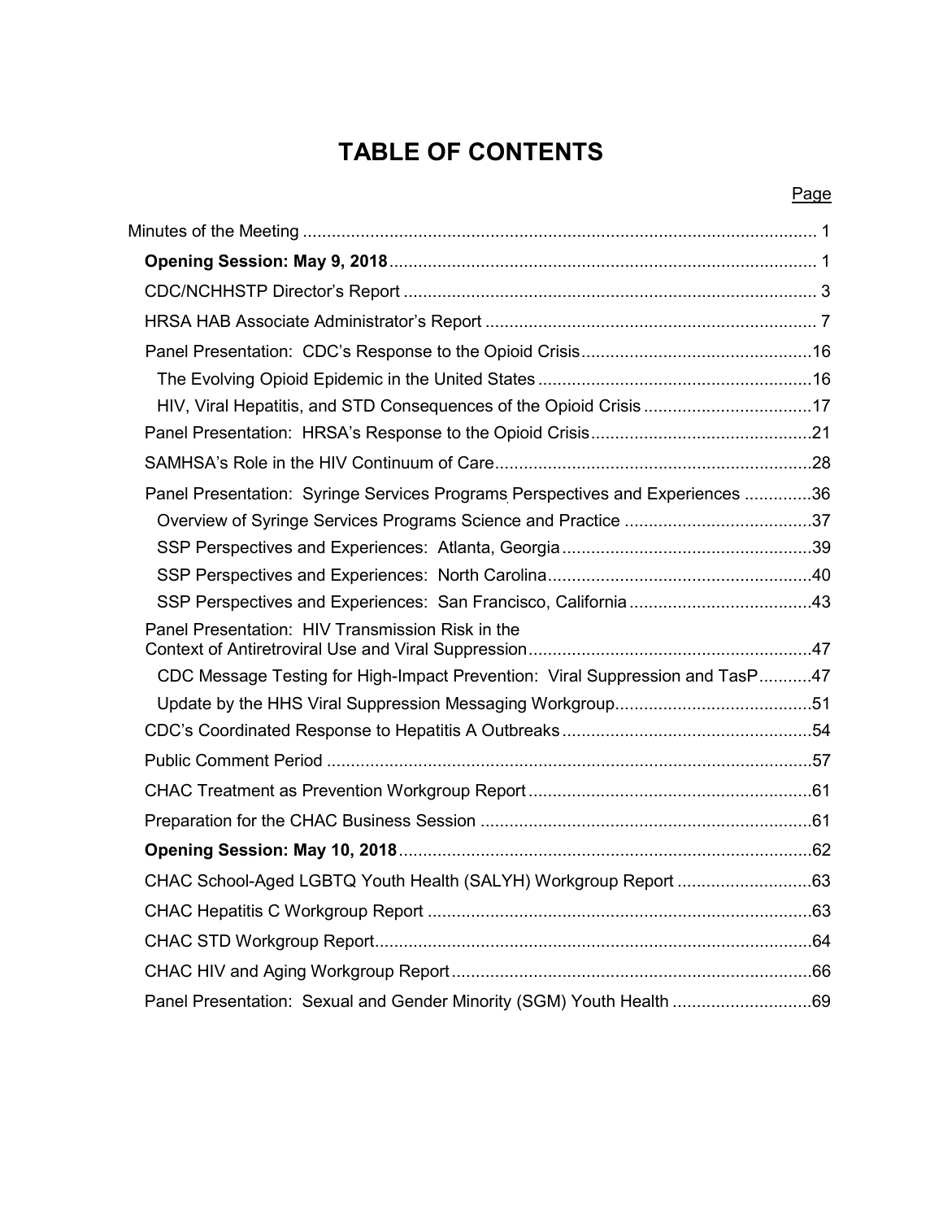# TABLE OF CONTENTS

| | Page |
|---|---|
| Minutes of the Meeting | 1 |
| **Opening Session: May 9, 2018** | 1 |
| CDC/NCHHSTP Director's Report | 3 |
| HRSA HAB Associate Administrator's Report | 7 |
| Panel Presentation: CDC's Response to the Opioid Crisis | 16 |
| The Evolving Opioid Epidemic in the United States | 16 |
| HIV, Viral Hepatitis, and STD Consequences of the Opioid Crisis | 17 |
| Panel Presentation: HRSA's Response to the Opioid Crisis | 21 |
| SAMHSA's Role in the HIV Continuum of Care | 28 |
| Panel Presentation: Syringe Services Programs Perspectives and Experiences | 36 |
| Overview of Syringe Services Programs Science and Practice | 37 |
| SSP Perspectives and Experiences: Atlanta, Georgia | 39 |
| SSP Perspectives and Experiences: North Carolina | 40 |
| SSP Perspectives and Experiences: San Francisco, California | 43 |
| Panel Presentation: HIV Transmission Risk in the Context of Antiretroviral Use and Viral Suppression | 47 |
| CDC Message Testing for High-Impact Prevention: Viral Suppression and TasP | 47 |
| Update by the HHS Viral Suppression Messaging Workgroup | 51 |
| CDC's Coordinated Response to Hepatitis A Outbreaks | 54 |
| Public Comment Period | 57 |
| CHAC Treatment as Prevention Workgroup Report | 61 |
| Preparation for the CHAC Business Session | 61 |
| **Opening Session: May 10, 2018** | 62 |
| CHAC School-Aged LGBTQ Youth Health (SALYH) Workgroup Report | 63 |
| CHAC Hepatitis C Workgroup Report | 63 |
| CHAC STD Workgroup Report | 64 |
| CHAC HIV and Aging Workgroup Report | 66 |
| Panel Presentation: Sexual and Gender Minority (SGM) Youth Health | 69 |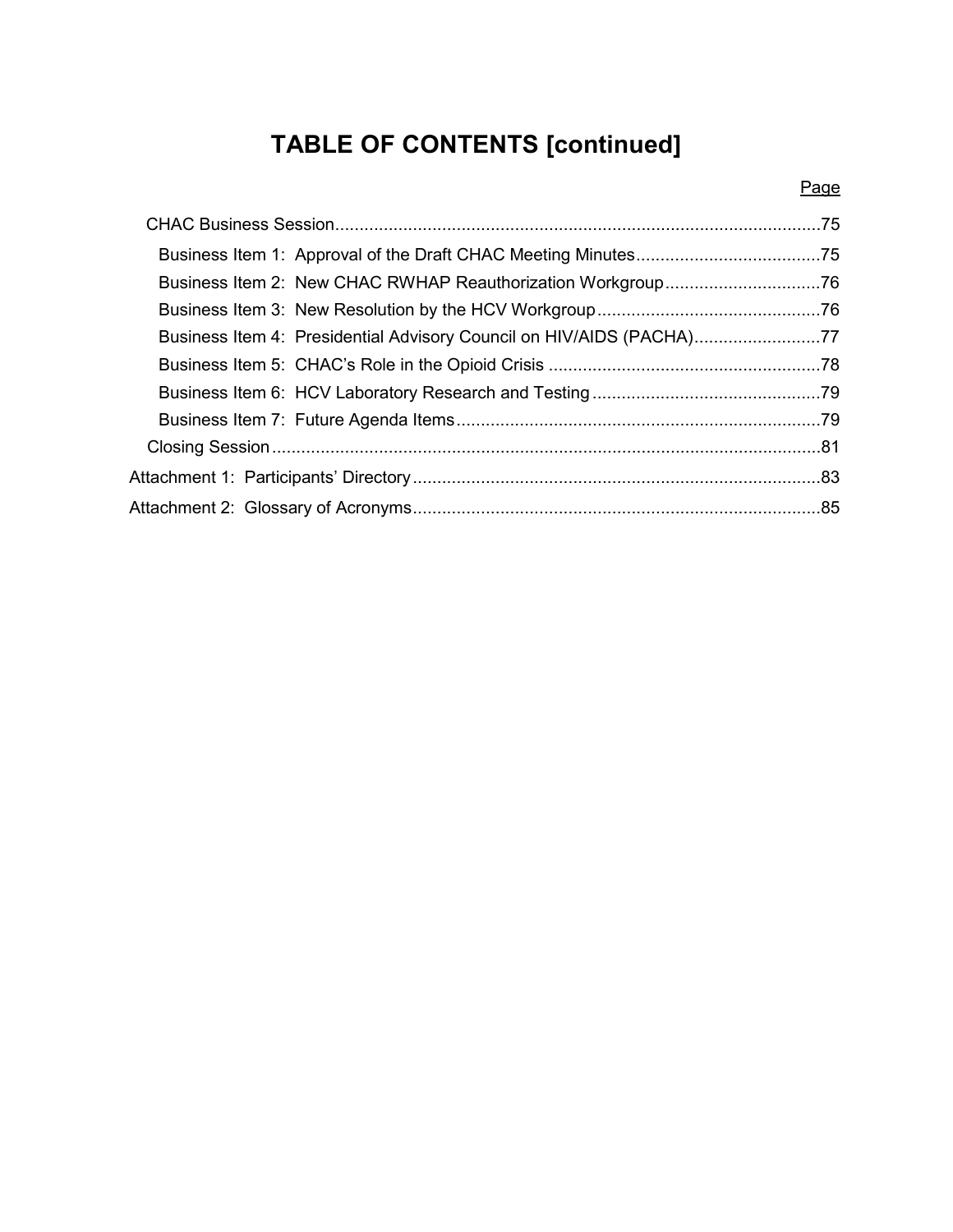# TABLE OF CONTENTS [continued]

| | Page |
|---|---|
| CHAC Business Session | 75 |
| Business Item 1: Approval of the Draft CHAC Meeting Minutes | 75 |
| Business Item 2: New CHAC RWHAP Reauthorization Workgroup | 76 |
| Business Item 3: New Resolution by the HCV Workgroup | 76 |
| Business Item 4: Presidential Advisory Council on HIV/AIDS (PACHA) | 77 |
| Business Item 5: CHAC's Role in the Opioid Crisis | 78 |
| Business Item 6: HCV Laboratory Research and Testing | 79 |
| Business Item 7: Future Agenda Items | 79 |
| Closing Session | 81 |
| Attachment 1: Participants' Directory | 83 |
| Attachment 2: Glossary of Acronyms | 85 |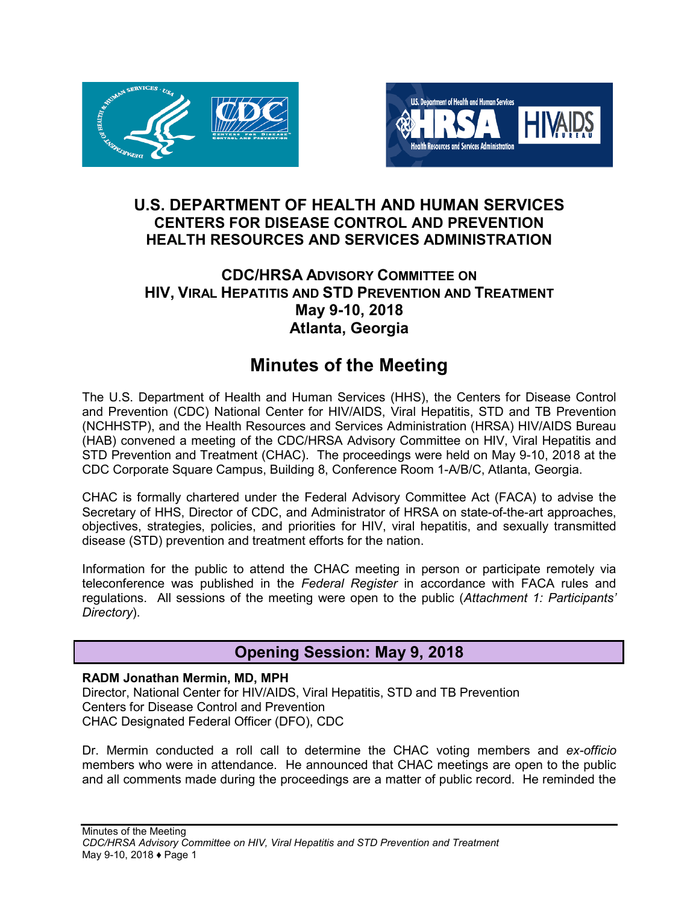# U.S. DEPARTMENT OF HEALTH AND HUMAN SERVICES
## CENTERS FOR DISEASE CONTROL AND PREVENTION
## HEALTH RESOURCES AND SERVICES ADMINISTRATION

### CDC/HRSA ADVISORY COMMITTEE ON HIV, VIRAL HEPATITIS AND STD PREVENTION AND TREATMENT
### May 9-10, 2018
### Atlanta, Georgia

# Minutes of the Meeting

The U.S. Department of Health and Human Services (HHS), the Centers for Disease Control and Prevention (CDC) National Center for HIV/AIDS, Viral Hepatitis, STD and TB Prevention (NCHHSTP), and the Health Resources and Services Administration (HRSA) HIV/AIDS Bureau (HAB) convened a meeting of the CDC/HRSA Advisory Committee on HIV, Viral Hepatitis and STD Prevention and Treatment (CHAC). The proceedings were held on May 9-10, 2018 at the CDC Corporate Square Campus, Building 8, Conference Room 1-A/B/C, Atlanta, Georgia.

CHAC is formally chartered under the Federal Advisory Committee Act (FACA) to advise the Secretary of HHS, Director of CDC, and Administrator of HRSA on state-of-the-art approaches, objectives, strategies, policies, and priorities for HIV, viral hepatitis, and sexually transmitted disease (STD) prevention and treatment efforts for the nation.

Information for the public to attend the CHAC meeting in person or participate remotely via teleconference was published in the *Federal Register* in accordance with FACA rules and regulations. All sessions of the meeting were open to the public (*Attachment 1: Participants' Directory*).

## Opening Session: May 9, 2018

**RADM Jonathan Mermin, MD, MPH**
Director, National Center for HIV/AIDS, Viral Hepatitis, STD and TB Prevention
Centers for Disease Control and Prevention
CHAC Designated Federal Officer (DFO), CDC

Dr. Mermin conducted a roll call to determine the CHAC voting members and *ex-officio* members who were in attendance. He announced that CHAC meetings are open to the public and all comments made during the proceedings are a matter of public record. He reminded the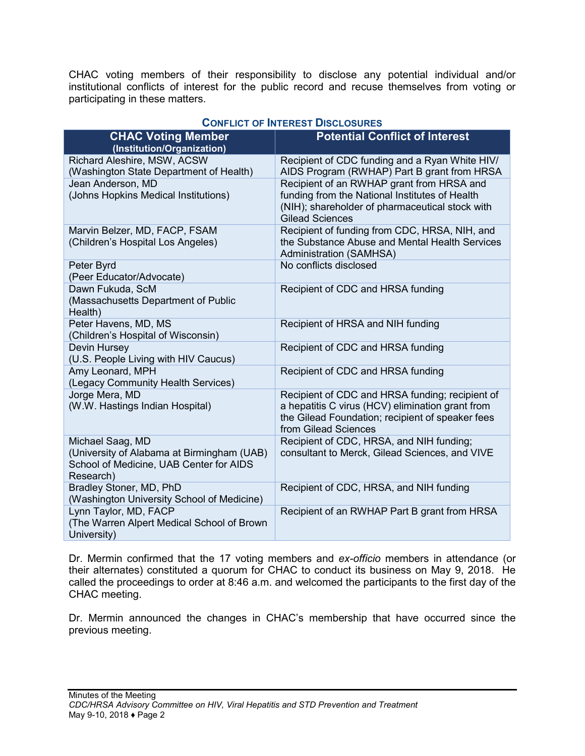CHAC voting members of their responsibility to disclose any potential individual and/or institutional conflicts of interest for the public record and recuse themselves from voting or participating in these matters.

**Conflict of Interest Disclosures**

| CHAC Voting Member (Institution/Organization) | Potential Conflict of Interest |
|---|---|
| Richard Aleshire, MSW, ACSW (Washington State Department of Health) | Recipient of CDC funding and a Ryan White HIV/ AIDS Program (RWHAP) Part B grant from HRSA |
| Jean Anderson, MD (Johns Hopkins Medical Institutions) | Recipient of an RWHAP grant from HRSA and funding from the National Institutes of Health (NIH); shareholder of pharmaceutical stock with Gilead Sciences |
| Marvin Belzer, MD, FACP, FSAM (Children's Hospital Los Angeles) | Recipient of funding from CDC, HRSA, NIH, and the Substance Abuse and Mental Health Services Administration (SAMHSA) |
| Peter Byrd (Peer Educator/Advocate) | No conflicts disclosed |
| Dawn Fukuda, ScM (Massachusetts Department of Public Health) | Recipient of CDC and HRSA funding |
| Peter Havens, MD, MS (Children's Hospital of Wisconsin) | Recipient of HRSA and NIH funding |
| Devin Hursey (U.S. People Living with HIV Caucus) | Recipient of CDC and HRSA funding |
| Amy Leonard, MPH (Legacy Community Health Services) | Recipient of CDC and HRSA funding |
| Jorge Mera, MD (W.W. Hastings Indian Hospital) | Recipient of CDC and HRSA funding; recipient of a hepatitis C virus (HCV) elimination grant from the Gilead Foundation; recipient of speaker fees from Gilead Sciences |
| Michael Saag, MD (University of Alabama at Birmingham (UAB) School of Medicine, UAB Center for AIDS Research) | Recipient of CDC, HRSA, and NIH funding; consultant to Merck, Gilead Sciences, and VIVE |
| Bradley Stoner, MD, PhD (Washington University School of Medicine) | Recipient of CDC, HRSA, and NIH funding |
| Lynn Taylor, MD, FACP (The Warren Alpert Medical School of Brown University) | Recipient of an RWHAP Part B grant from HRSA |

Dr. Mermin confirmed that the 17 voting members and *ex-officio* members in attendance (or their alternates) constituted a quorum for CHAC to conduct its business on May 9, 2018. He called the proceedings to order at 8:46 a.m. and welcomed the participants to the first day of the CHAC meeting.

Dr. Mermin announced the changes in CHAC's membership that have occurred since the previous meeting.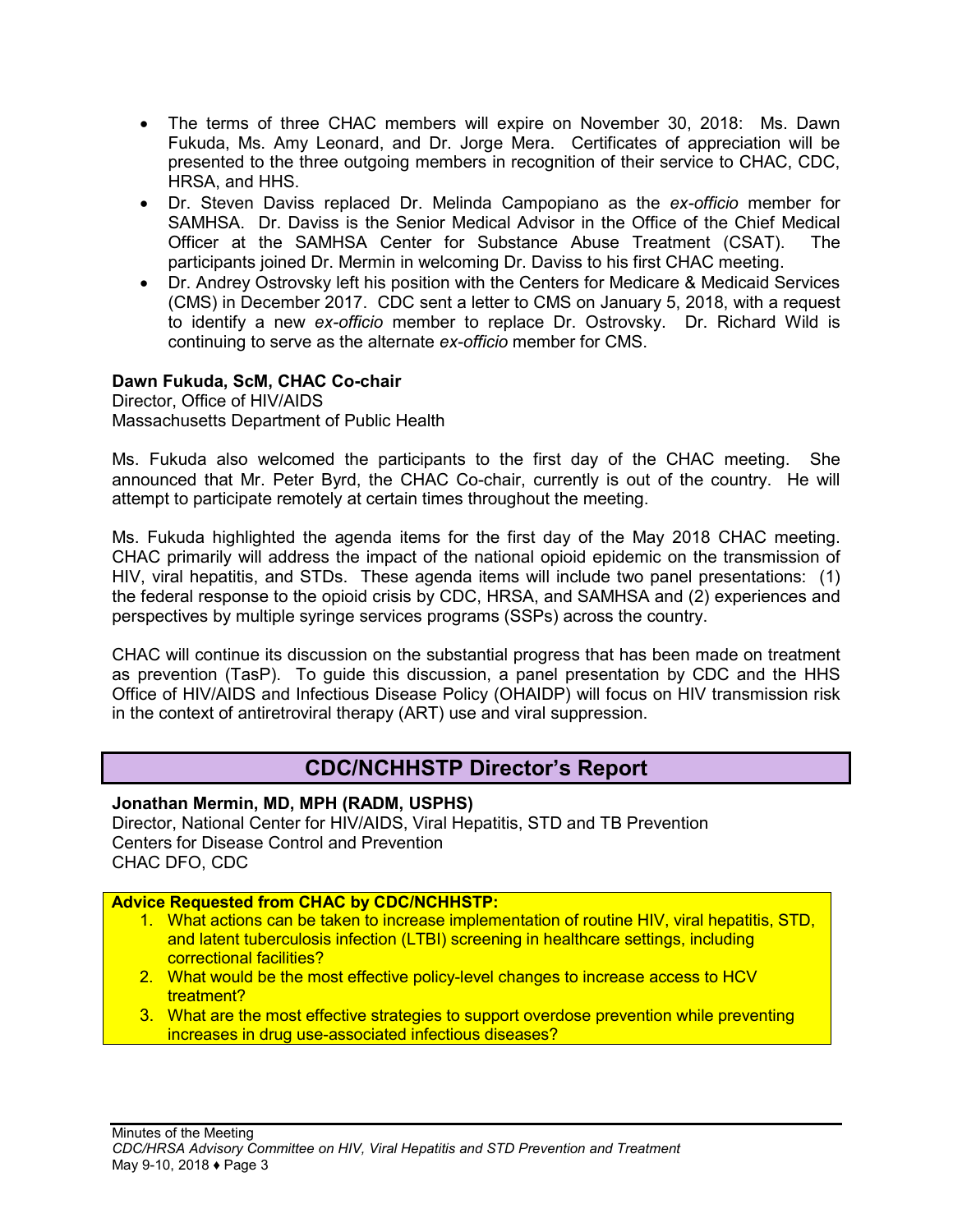- The terms of three CHAC members will expire on November 30, 2018: Ms. Dawn Fukuda, Ms. Amy Leonard, and Dr. Jorge Mera. Certificates of appreciation will be presented to the three outgoing members in recognition of their service to CHAC, CDC, HRSA, and HHS.
- Dr. Steven Daviss replaced Dr. Melinda Campopiano as the *ex-officio* member for SAMHSA. Dr. Daviss is the Senior Medical Advisor in the Office of the Chief Medical Officer at the SAMHSA Center for Substance Abuse Treatment (CSAT). The participants joined Dr. Mermin in welcoming Dr. Daviss to his first CHAC meeting.
- Dr. Andrey Ostrovsky left his position with the Centers for Medicare & Medicaid Services (CMS) in December 2017. CDC sent a letter to CMS on January 5, 2018, with a request to identify a new *ex-officio* member to replace Dr. Ostrovsky. Dr. Richard Wild is continuing to serve as the alternate *ex-officio* member for CMS.

**Dawn Fukuda, ScM, CHAC Co-chair**
Director, Office of HIV/AIDS
Massachusetts Department of Public Health

Ms. Fukuda also welcomed the participants to the first day of the CHAC meeting. She announced that Mr. Peter Byrd, the CHAC Co-chair, currently is out of the country. He will attempt to participate remotely at certain times throughout the meeting.

Ms. Fukuda highlighted the agenda items for the first day of the May 2018 CHAC meeting. CHAC primarily will address the impact of the national opioid epidemic on the transmission of HIV, viral hepatitis, and STDs. These agenda items will include two panel presentations: (1) the federal response to the opioid crisis by CDC, HRSA, and SAMHSA and (2) experiences and perspectives by multiple syringe services programs (SSPs) across the country.

CHAC will continue its discussion on the substantial progress that has been made on treatment as prevention (TasP). To guide this discussion, a panel presentation by CDC and the HHS Office of HIV/AIDS and Infectious Disease Policy (OHAIDP) will focus on HIV transmission risk in the context of antiretroviral therapy (ART) use and viral suppression.

## CDC/NCHHSTP Director's Report

**Jonathan Mermin, MD, MPH (RADM, USPHS)**
Director, National Center for HIV/AIDS, Viral Hepatitis, STD and TB Prevention
Centers for Disease Control and Prevention
CHAC DFO, CDC

**Advice Requested from CHAC by CDC/NCHHSTP:**

1. What actions can be taken to increase implementation of routine HIV, viral hepatitis, STD, and latent tuberculosis infection (LTBI) screening in healthcare settings, including correctional facilities?
2. What would be the most effective policy-level changes to increase access to HCV treatment?
3. What are the most effective strategies to support overdose prevention while preventing increases in drug use-associated infectious diseases?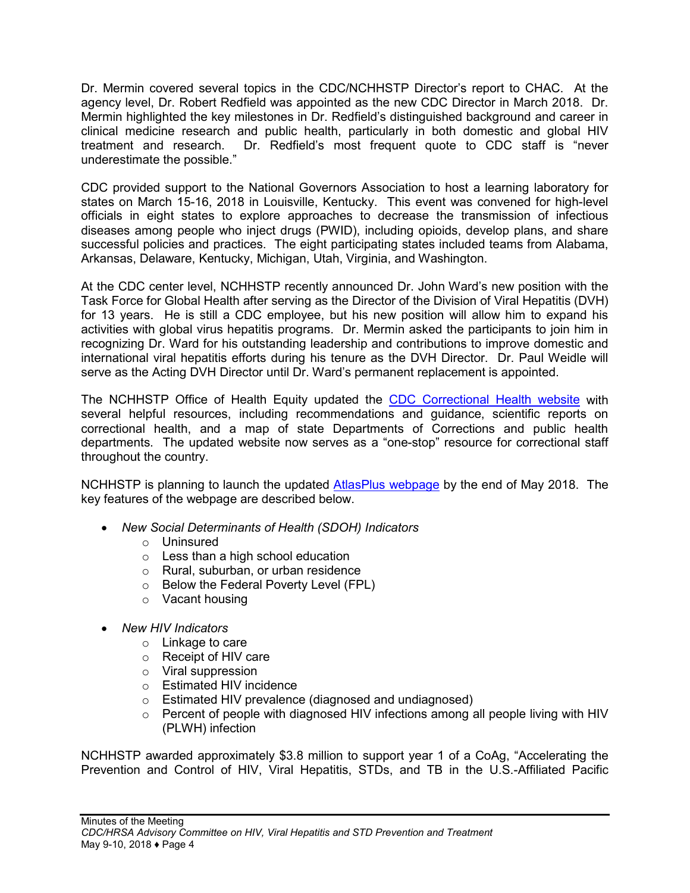Dr. Mermin covered several topics in the CDC/NCHHSTP Director's report to CHAC. At the agency level, Dr. Robert Redfield was appointed as the new CDC Director in March 2018. Dr. Mermin highlighted the key milestones in Dr. Redfield's distinguished background and career in clinical medicine research and public health, particularly in both domestic and global HIV treatment and research. Dr. Redfield's most frequent quote to CDC staff is "never underestimate the possible."

CDC provided support to the National Governors Association to host a learning laboratory for states on March 15-16, 2018 in Louisville, Kentucky. This event was convened for high-level officials in eight states to explore approaches to decrease the transmission of infectious diseases among people who inject drugs (PWID), including opioids, develop plans, and share successful policies and practices. The eight participating states included teams from Alabama, Arkansas, Delaware, Kentucky, Michigan, Utah, Virginia, and Washington.

At the CDC center level, NCHHSTP recently announced Dr. John Ward's new position with the Task Force for Global Health after serving as the Director of the Division of Viral Hepatitis (DVH) for 13 years. He is still a CDC employee, but his new position will allow him to expand his activities with global virus hepatitis programs. Dr. Mermin asked the participants to join him in recognizing Dr. Ward for his outstanding leadership and contributions to improve domestic and international viral hepatitis efforts during his tenure as the DVH Director. Dr. Paul Weidle will serve as the Acting DVH Director until Dr. Ward's permanent replacement is appointed.

The NCHHSTP Office of Health Equity updated the CDC Correctional Health website with several helpful resources, including recommendations and guidance, scientific reports on correctional health, and a map of state Departments of Corrections and public health departments. The updated website now serves as a "one-stop" resource for correctional staff throughout the country.

NCHHSTP is planning to launch the updated AtlasPlus webpage by the end of May 2018. The key features of the webpage are described below.

- *New Social Determinants of Health (SDOH) Indicators*
  - Uninsured
  - Less than a high school education
  - Rural, suburban, or urban residence
  - Below the Federal Poverty Level (FPL)
  - Vacant housing

- *New HIV Indicators*
  - Linkage to care
  - Receipt of HIV care
  - Viral suppression
  - Estimated HIV incidence
  - Estimated HIV prevalence (diagnosed and undiagnosed)
  - Percent of people with diagnosed HIV infections among all people living with HIV (PLWH) infection

NCHHSTP awarded approximately $3.8 million to support year 1 of a CoAg, "Accelerating the Prevention and Control of HIV, Viral Hepatitis, STDs, and TB in the U.S.-Affiliated Pacific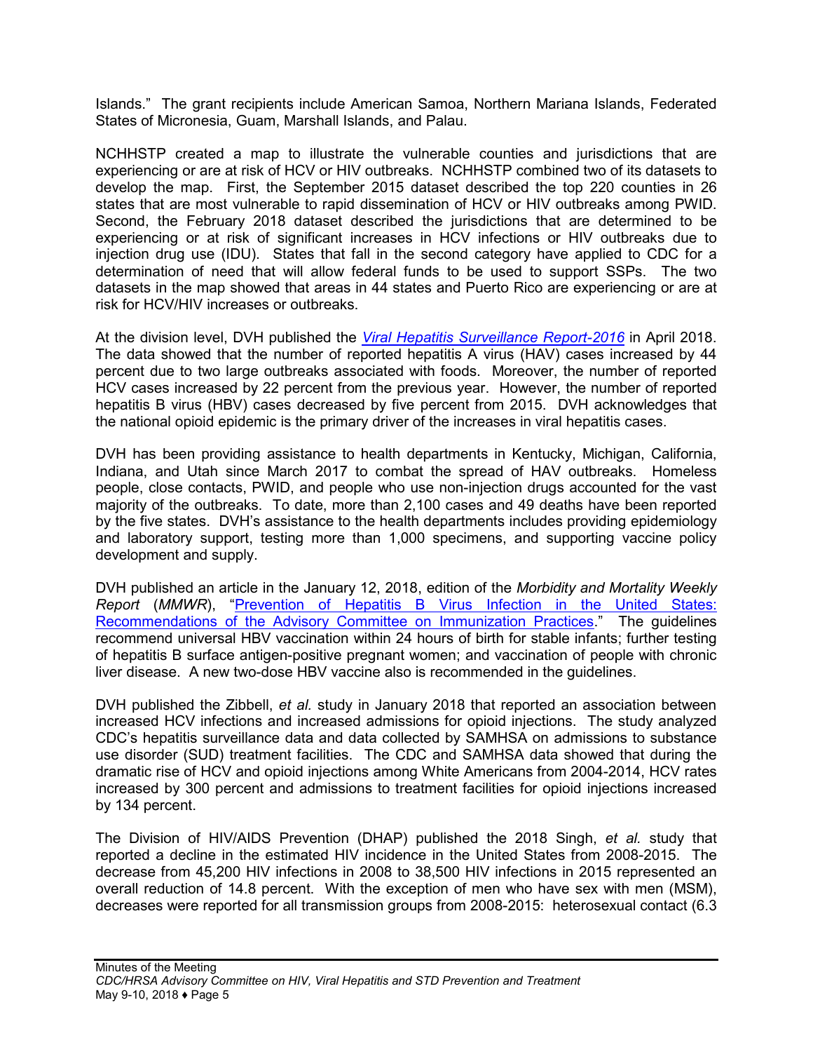Islands." The grant recipients include American Samoa, Northern Mariana Islands, Federated States of Micronesia, Guam, Marshall Islands, and Palau.

NCHHSTP created a map to illustrate the vulnerable counties and jurisdictions that are experiencing or are at risk of HCV or HIV outbreaks. NCHHSTP combined two of its datasets to develop the map. First, the September 2015 dataset described the top 220 counties in 26 states that are most vulnerable to rapid dissemination of HCV or HIV outbreaks among PWID. Second, the February 2018 dataset described the jurisdictions that are determined to be experiencing or at risk of significant increases in HCV infections or HIV outbreaks due to injection drug use (IDU). States that fall in the second category have applied to CDC for a determination of need that will allow federal funds to be used to support SSPs. The two datasets in the map showed that areas in 44 states and Puerto Rico are experiencing or are at risk for HCV/HIV increases or outbreaks.

At the division level, DVH published the *Viral Hepatitis Surveillance Report-2016* in April 2018. The data showed that the number of reported hepatitis A virus (HAV) cases increased by 44 percent due to two large outbreaks associated with foods. Moreover, the number of reported HCV cases increased by 22 percent from the previous year. However, the number of reported hepatitis B virus (HBV) cases decreased by five percent from 2015. DVH acknowledges that the national opioid epidemic is the primary driver of the increases in viral hepatitis cases.

DVH has been providing assistance to health departments in Kentucky, Michigan, California, Indiana, and Utah since March 2017 to combat the spread of HAV outbreaks. Homeless people, close contacts, PWID, and people who use non-injection drugs accounted for the vast majority of the outbreaks. To date, more than 2,100 cases and 49 deaths have been reported by the five states. DVH's assistance to the health departments includes providing epidemiology and laboratory support, testing more than 1,000 specimens, and supporting vaccine policy development and supply.

DVH published an article in the January 12, 2018, edition of the *Morbidity and Mortality Weekly Report* (*MMWR*), "Prevention of Hepatitis B Virus Infection in the United States: Recommendations of the Advisory Committee on Immunization Practices." The guidelines recommend universal HBV vaccination within 24 hours of birth for stable infants; further testing of hepatitis B surface antigen-positive pregnant women; and vaccination of people with chronic liver disease. A new two-dose HBV vaccine also is recommended in the guidelines.

DVH published the Zibbell, *et al.* study in January 2018 that reported an association between increased HCV infections and increased admissions for opioid injections. The study analyzed CDC's hepatitis surveillance data and data collected by SAMHSA on admissions to substance use disorder (SUD) treatment facilities. The CDC and SAMHSA data showed that during the dramatic rise of HCV and opioid injections among White Americans from 2004-2014, HCV rates increased by 300 percent and admissions to treatment facilities for opioid injections increased by 134 percent.

The Division of HIV/AIDS Prevention (DHAP) published the 2018 Singh, *et al.* study that reported a decline in the estimated HIV incidence in the United States from 2008-2015. The decrease from 45,200 HIV infections in 2008 to 38,500 HIV infections in 2015 represented an overall reduction of 14.8 percent. With the exception of men who have sex with men (MSM), decreases were reported for all transmission groups from 2008-2015: heterosexual contact (6.3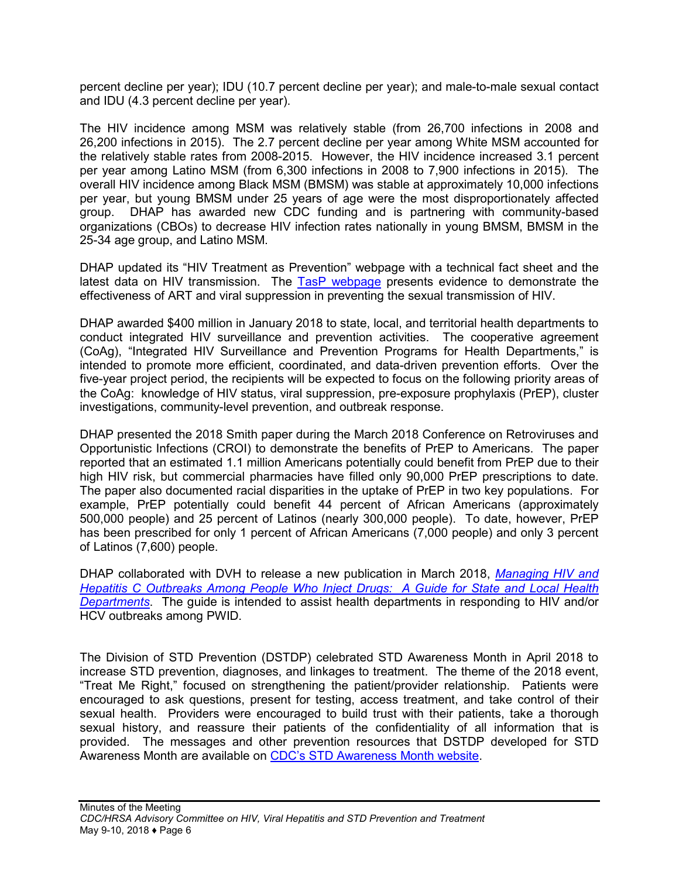percent decline per year); IDU (10.7 percent decline per year); and male-to-male sexual contact and IDU (4.3 percent decline per year).

The HIV incidence among MSM was relatively stable (from 26,700 infections in 2008 and 26,200 infections in 2015). The 2.7 percent decline per year among White MSM accounted for the relatively stable rates from 2008-2015. However, the HIV incidence increased 3.1 percent per year among Latino MSM (from 6,300 infections in 2008 to 7,900 infections in 2015). The overall HIV incidence among Black MSM (BMSM) was stable at approximately 10,000 infections per year, but young BMSM under 25 years of age were the most disproportionately affected group. DHAP has awarded new CDC funding and is partnering with community-based organizations (CBOs) to decrease HIV infection rates nationally in young BMSM, BMSM in the 25-34 age group, and Latino MSM.

DHAP updated its "HIV Treatment as Prevention" webpage with a technical fact sheet and the latest data on HIV transmission. The TasP webpage presents evidence to demonstrate the effectiveness of ART and viral suppression in preventing the sexual transmission of HIV.

DHAP awarded $400 million in January 2018 to state, local, and territorial health departments to conduct integrated HIV surveillance and prevention activities. The cooperative agreement (CoAg), "Integrated HIV Surveillance and Prevention Programs for Health Departments," is intended to promote more efficient, coordinated, and data-driven prevention efforts. Over the five-year project period, the recipients will be expected to focus on the following priority areas of the CoAg: knowledge of HIV status, viral suppression, pre-exposure prophylaxis (PrEP), cluster investigations, community-level prevention, and outbreak response.

DHAP presented the 2018 Smith paper during the March 2018 Conference on Retroviruses and Opportunistic Infections (CROI) to demonstrate the benefits of PrEP to Americans. The paper reported that an estimated 1.1 million Americans potentially could benefit from PrEP due to their high HIV risk, but commercial pharmacies have filled only 90,000 PrEP prescriptions to date. The paper also documented racial disparities in the uptake of PrEP in two key populations. For example, PrEP potentially could benefit 44 percent of African Americans (approximately 500,000 people) and 25 percent of Latinos (nearly 300,000 people). To date, however, PrEP has been prescribed for only 1 percent of African Americans (7,000 people) and only 3 percent of Latinos (7,600) people.

DHAP collaborated with DVH to release a new publication in March 2018, *Managing HIV and Hepatitis C Outbreaks Among People Who Inject Drugs: A Guide for State and Local Health Departments*. The guide is intended to assist health departments in responding to HIV and/or HCV outbreaks among PWID.

The Division of STD Prevention (DSTDP) celebrated STD Awareness Month in April 2018 to increase STD prevention, diagnoses, and linkages to treatment. The theme of the 2018 event, "Treat Me Right," focused on strengthening the patient/provider relationship. Patients were encouraged to ask questions, present for testing, access treatment, and take control of their sexual health. Providers were encouraged to build trust with their patients, take a thorough sexual history, and reassure their patients of the confidentiality of all information that is provided. The messages and other prevention resources that DSTDP developed for STD Awareness Month are available on CDC's STD Awareness Month website.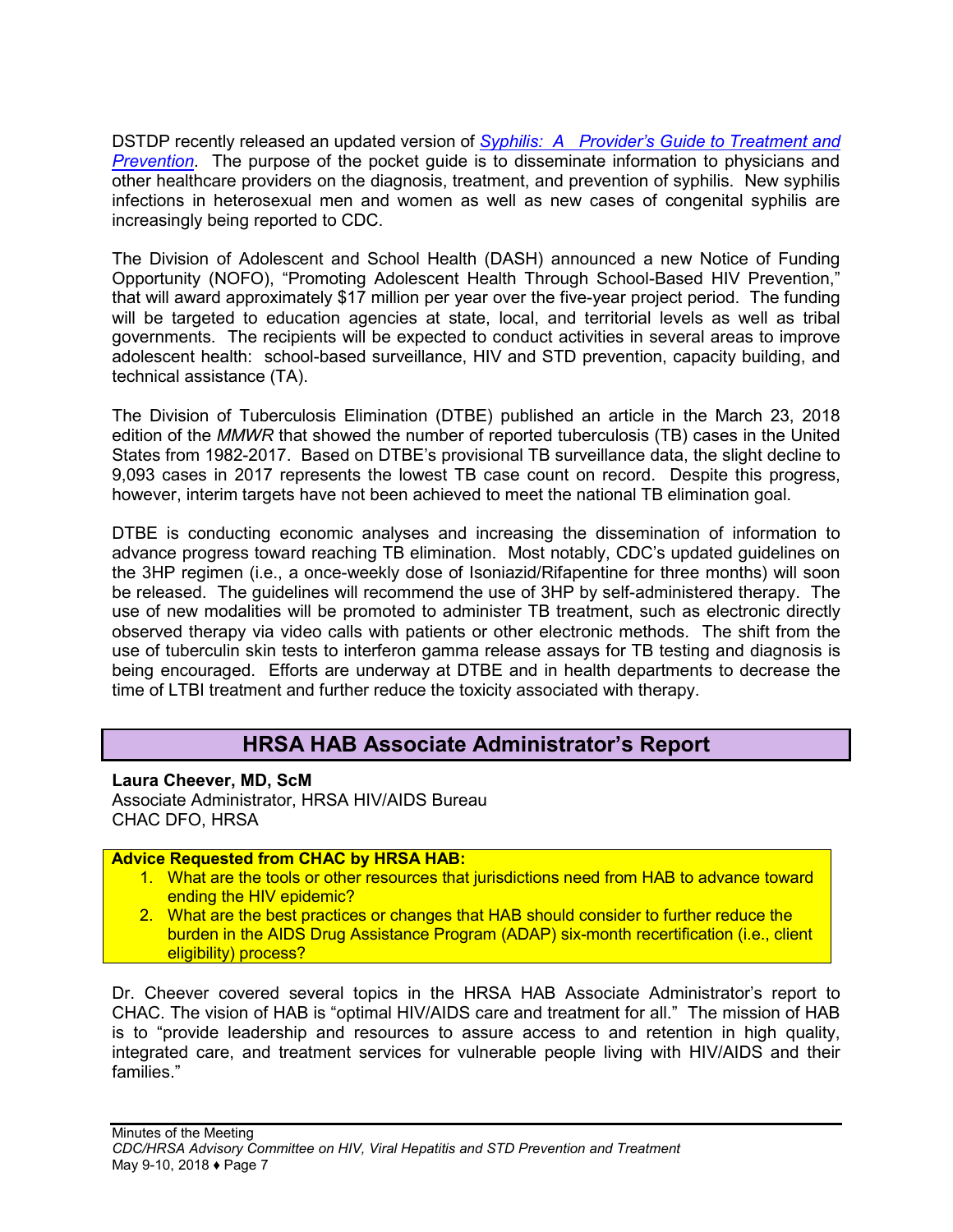DSTDP recently released an updated version of *[Syphilis: A Provider's Guide to Treatment and Prevention](#)*. The purpose of the pocket guide is to disseminate information to physicians and other healthcare providers on the diagnosis, treatment, and prevention of syphilis. New syphilis infections in heterosexual men and women as well as new cases of congenital syphilis are increasingly being reported to CDC.

The Division of Adolescent and School Health (DASH) announced a new Notice of Funding Opportunity (NOFO), "Promoting Adolescent Health Through School-Based HIV Prevention," that will award approximately $17 million per year over the five-year project period. The funding will be targeted to education agencies at state, local, and territorial levels as well as tribal governments. The recipients will be expected to conduct activities in several areas to improve adolescent health: school-based surveillance, HIV and STD prevention, capacity building, and technical assistance (TA).

The Division of Tuberculosis Elimination (DTBE) published an article in the March 23, 2018 edition of the *MMWR* that showed the number of reported tuberculosis (TB) cases in the United States from 1982-2017. Based on DTBE's provisional TB surveillance data, the slight decline to 9,093 cases in 2017 represents the lowest TB case count on record. Despite this progress, however, interim targets have not been achieved to meet the national TB elimination goal.

DTBE is conducting economic analyses and increasing the dissemination of information to advance progress toward reaching TB elimination. Most notably, CDC's updated guidelines on the 3HP regimen (i.e., a once-weekly dose of Isoniazid/Rifapentine for three months) will soon be released. The guidelines will recommend the use of 3HP by self-administered therapy. The use of new modalities will be promoted to administer TB treatment, such as electronic directly observed therapy via video calls with patients or other electronic methods. The shift from the use of tuberculin skin tests to interferon gamma release assays for TB testing and diagnosis is being encouraged. Efforts are underway at DTBE and in health departments to decrease the time of LTBI treatment and further reduce the toxicity associated with therapy.

## HRSA HAB Associate Administrator's Report

**Laura Cheever, MD, ScM**
Associate Administrator, HRSA HIV/AIDS Bureau
CHAC DFO, HRSA

**Advice Requested from CHAC by HRSA HAB:**

1. What are the tools or other resources that jurisdictions need from HAB to advance toward ending the HIV epidemic?
2. What are the best practices or changes that HAB should consider to further reduce the burden in the AIDS Drug Assistance Program (ADAP) six-month recertification (i.e., client eligibility) process?

Dr. Cheever covered several topics in the HRSA HAB Associate Administrator's report to CHAC. The vision of HAB is "optimal HIV/AIDS care and treatment for all." The mission of HAB is to "provide leadership and resources to assure access to and retention in high quality, integrated care, and treatment services for vulnerable people living with HIV/AIDS and their families."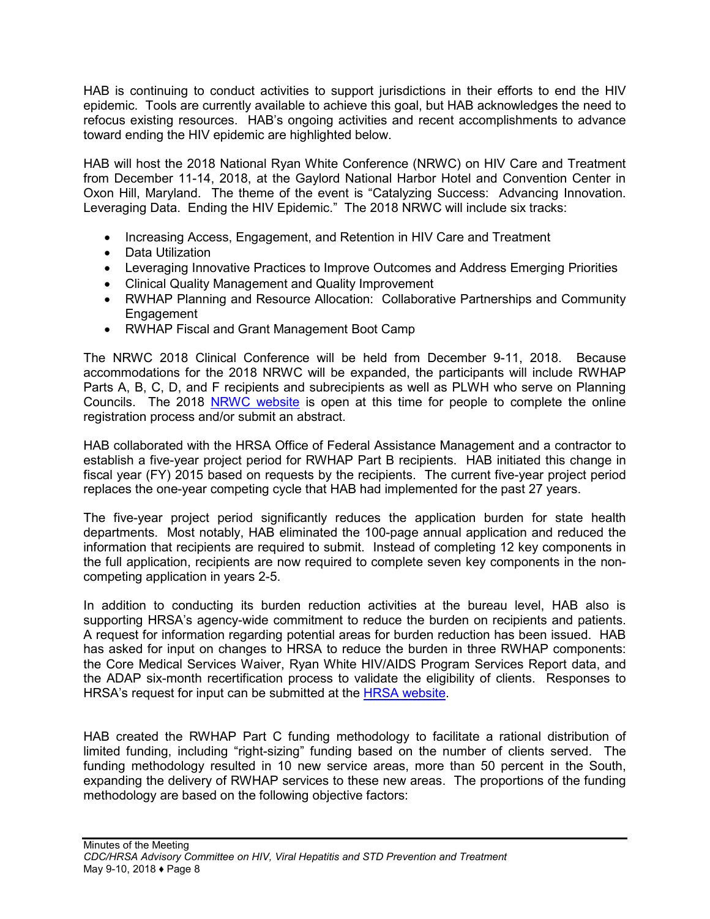HAB is continuing to conduct activities to support jurisdictions in their efforts to end the HIV epidemic. Tools are currently available to achieve this goal, but HAB acknowledges the need to refocus existing resources. HAB's ongoing activities and recent accomplishments to advance toward ending the HIV epidemic are highlighted below.

HAB will host the 2018 National Ryan White Conference (NRWC) on HIV Care and Treatment from December 11-14, 2018, at the Gaylord National Harbor Hotel and Convention Center in Oxon Hill, Maryland. The theme of the event is "Catalyzing Success: Advancing Innovation. Leveraging Data. Ending the HIV Epidemic." The 2018 NRWC will include six tracks:

- Increasing Access, Engagement, and Retention in HIV Care and Treatment
- Data Utilization
- Leveraging Innovative Practices to Improve Outcomes and Address Emerging Priorities
- Clinical Quality Management and Quality Improvement
- RWHAP Planning and Resource Allocation: Collaborative Partnerships and Community Engagement
- RWHAP Fiscal and Grant Management Boot Camp

The NRWC 2018 Clinical Conference will be held from December 9-11, 2018. Because accommodations for the 2018 NRWC will be expanded, the participants will include RWHAP Parts A, B, C, D, and F recipients and subrecipients as well as PLWH who serve on Planning Councils. The 2018 NRWC website is open at this time for people to complete the online registration process and/or submit an abstract.

HAB collaborated with the HRSA Office of Federal Assistance Management and a contractor to establish a five-year project period for RWHAP Part B recipients. HAB initiated this change in fiscal year (FY) 2015 based on requests by the recipients. The current five-year project period replaces the one-year competing cycle that HAB had implemented for the past 27 years.

The five-year project period significantly reduces the application burden for state health departments. Most notably, HAB eliminated the 100-page annual application and reduced the information that recipients are required to submit. Instead of completing 12 key components in the full application, recipients are now required to complete seven key components in the non-competing application in years 2-5.

In addition to conducting its burden reduction activities at the bureau level, HAB also is supporting HRSA's agency-wide commitment to reduce the burden on recipients and patients. A request for information regarding potential areas for burden reduction has been issued. HAB has asked for input on changes to HRSA to reduce the burden in three RWHAP components: the Core Medical Services Waiver, Ryan White HIV/AIDS Program Services Report data, and the ADAP six-month recertification process to validate the eligibility of clients. Responses to HRSA's request for input can be submitted at the HRSA website.

HAB created the RWHAP Part C funding methodology to facilitate a rational distribution of limited funding, including "right-sizing" funding based on the number of clients served. The funding methodology resulted in 10 new service areas, more than 50 percent in the South, expanding the delivery of RWHAP services to these new areas. The proportions of the funding methodology are based on the following objective factors: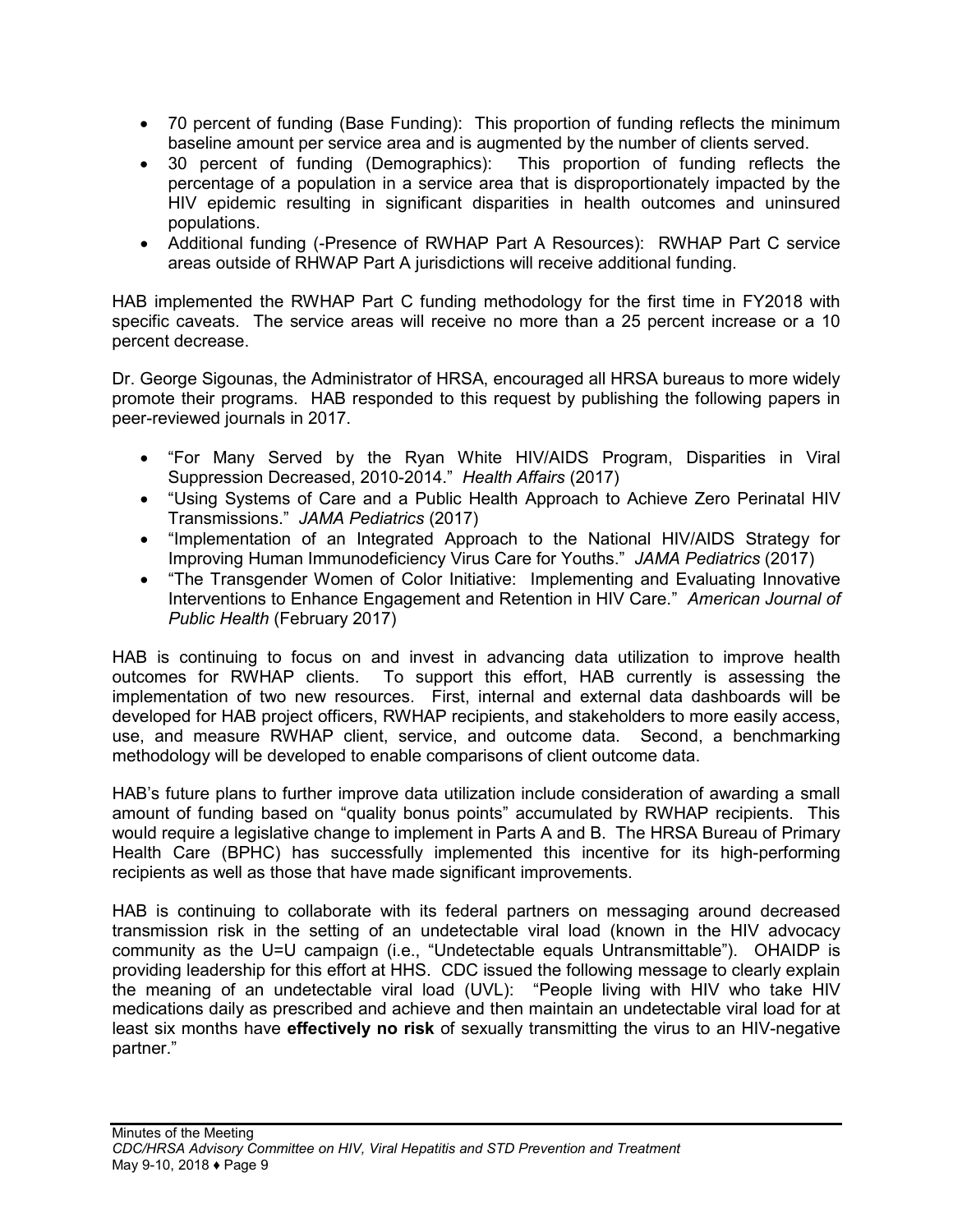- 70 percent of funding (Base Funding): This proportion of funding reflects the minimum baseline amount per service area and is augmented by the number of clients served.
- 30 percent of funding (Demographics): This proportion of funding reflects the percentage of a population in a service area that is disproportionately impacted by the HIV epidemic resulting in significant disparities in health outcomes and uninsured populations.
- Additional funding (-Presence of RWHAP Part A Resources): RWHAP Part C service areas outside of RHWAP Part A jurisdictions will receive additional funding.

HAB implemented the RWHAP Part C funding methodology for the first time in FY2018 with specific caveats. The service areas will receive no more than a 25 percent increase or a 10 percent decrease.

Dr. George Sigounas, the Administrator of HRSA, encouraged all HRSA bureaus to more widely promote their programs. HAB responded to this request by publishing the following papers in peer-reviewed journals in 2017.

- "For Many Served by the Ryan White HIV/AIDS Program, Disparities in Viral Suppression Decreased, 2010-2014." *Health Affairs* (2017)
- "Using Systems of Care and a Public Health Approach to Achieve Zero Perinatal HIV Transmissions." *JAMA Pediatrics* (2017)
- "Implementation of an Integrated Approach to the National HIV/AIDS Strategy for Improving Human Immunodeficiency Virus Care for Youths." *JAMA Pediatrics* (2017)
- "The Transgender Women of Color Initiative: Implementing and Evaluating Innovative Interventions to Enhance Engagement and Retention in HIV Care." *American Journal of Public Health* (February 2017)

HAB is continuing to focus on and invest in advancing data utilization to improve health outcomes for RWHAP clients. To support this effort, HAB currently is assessing the implementation of two new resources. First, internal and external data dashboards will be developed for HAB project officers, RWHAP recipients, and stakeholders to more easily access, use, and measure RWHAP client, service, and outcome data. Second, a benchmarking methodology will be developed to enable comparisons of client outcome data.

HAB's future plans to further improve data utilization include consideration of awarding a small amount of funding based on "quality bonus points" accumulated by RWHAP recipients. This would require a legislative change to implement in Parts A and B. The HRSA Bureau of Primary Health Care (BPHC) has successfully implemented this incentive for its high-performing recipients as well as those that have made significant improvements.

HAB is continuing to collaborate with its federal partners on messaging around decreased transmission risk in the setting of an undetectable viral load (known in the HIV advocacy community as the U=U campaign (i.e., "Undetectable equals Untransmittable"). OHAIDP is providing leadership for this effort at HHS. CDC issued the following message to clearly explain the meaning of an undetectable viral load (UVL): "People living with HIV who take HIV medications daily as prescribed and achieve and then maintain an undetectable viral load for at least six months have **effectively no risk** of sexually transmitting the virus to an HIV-negative partner."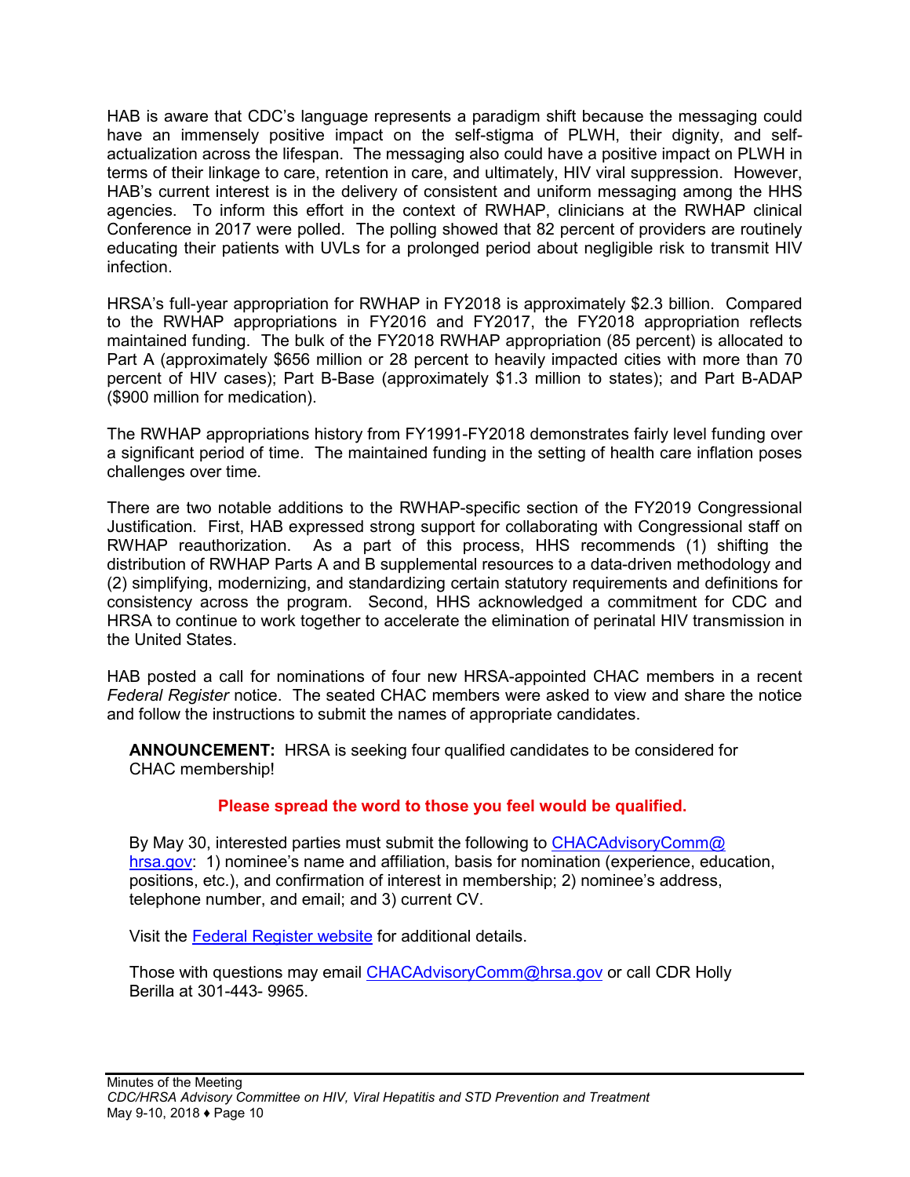HAB is aware that CDC's language represents a paradigm shift because the messaging could have an immensely positive impact on the self-stigma of PLWH, their dignity, and self-actualization across the lifespan. The messaging also could have a positive impact on PLWH in terms of their linkage to care, retention in care, and ultimately, HIV viral suppression. However, HAB's current interest is in the delivery of consistent and uniform messaging among the HHS agencies. To inform this effort in the context of RWHAP, clinicians at the RWHAP clinical Conference in 2017 were polled. The polling showed that 82 percent of providers are routinely educating their patients with UVLs for a prolonged period about negligible risk to transmit HIV infection.

HRSA's full-year appropriation for RWHAP in FY2018 is approximately $2.3 billion. Compared to the RWHAP appropriations in FY2016 and FY2017, the FY2018 appropriation reflects maintained funding. The bulk of the FY2018 RWHAP appropriation (85 percent) is allocated to Part A (approximately $656 million or 28 percent to heavily impacted cities with more than 70 percent of HIV cases); Part B-Base (approximately $1.3 million to states); and Part B-ADAP ($900 million for medication).

The RWHAP appropriations history from FY1991-FY2018 demonstrates fairly level funding over a significant period of time. The maintained funding in the setting of health care inflation poses challenges over time.

There are two notable additions to the RWHAP-specific section of the FY2019 Congressional Justification. First, HAB expressed strong support for collaborating with Congressional staff on RWHAP reauthorization. As a part of this process, HHS recommends (1) shifting the distribution of RWHAP Parts A and B supplemental resources to a data-driven methodology and (2) simplifying, modernizing, and standardizing certain statutory requirements and definitions for consistency across the program. Second, HHS acknowledged a commitment for CDC and HRSA to continue to work together to accelerate the elimination of perinatal HIV transmission in the United States.

HAB posted a call for nominations of four new HRSA-appointed CHAC members in a recent *Federal Register* notice. The seated CHAC members were asked to view and share the notice and follow the instructions to submit the names of appropriate candidates.

> **ANNOUNCEMENT:** HRSA is seeking four qualified candidates to be considered for CHAC membership!
>
> **Please spread the word to those you feel would be qualified.**
>
> By May 30, interested parties must submit the following to CHACAdvisoryComm@hrsa.gov: 1) nominee's name and affiliation, basis for nomination (experience, education, positions, etc.), and confirmation of interest in membership; 2) nominee's address, telephone number, and email; and 3) current CV.
>
> Visit the Federal Register website for additional details.
>
> Those with questions may email CHACAdvisoryComm@hrsa.gov or call CDR Holly Berilla at 301-443- 9965.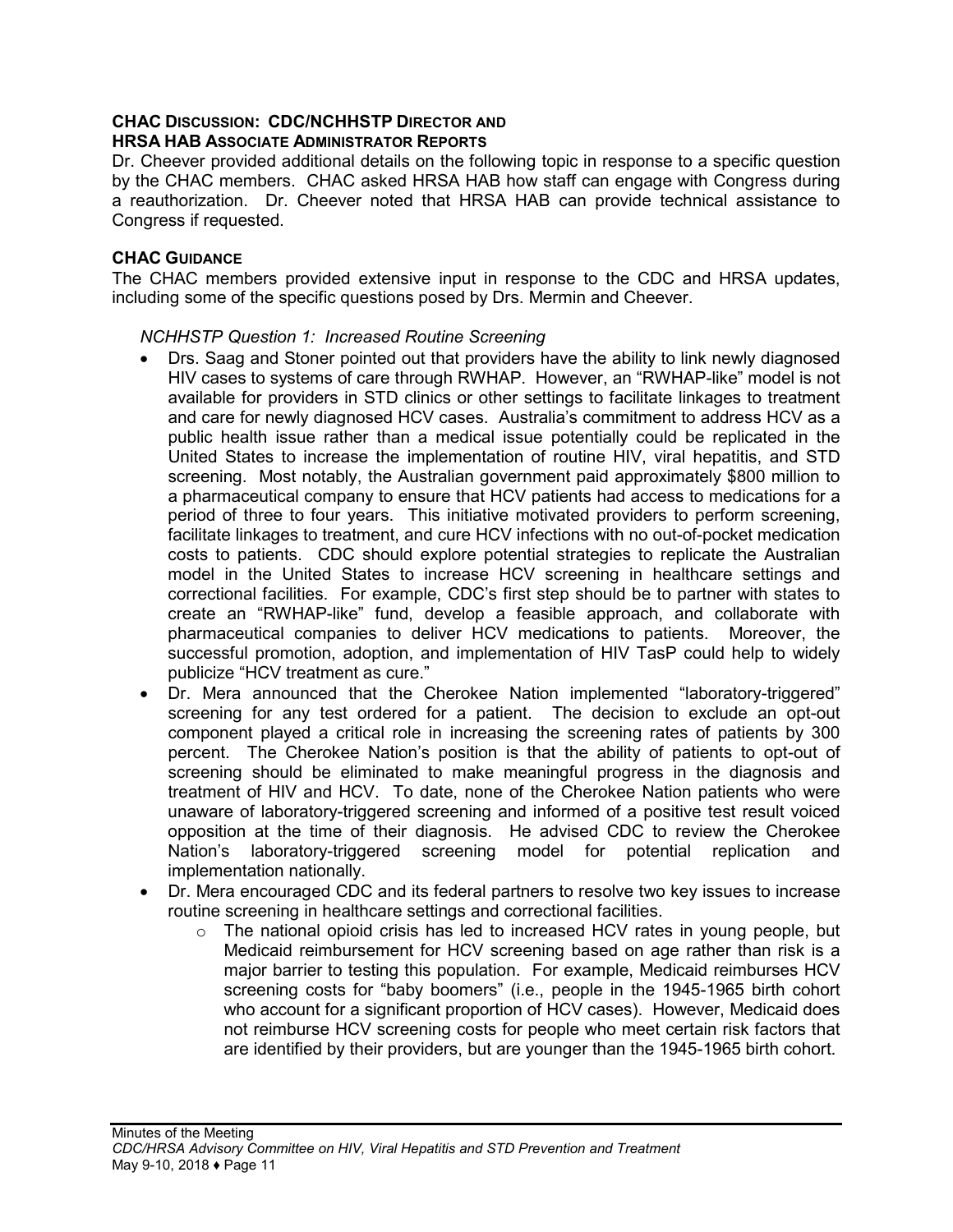### CHAC Discussion: CDC/NCHHSTP Director and HRSA HAB Associate Administrator Reports

Dr. Cheever provided additional details on the following topic in response to a specific question by the CHAC members. CHAC asked HRSA HAB how staff can engage with Congress during a reauthorization. Dr. Cheever noted that HRSA HAB can provide technical assistance to Congress if requested.

### CHAC Guidance

The CHAC members provided extensive input in response to the CDC and HRSA updates, including some of the specific questions posed by Drs. Mermin and Cheever.

*NCHHSTP Question 1: Increased Routine Screening*

- Drs. Saag and Stoner pointed out that providers have the ability to link newly diagnosed HIV cases to systems of care through RWHAP. However, an "RWHAP-like" model is not available for providers in STD clinics or other settings to facilitate linkages to treatment and care for newly diagnosed HCV cases. Australia's commitment to address HCV as a public health issue rather than a medical issue potentially could be replicated in the United States to increase the implementation of routine HIV, viral hepatitis, and STD screening. Most notably, the Australian government paid approximately $800 million to a pharmaceutical company to ensure that HCV patients had access to medications for a period of three to four years. This initiative motivated providers to perform screening, facilitate linkages to treatment, and cure HCV infections with no out-of-pocket medication costs to patients. CDC should explore potential strategies to replicate the Australian model in the United States to increase HCV screening in healthcare settings and correctional facilities. For example, CDC's first step should be to partner with states to create an "RWHAP-like" fund, develop a feasible approach, and collaborate with pharmaceutical companies to deliver HCV medications to patients. Moreover, the successful promotion, adoption, and implementation of HIV TasP could help to widely publicize "HCV treatment as cure."
- Dr. Mera announced that the Cherokee Nation implemented "laboratory-triggered" screening for any test ordered for a patient. The decision to exclude an opt-out component played a critical role in increasing the screening rates of patients by 300 percent. The Cherokee Nation's position is that the ability of patients to opt-out of screening should be eliminated to make meaningful progress in the diagnosis and treatment of HIV and HCV. To date, none of the Cherokee Nation patients who were unaware of laboratory-triggered screening and informed of a positive test result voiced opposition at the time of their diagnosis. He advised CDC to review the Cherokee Nation's laboratory-triggered screening model for potential replication and implementation nationally.
- Dr. Mera encouraged CDC and its federal partners to resolve two key issues to increase routine screening in healthcare settings and correctional facilities.
  - The national opioid crisis has led to increased HCV rates in young people, but Medicaid reimbursement for HCV screening based on age rather than risk is a major barrier to testing this population. For example, Medicaid reimburses HCV screening costs for "baby boomers" (i.e., people in the 1945-1965 birth cohort who account for a significant proportion of HCV cases). However, Medicaid does not reimburse HCV screening costs for people who meet certain risk factors that are identified by their providers, but are younger than the 1945-1965 birth cohort.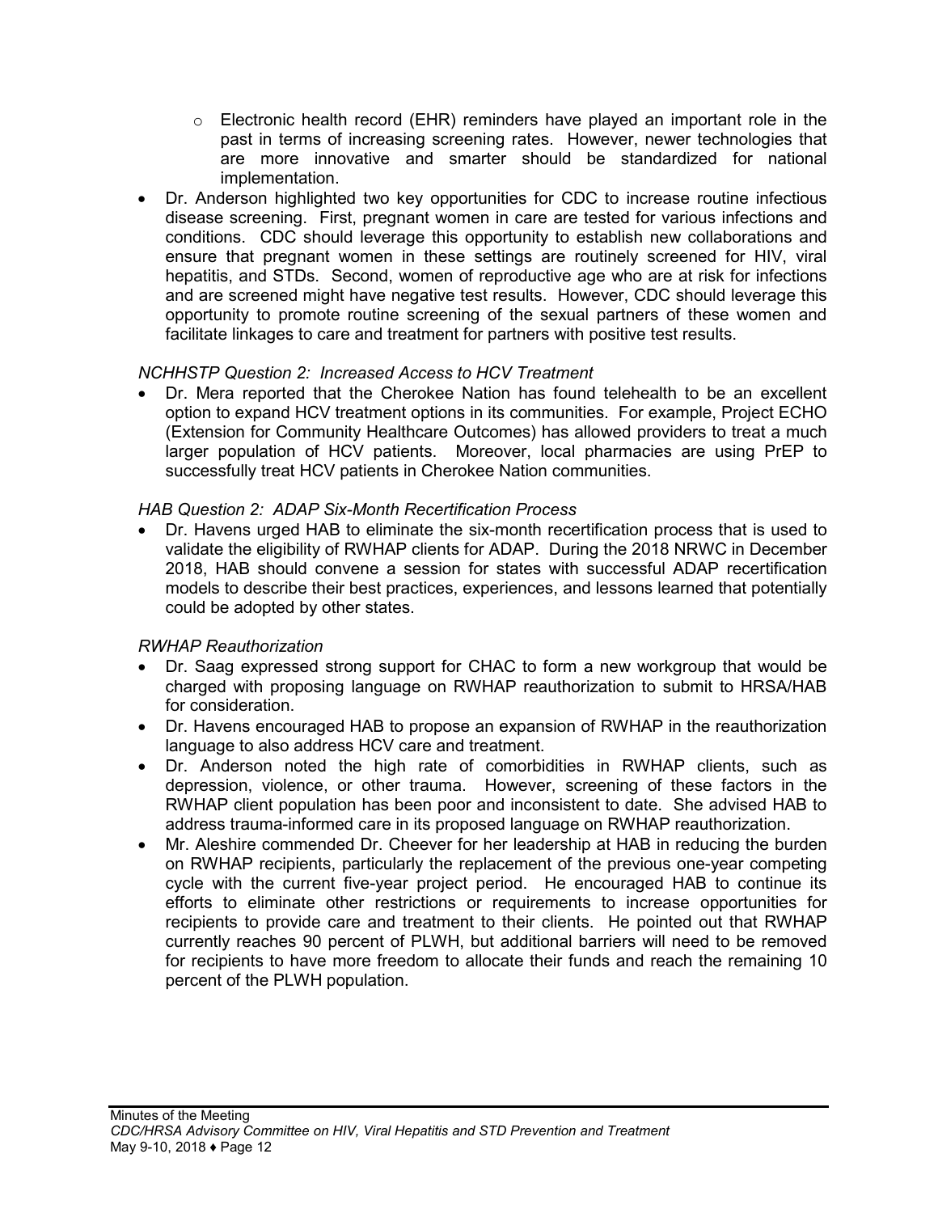- Electronic health record (EHR) reminders have played an important role in the past in terms of increasing screening rates. However, newer technologies that are more innovative and smarter should be standardized for national implementation.
- Dr. Anderson highlighted two key opportunities for CDC to increase routine infectious disease screening. First, pregnant women in care are tested for various infections and conditions. CDC should leverage this opportunity to establish new collaborations and ensure that pregnant women in these settings are routinely screened for HIV, viral hepatitis, and STDs. Second, women of reproductive age who are at risk for infections and are screened might have negative test results. However, CDC should leverage this opportunity to promote routine screening of the sexual partners of these women and facilitate linkages to care and treatment for partners with positive test results.

*NCHHSTP Question 2: Increased Access to HCV Treatment*

- Dr. Mera reported that the Cherokee Nation has found telehealth to be an excellent option to expand HCV treatment options in its communities. For example, Project ECHO (Extension for Community Healthcare Outcomes) has allowed providers to treat a much larger population of HCV patients. Moreover, local pharmacies are using PrEP to successfully treat HCV patients in Cherokee Nation communities.

*HAB Question 2: ADAP Six-Month Recertification Process*

- Dr. Havens urged HAB to eliminate the six-month recertification process that is used to validate the eligibility of RWHAP clients for ADAP. During the 2018 NRWC in December 2018, HAB should convene a session for states with successful ADAP recertification models to describe their best practices, experiences, and lessons learned that potentially could be adopted by other states.

*RWHAP Reauthorization*

- Dr. Saag expressed strong support for CHAC to form a new workgroup that would be charged with proposing language on RWHAP reauthorization to submit to HRSA/HAB for consideration.
- Dr. Havens encouraged HAB to propose an expansion of RWHAP in the reauthorization language to also address HCV care and treatment.
- Dr. Anderson noted the high rate of comorbidities in RWHAP clients, such as depression, violence, or other trauma. However, screening of these factors in the RWHAP client population has been poor and inconsistent to date. She advised HAB to address trauma-informed care in its proposed language on RWHAP reauthorization.
- Mr. Aleshire commended Dr. Cheever for her leadership at HAB in reducing the burden on RWHAP recipients, particularly the replacement of the previous one-year competing cycle with the current five-year project period. He encouraged HAB to continue its efforts to eliminate other restrictions or requirements to increase opportunities for recipients to provide care and treatment to their clients. He pointed out that RWHAP currently reaches 90 percent of PLWH, but additional barriers will need to be removed for recipients to have more freedom to allocate their funds and reach the remaining 10 percent of the PLWH population.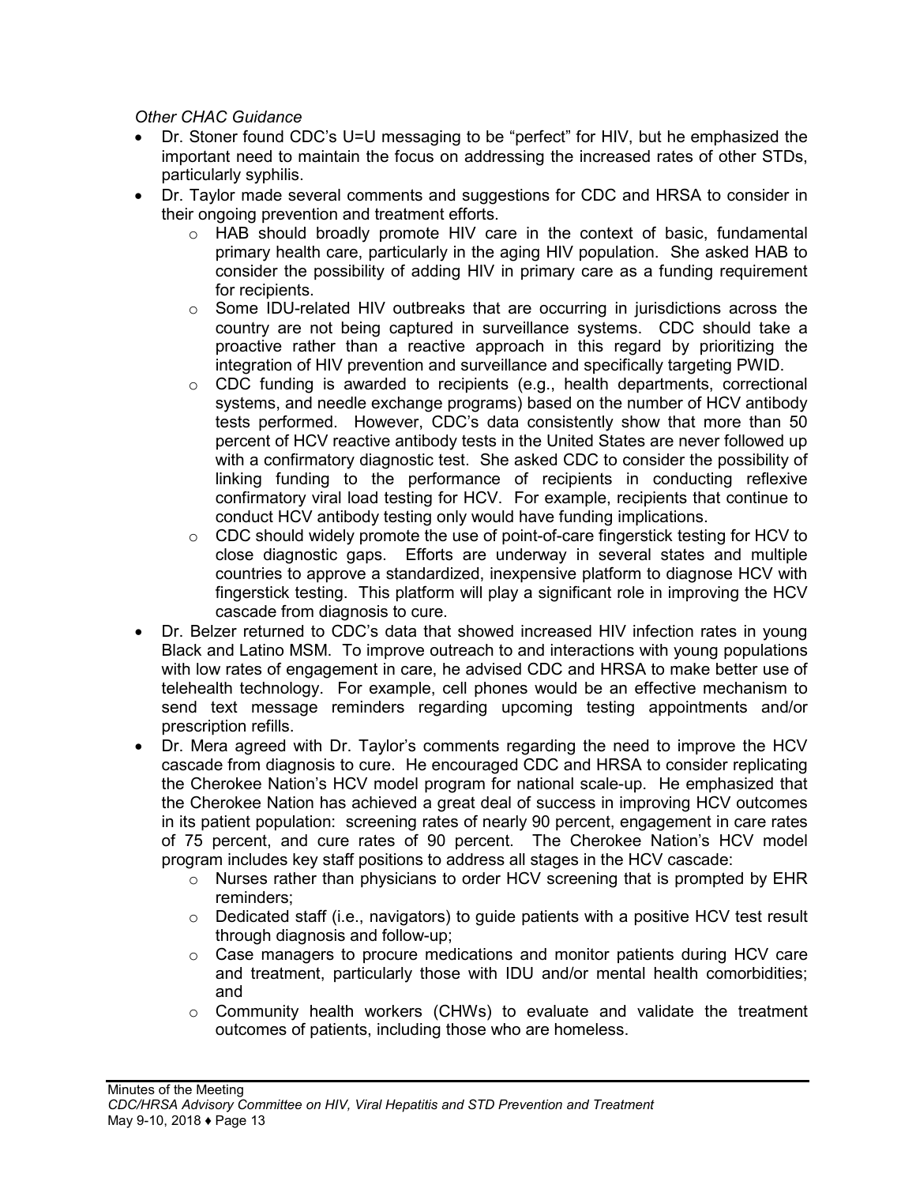*Other CHAC Guidance*

- Dr. Stoner found CDC's U=U messaging to be "perfect" for HIV, but he emphasized the important need to maintain the focus on addressing the increased rates of other STDs, particularly syphilis.
- Dr. Taylor made several comments and suggestions for CDC and HRSA to consider in their ongoing prevention and treatment efforts.
    - HAB should broadly promote HIV care in the context of basic, fundamental primary health care, particularly in the aging HIV population. She asked HAB to consider the possibility of adding HIV in primary care as a funding requirement for recipients.
    - Some IDU-related HIV outbreaks that are occurring in jurisdictions across the country are not being captured in surveillance systems. CDC should take a proactive rather than a reactive approach in this regard by prioritizing the integration of HIV prevention and surveillance and specifically targeting PWID.
    - CDC funding is awarded to recipients (e.g., health departments, correctional systems, and needle exchange programs) based on the number of HCV antibody tests performed. However, CDC's data consistently show that more than 50 percent of HCV reactive antibody tests in the United States are never followed up with a confirmatory diagnostic test. She asked CDC to consider the possibility of linking funding to the performance of recipients in conducting reflexive confirmatory viral load testing for HCV. For example, recipients that continue to conduct HCV antibody testing only would have funding implications.
    - CDC should widely promote the use of point-of-care fingerstick testing for HCV to close diagnostic gaps. Efforts are underway in several states and multiple countries to approve a standardized, inexpensive platform to diagnose HCV with fingerstick testing. This platform will play a significant role in improving the HCV cascade from diagnosis to cure.
- Dr. Belzer returned to CDC's data that showed increased HIV infection rates in young Black and Latino MSM. To improve outreach to and interactions with young populations with low rates of engagement in care, he advised CDC and HRSA to make better use of telehealth technology. For example, cell phones would be an effective mechanism to send text message reminders regarding upcoming testing appointments and/or prescription refills.
- Dr. Mera agreed with Dr. Taylor's comments regarding the need to improve the HCV cascade from diagnosis to cure. He encouraged CDC and HRSA to consider replicating the Cherokee Nation's HCV model program for national scale-up. He emphasized that the Cherokee Nation has achieved a great deal of success in improving HCV outcomes in its patient population: screening rates of nearly 90 percent, engagement in care rates of 75 percent, and cure rates of 90 percent. The Cherokee Nation's HCV model program includes key staff positions to address all stages in the HCV cascade:
    - Nurses rather than physicians to order HCV screening that is prompted by EHR reminders;
    - Dedicated staff (i.e., navigators) to guide patients with a positive HCV test result through diagnosis and follow-up;
    - Case managers to procure medications and monitor patients during HCV care and treatment, particularly those with IDU and/or mental health comorbidities; and
    - Community health workers (CHWs) to evaluate and validate the treatment outcomes of patients, including those who are homeless.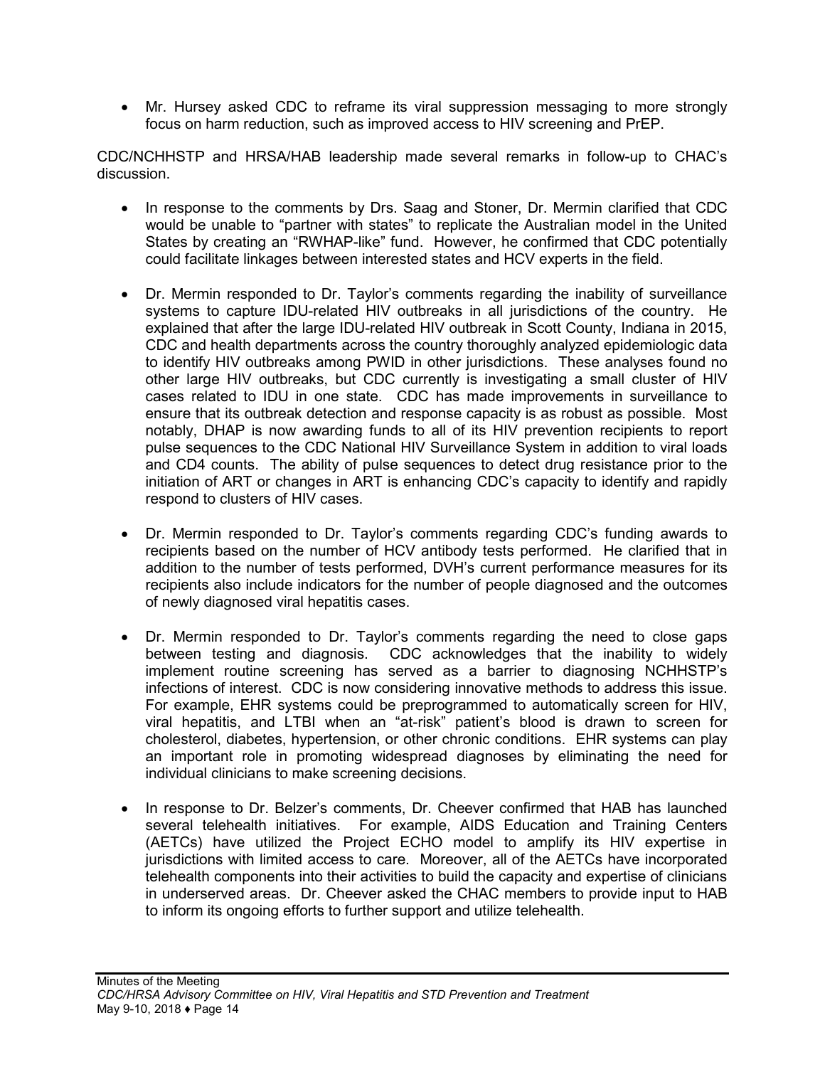- Mr. Hursey asked CDC to reframe its viral suppression messaging to more strongly focus on harm reduction, such as improved access to HIV screening and PrEP.

CDC/NCHHSTP and HRSA/HAB leadership made several remarks in follow-up to CHAC's discussion.

- In response to the comments by Drs. Saag and Stoner, Dr. Mermin clarified that CDC would be unable to "partner with states" to replicate the Australian model in the United States by creating an "RWHAP-like" fund. However, he confirmed that CDC potentially could facilitate linkages between interested states and HCV experts in the field.

- Dr. Mermin responded to Dr. Taylor's comments regarding the inability of surveillance systems to capture IDU-related HIV outbreaks in all jurisdictions of the country. He explained that after the large IDU-related HIV outbreak in Scott County, Indiana in 2015, CDC and health departments across the country thoroughly analyzed epidemiologic data to identify HIV outbreaks among PWID in other jurisdictions. These analyses found no other large HIV outbreaks, but CDC currently is investigating a small cluster of HIV cases related to IDU in one state. CDC has made improvements in surveillance to ensure that its outbreak detection and response capacity is as robust as possible. Most notably, DHAP is now awarding funds to all of its HIV prevention recipients to report pulse sequences to the CDC National HIV Surveillance System in addition to viral loads and CD4 counts. The ability of pulse sequences to detect drug resistance prior to the initiation of ART or changes in ART is enhancing CDC's capacity to identify and rapidly respond to clusters of HIV cases.

- Dr. Mermin responded to Dr. Taylor's comments regarding CDC's funding awards to recipients based on the number of HCV antibody tests performed. He clarified that in addition to the number of tests performed, DVH's current performance measures for its recipients also include indicators for the number of people diagnosed and the outcomes of newly diagnosed viral hepatitis cases.

- Dr. Mermin responded to Dr. Taylor's comments regarding the need to close gaps between testing and diagnosis. CDC acknowledges that the inability to widely implement routine screening has served as a barrier to diagnosing NCHHSTP's infections of interest. CDC is now considering innovative methods to address this issue. For example, EHR systems could be preprogrammed to automatically screen for HIV, viral hepatitis, and LTBI when an "at-risk" patient's blood is drawn to screen for cholesterol, diabetes, hypertension, or other chronic conditions. EHR systems can play an important role in promoting widespread diagnoses by eliminating the need for individual clinicians to make screening decisions.

- In response to Dr. Belzer's comments, Dr. Cheever confirmed that HAB has launched several telehealth initiatives. For example, AIDS Education and Training Centers (AETCs) have utilized the Project ECHO model to amplify its HIV expertise in jurisdictions with limited access to care. Moreover, all of the AETCs have incorporated telehealth components into their activities to build the capacity and expertise of clinicians in underserved areas. Dr. Cheever asked the CHAC members to provide input to HAB to inform its ongoing efforts to further support and utilize telehealth.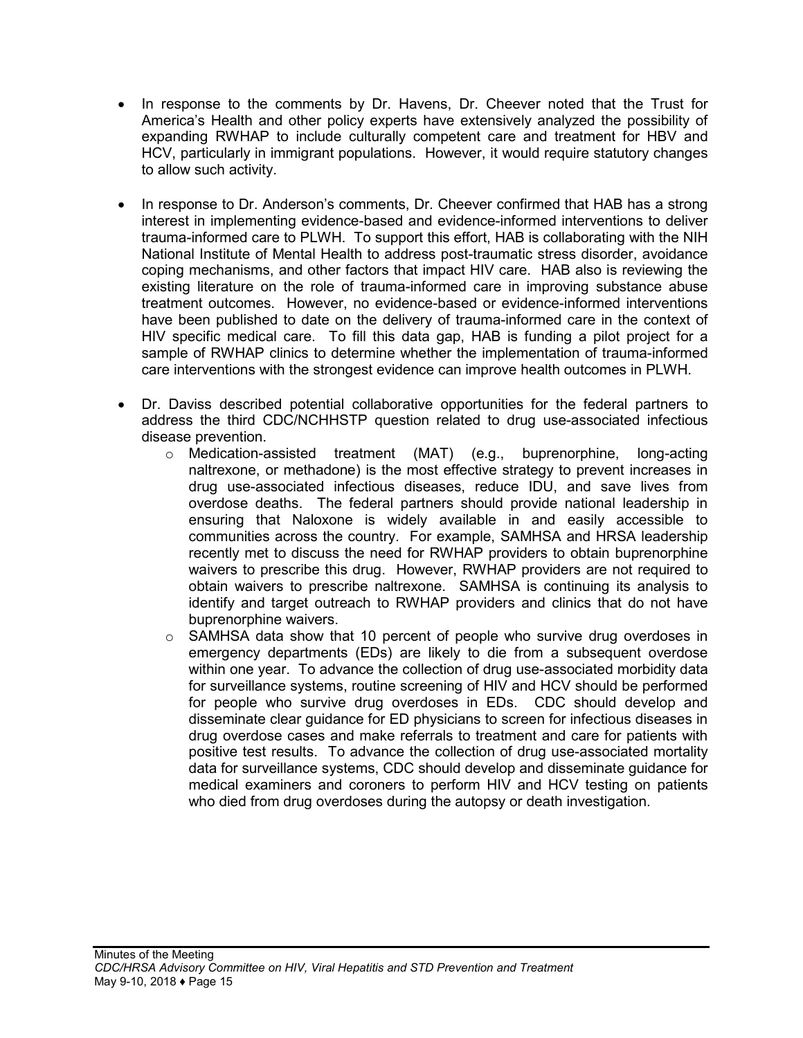- In response to the comments by Dr. Havens, Dr. Cheever noted that the Trust for America's Health and other policy experts have extensively analyzed the possibility of expanding RWHAP to include culturally competent care and treatment for HBV and HCV, particularly in immigrant populations. However, it would require statutory changes to allow such activity.

- In response to Dr. Anderson's comments, Dr. Cheever confirmed that HAB has a strong interest in implementing evidence-based and evidence-informed interventions to deliver trauma-informed care to PLWH. To support this effort, HAB is collaborating with the NIH National Institute of Mental Health to address post-traumatic stress disorder, avoidance coping mechanisms, and other factors that impact HIV care. HAB also is reviewing the existing literature on the role of trauma-informed care in improving substance abuse treatment outcomes. However, no evidence-based or evidence-informed interventions have been published to date on the delivery of trauma-informed care in the context of HIV specific medical care. To fill this data gap, HAB is funding a pilot project for a sample of RWHAP clinics to determine whether the implementation of trauma-informed care interventions with the strongest evidence can improve health outcomes in PLWH.

- Dr. Daviss described potential collaborative opportunities for the federal partners to address the third CDC/NCHHSTP question related to drug use-associated infectious disease prevention.
  - Medication-assisted treatment (MAT) (e.g., buprenorphine, long-acting naltrexone, or methadone) is the most effective strategy to prevent increases in drug use-associated infectious diseases, reduce IDU, and save lives from overdose deaths. The federal partners should provide national leadership in ensuring that Naloxone is widely available in and easily accessible to communities across the country. For example, SAMHSA and HRSA leadership recently met to discuss the need for RWHAP providers to obtain buprenorphine waivers to prescribe this drug. However, RWHAP providers are not required to obtain waivers to prescribe naltrexone. SAMHSA is continuing its analysis to identify and target outreach to RWHAP providers and clinics that do not have buprenorphine waivers.
  - SAMHSA data show that 10 percent of people who survive drug overdoses in emergency departments (EDs) are likely to die from a subsequent overdose within one year. To advance the collection of drug use-associated morbidity data for surveillance systems, routine screening of HIV and HCV should be performed for people who survive drug overdoses in EDs. CDC should develop and disseminate clear guidance for ED physicians to screen for infectious diseases in drug overdose cases and make referrals to treatment and care for patients with positive test results. To advance the collection of drug use-associated mortality data for surveillance systems, CDC should develop and disseminate guidance for medical examiners and coroners to perform HIV and HCV testing on patients who died from drug overdoses during the autopsy or death investigation.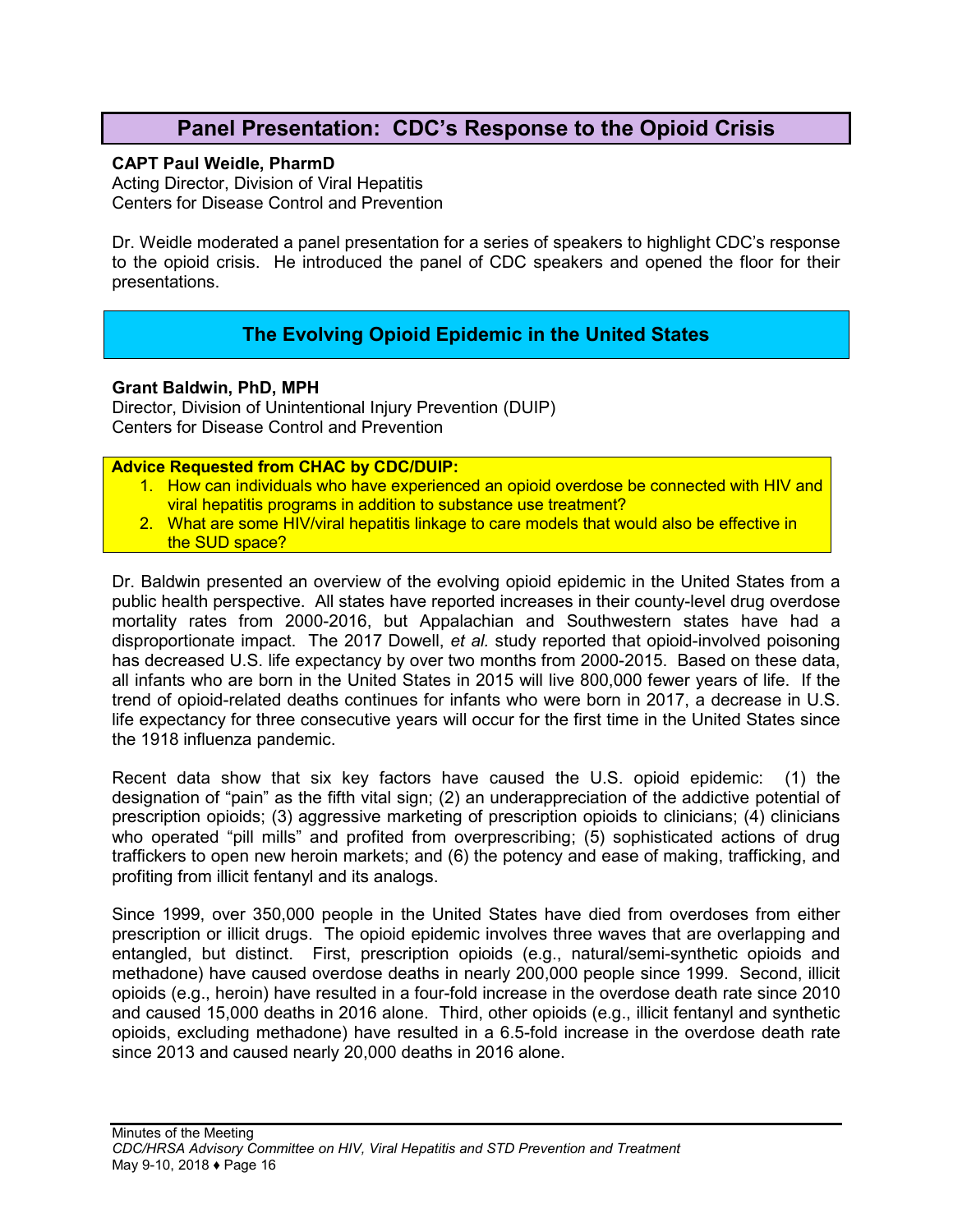## Panel Presentation: CDC's Response to the Opioid Crisis

**CAPT Paul Weidle, PharmD**
Acting Director, Division of Viral Hepatitis
Centers for Disease Control and Prevention

Dr. Weidle moderated a panel presentation for a series of speakers to highlight CDC's response to the opioid crisis. He introduced the panel of CDC speakers and opened the floor for their presentations.

## The Evolving Opioid Epidemic in the United States

**Grant Baldwin, PhD, MPH**
Director, Division of Unintentional Injury Prevention (DUIP)
Centers for Disease Control and Prevention

**Advice Requested from CHAC by CDC/DUIP:**

1. How can individuals who have experienced an opioid overdose be connected with HIV and viral hepatitis programs in addition to substance use treatment?
2. What are some HIV/viral hepatitis linkage to care models that would also be effective in the SUD space?

Dr. Baldwin presented an overview of the evolving opioid epidemic in the United States from a public health perspective. All states have reported increases in their county-level drug overdose mortality rates from 2000-2016, but Appalachian and Southwestern states have had a disproportionate impact. The 2017 Dowell, *et al.* study reported that opioid-involved poisoning has decreased U.S. life expectancy by over two months from 2000-2015. Based on these data, all infants who are born in the United States in 2015 will live 800,000 fewer years of life. If the trend of opioid-related deaths continues for infants who were born in 2017, a decrease in U.S. life expectancy for three consecutive years will occur for the first time in the United States since the 1918 influenza pandemic.

Recent data show that six key factors have caused the U.S. opioid epidemic: (1) the designation of "pain" as the fifth vital sign; (2) an underappreciation of the addictive potential of prescription opioids; (3) aggressive marketing of prescription opioids to clinicians; (4) clinicians who operated "pill mills" and profited from overprescribing; (5) sophisticated actions of drug traffickers to open new heroin markets; and (6) the potency and ease of making, trafficking, and profiting from illicit fentanyl and its analogs.

Since 1999, over 350,000 people in the United States have died from overdoses from either prescription or illicit drugs. The opioid epidemic involves three waves that are overlapping and entangled, but distinct. First, prescription opioids (e.g., natural/semi-synthetic opioids and methadone) have caused overdose deaths in nearly 200,000 people since 1999. Second, illicit opioids (e.g., heroin) have resulted in a four-fold increase in the overdose death rate since 2010 and caused 15,000 deaths in 2016 alone. Third, other opioids (e.g., illicit fentanyl and synthetic opioids, excluding methadone) have resulted in a 6.5-fold increase in the overdose death rate since 2013 and caused nearly 20,000 deaths in 2016 alone.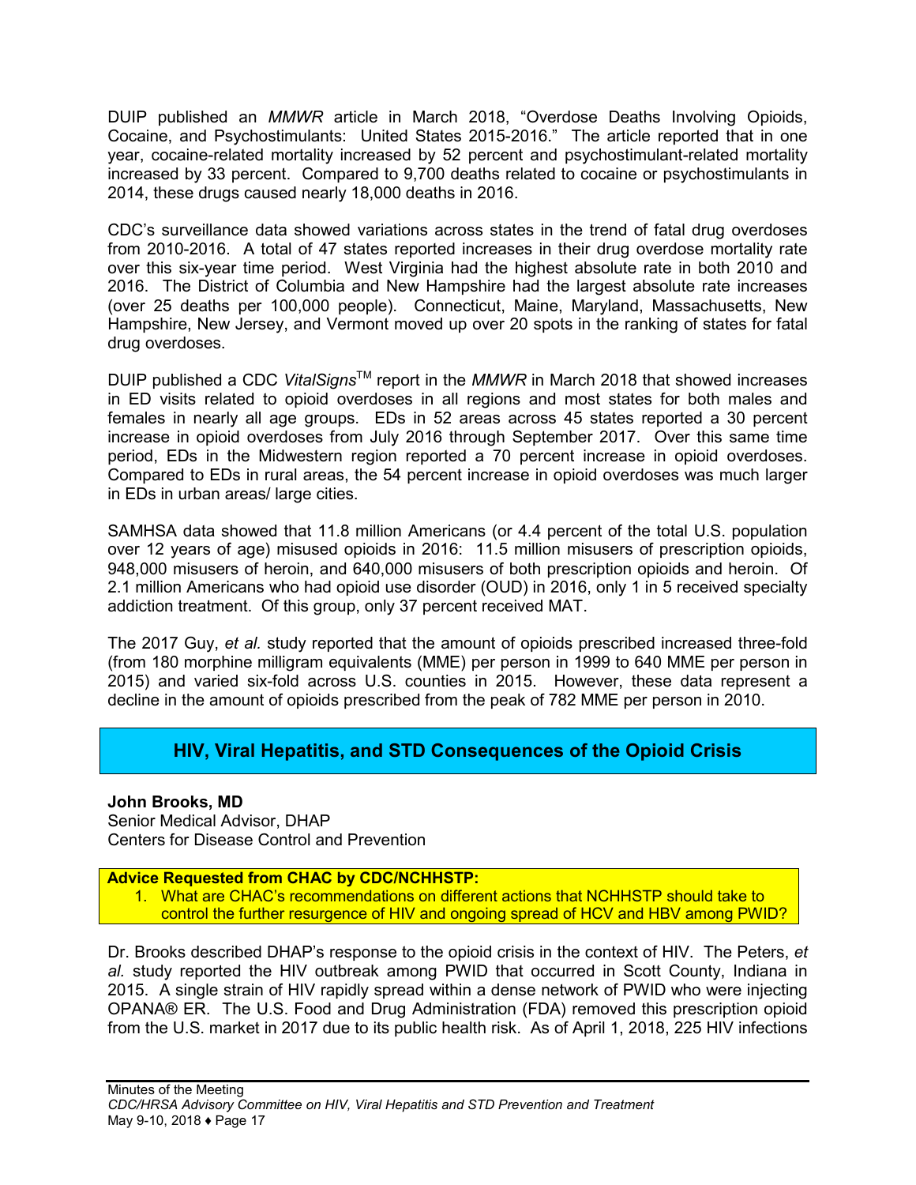DUIP published an *MMWR* article in March 2018, "Overdose Deaths Involving Opioids, Cocaine, and Psychostimulants: United States 2015-2016." The article reported that in one year, cocaine-related mortality increased by 52 percent and psychostimulant-related mortality increased by 33 percent. Compared to 9,700 deaths related to cocaine or psychostimulants in 2014, these drugs caused nearly 18,000 deaths in 2016.

CDC's surveillance data showed variations across states in the trend of fatal drug overdoses from 2010-2016. A total of 47 states reported increases in their drug overdose mortality rate over this six-year time period. West Virginia had the highest absolute rate in both 2010 and 2016. The District of Columbia and New Hampshire had the largest absolute rate increases (over 25 deaths per 100,000 people). Connecticut, Maine, Maryland, Massachusetts, New Hampshire, New Jersey, and Vermont moved up over 20 spots in the ranking of states for fatal drug overdoses.

DUIP published a CDC *VitalSigns*™ report in the *MMWR* in March 2018 that showed increases in ED visits related to opioid overdoses in all regions and most states for both males and females in nearly all age groups. EDs in 52 areas across 45 states reported a 30 percent increase in opioid overdoses from July 2016 through September 2017. Over this same time period, EDs in the Midwestern region reported a 70 percent increase in opioid overdoses. Compared to EDs in rural areas, the 54 percent increase in opioid overdoses was much larger in EDs in urban areas/ large cities.

SAMHSA data showed that 11.8 million Americans (or 4.4 percent of the total U.S. population over 12 years of age) misused opioids in 2016: 11.5 million misusers of prescription opioids, 948,000 misusers of heroin, and 640,000 misusers of both prescription opioids and heroin. Of 2.1 million Americans who had opioid use disorder (OUD) in 2016, only 1 in 5 received specialty addiction treatment. Of this group, only 37 percent received MAT.

The 2017 Guy, *et al.* study reported that the amount of opioids prescribed increased three-fold (from 180 morphine milligram equivalents (MME) per person in 1999 to 640 MME per person in 2015) and varied six-fold across U.S. counties in 2015. However, these data represent a decline in the amount of opioids prescribed from the peak of 782 MME per person in 2010.

## HIV, Viral Hepatitis, and STD Consequences of the Opioid Crisis

**John Brooks, MD**
Senior Medical Advisor, DHAP
Centers for Disease Control and Prevention

**Advice Requested from CHAC by CDC/NCHHSTP:**

1. What are CHAC's recommendations on different actions that NCHHSTP should take to control the further resurgence of HIV and ongoing spread of HCV and HBV among PWID?

Dr. Brooks described DHAP's response to the opioid crisis in the context of HIV. The Peters, *et al.* study reported the HIV outbreak among PWID that occurred in Scott County, Indiana in 2015. A single strain of HIV rapidly spread within a dense network of PWID who were injecting OPANA® ER. The U.S. Food and Drug Administration (FDA) removed this prescription opioid from the U.S. market in 2017 due to its public health risk. As of April 1, 2018, 225 HIV infections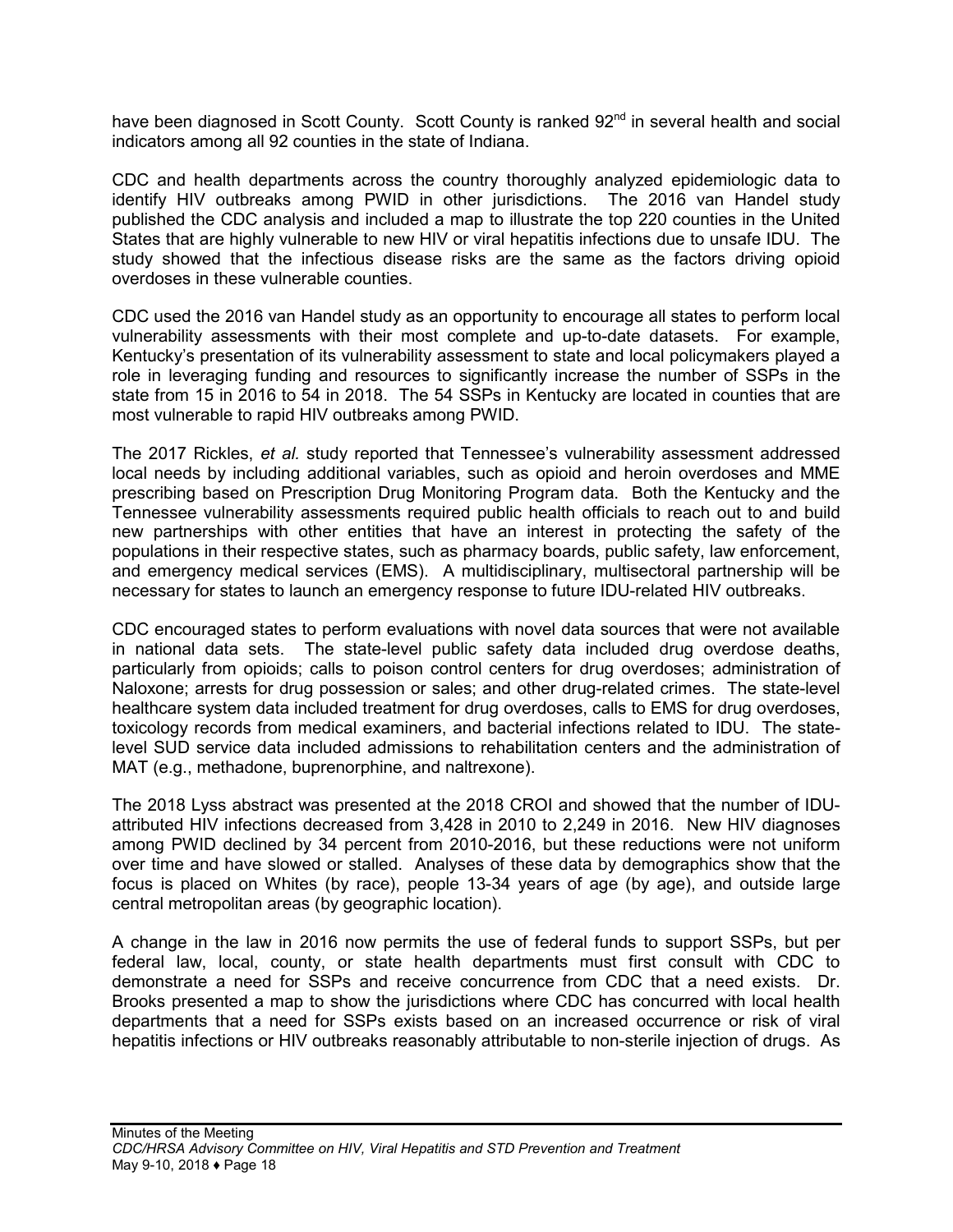have been diagnosed in Scott County. Scott County is ranked 92nd in several health and social indicators among all 92 counties in the state of Indiana.

CDC and health departments across the country thoroughly analyzed epidemiologic data to identify HIV outbreaks among PWID in other jurisdictions. The 2016 van Handel study published the CDC analysis and included a map to illustrate the top 220 counties in the United States that are highly vulnerable to new HIV or viral hepatitis infections due to unsafe IDU. The study showed that the infectious disease risks are the same as the factors driving opioid overdoses in these vulnerable counties.

CDC used the 2016 van Handel study as an opportunity to encourage all states to perform local vulnerability assessments with their most complete and up-to-date datasets. For example, Kentucky's presentation of its vulnerability assessment to state and local policymakers played a role in leveraging funding and resources to significantly increase the number of SSPs in the state from 15 in 2016 to 54 in 2018. The 54 SSPs in Kentucky are located in counties that are most vulnerable to rapid HIV outbreaks among PWID.

The 2017 Rickles, *et al.* study reported that Tennessee's vulnerability assessment addressed local needs by including additional variables, such as opioid and heroin overdoses and MME prescribing based on Prescription Drug Monitoring Program data. Both the Kentucky and the Tennessee vulnerability assessments required public health officials to reach out to and build new partnerships with other entities that have an interest in protecting the safety of the populations in their respective states, such as pharmacy boards, public safety, law enforcement, and emergency medical services (EMS). A multidisciplinary, multisectoral partnership will be necessary for states to launch an emergency response to future IDU-related HIV outbreaks.

CDC encouraged states to perform evaluations with novel data sources that were not available in national data sets. The state-level public safety data included drug overdose deaths, particularly from opioids; calls to poison control centers for drug overdoses; administration of Naloxone; arrests for drug possession or sales; and other drug-related crimes. The state-level healthcare system data included treatment for drug overdoses, calls to EMS for drug overdoses, toxicology records from medical examiners, and bacterial infections related to IDU. The state-level SUD service data included admissions to rehabilitation centers and the administration of MAT (e.g., methadone, buprenorphine, and naltrexone).

The 2018 Lyss abstract was presented at the 2018 CROI and showed that the number of IDU-attributed HIV infections decreased from 3,428 in 2010 to 2,249 in 2016. New HIV diagnoses among PWID declined by 34 percent from 2010-2016, but these reductions were not uniform over time and have slowed or stalled. Analyses of these data by demographics show that the focus is placed on Whites (by race), people 13-34 years of age (by age), and outside large central metropolitan areas (by geographic location).

A change in the law in 2016 now permits the use of federal funds to support SSPs, but per federal law, local, county, or state health departments must first consult with CDC to demonstrate a need for SSPs and receive concurrence from CDC that a need exists. Dr. Brooks presented a map to show the jurisdictions where CDC has concurred with local health departments that a need for SSPs exists based on an increased occurrence or risk of viral hepatitis infections or HIV outbreaks reasonably attributable to non-sterile injection of drugs. As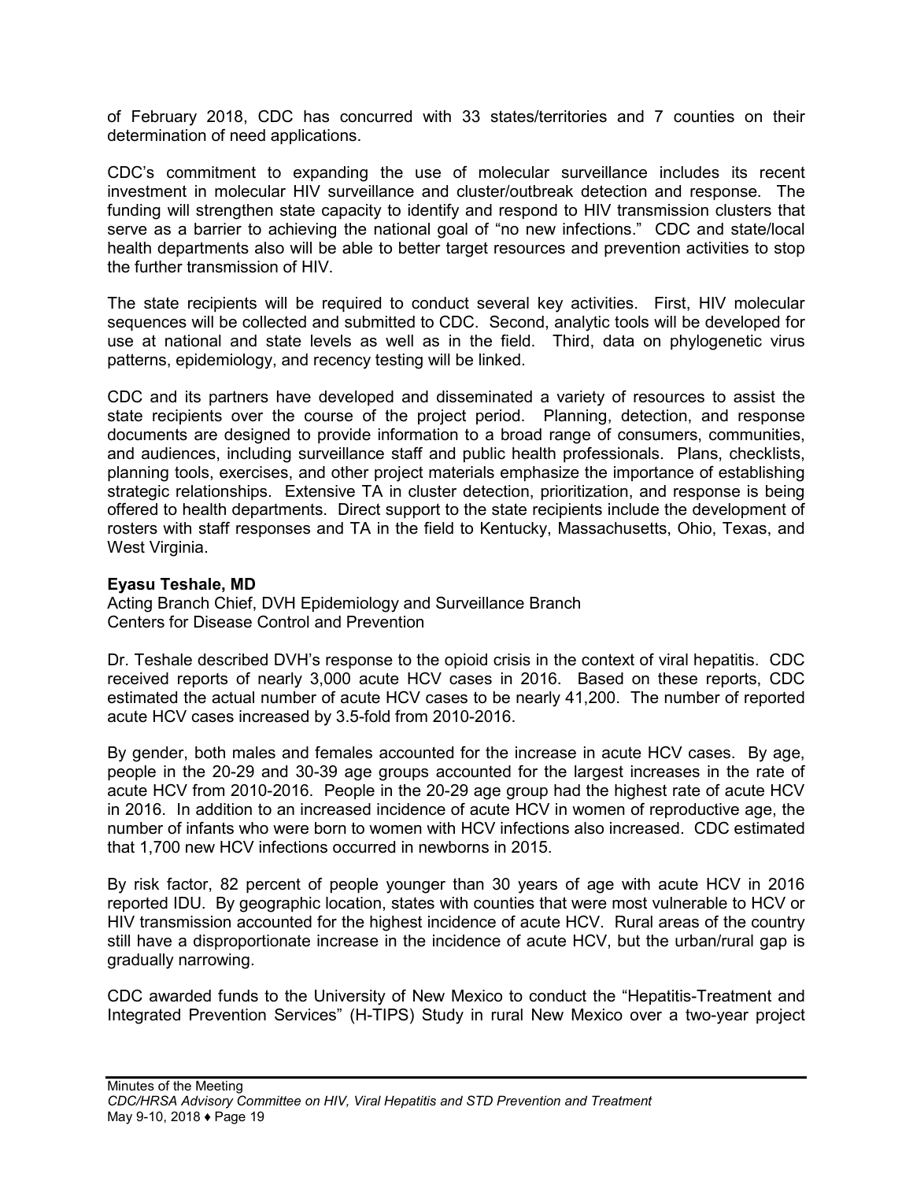of February 2018, CDC has concurred with 33 states/territories and 7 counties on their determination of need applications.

CDC's commitment to expanding the use of molecular surveillance includes its recent investment in molecular HIV surveillance and cluster/outbreak detection and response. The funding will strengthen state capacity to identify and respond to HIV transmission clusters that serve as a barrier to achieving the national goal of "no new infections." CDC and state/local health departments also will be able to better target resources and prevention activities to stop the further transmission of HIV.

The state recipients will be required to conduct several key activities. First, HIV molecular sequences will be collected and submitted to CDC. Second, analytic tools will be developed for use at national and state levels as well as in the field. Third, data on phylogenetic virus patterns, epidemiology, and recency testing will be linked.

CDC and its partners have developed and disseminated a variety of resources to assist the state recipients over the course of the project period. Planning, detection, and response documents are designed to provide information to a broad range of consumers, communities, and audiences, including surveillance staff and public health professionals. Plans, checklists, planning tools, exercises, and other project materials emphasize the importance of establishing strategic relationships. Extensive TA in cluster detection, prioritization, and response is being offered to health departments. Direct support to the state recipients include the development of rosters with staff responses and TA in the field to Kentucky, Massachusetts, Ohio, Texas, and West Virginia.

**Eyasu Teshale, MD**
Acting Branch Chief, DVH Epidemiology and Surveillance Branch
Centers for Disease Control and Prevention

Dr. Teshale described DVH's response to the opioid crisis in the context of viral hepatitis. CDC received reports of nearly 3,000 acute HCV cases in 2016. Based on these reports, CDC estimated the actual number of acute HCV cases to be nearly 41,200. The number of reported acute HCV cases increased by 3.5-fold from 2010-2016.

By gender, both males and females accounted for the increase in acute HCV cases. By age, people in the 20-29 and 30-39 age groups accounted for the largest increases in the rate of acute HCV from 2010-2016. People in the 20-29 age group had the highest rate of acute HCV in 2016. In addition to an increased incidence of acute HCV in women of reproductive age, the number of infants who were born to women with HCV infections also increased. CDC estimated that 1,700 new HCV infections occurred in newborns in 2015.

By risk factor, 82 percent of people younger than 30 years of age with acute HCV in 2016 reported IDU. By geographic location, states with counties that were most vulnerable to HCV or HIV transmission accounted for the highest incidence of acute HCV. Rural areas of the country still have a disproportionate increase in the incidence of acute HCV, but the urban/rural gap is gradually narrowing.

CDC awarded funds to the University of New Mexico to conduct the "Hepatitis-Treatment and Integrated Prevention Services" (H-TIPS) Study in rural New Mexico over a two-year project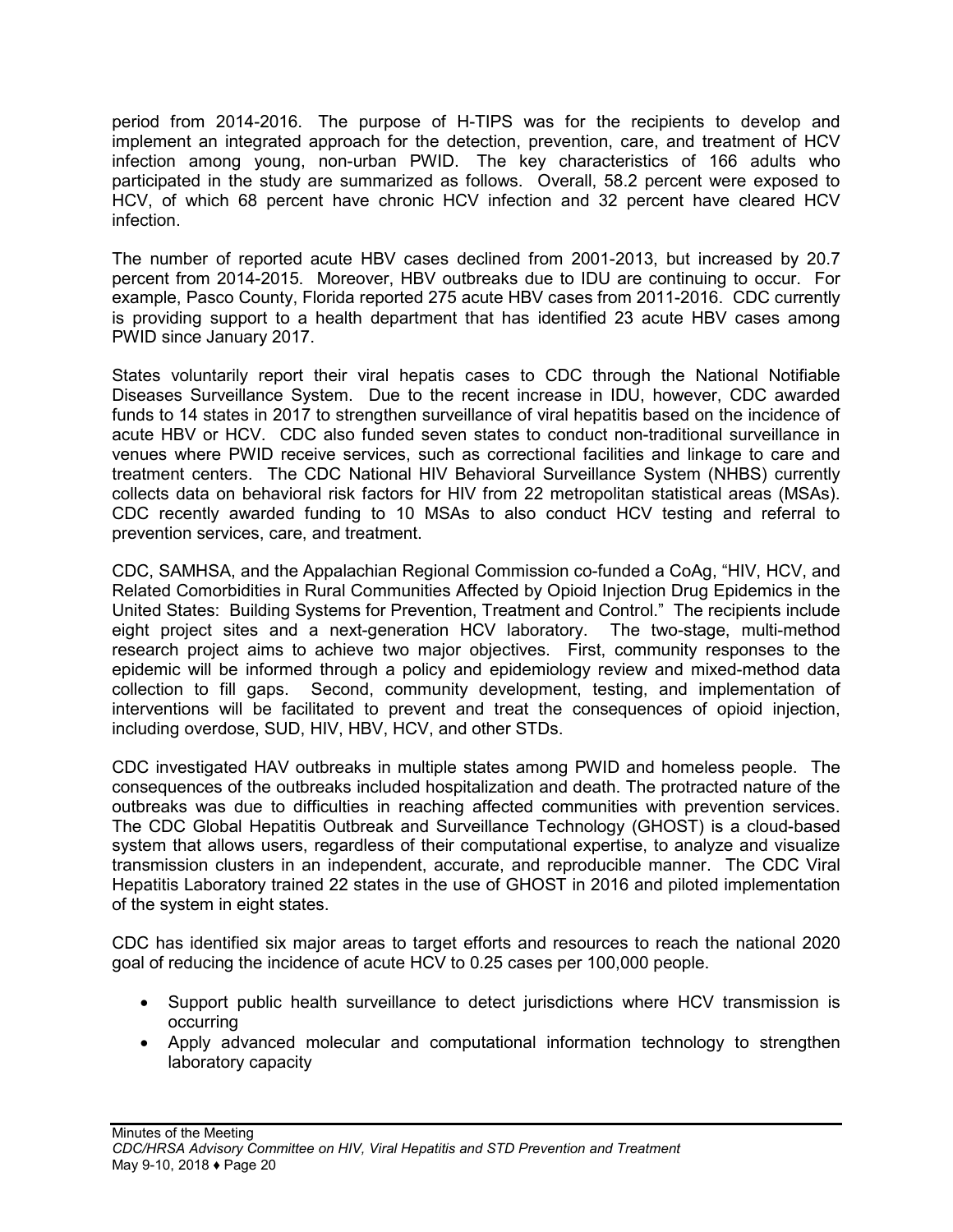period from 2014-2016. The purpose of H-TIPS was for the recipients to develop and implement an integrated approach for the detection, prevention, care, and treatment of HCV infection among young, non-urban PWID. The key characteristics of 166 adults who participated in the study are summarized as follows. Overall, 58.2 percent were exposed to HCV, of which 68 percent have chronic HCV infection and 32 percent have cleared HCV infection.

The number of reported acute HBV cases declined from 2001-2013, but increased by 20.7 percent from 2014-2015. Moreover, HBV outbreaks due to IDU are continuing to occur. For example, Pasco County, Florida reported 275 acute HBV cases from 2011-2016. CDC currently is providing support to a health department that has identified 23 acute HBV cases among PWID since January 2017.

States voluntarily report their viral hepatis cases to CDC through the National Notifiable Diseases Surveillance System. Due to the recent increase in IDU, however, CDC awarded funds to 14 states in 2017 to strengthen surveillance of viral hepatitis based on the incidence of acute HBV or HCV. CDC also funded seven states to conduct non-traditional surveillance in venues where PWID receive services, such as correctional facilities and linkage to care and treatment centers. The CDC National HIV Behavioral Surveillance System (NHBS) currently collects data on behavioral risk factors for HIV from 22 metropolitan statistical areas (MSAs). CDC recently awarded funding to 10 MSAs to also conduct HCV testing and referral to prevention services, care, and treatment.

CDC, SAMHSA, and the Appalachian Regional Commission co-funded a CoAg, "HIV, HCV, and Related Comorbidities in Rural Communities Affected by Opioid Injection Drug Epidemics in the United States: Building Systems for Prevention, Treatment and Control." The recipients include eight project sites and a next-generation HCV laboratory. The two-stage, multi-method research project aims to achieve two major objectives. First, community responses to the epidemic will be informed through a policy and epidemiology review and mixed-method data collection to fill gaps. Second, community development, testing, and implementation of interventions will be facilitated to prevent and treat the consequences of opioid injection, including overdose, SUD, HIV, HBV, HCV, and other STDs.

CDC investigated HAV outbreaks in multiple states among PWID and homeless people. The consequences of the outbreaks included hospitalization and death. The protracted nature of the outbreaks was due to difficulties in reaching affected communities with prevention services. The CDC Global Hepatitis Outbreak and Surveillance Technology (GHOST) is a cloud-based system that allows users, regardless of their computational expertise, to analyze and visualize transmission clusters in an independent, accurate, and reproducible manner. The CDC Viral Hepatitis Laboratory trained 22 states in the use of GHOST in 2016 and piloted implementation of the system in eight states.

CDC has identified six major areas to target efforts and resources to reach the national 2020 goal of reducing the incidence of acute HCV to 0.25 cases per 100,000 people.

- Support public health surveillance to detect jurisdictions where HCV transmission is occurring
- Apply advanced molecular and computational information technology to strengthen laboratory capacity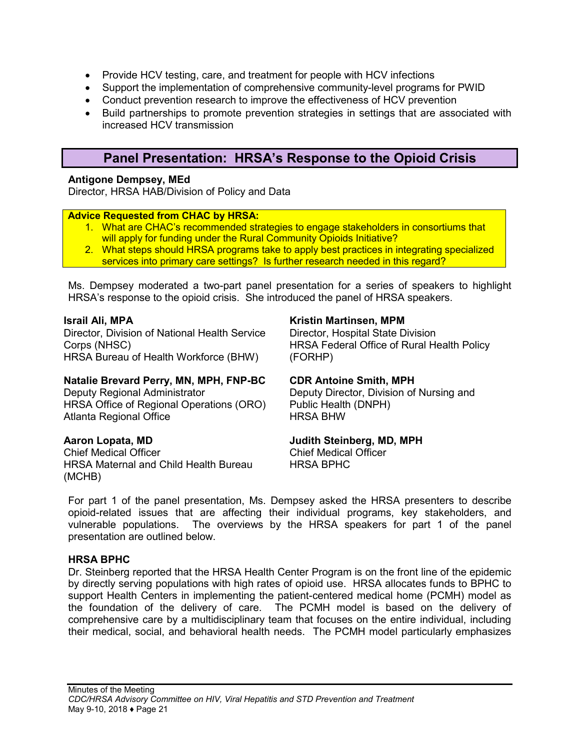- Provide HCV testing, care, and treatment for people with HCV infections
- Support the implementation of comprehensive community-level programs for PWID
- Conduct prevention research to improve the effectiveness of HCV prevention
- Build partnerships to promote prevention strategies in settings that are associated with increased HCV transmission

## Panel Presentation: HRSA's Response to the Opioid Crisis

**Antigone Dempsey, MEd**
Director, HRSA HAB/Division of Policy and Data

**Advice Requested from CHAC by HRSA:**

1. What are CHAC's recommended strategies to engage stakeholders in consortiums that will apply for funding under the Rural Community Opioids Initiative?
2. What steps should HRSA programs take to apply best practices in integrating specialized services into primary care settings? Is further research needed in this regard?

Ms. Dempsey moderated a two-part panel presentation for a series of speakers to highlight HRSA's response to the opioid crisis. She introduced the panel of HRSA speakers.

**Israil Ali, MPA**
Director, Division of National Health Service Corps (NHSC)
HRSA Bureau of Health Workforce (BHW)

**Natalie Brevard Perry, MN, MPH, FNP-BC**
Deputy Regional Administrator
HRSA Office of Regional Operations (ORO)
Atlanta Regional Office

**Aaron Lopata, MD**
Chief Medical Officer
HRSA Maternal and Child Health Bureau (MCHB)

**Kristin Martinsen, MPM**
Director, Hospital State Division
HRSA Federal Office of Rural Health Policy (FORHP)

**CDR Antoine Smith, MPH**
Deputy Director, Division of Nursing and Public Health (DNPH)
HRSA BHW

**Judith Steinberg, MD, MPH**
Chief Medical Officer
HRSA BPHC

For part 1 of the panel presentation, Ms. Dempsey asked the HRSA presenters to describe opioid-related issues that are affecting their individual programs, key stakeholders, and vulnerable populations. The overviews by the HRSA speakers for part 1 of the panel presentation are outlined below.

**HRSA BPHC**
Dr. Steinberg reported that the HRSA Health Center Program is on the front line of the epidemic by directly serving populations with high rates of opioid use. HRSA allocates funds to BPHC to support Health Centers in implementing the patient-centered medical home (PCMH) model as the foundation of the delivery of care. The PCMH model is based on the delivery of comprehensive care by a multidisciplinary team that focuses on the entire individual, including their medical, social, and behavioral health needs. The PCMH model particularly emphasizes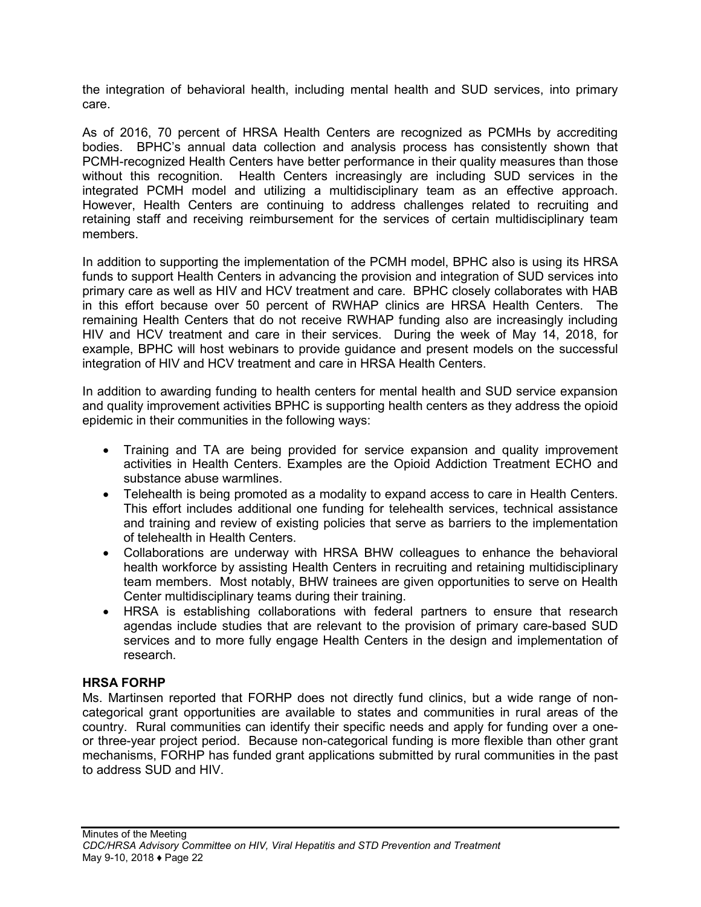the integration of behavioral health, including mental health and SUD services, into primary care.

As of 2016, 70 percent of HRSA Health Centers are recognized as PCMHs by accrediting bodies. BPHC's annual data collection and analysis process has consistently shown that PCMH-recognized Health Centers have better performance in their quality measures than those without this recognition. Health Centers increasingly are including SUD services in the integrated PCMH model and utilizing a multidisciplinary team as an effective approach. However, Health Centers are continuing to address challenges related to recruiting and retaining staff and receiving reimbursement for the services of certain multidisciplinary team members.

In addition to supporting the implementation of the PCMH model, BPHC also is using its HRSA funds to support Health Centers in advancing the provision and integration of SUD services into primary care as well as HIV and HCV treatment and care. BPHC closely collaborates with HAB in this effort because over 50 percent of RWHAP clinics are HRSA Health Centers. The remaining Health Centers that do not receive RWHAP funding also are increasingly including HIV and HCV treatment and care in their services. During the week of May 14, 2018, for example, BPHC will host webinars to provide guidance and present models on the successful integration of HIV and HCV treatment and care in HRSA Health Centers.

In addition to awarding funding to health centers for mental health and SUD service expansion and quality improvement activities BPHC is supporting health centers as they address the opioid epidemic in their communities in the following ways:

- Training and TA are being provided for service expansion and quality improvement activities in Health Centers. Examples are the Opioid Addiction Treatment ECHO and substance abuse warmlines.
- Telehealth is being promoted as a modality to expand access to care in Health Centers. This effort includes additional one funding for telehealth services, technical assistance and training and review of existing policies that serve as barriers to the implementation of telehealth in Health Centers.
- Collaborations are underway with HRSA BHW colleagues to enhance the behavioral health workforce by assisting Health Centers in recruiting and retaining multidisciplinary team members. Most notably, BHW trainees are given opportunities to serve on Health Center multidisciplinary teams during their training.
- HRSA is establishing collaborations with federal partners to ensure that research agendas include studies that are relevant to the provision of primary care-based SUD services and to more fully engage Health Centers in the design and implementation of research.

**HRSA FORHP**

Ms. Martinsen reported that FORHP does not directly fund clinics, but a wide range of non-categorical grant opportunities are available to states and communities in rural areas of the country. Rural communities can identify their specific needs and apply for funding over a one- or three-year project period. Because non-categorical funding is more flexible than other grant mechanisms, FORHP has funded grant applications submitted by rural communities in the past to address SUD and HIV.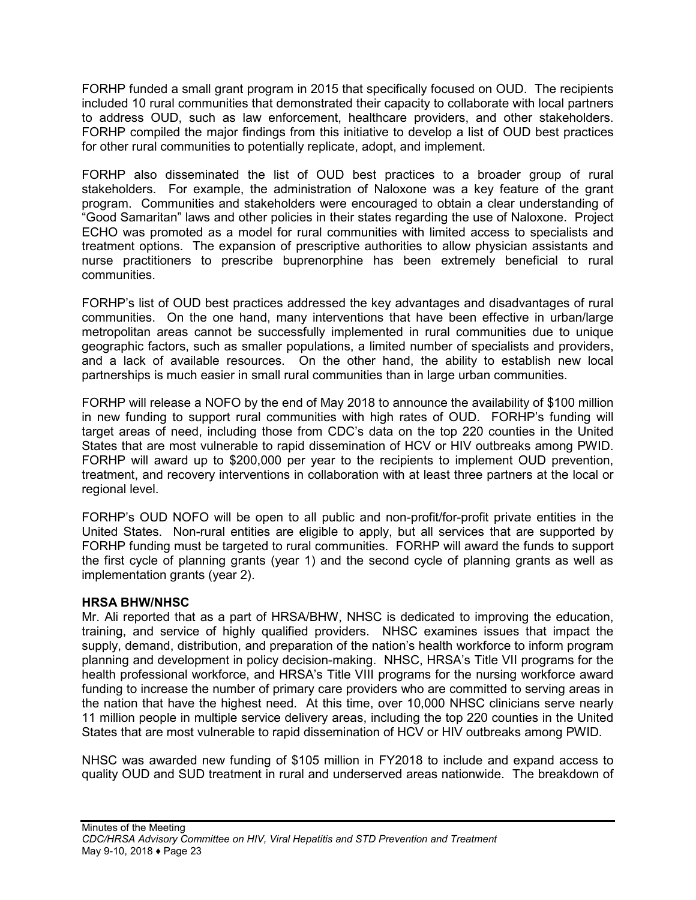FORHP funded a small grant program in 2015 that specifically focused on OUD. The recipients included 10 rural communities that demonstrated their capacity to collaborate with local partners to address OUD, such as law enforcement, healthcare providers, and other stakeholders. FORHP compiled the major findings from this initiative to develop a list of OUD best practices for other rural communities to potentially replicate, adopt, and implement.

FORHP also disseminated the list of OUD best practices to a broader group of rural stakeholders. For example, the administration of Naloxone was a key feature of the grant program. Communities and stakeholders were encouraged to obtain a clear understanding of "Good Samaritan" laws and other policies in their states regarding the use of Naloxone. Project ECHO was promoted as a model for rural communities with limited access to specialists and treatment options. The expansion of prescriptive authorities to allow physician assistants and nurse practitioners to prescribe buprenorphine has been extremely beneficial to rural communities.

FORHP's list of OUD best practices addressed the key advantages and disadvantages of rural communities. On the one hand, many interventions that have been effective in urban/large metropolitan areas cannot be successfully implemented in rural communities due to unique geographic factors, such as smaller populations, a limited number of specialists and providers, and a lack of available resources. On the other hand, the ability to establish new local partnerships is much easier in small rural communities than in large urban communities.

FORHP will release a NOFO by the end of May 2018 to announce the availability of $100 million in new funding to support rural communities with high rates of OUD. FORHP's funding will target areas of need, including those from CDC's data on the top 220 counties in the United States that are most vulnerable to rapid dissemination of HCV or HIV outbreaks among PWID. FORHP will award up to $200,000 per year to the recipients to implement OUD prevention, treatment, and recovery interventions in collaboration with at least three partners at the local or regional level.

FORHP's OUD NOFO will be open to all public and non-profit/for-profit private entities in the United States. Non-rural entities are eligible to apply, but all services that are supported by FORHP funding must be targeted to rural communities. FORHP will award the funds to support the first cycle of planning grants (year 1) and the second cycle of planning grants as well as implementation grants (year 2).

**HRSA BHW/NHSC**

Mr. Ali reported that as a part of HRSA/BHW, NHSC is dedicated to improving the education, training, and service of highly qualified providers. NHSC examines issues that impact the supply, demand, distribution, and preparation of the nation's health workforce to inform program planning and development in policy decision-making. NHSC, HRSA's Title VII programs for the health professional workforce, and HRSA's Title VIII programs for the nursing workforce award funding to increase the number of primary care providers who are committed to serving areas in the nation that have the highest need. At this time, over 10,000 NHSC clinicians serve nearly 11 million people in multiple service delivery areas, including the top 220 counties in the United States that are most vulnerable to rapid dissemination of HCV or HIV outbreaks among PWID.

NHSC was awarded new funding of $105 million in FY2018 to include and expand access to quality OUD and SUD treatment in rural and underserved areas nationwide. The breakdown of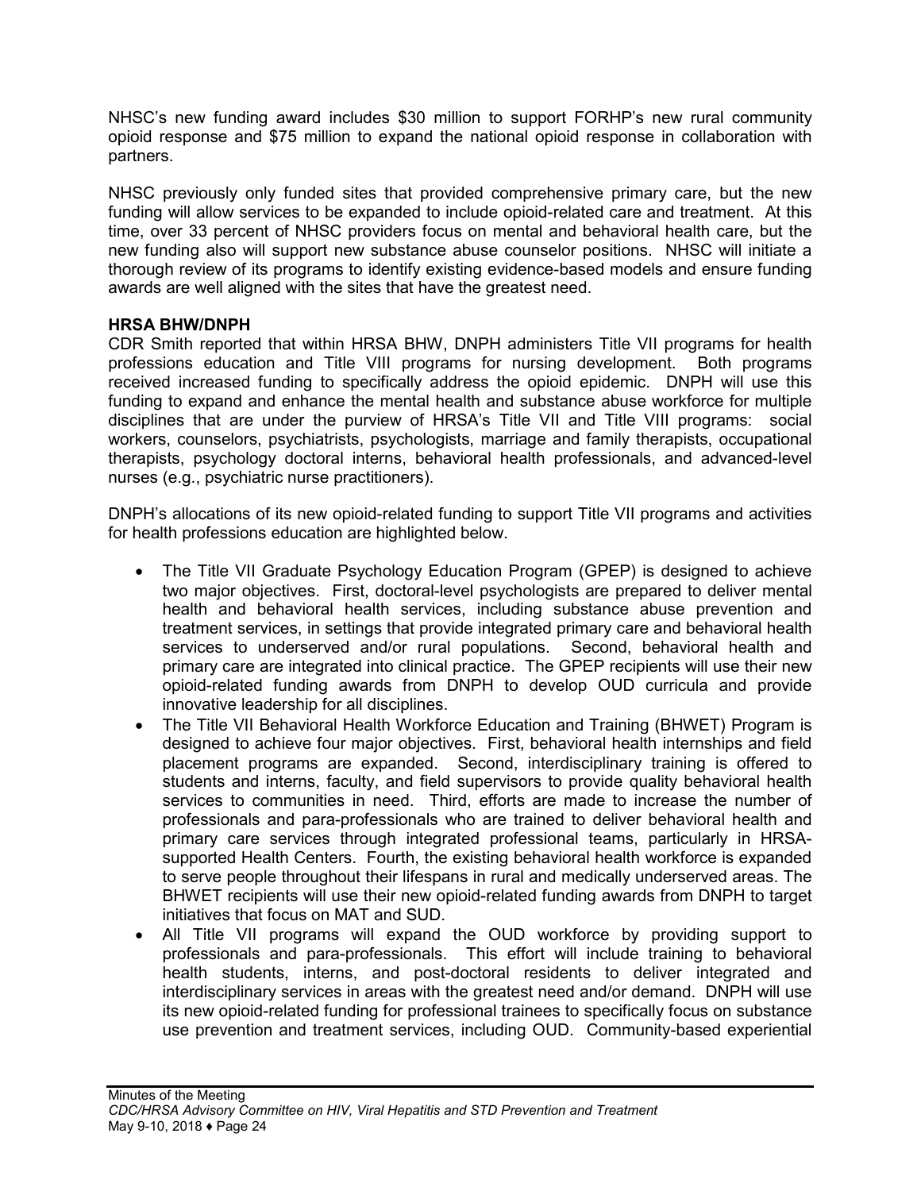NHSC's new funding award includes $30 million to support FORHP's new rural community opioid response and $75 million to expand the national opioid response in collaboration with partners.

NHSC previously only funded sites that provided comprehensive primary care, but the new funding will allow services to be expanded to include opioid-related care and treatment. At this time, over 33 percent of NHSC providers focus on mental and behavioral health care, but the new funding also will support new substance abuse counselor positions. NHSC will initiate a thorough review of its programs to identify existing evidence-based models and ensure funding awards are well aligned with the sites that have the greatest need.

**HRSA BHW/DNPH**

CDR Smith reported that within HRSA BHW, DNPH administers Title VII programs for health professions education and Title VIII programs for nursing development. Both programs received increased funding to specifically address the opioid epidemic. DNPH will use this funding to expand and enhance the mental health and substance abuse workforce for multiple disciplines that are under the purview of HRSA's Title VII and Title VIII programs: social workers, counselors, psychiatrists, psychologists, marriage and family therapists, occupational therapists, psychology doctoral interns, behavioral health professionals, and advanced-level nurses (e.g., psychiatric nurse practitioners).

DNPH's allocations of its new opioid-related funding to support Title VII programs and activities for health professions education are highlighted below.

- The Title VII Graduate Psychology Education Program (GPEP) is designed to achieve two major objectives. First, doctoral-level psychologists are prepared to deliver mental health and behavioral health services, including substance abuse prevention and treatment services, in settings that provide integrated primary care and behavioral health services to underserved and/or rural populations. Second, behavioral health and primary care are integrated into clinical practice. The GPEP recipients will use their new opioid-related funding awards from DNPH to develop OUD curricula and provide innovative leadership for all disciplines.
- The Title VII Behavioral Health Workforce Education and Training (BHWET) Program is designed to achieve four major objectives. First, behavioral health internships and field placement programs are expanded. Second, interdisciplinary training is offered to students and interns, faculty, and field supervisors to provide quality behavioral health services to communities in need. Third, efforts are made to increase the number of professionals and para-professionals who are trained to deliver behavioral health and primary care services through integrated professional teams, particularly in HRSA-supported Health Centers. Fourth, the existing behavioral health workforce is expanded to serve people throughout their lifespans in rural and medically underserved areas. The BHWET recipients will use their new opioid-related funding awards from DNPH to target initiatives that focus on MAT and SUD.
- All Title VII programs will expand the OUD workforce by providing support to professionals and para-professionals. This effort will include training to behavioral health students, interns, and post-doctoral residents to deliver integrated and interdisciplinary services in areas with the greatest need and/or demand. DNPH will use its new opioid-related funding for professional trainees to specifically focus on substance use prevention and treatment services, including OUD. Community-based experiential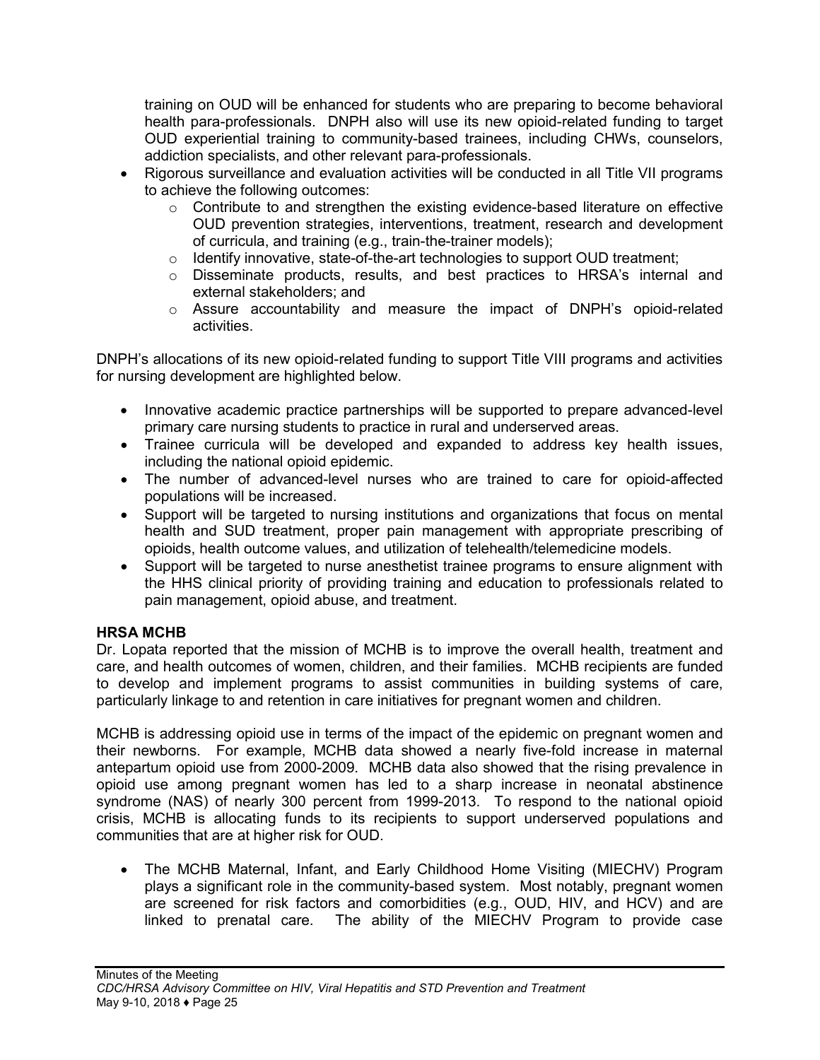training on OUD will be enhanced for students who are preparing to become behavioral health para-professionals. DNPH also will use its new opioid-related funding to target OUD experiential training to community-based trainees, including CHWs, counselors, addiction specialists, and other relevant para-professionals.

- Rigorous surveillance and evaluation activities will be conducted in all Title VII programs to achieve the following outcomes:
    - Contribute to and strengthen the existing evidence-based literature on effective OUD prevention strategies, interventions, treatment, research and development of curricula, and training (e.g., train-the-trainer models);
    - Identify innovative, state-of-the-art technologies to support OUD treatment;
    - Disseminate products, results, and best practices to HRSA's internal and external stakeholders; and
    - Assure accountability and measure the impact of DNPH's opioid-related activities.

DNPH's allocations of its new opioid-related funding to support Title VIII programs and activities for nursing development are highlighted below.

- Innovative academic practice partnerships will be supported to prepare advanced-level primary care nursing students to practice in rural and underserved areas.
- Trainee curricula will be developed and expanded to address key health issues, including the national opioid epidemic.
- The number of advanced-level nurses who are trained to care for opioid-affected populations will be increased.
- Support will be targeted to nursing institutions and organizations that focus on mental health and SUD treatment, proper pain management with appropriate prescribing of opioids, health outcome values, and utilization of telehealth/telemedicine models.
- Support will be targeted to nurse anesthetist trainee programs to ensure alignment with the HHS clinical priority of providing training and education to professionals related to pain management, opioid abuse, and treatment.

**HRSA MCHB**

Dr. Lopata reported that the mission of MCHB is to improve the overall health, treatment and care, and health outcomes of women, children, and their families. MCHB recipients are funded to develop and implement programs to assist communities in building systems of care, particularly linkage to and retention in care initiatives for pregnant women and children.

MCHB is addressing opioid use in terms of the impact of the epidemic on pregnant women and their newborns. For example, MCHB data showed a nearly five-fold increase in maternal antepartum opioid use from 2000-2009. MCHB data also showed that the rising prevalence in opioid use among pregnant women has led to a sharp increase in neonatal abstinence syndrome (NAS) of nearly 300 percent from 1999-2013. To respond to the national opioid crisis, MCHB is allocating funds to its recipients to support underserved populations and communities that are at higher risk for OUD.

- The MCHB Maternal, Infant, and Early Childhood Home Visiting (MIECHV) Program plays a significant role in the community-based system. Most notably, pregnant women are screened for risk factors and comorbidities (e.g., OUD, HIV, and HCV) and are linked to prenatal care. The ability of the MIECHV Program to provide case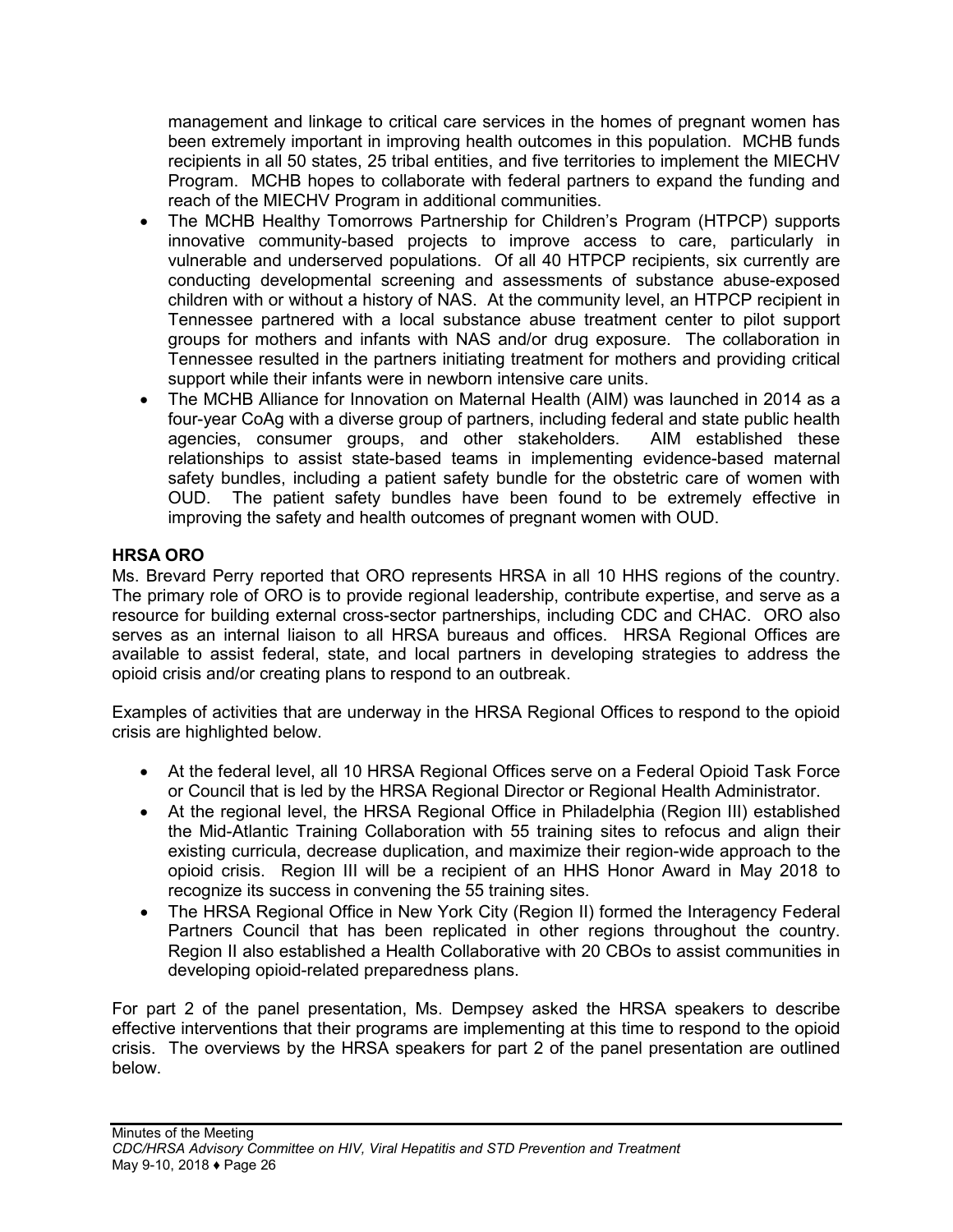management and linkage to critical care services in the homes of pregnant women has been extremely important in improving health outcomes in this population. MCHB funds recipients in all 50 states, 25 tribal entities, and five territories to implement the MIECHV Program. MCHB hopes to collaborate with federal partners to expand the funding and reach of the MIECHV Program in additional communities.

- The MCHB Healthy Tomorrows Partnership for Children's Program (HTPCP) supports innovative community-based projects to improve access to care, particularly in vulnerable and underserved populations. Of all 40 HTPCP recipients, six currently are conducting developmental screening and assessments of substance abuse-exposed children with or without a history of NAS. At the community level, an HTPCP recipient in Tennessee partnered with a local substance abuse treatment center to pilot support groups for mothers and infants with NAS and/or drug exposure. The collaboration in Tennessee resulted in the partners initiating treatment for mothers and providing critical support while their infants were in newborn intensive care units.
- The MCHB Alliance for Innovation on Maternal Health (AIM) was launched in 2014 as a four-year CoAg with a diverse group of partners, including federal and state public health agencies, consumer groups, and other stakeholders. AIM established these relationships to assist state-based teams in implementing evidence-based maternal safety bundles, including a patient safety bundle for the obstetric care of women with OUD. The patient safety bundles have been found to be extremely effective in improving the safety and health outcomes of pregnant women with OUD.

**HRSA ORO**

Ms. Brevard Perry reported that ORO represents HRSA in all 10 HHS regions of the country. The primary role of ORO is to provide regional leadership, contribute expertise, and serve as a resource for building external cross-sector partnerships, including CDC and CHAC. ORO also serves as an internal liaison to all HRSA bureaus and offices. HRSA Regional Offices are available to assist federal, state, and local partners in developing strategies to address the opioid crisis and/or creating plans to respond to an outbreak.

Examples of activities that are underway in the HRSA Regional Offices to respond to the opioid crisis are highlighted below.

- At the federal level, all 10 HRSA Regional Offices serve on a Federal Opioid Task Force or Council that is led by the HRSA Regional Director or Regional Health Administrator.
- At the regional level, the HRSA Regional Office in Philadelphia (Region III) established the Mid-Atlantic Training Collaboration with 55 training sites to refocus and align their existing curricula, decrease duplication, and maximize their region-wide approach to the opioid crisis. Region III will be a recipient of an HHS Honor Award in May 2018 to recognize its success in convening the 55 training sites.
- The HRSA Regional Office in New York City (Region II) formed the Interagency Federal Partners Council that has been replicated in other regions throughout the country. Region II also established a Health Collaborative with 20 CBOs to assist communities in developing opioid-related preparedness plans.

For part 2 of the panel presentation, Ms. Dempsey asked the HRSA speakers to describe effective interventions that their programs are implementing at this time to respond to the opioid crisis. The overviews by the HRSA speakers for part 2 of the panel presentation are outlined below.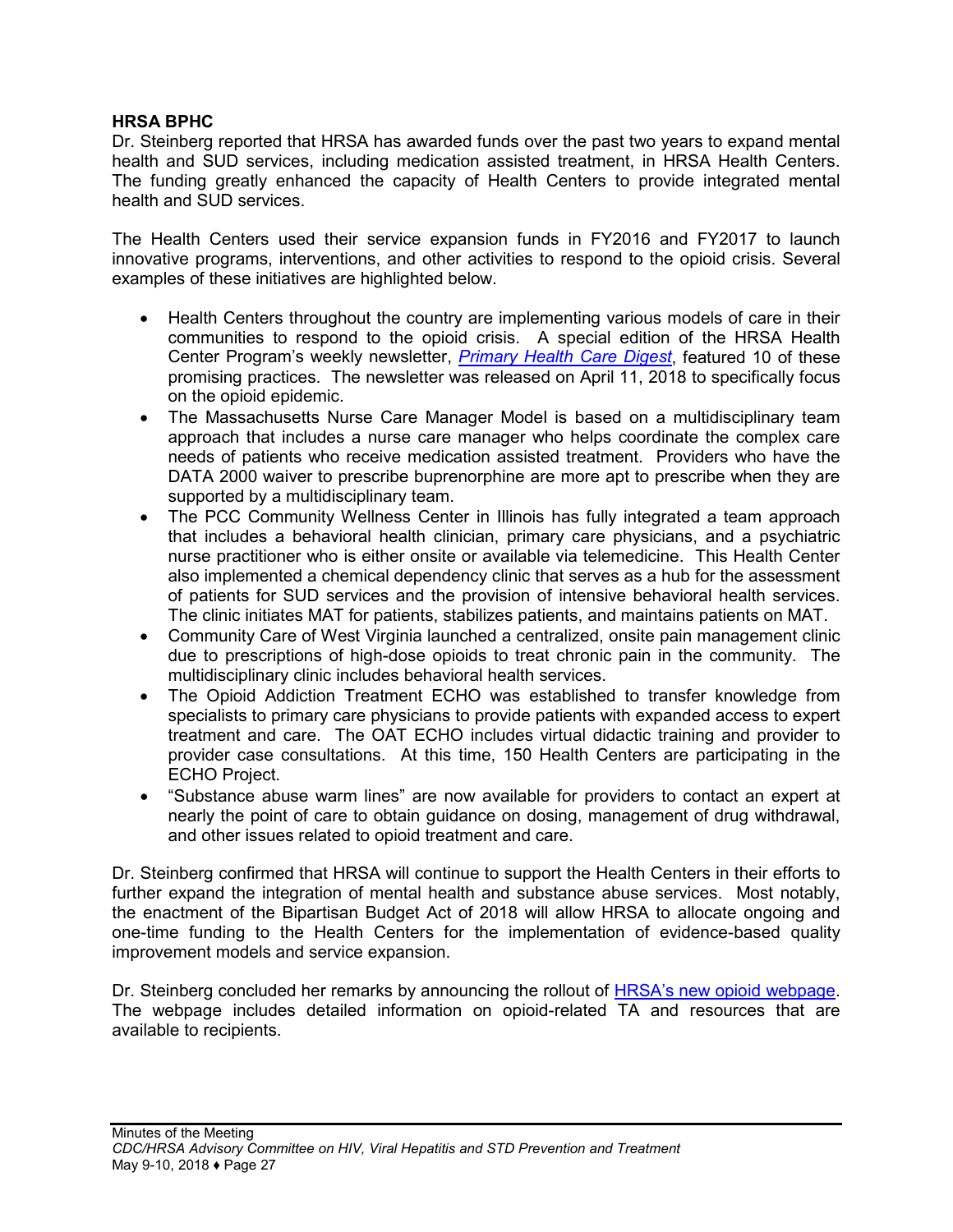**HRSA BPHC**

Dr. Steinberg reported that HRSA has awarded funds over the past two years to expand mental health and SUD services, including medication assisted treatment, in HRSA Health Centers. The funding greatly enhanced the capacity of Health Centers to provide integrated mental health and SUD services.

The Health Centers used their service expansion funds in FY2016 and FY2017 to launch innovative programs, interventions, and other activities to respond to the opioid crisis. Several examples of these initiatives are highlighted below.

- Health Centers throughout the country are implementing various models of care in their communities to respond to the opioid crisis. A special edition of the HRSA Health Center Program's weekly newsletter, *Primary Health Care Digest*, featured 10 of these promising practices. The newsletter was released on April 11, 2018 to specifically focus on the opioid epidemic.
- The Massachusetts Nurse Care Manager Model is based on a multidisciplinary team approach that includes a nurse care manager who helps coordinate the complex care needs of patients who receive medication assisted treatment. Providers who have the DATA 2000 waiver to prescribe buprenorphine are more apt to prescribe when they are supported by a multidisciplinary team.
- The PCC Community Wellness Center in Illinois has fully integrated a team approach that includes a behavioral health clinician, primary care physicians, and a psychiatric nurse practitioner who is either onsite or available via telemedicine. This Health Center also implemented a chemical dependency clinic that serves as a hub for the assessment of patients for SUD services and the provision of intensive behavioral health services. The clinic initiates MAT for patients, stabilizes patients, and maintains patients on MAT.
- Community Care of West Virginia launched a centralized, onsite pain management clinic due to prescriptions of high-dose opioids to treat chronic pain in the community. The multidisciplinary clinic includes behavioral health services.
- The Opioid Addiction Treatment ECHO was established to transfer knowledge from specialists to primary care physicians to provide patients with expanded access to expert treatment and care. The OAT ECHO includes virtual didactic training and provider to provider case consultations. At this time, 150 Health Centers are participating in the ECHO Project.
- "Substance abuse warm lines" are now available for providers to contact an expert at nearly the point of care to obtain guidance on dosing, management of drug withdrawal, and other issues related to opioid treatment and care.

Dr. Steinberg confirmed that HRSA will continue to support the Health Centers in their efforts to further expand the integration of mental health and substance abuse services. Most notably, the enactment of the Bipartisan Budget Act of 2018 will allow HRSA to allocate ongoing and one-time funding to the Health Centers for the implementation of evidence-based quality improvement models and service expansion.

Dr. Steinberg concluded her remarks by announcing the rollout of HRSA's new opioid webpage. The webpage includes detailed information on opioid-related TA and resources that are available to recipients.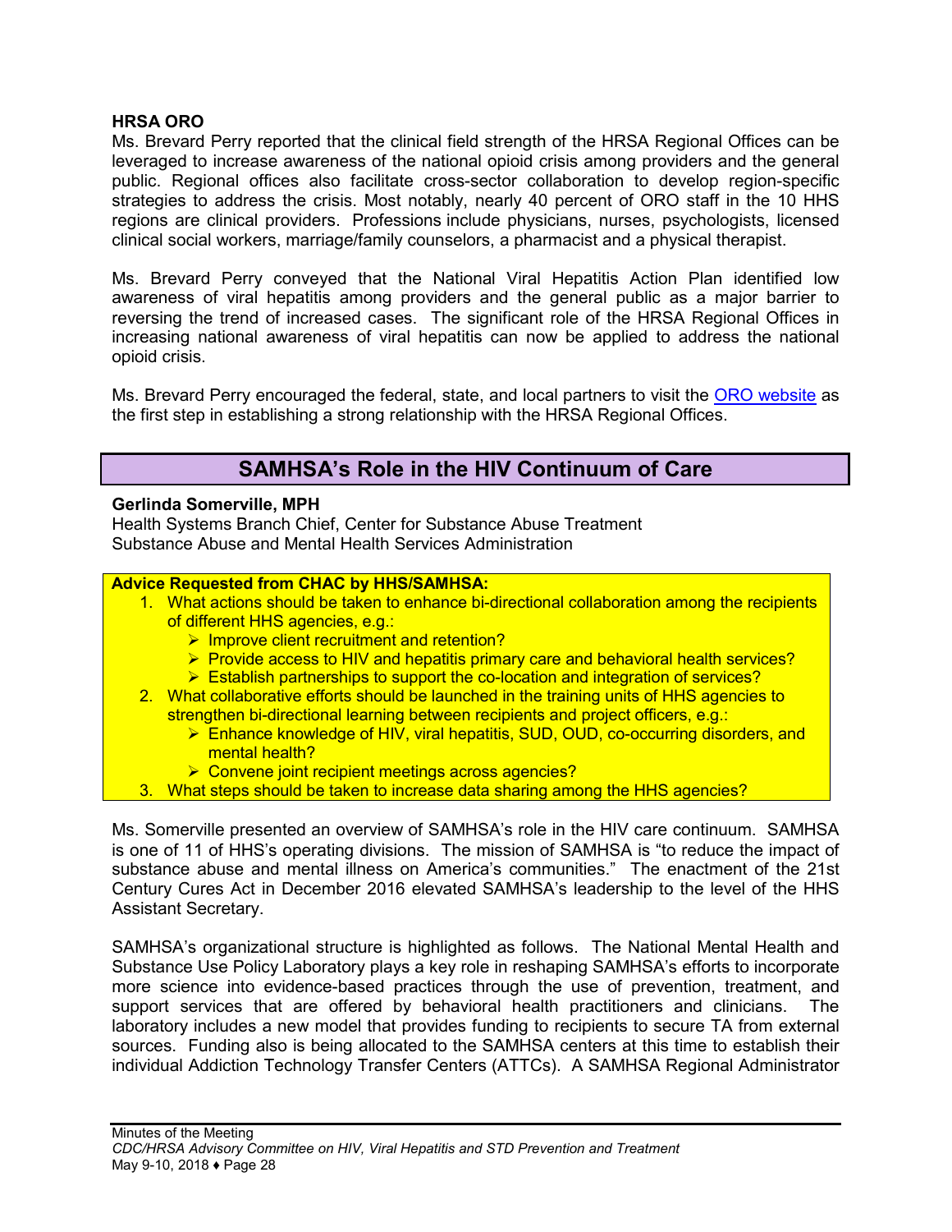**HRSA ORO**

Ms. Brevard Perry reported that the clinical field strength of the HRSA Regional Offices can be leveraged to increase awareness of the national opioid crisis among providers and the general public. Regional offices also facilitate cross-sector collaboration to develop region-specific strategies to address the crisis. Most notably, nearly 40 percent of ORO staff in the 10 HHS regions are clinical providers. Professions include physicians, nurses, psychologists, licensed clinical social workers, marriage/family counselors, a pharmacist and a physical therapist.

Ms. Brevard Perry conveyed that the National Viral Hepatitis Action Plan identified low awareness of viral hepatitis among providers and the general public as a major barrier to reversing the trend of increased cases. The significant role of the HRSA Regional Offices in increasing national awareness of viral hepatitis can now be applied to address the national opioid crisis.

Ms. Brevard Perry encouraged the federal, state, and local partners to visit the ORO website as the first step in establishing a strong relationship with the HRSA Regional Offices.

## SAMHSA's Role in the HIV Continuum of Care

**Gerlinda Somerville, MPH**
Health Systems Branch Chief, Center for Substance Abuse Treatment
Substance Abuse and Mental Health Services Administration

**Advice Requested from CHAC by HHS/SAMHSA:**

1. What actions should be taken to enhance bi-directional collaboration among the recipients of different HHS agencies, e.g.:
   - Improve client recruitment and retention?
   - Provide access to HIV and hepatitis primary care and behavioral health services?
   - Establish partnerships to support the co-location and integration of services?
2. What collaborative efforts should be launched in the training units of HHS agencies to strengthen bi-directional learning between recipients and project officers, e.g.:
   - Enhance knowledge of HIV, viral hepatitis, SUD, OUD, co-occurring disorders, and mental health?
   - Convene joint recipient meetings across agencies?
3. What steps should be taken to increase data sharing among the HHS agencies?

Ms. Somerville presented an overview of SAMHSA's role in the HIV care continuum. SAMHSA is one of 11 of HHS's operating divisions. The mission of SAMHSA is "to reduce the impact of substance abuse and mental illness on America's communities." The enactment of the 21st Century Cures Act in December 2016 elevated SAMHSA's leadership to the level of the HHS Assistant Secretary.

SAMHSA's organizational structure is highlighted as follows. The National Mental Health and Substance Use Policy Laboratory plays a key role in reshaping SAMHSA's efforts to incorporate more science into evidence-based practices through the use of prevention, treatment, and support services that are offered by behavioral health practitioners and clinicians. The laboratory includes a new model that provides funding to recipients to secure TA from external sources. Funding also is being allocated to the SAMHSA centers at this time to establish their individual Addiction Technology Transfer Centers (ATTCs). A SAMHSA Regional Administrator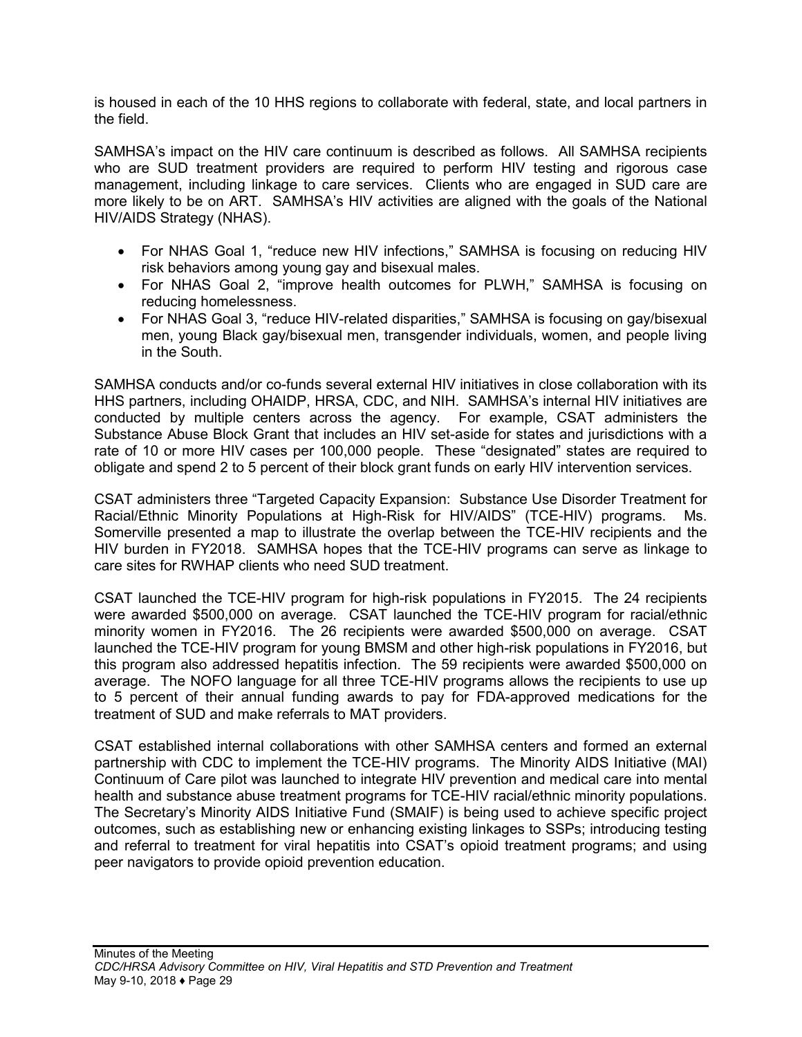is housed in each of the 10 HHS regions to collaborate with federal, state, and local partners in the field.

SAMHSA's impact on the HIV care continuum is described as follows. All SAMHSA recipients who are SUD treatment providers are required to perform HIV testing and rigorous case management, including linkage to care services. Clients who are engaged in SUD care are more likely to be on ART. SAMHSA's HIV activities are aligned with the goals of the National HIV/AIDS Strategy (NHAS).

- For NHAS Goal 1, "reduce new HIV infections," SAMHSA is focusing on reducing HIV risk behaviors among young gay and bisexual males.
- For NHAS Goal 2, "improve health outcomes for PLWH," SAMHSA is focusing on reducing homelessness.
- For NHAS Goal 3, "reduce HIV-related disparities," SAMHSA is focusing on gay/bisexual men, young Black gay/bisexual men, transgender individuals, women, and people living in the South.

SAMHSA conducts and/or co-funds several external HIV initiatives in close collaboration with its HHS partners, including OHAIDP, HRSA, CDC, and NIH. SAMHSA's internal HIV initiatives are conducted by multiple centers across the agency. For example, CSAT administers the Substance Abuse Block Grant that includes an HIV set-aside for states and jurisdictions with a rate of 10 or more HIV cases per 100,000 people. These "designated" states are required to obligate and spend 2 to 5 percent of their block grant funds on early HIV intervention services.

CSAT administers three "Targeted Capacity Expansion: Substance Use Disorder Treatment for Racial/Ethnic Minority Populations at High-Risk for HIV/AIDS" (TCE-HIV) programs. Ms. Somerville presented a map to illustrate the overlap between the TCE-HIV recipients and the HIV burden in FY2018. SAMHSA hopes that the TCE-HIV programs can serve as linkage to care sites for RWHAP clients who need SUD treatment.

CSAT launched the TCE-HIV program for high-risk populations in FY2015. The 24 recipients were awarded $500,000 on average. CSAT launched the TCE-HIV program for racial/ethnic minority women in FY2016. The 26 recipients were awarded $500,000 on average. CSAT launched the TCE-HIV program for young BMSM and other high-risk populations in FY2016, but this program also addressed hepatitis infection. The 59 recipients were awarded $500,000 on average. The NOFO language for all three TCE-HIV programs allows the recipients to use up to 5 percent of their annual funding awards to pay for FDA-approved medications for the treatment of SUD and make referrals to MAT providers.

CSAT established internal collaborations with other SAMHSA centers and formed an external partnership with CDC to implement the TCE-HIV programs. The Minority AIDS Initiative (MAI) Continuum of Care pilot was launched to integrate HIV prevention and medical care into mental health and substance abuse treatment programs for TCE-HIV racial/ethnic minority populations. The Secretary's Minority AIDS Initiative Fund (SMAIF) is being used to achieve specific project outcomes, such as establishing new or enhancing existing linkages to SSPs; introducing testing and referral to treatment for viral hepatitis into CSAT's opioid treatment programs; and using peer navigators to provide opioid prevention education.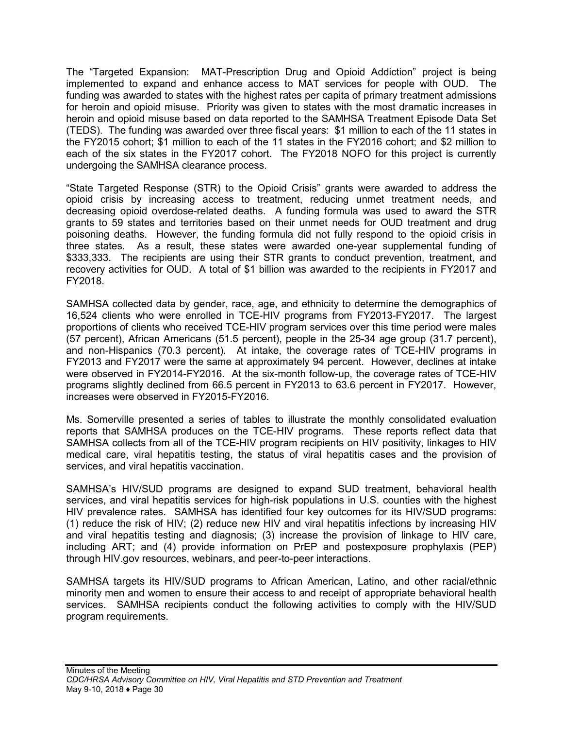The "Targeted Expansion: MAT-Prescription Drug and Opioid Addiction" project is being implemented to expand and enhance access to MAT services for people with OUD. The funding was awarded to states with the highest rates per capita of primary treatment admissions for heroin and opioid misuse. Priority was given to states with the most dramatic increases in heroin and opioid misuse based on data reported to the SAMHSA Treatment Episode Data Set (TEDS). The funding was awarded over three fiscal years: $1 million to each of the 11 states in the FY2015 cohort; $1 million to each of the 11 states in the FY2016 cohort; and $2 million to each of the six states in the FY2017 cohort. The FY2018 NOFO for this project is currently undergoing the SAMHSA clearance process.

"State Targeted Response (STR) to the Opioid Crisis" grants were awarded to address the opioid crisis by increasing access to treatment, reducing unmet treatment needs, and decreasing opioid overdose-related deaths. A funding formula was used to award the STR grants to 59 states and territories based on their unmet needs for OUD treatment and drug poisoning deaths. However, the funding formula did not fully respond to the opioid crisis in three states. As a result, these states were awarded one-year supplemental funding of $333,333. The recipients are using their STR grants to conduct prevention, treatment, and recovery activities for OUD. A total of $1 billion was awarded to the recipients in FY2017 and FY2018.

SAMHSA collected data by gender, race, age, and ethnicity to determine the demographics of 16,524 clients who were enrolled in TCE-HIV programs from FY2013-FY2017. The largest proportions of clients who received TCE-HIV program services over this time period were males (57 percent), African Americans (51.5 percent), people in the 25-34 age group (31.7 percent), and non-Hispanics (70.3 percent). At intake, the coverage rates of TCE-HIV programs in FY2013 and FY2017 were the same at approximately 94 percent. However, declines at intake were observed in FY2014-FY2016. At the six-month follow-up, the coverage rates of TCE-HIV programs slightly declined from 66.5 percent in FY2013 to 63.6 percent in FY2017. However, increases were observed in FY2015-FY2016.

Ms. Somerville presented a series of tables to illustrate the monthly consolidated evaluation reports that SAMHSA produces on the TCE-HIV programs. These reports reflect data that SAMHSA collects from all of the TCE-HIV program recipients on HIV positivity, linkages to HIV medical care, viral hepatitis testing, the status of viral hepatitis cases and the provision of services, and viral hepatitis vaccination.

SAMHSA's HIV/SUD programs are designed to expand SUD treatment, behavioral health services, and viral hepatitis services for high-risk populations in U.S. counties with the highest HIV prevalence rates. SAMHSA has identified four key outcomes for its HIV/SUD programs: (1) reduce the risk of HIV; (2) reduce new HIV and viral hepatitis infections by increasing HIV and viral hepatitis testing and diagnosis; (3) increase the provision of linkage to HIV care, including ART; and (4) provide information on PrEP and postexposure prophylaxis (PEP) through HIV.gov resources, webinars, and peer-to-peer interactions.

SAMHSA targets its HIV/SUD programs to African American, Latino, and other racial/ethnic minority men and women to ensure their access to and receipt of appropriate behavioral health services. SAMHSA recipients conduct the following activities to comply with the HIV/SUD program requirements.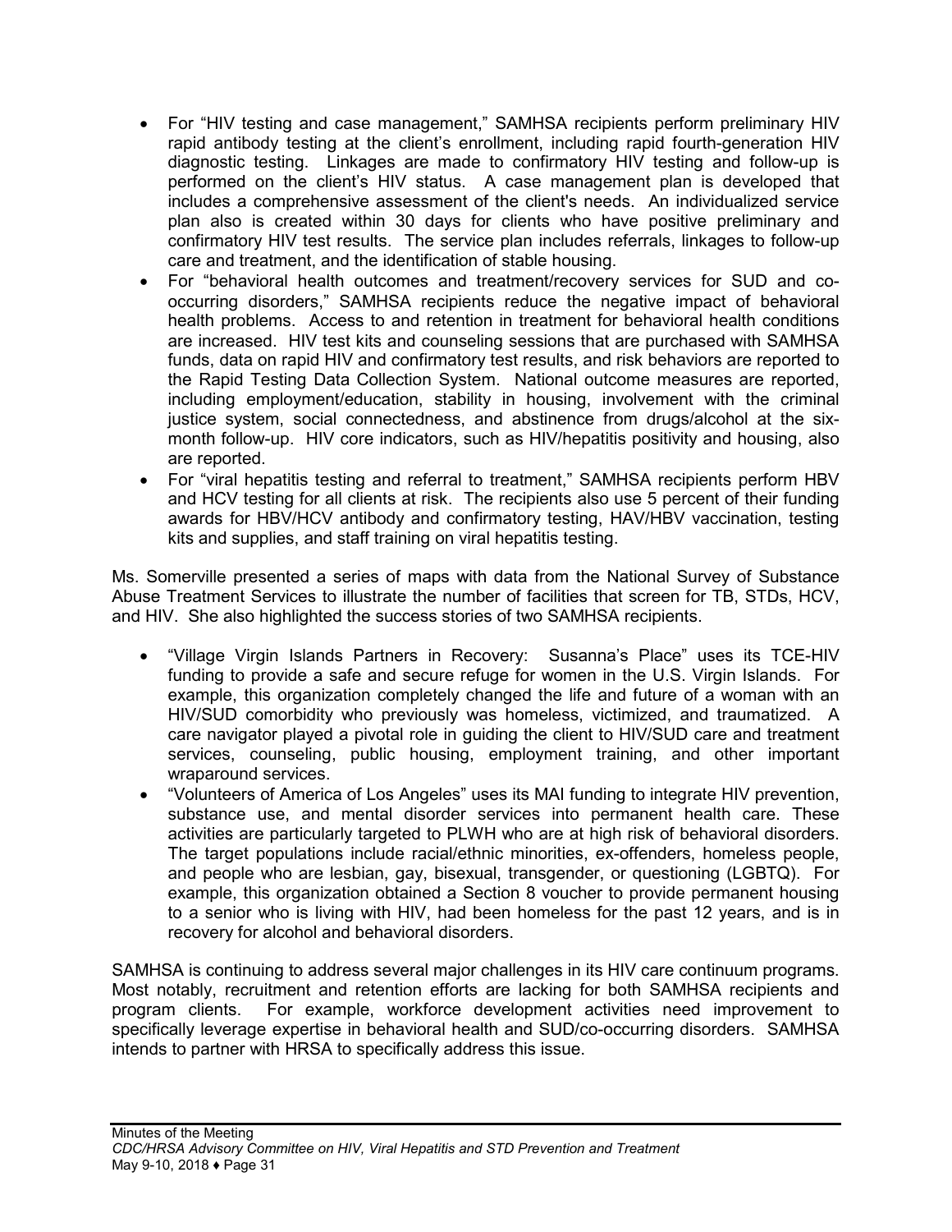- For "HIV testing and case management," SAMHSA recipients perform preliminary HIV rapid antibody testing at the client's enrollment, including rapid fourth-generation HIV diagnostic testing. Linkages are made to confirmatory HIV testing and follow-up is performed on the client's HIV status. A case management plan is developed that includes a comprehensive assessment of the client's needs. An individualized service plan also is created within 30 days for clients who have positive preliminary and confirmatory HIV test results. The service plan includes referrals, linkages to follow-up care and treatment, and the identification of stable housing.
- For "behavioral health outcomes and treatment/recovery services for SUD and co-occurring disorders," SAMHSA recipients reduce the negative impact of behavioral health problems. Access to and retention in treatment for behavioral health conditions are increased. HIV test kits and counseling sessions that are purchased with SAMHSA funds, data on rapid HIV and confirmatory test results, and risk behaviors are reported to the Rapid Testing Data Collection System. National outcome measures are reported, including employment/education, stability in housing, involvement with the criminal justice system, social connectedness, and abstinence from drugs/alcohol at the six-month follow-up. HIV core indicators, such as HIV/hepatitis positivity and housing, also are reported.
- For "viral hepatitis testing and referral to treatment," SAMHSA recipients perform HBV and HCV testing for all clients at risk. The recipients also use 5 percent of their funding awards for HBV/HCV antibody and confirmatory testing, HAV/HBV vaccination, testing kits and supplies, and staff training on viral hepatitis testing.

Ms. Somerville presented a series of maps with data from the National Survey of Substance Abuse Treatment Services to illustrate the number of facilities that screen for TB, STDs, HCV, and HIV. She also highlighted the success stories of two SAMHSA recipients.

- "Village Virgin Islands Partners in Recovery: Susanna's Place" uses its TCE-HIV funding to provide a safe and secure refuge for women in the U.S. Virgin Islands. For example, this organization completely changed the life and future of a woman with an HIV/SUD comorbidity who previously was homeless, victimized, and traumatized. A care navigator played a pivotal role in guiding the client to HIV/SUD care and treatment services, counseling, public housing, employment training, and other important wraparound services.
- "Volunteers of America of Los Angeles" uses its MAI funding to integrate HIV prevention, substance use, and mental disorder services into permanent health care. These activities are particularly targeted to PLWH who are at high risk of behavioral disorders. The target populations include racial/ethnic minorities, ex-offenders, homeless people, and people who are lesbian, gay, bisexual, transgender, or questioning (LGBTQ). For example, this organization obtained a Section 8 voucher to provide permanent housing to a senior who is living with HIV, had been homeless for the past 12 years, and is in recovery for alcohol and behavioral disorders.

SAMHSA is continuing to address several major challenges in its HIV care continuum programs. Most notably, recruitment and retention efforts are lacking for both SAMHSA recipients and program clients. For example, workforce development activities need improvement to specifically leverage expertise in behavioral health and SUD/co-occurring disorders. SAMHSA intends to partner with HRSA to specifically address this issue.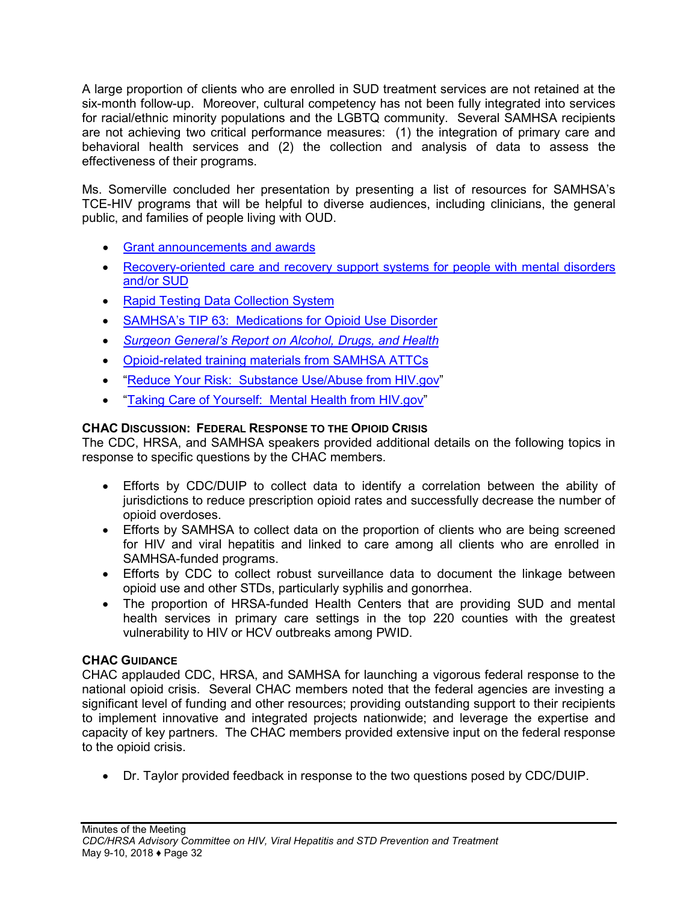A large proportion of clients who are enrolled in SUD treatment services are not retained at the six-month follow-up. Moreover, cultural competency has not been fully integrated into services for racial/ethnic minority populations and the LGBTQ community. Several SAMHSA recipients are not achieving two critical performance measures: (1) the integration of primary care and behavioral health services and (2) the collection and analysis of data to assess the effectiveness of their programs.

Ms. Somerville concluded her presentation by presenting a list of resources for SAMHSA's TCE-HIV programs that will be helpful to diverse audiences, including clinicians, the general public, and families of people living with OUD.

- Grant announcements and awards
- Recovery-oriented care and recovery support systems for people with mental disorders and/or SUD
- Rapid Testing Data Collection System
- SAMHSA's TIP 63: Medications for Opioid Use Disorder
- *Surgeon General's Report on Alcohol, Drugs, and Health*
- Opioid-related training materials from SAMHSA ATTCs
- "Reduce Your Risk: Substance Use/Abuse from HIV.gov"
- "Taking Care of Yourself: Mental Health from HIV.gov"

### CHAC Discussion: Federal Response to the Opioid Crisis

The CDC, HRSA, and SAMHSA speakers provided additional details on the following topics in response to specific questions by the CHAC members.

- Efforts by CDC/DUIP to collect data to identify a correlation between the ability of jurisdictions to reduce prescription opioid rates and successfully decrease the number of opioid overdoses.
- Efforts by SAMHSA to collect data on the proportion of clients who are being screened for HIV and viral hepatitis and linked to care among all clients who are enrolled in SAMHSA-funded programs.
- Efforts by CDC to collect robust surveillance data to document the linkage between opioid use and other STDs, particularly syphilis and gonorrhea.
- The proportion of HRSA-funded Health Centers that are providing SUD and mental health services in primary care settings in the top 220 counties with the greatest vulnerability to HIV or HCV outbreaks among PWID.

### CHAC Guidance

CHAC applauded CDC, HRSA, and SAMHSA for launching a vigorous federal response to the national opioid crisis. Several CHAC members noted that the federal agencies are investing a significant level of funding and other resources; providing outstanding support to their recipients to implement innovative and integrated projects nationwide; and leverage the expertise and capacity of key partners. The CHAC members provided extensive input on the federal response to the opioid crisis.

- Dr. Taylor provided feedback in response to the two questions posed by CDC/DUIP.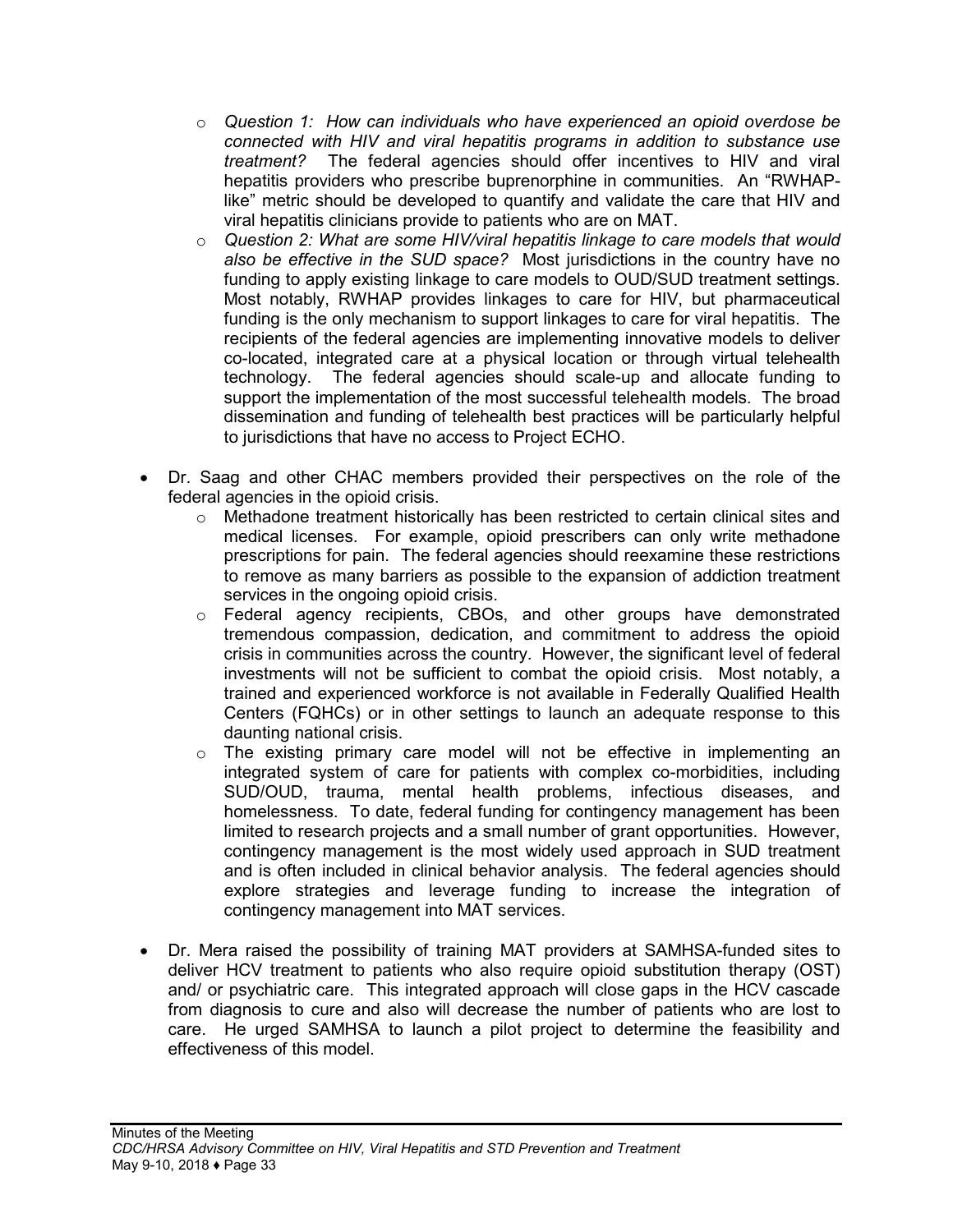- *Question 1: How can individuals who have experienced an opioid overdose be connected with HIV and viral hepatitis programs in addition to substance use treatment?* The federal agencies should offer incentives to HIV and viral hepatitis providers who prescribe buprenorphine in communities. An "RWHAP-like" metric should be developed to quantify and validate the care that HIV and viral hepatitis clinicians provide to patients who are on MAT.
    - *Question 2: What are some HIV/viral hepatitis linkage to care models that would also be effective in the SUD space?* Most jurisdictions in the country have no funding to apply existing linkage to care models to OUD/SUD treatment settings. Most notably, RWHAP provides linkages to care for HIV, but pharmaceutical funding is the only mechanism to support linkages to care for viral hepatitis. The recipients of the federal agencies are implementing innovative models to deliver co-located, integrated care at a physical location or through virtual telehealth technology. The federal agencies should scale-up and allocate funding to support the implementation of the most successful telehealth models. The broad dissemination and funding of telehealth best practices will be particularly helpful to jurisdictions that have no access to Project ECHO.

- Dr. Saag and other CHAC members provided their perspectives on the role of the federal agencies in the opioid crisis.
    - Methadone treatment historically has been restricted to certain clinical sites and medical licenses. For example, opioid prescribers can only write methadone prescriptions for pain. The federal agencies should reexamine these restrictions to remove as many barriers as possible to the expansion of addiction treatment services in the ongoing opioid crisis.
    - Federal agency recipients, CBOs, and other groups have demonstrated tremendous compassion, dedication, and commitment to address the opioid crisis in communities across the country. However, the significant level of federal investments will not be sufficient to combat the opioid crisis. Most notably, a trained and experienced workforce is not available in Federally Qualified Health Centers (FQHCs) or in other settings to launch an adequate response to this daunting national crisis.
    - The existing primary care model will not be effective in implementing an integrated system of care for patients with complex co-morbidities, including SUD/OUD, trauma, mental health problems, infectious diseases, and homelessness. To date, federal funding for contingency management has been limited to research projects and a small number of grant opportunities. However, contingency management is the most widely used approach in SUD treatment and is often included in clinical behavior analysis. The federal agencies should explore strategies and leverage funding to increase the integration of contingency management into MAT services.

- Dr. Mera raised the possibility of training MAT providers at SAMHSA-funded sites to deliver HCV treatment to patients who also require opioid substitution therapy (OST) and/ or psychiatric care. This integrated approach will close gaps in the HCV cascade from diagnosis to cure and also will decrease the number of patients who are lost to care. He urged SAMHSA to launch a pilot project to determine the feasibility and effectiveness of this model.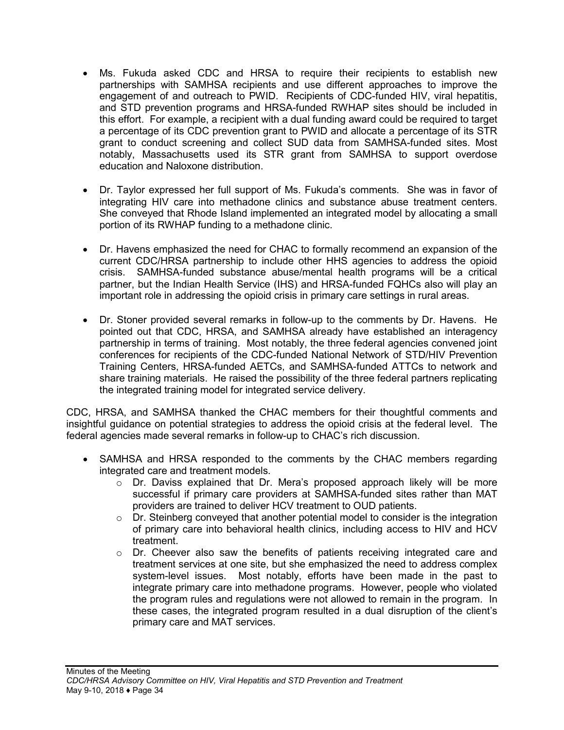- Ms. Fukuda asked CDC and HRSA to require their recipients to establish new partnerships with SAMHSA recipients and use different approaches to improve the engagement of and outreach to PWID. Recipients of CDC-funded HIV, viral hepatitis, and STD prevention programs and HRSA-funded RWHAP sites should be included in this effort. For example, a recipient with a dual funding award could be required to target a percentage of its CDC prevention grant to PWID and allocate a percentage of its STR grant to conduct screening and collect SUD data from SAMHSA-funded sites. Most notably, Massachusetts used its STR grant from SAMHSA to support overdose education and Naloxone distribution.

- Dr. Taylor expressed her full support of Ms. Fukuda's comments. She was in favor of integrating HIV care into methadone clinics and substance abuse treatment centers. She conveyed that Rhode Island implemented an integrated model by allocating a small portion of its RWHAP funding to a methadone clinic.

- Dr. Havens emphasized the need for CHAC to formally recommend an expansion of the current CDC/HRSA partnership to include other HHS agencies to address the opioid crisis. SAMHSA-funded substance abuse/mental health programs will be a critical partner, but the Indian Health Service (IHS) and HRSA-funded FQHCs also will play an important role in addressing the opioid crisis in primary care settings in rural areas.

- Dr. Stoner provided several remarks in follow-up to the comments by Dr. Havens. He pointed out that CDC, HRSA, and SAMHSA already have established an interagency partnership in terms of training. Most notably, the three federal agencies convened joint conferences for recipients of the CDC-funded National Network of STD/HIV Prevention Training Centers, HRSA-funded AETCs, and SAMHSA-funded ATTCs to network and share training materials. He raised the possibility of the three federal partners replicating the integrated training model for integrated service delivery.

CDC, HRSA, and SAMHSA thanked the CHAC members for their thoughtful comments and insightful guidance on potential strategies to address the opioid crisis at the federal level. The federal agencies made several remarks in follow-up to CHAC's rich discussion.

- SAMHSA and HRSA responded to the comments by the CHAC members regarding integrated care and treatment models.
  - Dr. Daviss explained that Dr. Mera's proposed approach likely will be more successful if primary care providers at SAMHSA-funded sites rather than MAT providers are trained to deliver HCV treatment to OUD patients.
  - Dr. Steinberg conveyed that another potential model to consider is the integration of primary care into behavioral health clinics, including access to HIV and HCV treatment.
  - Dr. Cheever also saw the benefits of patients receiving integrated care and treatment services at one site, but she emphasized the need to address complex system-level issues. Most notably, efforts have been made in the past to integrate primary care into methadone programs. However, people who violated the program rules and regulations were not allowed to remain in the program. In these cases, the integrated program resulted in a dual disruption of the client's primary care and MAT services.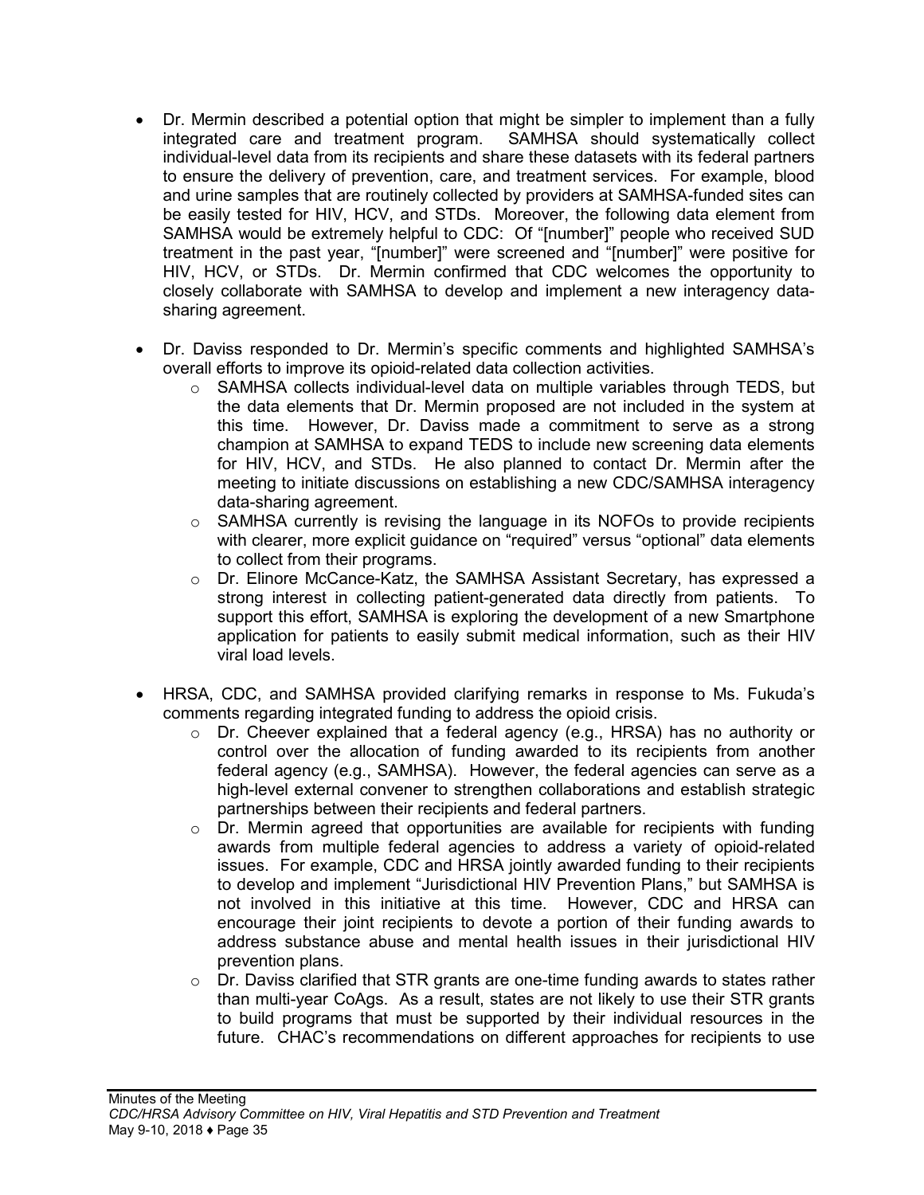- Dr. Mermin described a potential option that might be simpler to implement than a fully integrated care and treatment program. SAMHSA should systematically collect individual-level data from its recipients and share these datasets with its federal partners to ensure the delivery of prevention, care, and treatment services. For example, blood and urine samples that are routinely collected by providers at SAMHSA-funded sites can be easily tested for HIV, HCV, and STDs. Moreover, the following data element from SAMHSA would be extremely helpful to CDC: Of "[number]" people who received SUD treatment in the past year, "[number]" were screened and "[number]" were positive for HIV, HCV, or STDs. Dr. Mermin confirmed that CDC welcomes the opportunity to closely collaborate with SAMHSA to develop and implement a new interagency data-sharing agreement.

- Dr. Daviss responded to Dr. Mermin's specific comments and highlighted SAMHSA's overall efforts to improve its opioid-related data collection activities.
  - SAMHSA collects individual-level data on multiple variables through TEDS, but the data elements that Dr. Mermin proposed are not included in the system at this time. However, Dr. Daviss made a commitment to serve as a strong champion at SAMHSA to expand TEDS to include new screening data elements for HIV, HCV, and STDs. He also planned to contact Dr. Mermin after the meeting to initiate discussions on establishing a new CDC/SAMHSA interagency data-sharing agreement.
  - SAMHSA currently is revising the language in its NOFOs to provide recipients with clearer, more explicit guidance on "required" versus "optional" data elements to collect from their programs.
  - Dr. Elinore McCance-Katz, the SAMHSA Assistant Secretary, has expressed a strong interest in collecting patient-generated data directly from patients. To support this effort, SAMHSA is exploring the development of a new Smartphone application for patients to easily submit medical information, such as their HIV viral load levels.

- HRSA, CDC, and SAMHSA provided clarifying remarks in response to Ms. Fukuda's comments regarding integrated funding to address the opioid crisis.
  - Dr. Cheever explained that a federal agency (e.g., HRSA) has no authority or control over the allocation of funding awarded to its recipients from another federal agency (e.g., SAMHSA). However, the federal agencies can serve as a high-level external convener to strengthen collaborations and establish strategic partnerships between their recipients and federal partners.
  - Dr. Mermin agreed that opportunities are available for recipients with funding awards from multiple federal agencies to address a variety of opioid-related issues. For example, CDC and HRSA jointly awarded funding to their recipients to develop and implement "Jurisdictional HIV Prevention Plans," but SAMHSA is not involved in this initiative at this time. However, CDC and HRSA can encourage their joint recipients to devote a portion of their funding awards to address substance abuse and mental health issues in their jurisdictional HIV prevention plans.
  - Dr. Daviss clarified that STR grants are one-time funding awards to states rather than multi-year CoAgs. As a result, states are not likely to use their STR grants to build programs that must be supported by their individual resources in the future. CHAC's recommendations on different approaches for recipients to use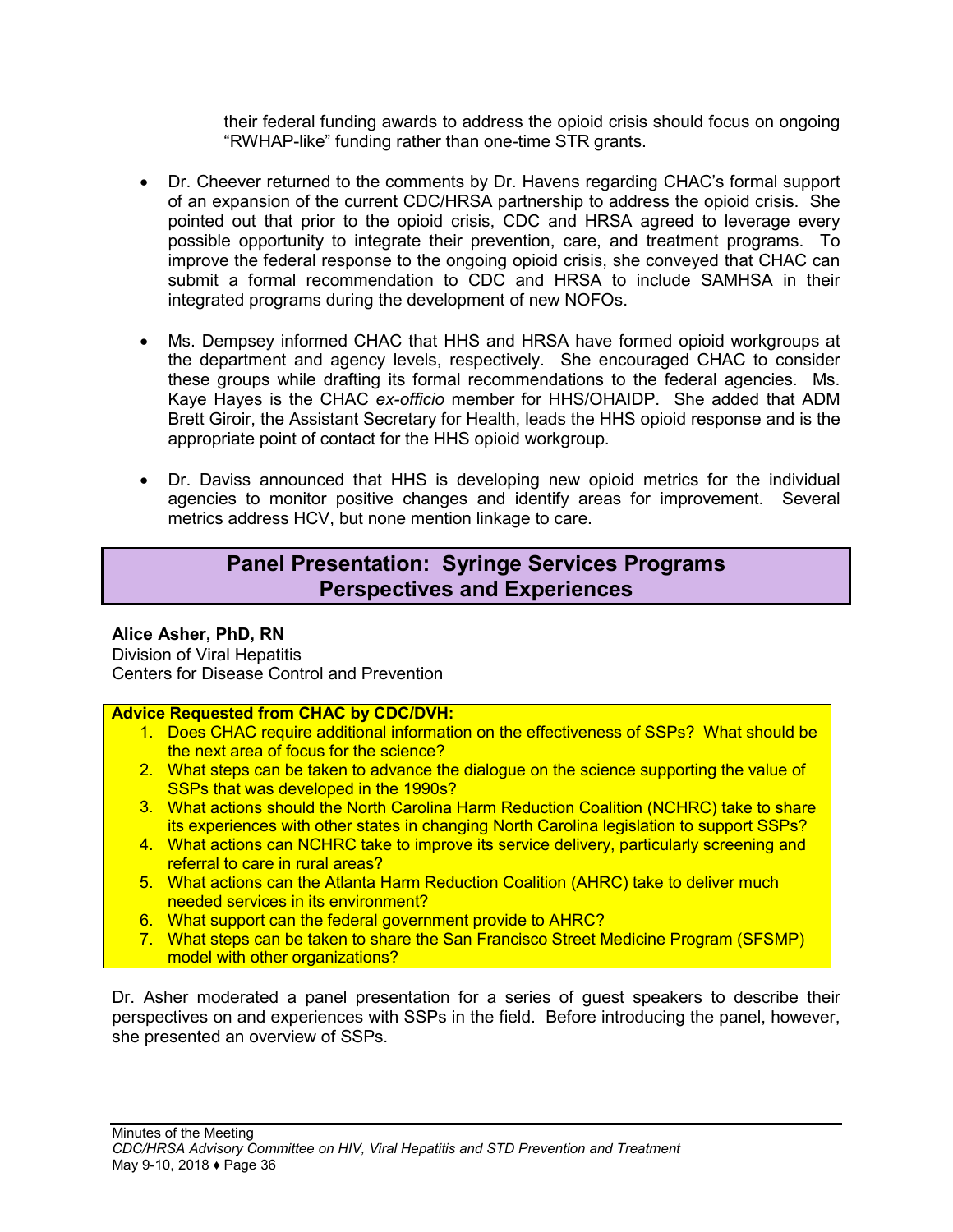their federal funding awards to address the opioid crisis should focus on ongoing "RWHAP-like" funding rather than one-time STR grants.

- Dr. Cheever returned to the comments by Dr. Havens regarding CHAC's formal support of an expansion of the current CDC/HRSA partnership to address the opioid crisis. She pointed out that prior to the opioid crisis, CDC and HRSA agreed to leverage every possible opportunity to integrate their prevention, care, and treatment programs. To improve the federal response to the ongoing opioid crisis, she conveyed that CHAC can submit a formal recommendation to CDC and HRSA to include SAMHSA in their integrated programs during the development of new NOFOs.

- Ms. Dempsey informed CHAC that HHS and HRSA have formed opioid workgroups at the department and agency levels, respectively. She encouraged CHAC to consider these groups while drafting its formal recommendations to the federal agencies. Ms. Kaye Hayes is the CHAC *ex-officio* member for HHS/OHAIDP. She added that ADM Brett Giroir, the Assistant Secretary for Health, leads the HHS opioid response and is the appropriate point of contact for the HHS opioid workgroup.

- Dr. Daviss announced that HHS is developing new opioid metrics for the individual agencies to monitor positive changes and identify areas for improvement. Several metrics address HCV, but none mention linkage to care.

## Panel Presentation: Syringe Services Programs Perspectives and Experiences

**Alice Asher, PhD, RN**
Division of Viral Hepatitis
Centers for Disease Control and Prevention

**Advice Requested from CHAC by CDC/DVH:**

1. Does CHAC require additional information on the effectiveness of SSPs? What should be the next area of focus for the science?
2. What steps can be taken to advance the dialogue on the science supporting the value of SSPs that was developed in the 1990s?
3. What actions should the North Carolina Harm Reduction Coalition (NCHRC) take to share its experiences with other states in changing North Carolina legislation to support SSPs?
4. What actions can NCHRC take to improve its service delivery, particularly screening and referral to care in rural areas?
5. What actions can the Atlanta Harm Reduction Coalition (AHRC) take to deliver much needed services in its environment?
6. What support can the federal government provide to AHRC?
7. What steps can be taken to share the San Francisco Street Medicine Program (SFSMP) model with other organizations?

Dr. Asher moderated a panel presentation for a series of guest speakers to describe their perspectives on and experiences with SSPs in the field. Before introducing the panel, however, she presented an overview of SSPs.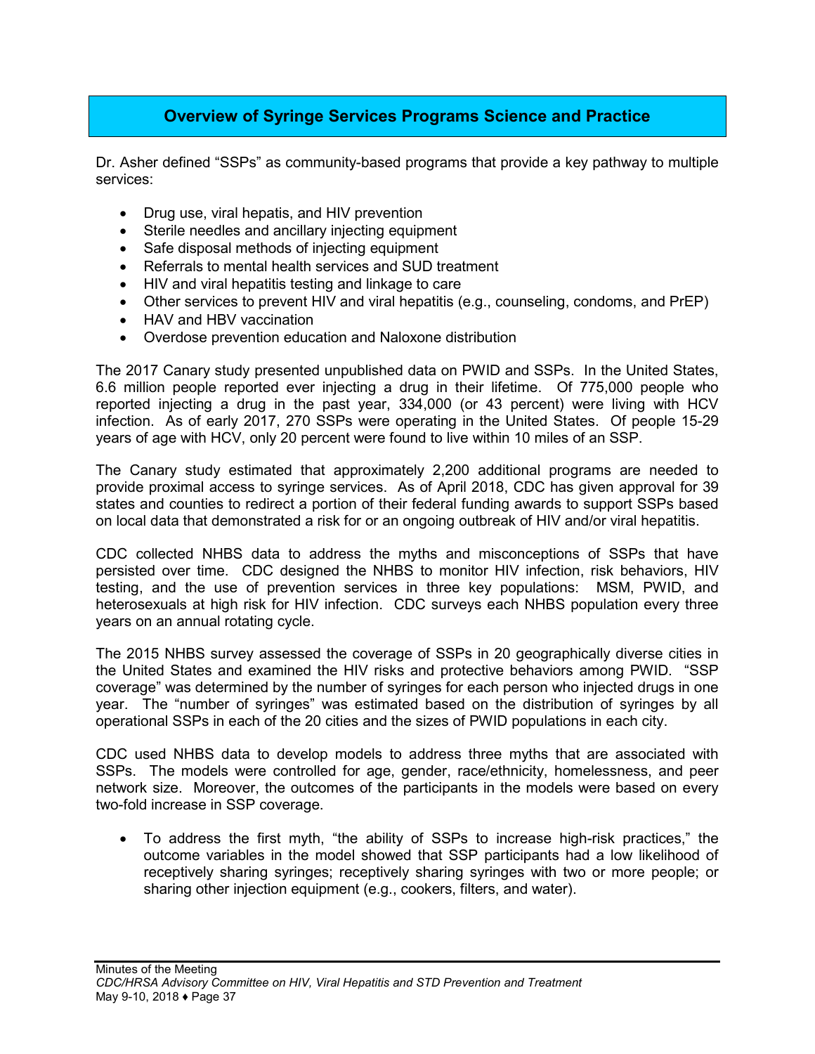## Overview of Syringe Services Programs Science and Practice

Dr. Asher defined "SSPs" as community-based programs that provide a key pathway to multiple services:

- Drug use, viral hepatis, and HIV prevention
- Sterile needles and ancillary injecting equipment
- Safe disposal methods of injecting equipment
- Referrals to mental health services and SUD treatment
- HIV and viral hepatitis testing and linkage to care
- Other services to prevent HIV and viral hepatitis (e.g., counseling, condoms, and PrEP)
- HAV and HBV vaccination
- Overdose prevention education and Naloxone distribution

The 2017 Canary study presented unpublished data on PWID and SSPs. In the United States, 6.6 million people reported ever injecting a drug in their lifetime. Of 775,000 people who reported injecting a drug in the past year, 334,000 (or 43 percent) were living with HCV infection. As of early 2017, 270 SSPs were operating in the United States. Of people 15-29 years of age with HCV, only 20 percent were found to live within 10 miles of an SSP.

The Canary study estimated that approximately 2,200 additional programs are needed to provide proximal access to syringe services. As of April 2018, CDC has given approval for 39 states and counties to redirect a portion of their federal funding awards to support SSPs based on local data that demonstrated a risk for or an ongoing outbreak of HIV and/or viral hepatitis.

CDC collected NHBS data to address the myths and misconceptions of SSPs that have persisted over time. CDC designed the NHBS to monitor HIV infection, risk behaviors, HIV testing, and the use of prevention services in three key populations: MSM, PWID, and heterosexuals at high risk for HIV infection. CDC surveys each NHBS population every three years on an annual rotating cycle.

The 2015 NHBS survey assessed the coverage of SSPs in 20 geographically diverse cities in the United States and examined the HIV risks and protective behaviors among PWID. "SSP coverage" was determined by the number of syringes for each person who injected drugs in one year. The "number of syringes" was estimated based on the distribution of syringes by all operational SSPs in each of the 20 cities and the sizes of PWID populations in each city.

CDC used NHBS data to develop models to address three myths that are associated with SSPs. The models were controlled for age, gender, race/ethnicity, homelessness, and peer network size. Moreover, the outcomes of the participants in the models were based on every two-fold increase in SSP coverage.

- To address the first myth, "the ability of SSPs to increase high-risk practices," the outcome variables in the model showed that SSP participants had a low likelihood of receptively sharing syringes; receptively sharing syringes with two or more people; or sharing other injection equipment (e.g., cookers, filters, and water).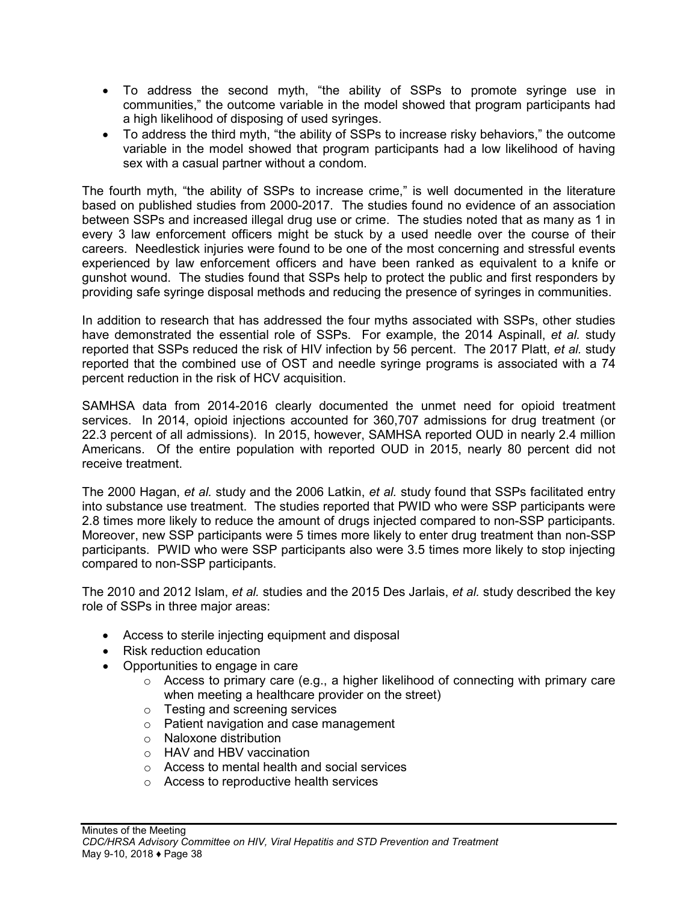- To address the second myth, "the ability of SSPs to promote syringe use in communities," the outcome variable in the model showed that program participants had a high likelihood of disposing of used syringes.
- To address the third myth, "the ability of SSPs to increase risky behaviors," the outcome variable in the model showed that program participants had a low likelihood of having sex with a casual partner without a condom.

The fourth myth, "the ability of SSPs to increase crime," is well documented in the literature based on published studies from 2000-2017. The studies found no evidence of an association between SSPs and increased illegal drug use or crime. The studies noted that as many as 1 in every 3 law enforcement officers might be stuck by a used needle over the course of their careers. Needlestick injuries were found to be one of the most concerning and stressful events experienced by law enforcement officers and have been ranked as equivalent to a knife or gunshot wound. The studies found that SSPs help to protect the public and first responders by providing safe syringe disposal methods and reducing the presence of syringes in communities.

In addition to research that has addressed the four myths associated with SSPs, other studies have demonstrated the essential role of SSPs. For example, the 2014 Aspinall, *et al.* study reported that SSPs reduced the risk of HIV infection by 56 percent. The 2017 Platt, *et al.* study reported that the combined use of OST and needle syringe programs is associated with a 74 percent reduction in the risk of HCV acquisition.

SAMHSA data from 2014-2016 clearly documented the unmet need for opioid treatment services. In 2014, opioid injections accounted for 360,707 admissions for drug treatment (or 22.3 percent of all admissions). In 2015, however, SAMHSA reported OUD in nearly 2.4 million Americans. Of the entire population with reported OUD in 2015, nearly 80 percent did not receive treatment.

The 2000 Hagan, *et al.* study and the 2006 Latkin, *et al.* study found that SSPs facilitated entry into substance use treatment. The studies reported that PWID who were SSP participants were 2.8 times more likely to reduce the amount of drugs injected compared to non-SSP participants. Moreover, new SSP participants were 5 times more likely to enter drug treatment than non-SSP participants. PWID who were SSP participants also were 3.5 times more likely to stop injecting compared to non-SSP participants.

The 2010 and 2012 Islam, *et al.* studies and the 2015 Des Jarlais, *et al.* study described the key role of SSPs in three major areas:

- Access to sterile injecting equipment and disposal
- Risk reduction education
- Opportunities to engage in care
  - Access to primary care (e.g., a higher likelihood of connecting with primary care when meeting a healthcare provider on the street)
  - Testing and screening services
  - Patient navigation and case management
  - Naloxone distribution
  - HAV and HBV vaccination
  - Access to mental health and social services
  - Access to reproductive health services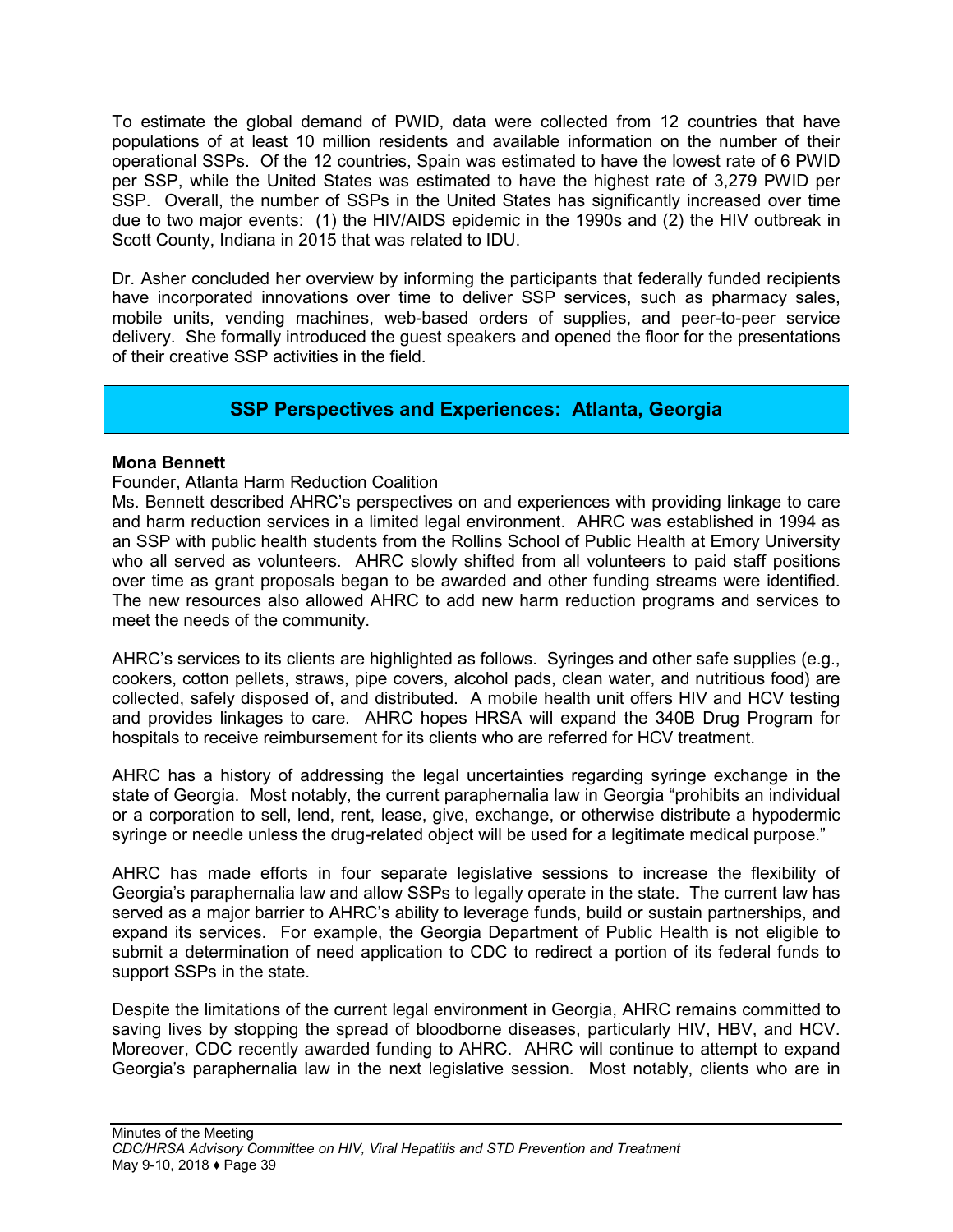To estimate the global demand of PWID, data were collected from 12 countries that have populations of at least 10 million residents and available information on the number of their operational SSPs. Of the 12 countries, Spain was estimated to have the lowest rate of 6 PWID per SSP, while the United States was estimated to have the highest rate of 3,279 PWID per SSP. Overall, the number of SSPs in the United States has significantly increased over time due to two major events: (1) the HIV/AIDS epidemic in the 1990s and (2) the HIV outbreak in Scott County, Indiana in 2015 that was related to IDU.

Dr. Asher concluded her overview by informing the participants that federally funded recipients have incorporated innovations over time to deliver SSP services, such as pharmacy sales, mobile units, vending machines, web-based orders of supplies, and peer-to-peer service delivery. She formally introduced the guest speakers and opened the floor for the presentations of their creative SSP activities in the field.

## SSP Perspectives and Experiences: Atlanta, Georgia

**Mona Bennett**
Founder, Atlanta Harm Reduction Coalition
Ms. Bennett described AHRC's perspectives on and experiences with providing linkage to care and harm reduction services in a limited legal environment. AHRC was established in 1994 as an SSP with public health students from the Rollins School of Public Health at Emory University who all served as volunteers. AHRC slowly shifted from all volunteers to paid staff positions over time as grant proposals began to be awarded and other funding streams were identified. The new resources also allowed AHRC to add new harm reduction programs and services to meet the needs of the community.

AHRC's services to its clients are highlighted as follows. Syringes and other safe supplies (e.g., cookers, cotton pellets, straws, pipe covers, alcohol pads, clean water, and nutritious food) are collected, safely disposed of, and distributed. A mobile health unit offers HIV and HCV testing and provides linkages to care. AHRC hopes HRSA will expand the 340B Drug Program for hospitals to receive reimbursement for its clients who are referred for HCV treatment.

AHRC has a history of addressing the legal uncertainties regarding syringe exchange in the state of Georgia. Most notably, the current paraphernalia law in Georgia "prohibits an individual or a corporation to sell, lend, rent, lease, give, exchange, or otherwise distribute a hypodermic syringe or needle unless the drug-related object will be used for a legitimate medical purpose."

AHRC has made efforts in four separate legislative sessions to increase the flexibility of Georgia's paraphernalia law and allow SSPs to legally operate in the state. The current law has served as a major barrier to AHRC's ability to leverage funds, build or sustain partnerships, and expand its services. For example, the Georgia Department of Public Health is not eligible to submit a determination of need application to CDC to redirect a portion of its federal funds to support SSPs in the state.

Despite the limitations of the current legal environment in Georgia, AHRC remains committed to saving lives by stopping the spread of bloodborne diseases, particularly HIV, HBV, and HCV. Moreover, CDC recently awarded funding to AHRC. AHRC will continue to attempt to expand Georgia's paraphernalia law in the next legislative session. Most notably, clients who are in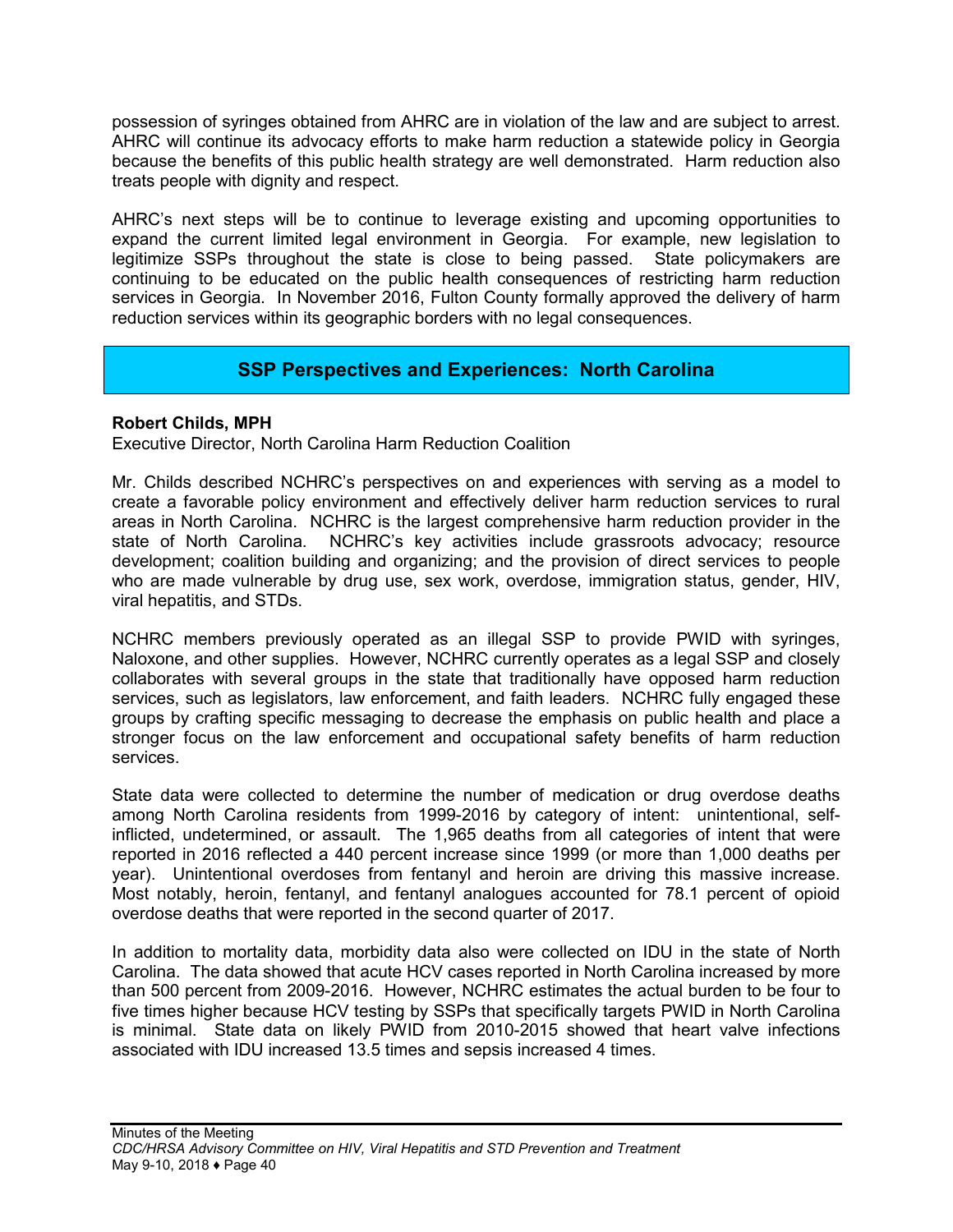possession of syringes obtained from AHRC are in violation of the law and are subject to arrest. AHRC will continue its advocacy efforts to make harm reduction a statewide policy in Georgia because the benefits of this public health strategy are well demonstrated. Harm reduction also treats people with dignity and respect.

AHRC's next steps will be to continue to leverage existing and upcoming opportunities to expand the current limited legal environment in Georgia. For example, new legislation to legitimize SSPs throughout the state is close to being passed. State policymakers are continuing to be educated on the public health consequences of restricting harm reduction services in Georgia. In November 2016, Fulton County formally approved the delivery of harm reduction services within its geographic borders with no legal consequences.

## SSP Perspectives and Experiences: North Carolina

**Robert Childs, MPH**
Executive Director, North Carolina Harm Reduction Coalition

Mr. Childs described NCHRC's perspectives on and experiences with serving as a model to create a favorable policy environment and effectively deliver harm reduction services to rural areas in North Carolina. NCHRC is the largest comprehensive harm reduction provider in the state of North Carolina. NCHRC's key activities include grassroots advocacy; resource development; coalition building and organizing; and the provision of direct services to people who are made vulnerable by drug use, sex work, overdose, immigration status, gender, HIV, viral hepatitis, and STDs.

NCHRC members previously operated as an illegal SSP to provide PWID with syringes, Naloxone, and other supplies. However, NCHRC currently operates as a legal SSP and closely collaborates with several groups in the state that traditionally have opposed harm reduction services, such as legislators, law enforcement, and faith leaders. NCHRC fully engaged these groups by crafting specific messaging to decrease the emphasis on public health and place a stronger focus on the law enforcement and occupational safety benefits of harm reduction services.

State data were collected to determine the number of medication or drug overdose deaths among North Carolina residents from 1999-2016 by category of intent: unintentional, self-inflicted, undetermined, or assault. The 1,965 deaths from all categories of intent that were reported in 2016 reflected a 440 percent increase since 1999 (or more than 1,000 deaths per year). Unintentional overdoses from fentanyl and heroin are driving this massive increase. Most notably, heroin, fentanyl, and fentanyl analogues accounted for 78.1 percent of opioid overdose deaths that were reported in the second quarter of 2017.

In addition to mortality data, morbidity data also were collected on IDU in the state of North Carolina. The data showed that acute HCV cases reported in North Carolina increased by more than 500 percent from 2009-2016. However, NCHRC estimates the actual burden to be four to five times higher because HCV testing by SSPs that specifically targets PWID in North Carolina is minimal. State data on likely PWID from 2010-2015 showed that heart valve infections associated with IDU increased 13.5 times and sepsis increased 4 times.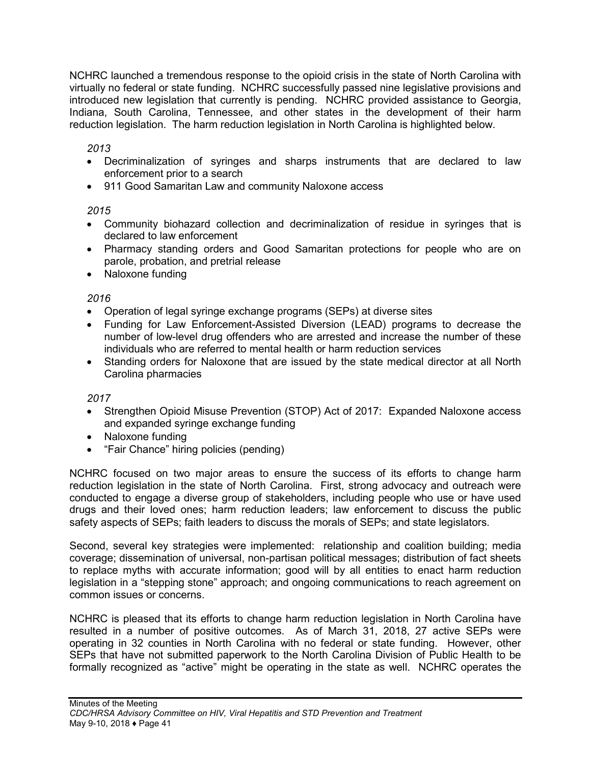NCHRC launched a tremendous response to the opioid crisis in the state of North Carolina with virtually no federal or state funding. NCHRC successfully passed nine legislative provisions and introduced new legislation that currently is pending. NCHRC provided assistance to Georgia, Indiana, South Carolina, Tennessee, and other states in the development of their harm reduction legislation. The harm reduction legislation in North Carolina is highlighted below.

*2013*

- Decriminalization of syringes and sharps instruments that are declared to law enforcement prior to a search
- 911 Good Samaritan Law and community Naloxone access

*2015*

- Community biohazard collection and decriminalization of residue in syringes that is declared to law enforcement
- Pharmacy standing orders and Good Samaritan protections for people who are on parole, probation, and pretrial release
- Naloxone funding

*2016*

- Operation of legal syringe exchange programs (SEPs) at diverse sites
- Funding for Law Enforcement-Assisted Diversion (LEAD) programs to decrease the number of low-level drug offenders who are arrested and increase the number of these individuals who are referred to mental health or harm reduction services
- Standing orders for Naloxone that are issued by the state medical director at all North Carolina pharmacies

*2017*

- Strengthen Opioid Misuse Prevention (STOP) Act of 2017: Expanded Naloxone access and expanded syringe exchange funding
- Naloxone funding
- "Fair Chance" hiring policies (pending)

NCHRC focused on two major areas to ensure the success of its efforts to change harm reduction legislation in the state of North Carolina. First, strong advocacy and outreach were conducted to engage a diverse group of stakeholders, including people who use or have used drugs and their loved ones; harm reduction leaders; law enforcement to discuss the public safety aspects of SEPs; faith leaders to discuss the morals of SEPs; and state legislators.

Second, several key strategies were implemented: relationship and coalition building; media coverage; dissemination of universal, non-partisan political messages; distribution of fact sheets to replace myths with accurate information; good will by all entities to enact harm reduction legislation in a "stepping stone" approach; and ongoing communications to reach agreement on common issues or concerns.

NCHRC is pleased that its efforts to change harm reduction legislation in North Carolina have resulted in a number of positive outcomes. As of March 31, 2018, 27 active SEPs were operating in 32 counties in North Carolina with no federal or state funding. However, other SEPs that have not submitted paperwork to the North Carolina Division of Public Health to be formally recognized as "active" might be operating in the state as well. NCHRC operates the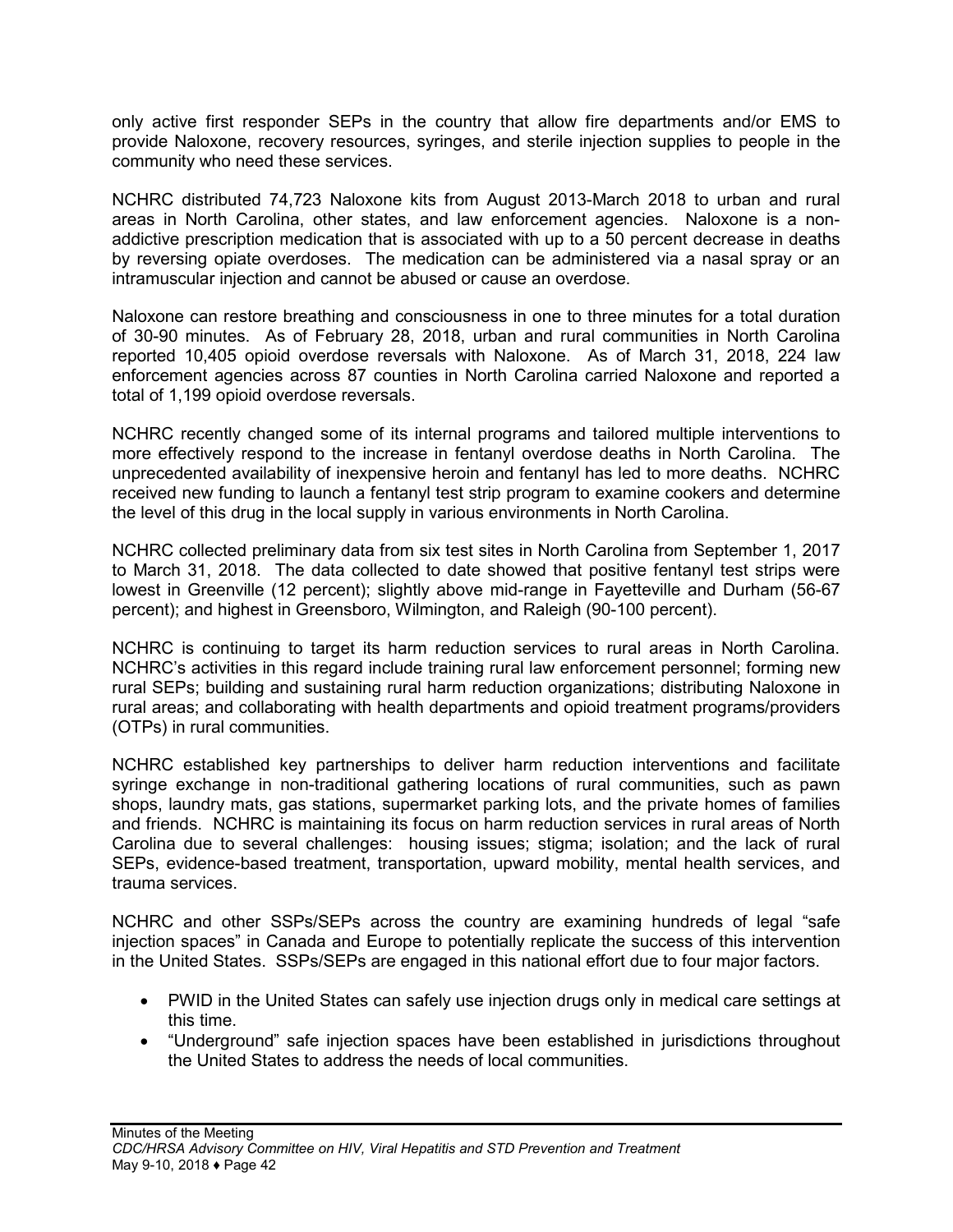only active first responder SEPs in the country that allow fire departments and/or EMS to provide Naloxone, recovery resources, syringes, and sterile injection supplies to people in the community who need these services.

NCHRC distributed 74,723 Naloxone kits from August 2013-March 2018 to urban and rural areas in North Carolina, other states, and law enforcement agencies. Naloxone is a non-addictive prescription medication that is associated with up to a 50 percent decrease in deaths by reversing opiate overdoses. The medication can be administered via a nasal spray or an intramuscular injection and cannot be abused or cause an overdose.

Naloxone can restore breathing and consciousness in one to three minutes for a total duration of 30-90 minutes. As of February 28, 2018, urban and rural communities in North Carolina reported 10,405 opioid overdose reversals with Naloxone. As of March 31, 2018, 224 law enforcement agencies across 87 counties in North Carolina carried Naloxone and reported a total of 1,199 opioid overdose reversals.

NCHRC recently changed some of its internal programs and tailored multiple interventions to more effectively respond to the increase in fentanyl overdose deaths in North Carolina. The unprecedented availability of inexpensive heroin and fentanyl has led to more deaths. NCHRC received new funding to launch a fentanyl test strip program to examine cookers and determine the level of this drug in the local supply in various environments in North Carolina.

NCHRC collected preliminary data from six test sites in North Carolina from September 1, 2017 to March 31, 2018. The data collected to date showed that positive fentanyl test strips were lowest in Greenville (12 percent); slightly above mid-range in Fayetteville and Durham (56-67 percent); and highest in Greensboro, Wilmington, and Raleigh (90-100 percent).

NCHRC is continuing to target its harm reduction services to rural areas in North Carolina. NCHRC's activities in this regard include training rural law enforcement personnel; forming new rural SEPs; building and sustaining rural harm reduction organizations; distributing Naloxone in rural areas; and collaborating with health departments and opioid treatment programs/providers (OTPs) in rural communities.

NCHRC established key partnerships to deliver harm reduction interventions and facilitate syringe exchange in non-traditional gathering locations of rural communities, such as pawn shops, laundry mats, gas stations, supermarket parking lots, and the private homes of families and friends. NCHRC is maintaining its focus on harm reduction services in rural areas of North Carolina due to several challenges: housing issues; stigma; isolation; and the lack of rural SEPs, evidence-based treatment, transportation, upward mobility, mental health services, and trauma services.

NCHRC and other SSPs/SEPs across the country are examining hundreds of legal "safe injection spaces" in Canada and Europe to potentially replicate the success of this intervention in the United States. SSPs/SEPs are engaged in this national effort due to four major factors.

- PWID in the United States can safely use injection drugs only in medical care settings at this time.
- "Underground" safe injection spaces have been established in jurisdictions throughout the United States to address the needs of local communities.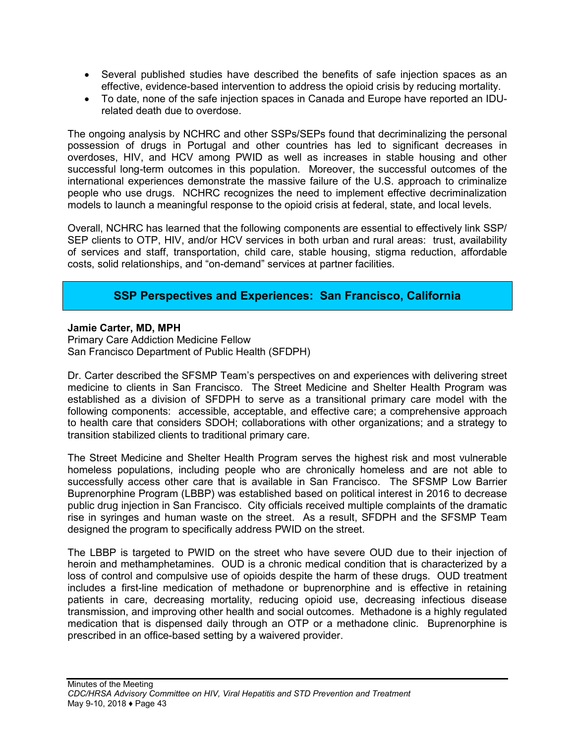- Several published studies have described the benefits of safe injection spaces as an effective, evidence-based intervention to address the opioid crisis by reducing mortality.
- To date, none of the safe injection spaces in Canada and Europe have reported an IDU-related death due to overdose.

The ongoing analysis by NCHRC and other SSPs/SEPs found that decriminalizing the personal possession of drugs in Portugal and other countries has led to significant decreases in overdoses, HIV, and HCV among PWID as well as increases in stable housing and other successful long-term outcomes in this population. Moreover, the successful outcomes of the international experiences demonstrate the massive failure of the U.S. approach to criminalize people who use drugs. NCHRC recognizes the need to implement effective decriminalization models to launch a meaningful response to the opioid crisis at federal, state, and local levels.

Overall, NCHRC has learned that the following components are essential to effectively link SSP/SEP clients to OTP, HIV, and/or HCV services in both urban and rural areas: trust, availability of services and staff, transportation, child care, stable housing, stigma reduction, affordable costs, solid relationships, and "on-demand" services at partner facilities.

## SSP Perspectives and Experiences: San Francisco, California

**Jamie Carter, MD, MPH**
Primary Care Addiction Medicine Fellow
San Francisco Department of Public Health (SFDPH)

Dr. Carter described the SFSMP Team's perspectives on and experiences with delivering street medicine to clients in San Francisco. The Street Medicine and Shelter Health Program was established as a division of SFDPH to serve as a transitional primary care model with the following components: accessible, acceptable, and effective care; a comprehensive approach to health care that considers SDOH; collaborations with other organizations; and a strategy to transition stabilized clients to traditional primary care.

The Street Medicine and Shelter Health Program serves the highest risk and most vulnerable homeless populations, including people who are chronically homeless and are not able to successfully access other care that is available in San Francisco. The SFSMP Low Barrier Buprenorphine Program (LBBP) was established based on political interest in 2016 to decrease public drug injection in San Francisco. City officials received multiple complaints of the dramatic rise in syringes and human waste on the street. As a result, SFDPH and the SFSMP Team designed the program to specifically address PWID on the street.

The LBBP is targeted to PWID on the street who have severe OUD due to their injection of heroin and methamphetamines. OUD is a chronic medical condition that is characterized by a loss of control and compulsive use of opioids despite the harm of these drugs. OUD treatment includes a first-line medication of methadone or buprenorphine and is effective in retaining patients in care, decreasing mortality, reducing opioid use, decreasing infectious disease transmission, and improving other health and social outcomes. Methadone is a highly regulated medication that is dispensed daily through an OTP or a methadone clinic. Buprenorphine is prescribed in an office-based setting by a waivered provider.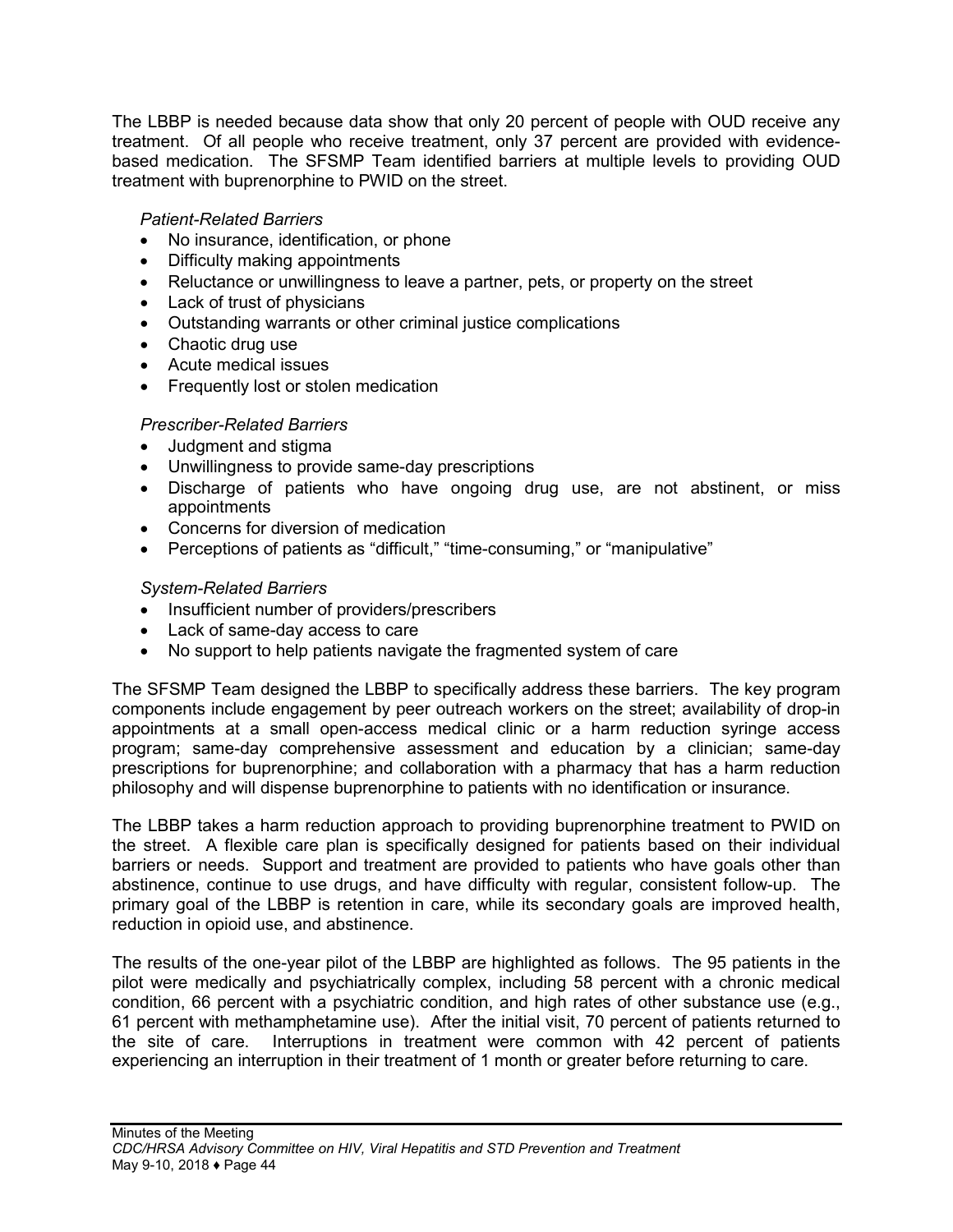The LBBP is needed because data show that only 20 percent of people with OUD receive any treatment. Of all people who receive treatment, only 37 percent are provided with evidence-based medication. The SFSMP Team identified barriers at multiple levels to providing OUD treatment with buprenorphine to PWID on the street.

*Patient-Related Barriers*

- No insurance, identification, or phone
- Difficulty making appointments
- Reluctance or unwillingness to leave a partner, pets, or property on the street
- Lack of trust of physicians
- Outstanding warrants or other criminal justice complications
- Chaotic drug use
- Acute medical issues
- Frequently lost or stolen medication

*Prescriber-Related Barriers*

- Judgment and stigma
- Unwillingness to provide same-day prescriptions
- Discharge of patients who have ongoing drug use, are not abstinent, or miss appointments
- Concerns for diversion of medication
- Perceptions of patients as "difficult," "time-consuming," or "manipulative"

*System-Related Barriers*

- Insufficient number of providers/prescribers
- Lack of same-day access to care
- No support to help patients navigate the fragmented system of care

The SFSMP Team designed the LBBP to specifically address these barriers. The key program components include engagement by peer outreach workers on the street; availability of drop-in appointments at a small open-access medical clinic or a harm reduction syringe access program; same-day comprehensive assessment and education by a clinician; same-day prescriptions for buprenorphine; and collaboration with a pharmacy that has a harm reduction philosophy and will dispense buprenorphine to patients with no identification or insurance.

The LBBP takes a harm reduction approach to providing buprenorphine treatment to PWID on the street. A flexible care plan is specifically designed for patients based on their individual barriers or needs. Support and treatment are provided to patients who have goals other than abstinence, continue to use drugs, and have difficulty with regular, consistent follow-up. The primary goal of the LBBP is retention in care, while its secondary goals are improved health, reduction in opioid use, and abstinence.

The results of the one-year pilot of the LBBP are highlighted as follows. The 95 patients in the pilot were medically and psychiatrically complex, including 58 percent with a chronic medical condition, 66 percent with a psychiatric condition, and high rates of other substance use (e.g., 61 percent with methamphetamine use). After the initial visit, 70 percent of patients returned to the site of care. Interruptions in treatment were common with 42 percent of patients experiencing an interruption in their treatment of 1 month or greater before returning to care.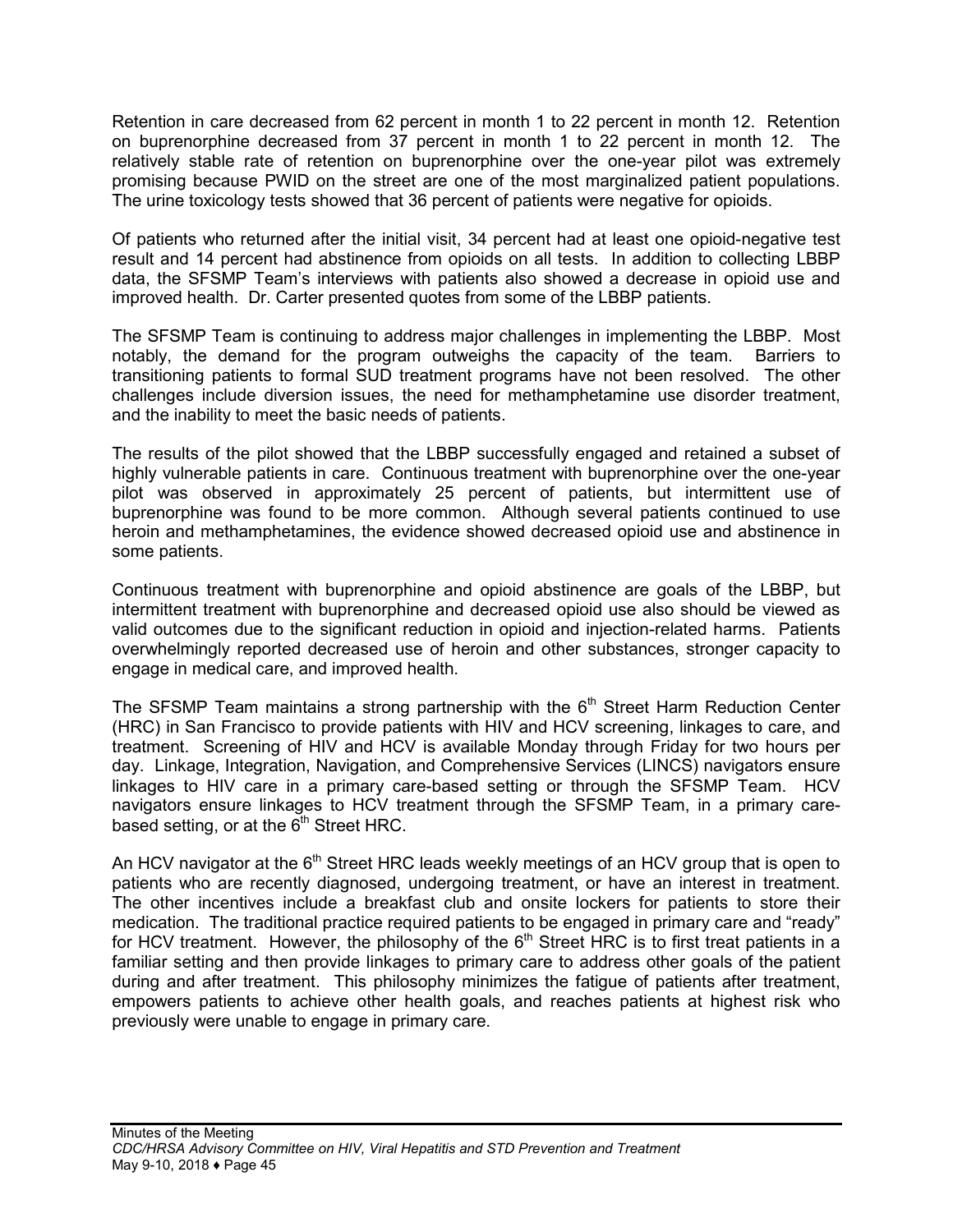Retention in care decreased from 62 percent in month 1 to 22 percent in month 12. Retention on buprenorphine decreased from 37 percent in month 1 to 22 percent in month 12. The relatively stable rate of retention on buprenorphine over the one-year pilot was extremely promising because PWID on the street are one of the most marginalized patient populations. The urine toxicology tests showed that 36 percent of patients were negative for opioids.

Of patients who returned after the initial visit, 34 percent had at least one opioid-negative test result and 14 percent had abstinence from opioids on all tests. In addition to collecting LBBP data, the SFSMP Team's interviews with patients also showed a decrease in opioid use and improved health. Dr. Carter presented quotes from some of the LBBP patients.

The SFSMP Team is continuing to address major challenges in implementing the LBBP. Most notably, the demand for the program outweighs the capacity of the team. Barriers to transitioning patients to formal SUD treatment programs have not been resolved. The other challenges include diversion issues, the need for methamphetamine use disorder treatment, and the inability to meet the basic needs of patients.

The results of the pilot showed that the LBBP successfully engaged and retained a subset of highly vulnerable patients in care. Continuous treatment with buprenorphine over the one-year pilot was observed in approximately 25 percent of patients, but intermittent use of buprenorphine was found to be more common. Although several patients continued to use heroin and methamphetamines, the evidence showed decreased opioid use and abstinence in some patients.

Continuous treatment with buprenorphine and opioid abstinence are goals of the LBBP, but intermittent treatment with buprenorphine and decreased opioid use also should be viewed as valid outcomes due to the significant reduction in opioid and injection-related harms. Patients overwhelmingly reported decreased use of heroin and other substances, stronger capacity to engage in medical care, and improved health.

The SFSMP Team maintains a strong partnership with the 6th Street Harm Reduction Center (HRC) in San Francisco to provide patients with HIV and HCV screening, linkages to care, and treatment. Screening of HIV and HCV is available Monday through Friday for two hours per day. Linkage, Integration, Navigation, and Comprehensive Services (LINCS) navigators ensure linkages to HIV care in a primary care-based setting or through the SFSMP Team. HCV navigators ensure linkages to HCV treatment through the SFSMP Team, in a primary care-based setting, or at the 6th Street HRC.

An HCV navigator at the 6th Street HRC leads weekly meetings of an HCV group that is open to patients who are recently diagnosed, undergoing treatment, or have an interest in treatment. The other incentives include a breakfast club and onsite lockers for patients to store their medication. The traditional practice required patients to be engaged in primary care and "ready" for HCV treatment. However, the philosophy of the 6th Street HRC is to first treat patients in a familiar setting and then provide linkages to primary care to address other goals of the patient during and after treatment. This philosophy minimizes the fatigue of patients after treatment, empowers patients to achieve other health goals, and reaches patients at highest risk who previously were unable to engage in primary care.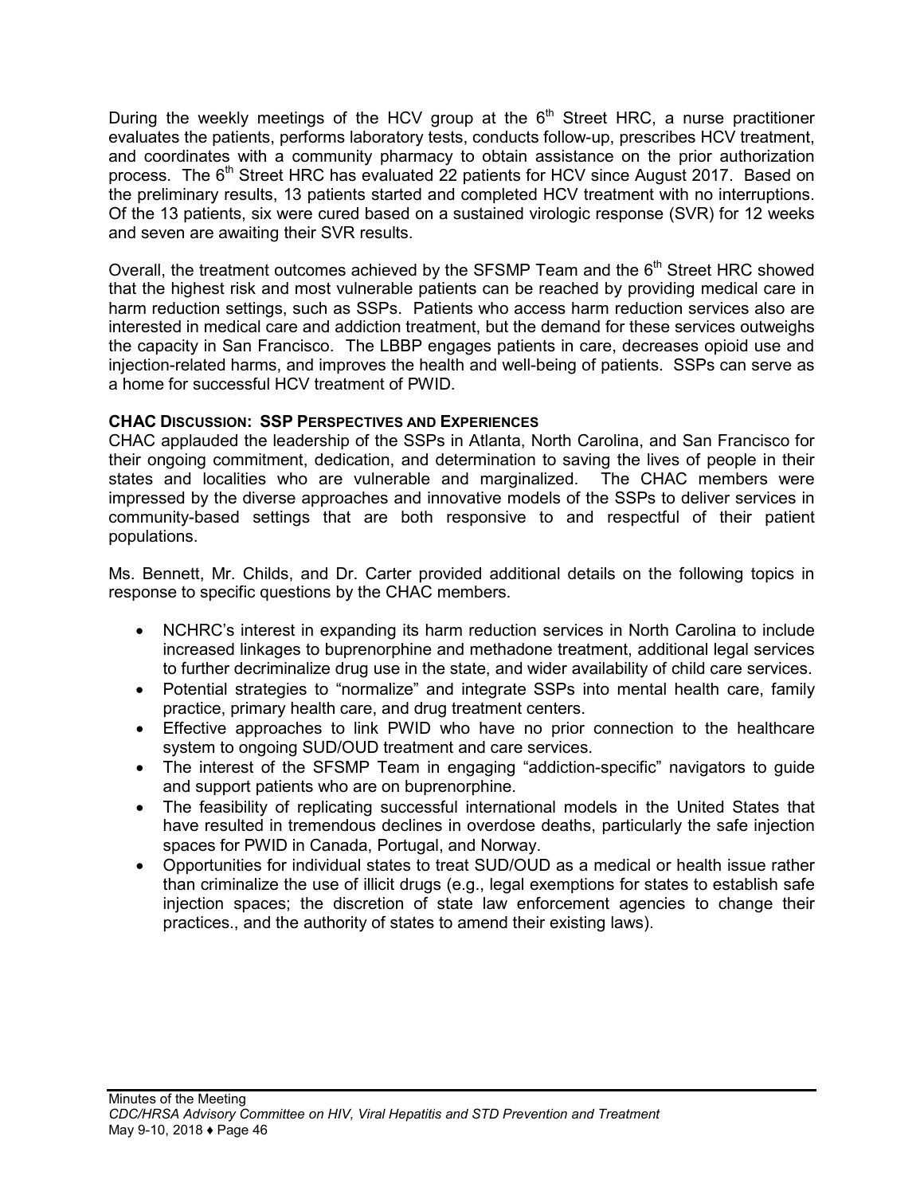During the weekly meetings of the HCV group at the 6th Street HRC, a nurse practitioner evaluates the patients, performs laboratory tests, conducts follow-up, prescribes HCV treatment, and coordinates with a community pharmacy to obtain assistance on the prior authorization process. The 6th Street HRC has evaluated 22 patients for HCV since August 2017. Based on the preliminary results, 13 patients started and completed HCV treatment with no interruptions. Of the 13 patients, six were cured based on a sustained virologic response (SVR) for 12 weeks and seven are awaiting their SVR results.

Overall, the treatment outcomes achieved by the SFSMP Team and the 6th Street HRC showed that the highest risk and most vulnerable patients can be reached by providing medical care in harm reduction settings, such as SSPs. Patients who access harm reduction services also are interested in medical care and addiction treatment, but the demand for these services outweighs the capacity in San Francisco. The LBBP engages patients in care, decreases opioid use and injection-related harms, and improves the health and well-being of patients. SSPs can serve as a home for successful HCV treatment of PWID.

**CHAC DISCUSSION: SSP PERSPECTIVES AND EXPERIENCES**

CHAC applauded the leadership of the SSPs in Atlanta, North Carolina, and San Francisco for their ongoing commitment, dedication, and determination to saving the lives of people in their states and localities who are vulnerable and marginalized. The CHAC members were impressed by the diverse approaches and innovative models of the SSPs to deliver services in community-based settings that are both responsive to and respectful of their patient populations.

Ms. Bennett, Mr. Childs, and Dr. Carter provided additional details on the following topics in response to specific questions by the CHAC members.

- NCHRC's interest in expanding its harm reduction services in North Carolina to include increased linkages to buprenorphine and methadone treatment, additional legal services to further decriminalize drug use in the state, and wider availability of child care services.
- Potential strategies to "normalize" and integrate SSPs into mental health care, family practice, primary health care, and drug treatment centers.
- Effective approaches to link PWID who have no prior connection to the healthcare system to ongoing SUD/OUD treatment and care services.
- The interest of the SFSMP Team in engaging "addiction-specific" navigators to guide and support patients who are on buprenorphine.
- The feasibility of replicating successful international models in the United States that have resulted in tremendous declines in overdose deaths, particularly the safe injection spaces for PWID in Canada, Portugal, and Norway.
- Opportunities for individual states to treat SUD/OUD as a medical or health issue rather than criminalize the use of illicit drugs (e.g., legal exemptions for states to establish safe injection spaces; the discretion of state law enforcement agencies to change their practices., and the authority of states to amend their existing laws).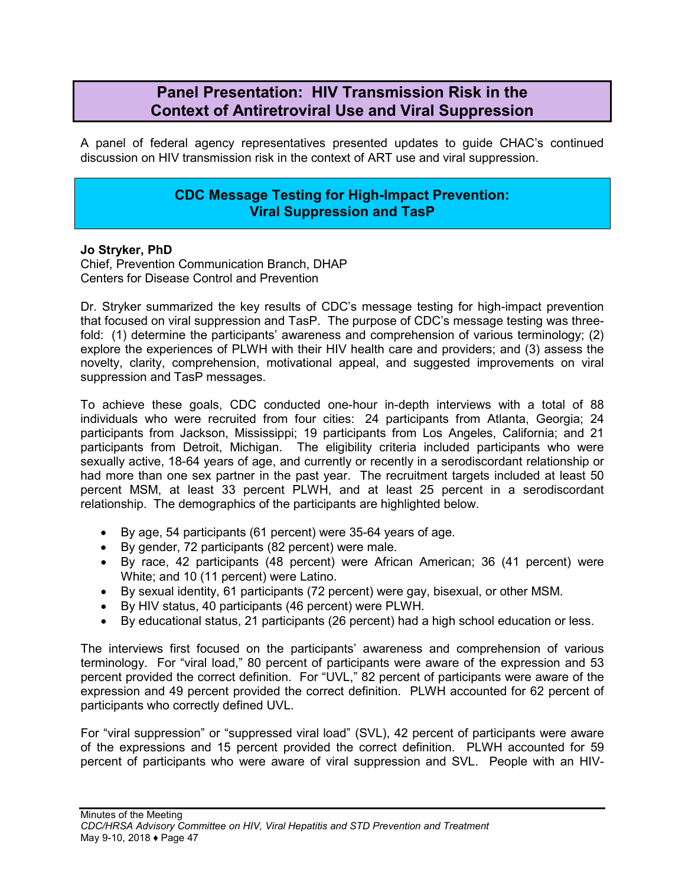## Panel Presentation: HIV Transmission Risk in the Context of Antiretroviral Use and Viral Suppression

A panel of federal agency representatives presented updates to guide CHAC's continued discussion on HIV transmission risk in the context of ART use and viral suppression.

### CDC Message Testing for High-Impact Prevention: Viral Suppression and TasP

**Jo Stryker, PhD**
Chief, Prevention Communication Branch, DHAP
Centers for Disease Control and Prevention

Dr. Stryker summarized the key results of CDC's message testing for high-impact prevention that focused on viral suppression and TasP. The purpose of CDC's message testing was three-fold: (1) determine the participants' awareness and comprehension of various terminology; (2) explore the experiences of PLWH with their HIV health care and providers; and (3) assess the novelty, clarity, comprehension, motivational appeal, and suggested improvements on viral suppression and TasP messages.

To achieve these goals, CDC conducted one-hour in-depth interviews with a total of 88 individuals who were recruited from four cities: 24 participants from Atlanta, Georgia; 24 participants from Jackson, Mississippi; 19 participants from Los Angeles, California; and 21 participants from Detroit, Michigan. The eligibility criteria included participants who were sexually active, 18-64 years of age, and currently or recently in a serodiscordant relationship or had more than one sex partner in the past year. The recruitment targets included at least 50 percent MSM, at least 33 percent PLWH, and at least 25 percent in a serodiscordant relationship. The demographics of the participants are highlighted below.

- By age, 54 participants (61 percent) were 35-64 years of age.
- By gender, 72 participants (82 percent) were male.
- By race, 42 participants (48 percent) were African American; 36 (41 percent) were White; and 10 (11 percent) were Latino.
- By sexual identity, 61 participants (72 percent) were gay, bisexual, or other MSM.
- By HIV status, 40 participants (46 percent) were PLWH.
- By educational status, 21 participants (26 percent) had a high school education or less.

The interviews first focused on the participants' awareness and comprehension of various terminology. For "viral load," 80 percent of participants were aware of the expression and 53 percent provided the correct definition. For "UVL," 82 percent of participants were aware of the expression and 49 percent provided the correct definition. PLWH accounted for 62 percent of participants who correctly defined UVL.

For "viral suppression" or "suppressed viral load" (SVL), 42 percent of participants were aware of the expressions and 15 percent provided the correct definition. PLWH accounted for 59 percent of participants who were aware of viral suppression and SVL. People with an HIV-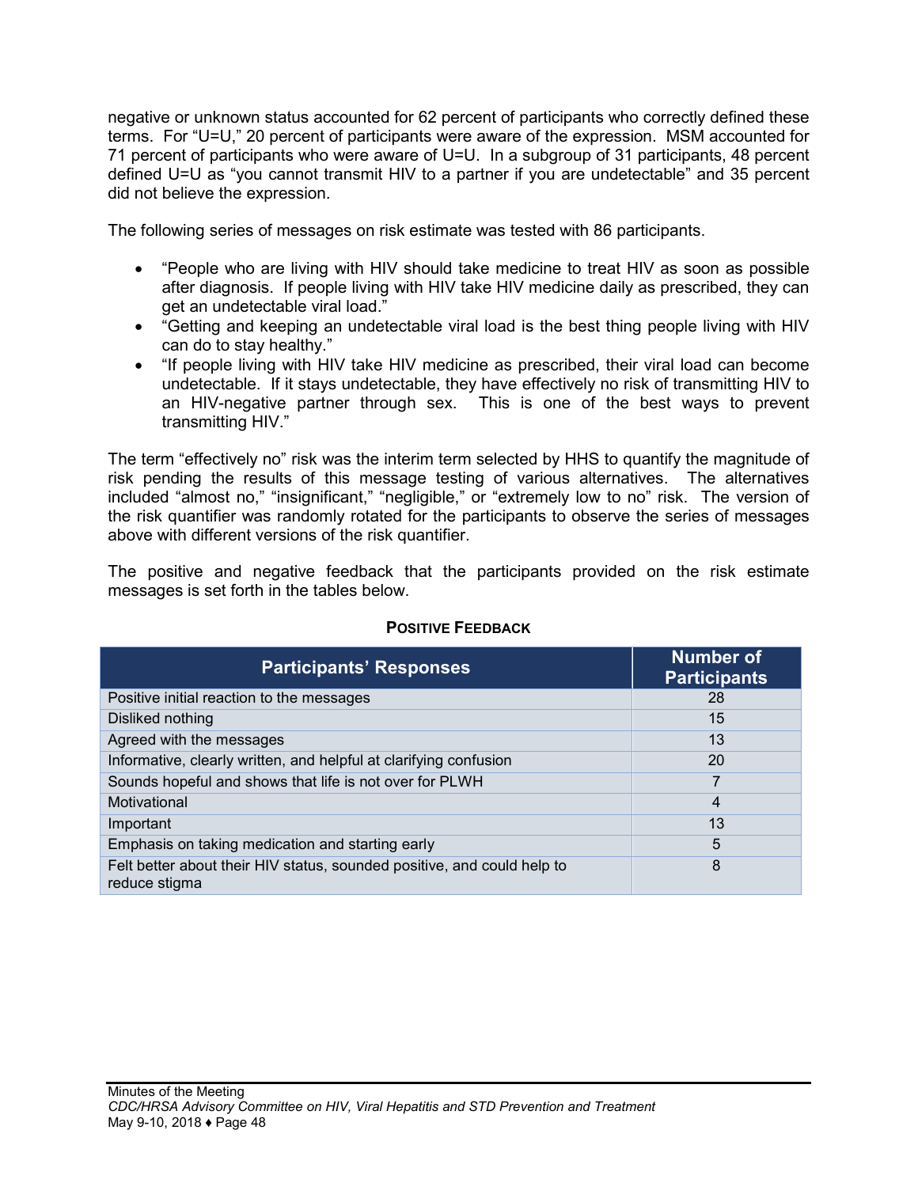negative or unknown status accounted for 62 percent of participants who correctly defined these terms. For "U=U," 20 percent of participants were aware of the expression. MSM accounted for 71 percent of participants who were aware of U=U. In a subgroup of 31 participants, 48 percent defined U=U as "you cannot transmit HIV to a partner if you are undetectable" and 35 percent did not believe the expression.

The following series of messages on risk estimate was tested with 86 participants.

- "People who are living with HIV should take medicine to treat HIV as soon as possible after diagnosis. If people living with HIV take HIV medicine daily as prescribed, they can get an undetectable viral load."
- "Getting and keeping an undetectable viral load is the best thing people living with HIV can do to stay healthy."
- "If people living with HIV take HIV medicine as prescribed, their viral load can become undetectable. If it stays undetectable, they have effectively no risk of transmitting HIV to an HIV-negative partner through sex. This is one of the best ways to prevent transmitting HIV."

The term "effectively no" risk was the interim term selected by HHS to quantify the magnitude of risk pending the results of this message testing of various alternatives. The alternatives included "almost no," "insignificant," "negligible," or "extremely low to no" risk. The version of the risk quantifier was randomly rotated for the participants to observe the series of messages above with different versions of the risk quantifier.

The positive and negative feedback that the participants provided on the risk estimate messages is set forth in the tables below.

**POSITIVE FEEDBACK**

| Participants' Responses | Number of Participants |
|---|---|
| Positive initial reaction to the messages | 28 |
| Disliked nothing | 15 |
| Agreed with the messages | 13 |
| Informative, clearly written, and helpful at clarifying confusion | 20 |
| Sounds hopeful and shows that life is not over for PLWH | 7 |
| Motivational | 4 |
| Important | 13 |
| Emphasis on taking medication and starting early | 5 |
| Felt better about their HIV status, sounded positive, and could help to reduce stigma | 8 |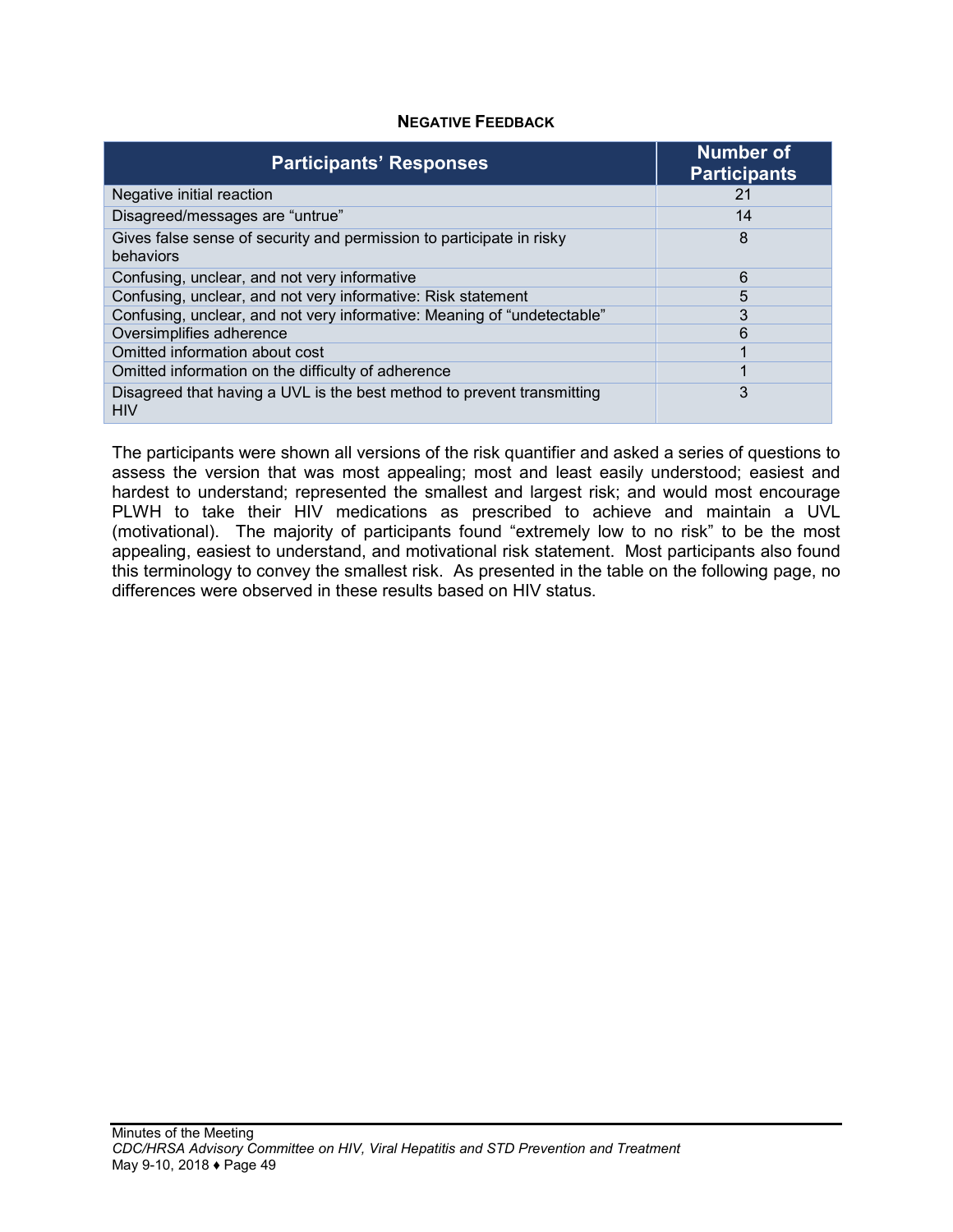**NEGATIVE FEEDBACK**

| Participants' Responses | Number of Participants |
| --- | --- |
| Negative initial reaction | 21 |
| Disagreed/messages are "untrue" | 14 |
| Gives false sense of security and permission to participate in risky behaviors | 8 |
| Confusing, unclear, and not very informative | 6 |
| Confusing, unclear, and not very informative: Risk statement | 5 |
| Confusing, unclear, and not very informative: Meaning of "undetectable" | 3 |
| Oversimplifies adherence | 6 |
| Omitted information about cost | 1 |
| Omitted information on the difficulty of adherence | 1 |
| Disagreed that having a UVL is the best method to prevent transmitting HIV | 3 |

The participants were shown all versions of the risk quantifier and asked a series of questions to assess the version that was most appealing; most and least easily understood; easiest and hardest to understand; represented the smallest and largest risk; and would most encourage PLWH to take their HIV medications as prescribed to achieve and maintain a UVL (motivational). The majority of participants found "extremely low to no risk" to be the most appealing, easiest to understand, and motivational risk statement. Most participants also found this terminology to convey the smallest risk. As presented in the table on the following page, no differences were observed in these results based on HIV status.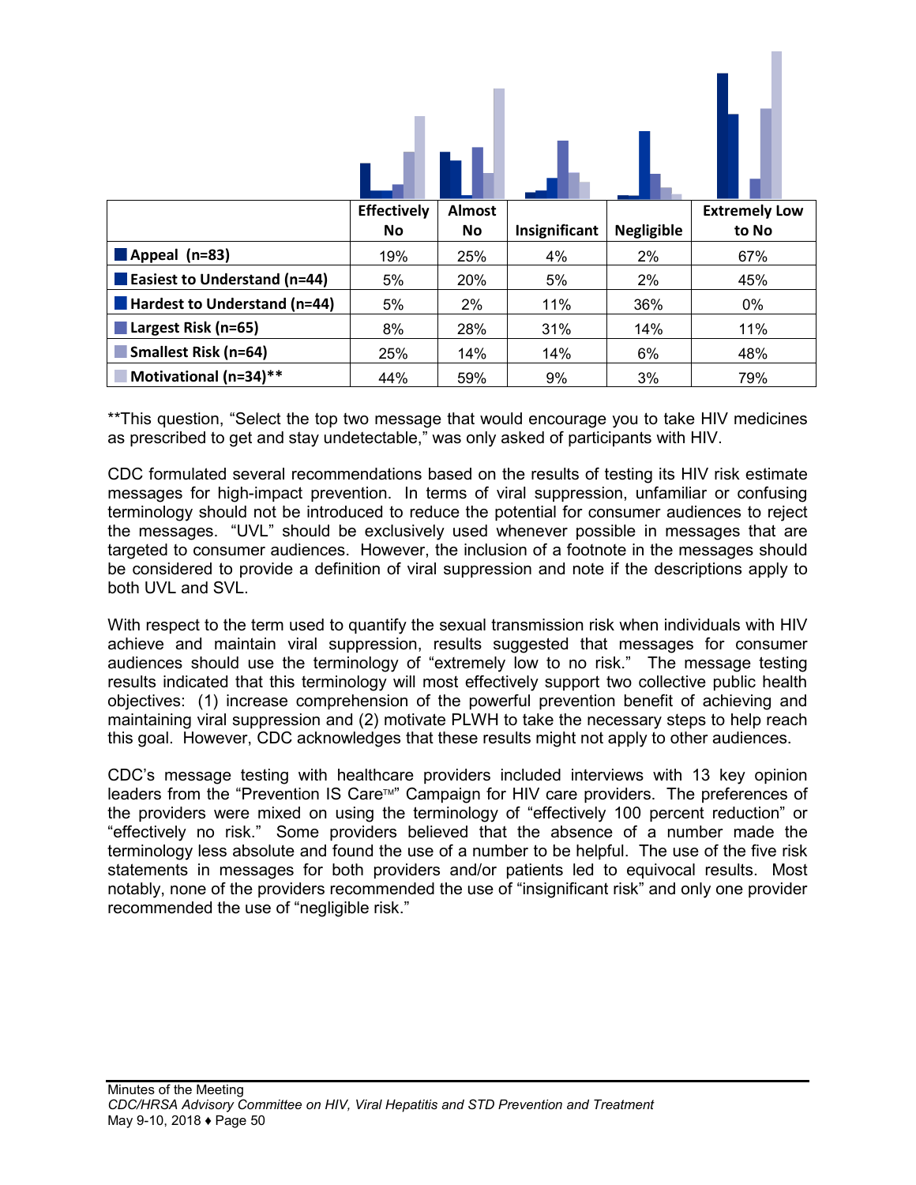| | Effectively No | Almost No | Insignificant | Negligible | Extremely Low to No |
|---|---|---|---|---|---|
| Appeal (n=83) | 19% | 25% | 4% | 2% | 67% |
| Easiest to Understand (n=44) | 5% | 20% | 5% | 2% | 45% |
| Hardest to Understand (n=44) | 5% | 2% | 11% | 36% | 0% |
| Largest Risk (n=65) | 8% | 28% | 31% | 14% | 11% |
| Smallest Risk (n=64) | 25% | 14% | 14% | 6% | 48% |
| Motivational (n=34)** | 44% | 59% | 9% | 3% | 79% |

**This question, "Select the top two message that would encourage you to take HIV medicines as prescribed to get and stay undetectable," was only asked of participants with HIV.

CDC formulated several recommendations based on the results of testing its HIV risk estimate messages for high-impact prevention. In terms of viral suppression, unfamiliar or confusing terminology should not be introduced to reduce the potential for consumer audiences to reject the messages. "UVL" should be exclusively used whenever possible in messages that are targeted to consumer audiences. However, the inclusion of a footnote in the messages should be considered to provide a definition of viral suppression and note if the descriptions apply to both UVL and SVL.

With respect to the term used to quantify the sexual transmission risk when individuals with HIV achieve and maintain viral suppression, results suggested that messages for consumer audiences should use the terminology of "extremely low to no risk." The message testing results indicated that this terminology will most effectively support two collective public health objectives: (1) increase comprehension of the powerful prevention benefit of achieving and maintaining viral suppression and (2) motivate PLWH to take the necessary steps to help reach this goal. However, CDC acknowledges that these results might not apply to other audiences.

CDC's message testing with healthcare providers included interviews with 13 key opinion leaders from the "Prevention IS Care™" Campaign for HIV care providers. The preferences of the providers were mixed on using the terminology of "effectively 100 percent reduction" or "effectively no risk." Some providers believed that the absence of a number made the terminology less absolute and found the use of a number to be helpful. The use of the five risk statements in messages for both providers and/or patients led to equivocal results. Most notably, none of the providers recommended the use of "insignificant risk" and only one provider recommended the use of "negligible risk."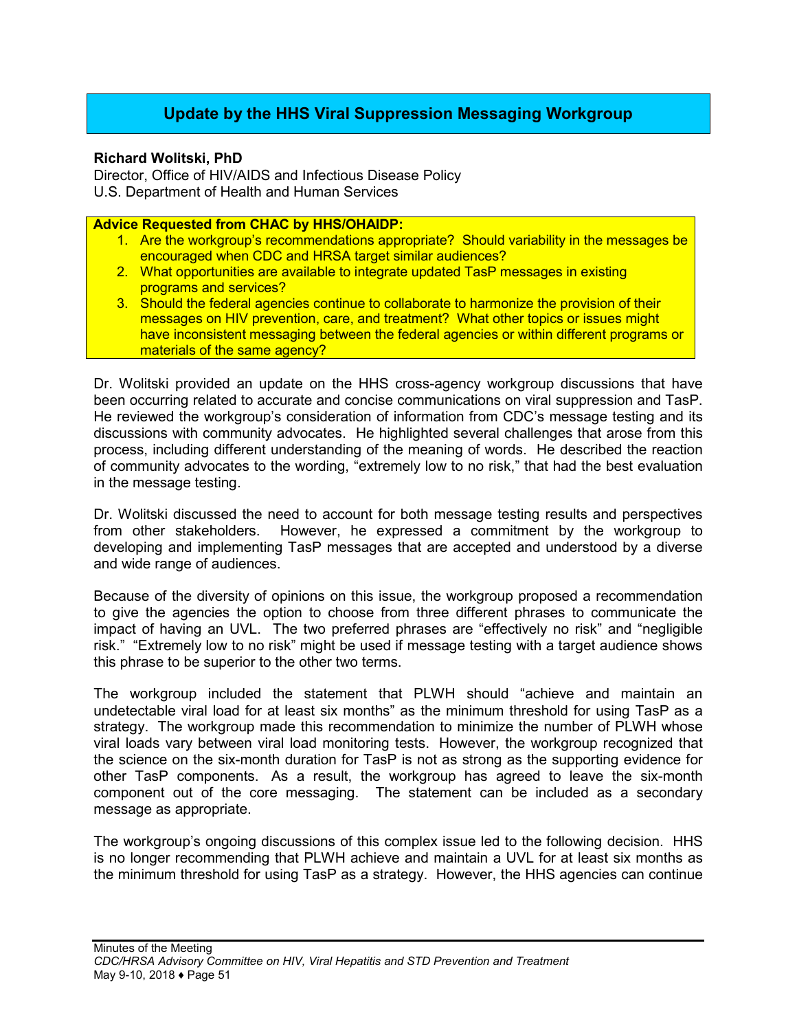## Update by the HHS Viral Suppression Messaging Workgroup

**Richard Wolitski, PhD**
Director, Office of HIV/AIDS and Infectious Disease Policy
U.S. Department of Health and Human Services

**Advice Requested from CHAC by HHS/OHAIDP:**

1. Are the workgroup's recommendations appropriate? Should variability in the messages be encouraged when CDC and HRSA target similar audiences?
2. What opportunities are available to integrate updated TasP messages in existing programs and services?
3. Should the federal agencies continue to collaborate to harmonize the provision of their messages on HIV prevention, care, and treatment? What other topics or issues might have inconsistent messaging between the federal agencies or within different programs or materials of the same agency?

Dr. Wolitski provided an update on the HHS cross-agency workgroup discussions that have been occurring related to accurate and concise communications on viral suppression and TasP. He reviewed the workgroup's consideration of information from CDC's message testing and its discussions with community advocates. He highlighted several challenges that arose from this process, including different understanding of the meaning of words. He described the reaction of community advocates to the wording, "extremely low to no risk," that had the best evaluation in the message testing.

Dr. Wolitski discussed the need to account for both message testing results and perspectives from other stakeholders. However, he expressed a commitment by the workgroup to developing and implementing TasP messages that are accepted and understood by a diverse and wide range of audiences.

Because of the diversity of opinions on this issue, the workgroup proposed a recommendation to give the agencies the option to choose from three different phrases to communicate the impact of having an UVL. The two preferred phrases are "effectively no risk" and "negligible risk." "Extremely low to no risk" might be used if message testing with a target audience shows this phrase to be superior to the other two terms.

The workgroup included the statement that PLWH should "achieve and maintain an undetectable viral load for at least six months" as the minimum threshold for using TasP as a strategy. The workgroup made this recommendation to minimize the number of PLWH whose viral loads vary between viral load monitoring tests. However, the workgroup recognized that the science on the six-month duration for TasP is not as strong as the supporting evidence for other TasP components. As a result, the workgroup has agreed to leave the six-month component out of the core messaging. The statement can be included as a secondary message as appropriate.

The workgroup's ongoing discussions of this complex issue led to the following decision. HHS is no longer recommending that PLWH achieve and maintain a UVL for at least six months as the minimum threshold for using TasP as a strategy. However, the HHS agencies can continue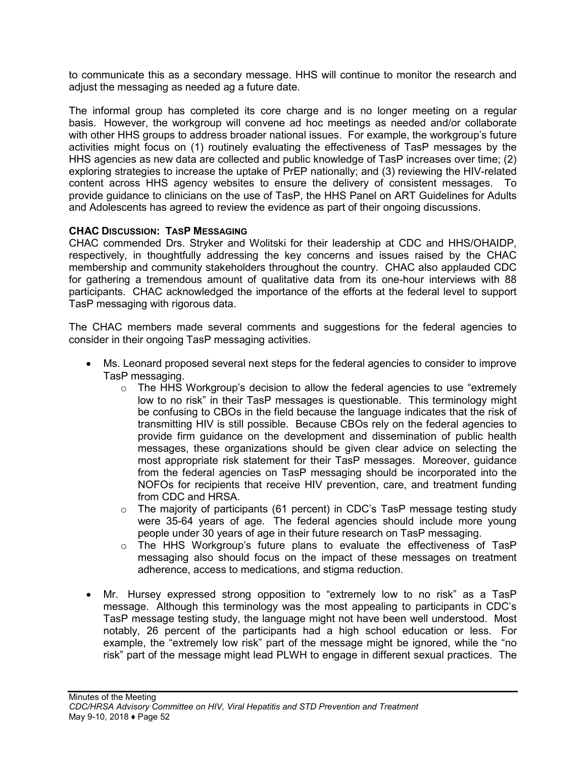to communicate this as a secondary message. HHS will continue to monitor the research and adjust the messaging as needed ag a future date.

The informal group has completed its core charge and is no longer meeting on a regular basis. However, the workgroup will convene ad hoc meetings as needed and/or collaborate with other HHS groups to address broader national issues. For example, the workgroup's future activities might focus on (1) routinely evaluating the effectiveness of TasP messages by the HHS agencies as new data are collected and public knowledge of TasP increases over time; (2) exploring strategies to increase the uptake of PrEP nationally; and (3) reviewing the HIV-related content across HHS agency websites to ensure the delivery of consistent messages. To provide guidance to clinicians on the use of TasP, the HHS Panel on ART Guidelines for Adults and Adolescents has agreed to review the evidence as part of their ongoing discussions.

**CHAC DISCUSSION: TASP MESSAGING**

CHAC commended Drs. Stryker and Wolitski for their leadership at CDC and HHS/OHAIDP, respectively, in thoughtfully addressing the key concerns and issues raised by the CHAC membership and community stakeholders throughout the country. CHAC also applauded CDC for gathering a tremendous amount of qualitative data from its one-hour interviews with 88 participants. CHAC acknowledged the importance of the efforts at the federal level to support TasP messaging with rigorous data.

The CHAC members made several comments and suggestions for the federal agencies to consider in their ongoing TasP messaging activities.

- Ms. Leonard proposed several next steps for the federal agencies to consider to improve TasP messaging.
  - The HHS Workgroup's decision to allow the federal agencies to use "extremely low to no risk" in their TasP messages is questionable. This terminology might be confusing to CBOs in the field because the language indicates that the risk of transmitting HIV is still possible. Because CBOs rely on the federal agencies to provide firm guidance on the development and dissemination of public health messages, these organizations should be given clear advice on selecting the most appropriate risk statement for their TasP messages. Moreover, guidance from the federal agencies on TasP messaging should be incorporated into the NOFOs for recipients that receive HIV prevention, care, and treatment funding from CDC and HRSA.
  - The majority of participants (61 percent) in CDC's TasP message testing study were 35-64 years of age. The federal agencies should include more young people under 30 years of age in their future research on TasP messaging.
  - The HHS Workgroup's future plans to evaluate the effectiveness of TasP messaging also should focus on the impact of these messages on treatment adherence, access to medications, and stigma reduction.

- Mr. Hursey expressed strong opposition to "extremely low to no risk" as a TasP message. Although this terminology was the most appealing to participants in CDC's TasP message testing study, the language might not have been well understood. Most notably, 26 percent of the participants had a high school education or less. For example, the "extremely low risk" part of the message might be ignored, while the "no risk" part of the message might lead PLWH to engage in different sexual practices. The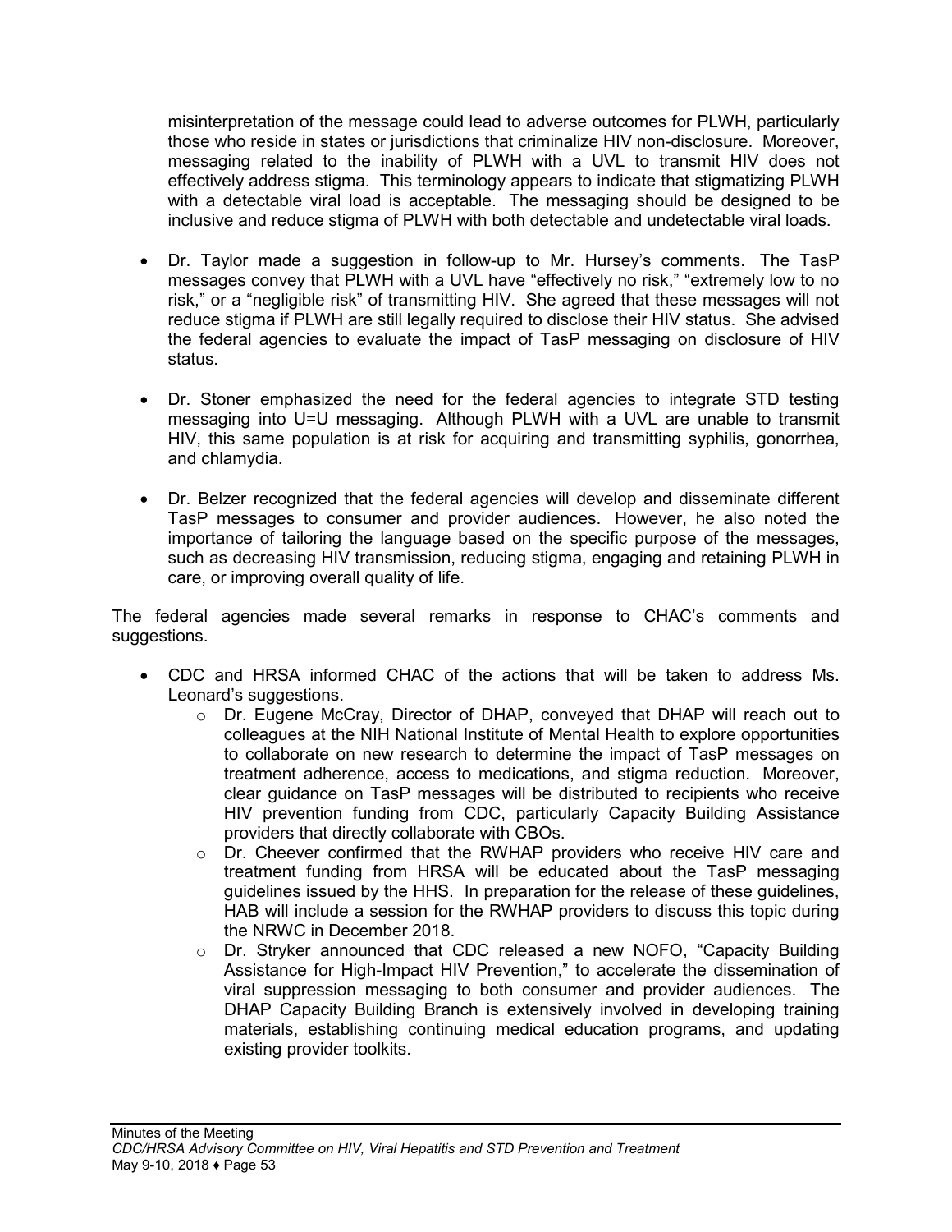misinterpretation of the message could lead to adverse outcomes for PLWH, particularly those who reside in states or jurisdictions that criminalize HIV non-disclosure. Moreover, messaging related to the inability of PLWH with a UVL to transmit HIV does not effectively address stigma. This terminology appears to indicate that stigmatizing PLWH with a detectable viral load is acceptable. The messaging should be designed to be inclusive and reduce stigma of PLWH with both detectable and undetectable viral loads.

- Dr. Taylor made a suggestion in follow-up to Mr. Hursey's comments. The TasP messages convey that PLWH with a UVL have "effectively no risk," "extremely low to no risk," or a "negligible risk" of transmitting HIV. She agreed that these messages will not reduce stigma if PLWH are still legally required to disclose their HIV status. She advised the federal agencies to evaluate the impact of TasP messaging on disclosure of HIV status.

- Dr. Stoner emphasized the need for the federal agencies to integrate STD testing messaging into U=U messaging. Although PLWH with a UVL are unable to transmit HIV, this same population is at risk for acquiring and transmitting syphilis, gonorrhea, and chlamydia.

- Dr. Belzer recognized that the federal agencies will develop and disseminate different TasP messages to consumer and provider audiences. However, he also noted the importance of tailoring the language based on the specific purpose of the messages, such as decreasing HIV transmission, reducing stigma, engaging and retaining PLWH in care, or improving overall quality of life.

The federal agencies made several remarks in response to CHAC's comments and suggestions.

- CDC and HRSA informed CHAC of the actions that will be taken to address Ms. Leonard's suggestions.
  - Dr. Eugene McCray, Director of DHAP, conveyed that DHAP will reach out to colleagues at the NIH National Institute of Mental Health to explore opportunities to collaborate on new research to determine the impact of TasP messages on treatment adherence, access to medications, and stigma reduction. Moreover, clear guidance on TasP messages will be distributed to recipients who receive HIV prevention funding from CDC, particularly Capacity Building Assistance providers that directly collaborate with CBOs.
  - Dr. Cheever confirmed that the RWHAP providers who receive HIV care and treatment funding from HRSA will be educated about the TasP messaging guidelines issued by the HHS. In preparation for the release of these guidelines, HAB will include a session for the RWHAP providers to discuss this topic during the NRWC in December 2018.
  - Dr. Stryker announced that CDC released a new NOFO, "Capacity Building Assistance for High-Impact HIV Prevention," to accelerate the dissemination of viral suppression messaging to both consumer and provider audiences. The DHAP Capacity Building Branch is extensively involved in developing training materials, establishing continuing medical education programs, and updating existing provider toolkits.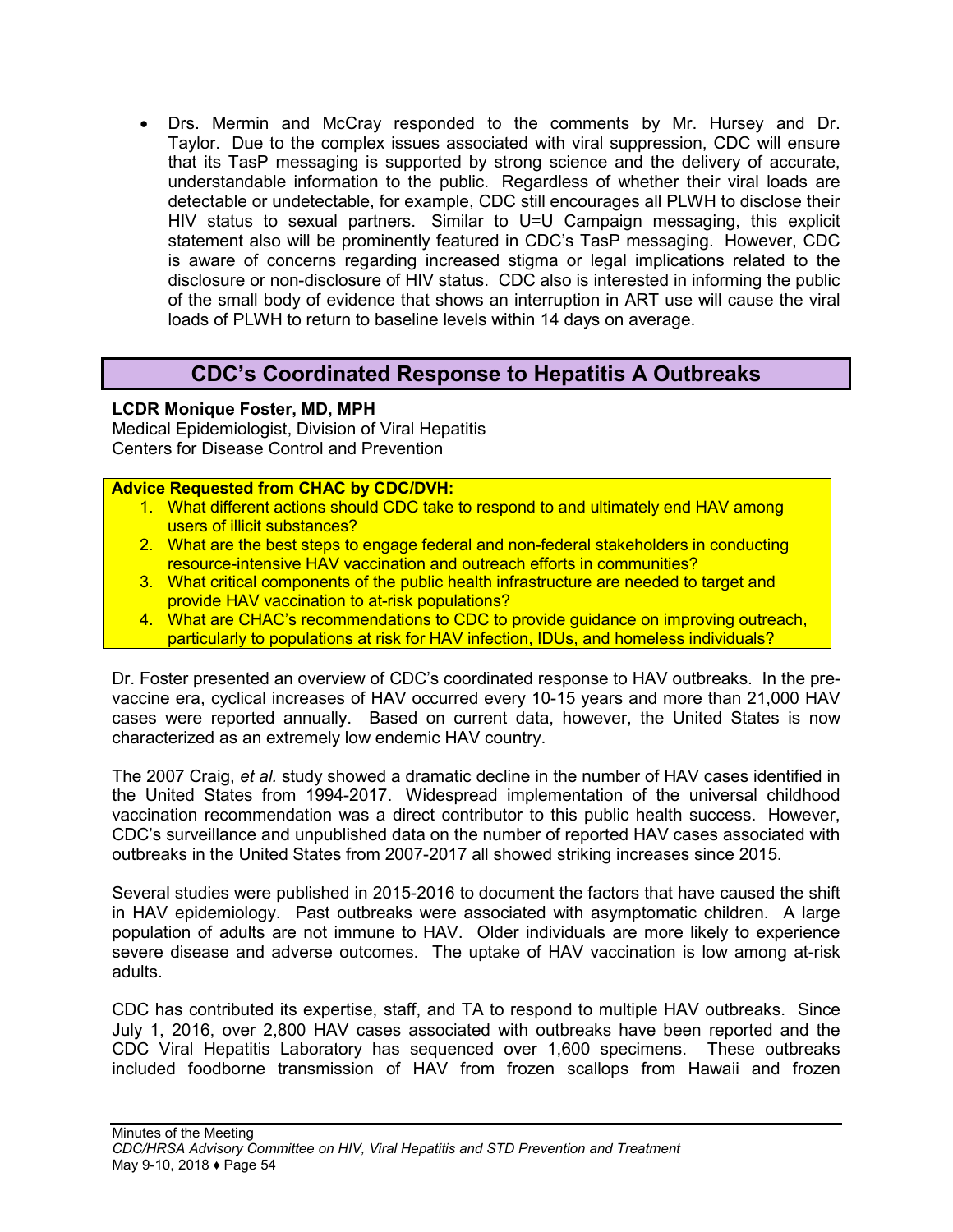- Drs. Mermin and McCray responded to the comments by Mr. Hursey and Dr. Taylor. Due to the complex issues associated with viral suppression, CDC will ensure that its TasP messaging is supported by strong science and the delivery of accurate, understandable information to the public. Regardless of whether their viral loads are detectable or undetectable, for example, CDC still encourages all PLWH to disclose their HIV status to sexual partners. Similar to U=U Campaign messaging, this explicit statement also will be prominently featured in CDC's TasP messaging. However, CDC is aware of concerns regarding increased stigma or legal implications related to the disclosure or non-disclosure of HIV status. CDC also is interested in informing the public of the small body of evidence that shows an interruption in ART use will cause the viral loads of PLWH to return to baseline levels within 14 days on average.

## CDC's Coordinated Response to Hepatitis A Outbreaks

**LCDR Monique Foster, MD, MPH**
Medical Epidemiologist, Division of Viral Hepatitis
Centers for Disease Control and Prevention

**Advice Requested from CHAC by CDC/DVH:**

1. What different actions should CDC take to respond to and ultimately end HAV among users of illicit substances?
2. What are the best steps to engage federal and non-federal stakeholders in conducting resource-intensive HAV vaccination and outreach efforts in communities?
3. What critical components of the public health infrastructure are needed to target and provide HAV vaccination to at-risk populations?
4. What are CHAC's recommendations to CDC to provide guidance on improving outreach, particularly to populations at risk for HAV infection, IDUs, and homeless individuals?

Dr. Foster presented an overview of CDC's coordinated response to HAV outbreaks. In the pre-vaccine era, cyclical increases of HAV occurred every 10-15 years and more than 21,000 HAV cases were reported annually. Based on current data, however, the United States is now characterized as an extremely low endemic HAV country.

The 2007 Craig, *et al.* study showed a dramatic decline in the number of HAV cases identified in the United States from 1994-2017. Widespread implementation of the universal childhood vaccination recommendation was a direct contributor to this public health success. However, CDC's surveillance and unpublished data on the number of reported HAV cases associated with outbreaks in the United States from 2007-2017 all showed striking increases since 2015.

Several studies were published in 2015-2016 to document the factors that have caused the shift in HAV epidemiology. Past outbreaks were associated with asymptomatic children. A large population of adults are not immune to HAV. Older individuals are more likely to experience severe disease and adverse outcomes. The uptake of HAV vaccination is low among at-risk adults.

CDC has contributed its expertise, staff, and TA to respond to multiple HAV outbreaks. Since July 1, 2016, over 2,800 HAV cases associated with outbreaks have been reported and the CDC Viral Hepatitis Laboratory has sequenced over 1,600 specimens. These outbreaks included foodborne transmission of HAV from frozen scallops from Hawaii and frozen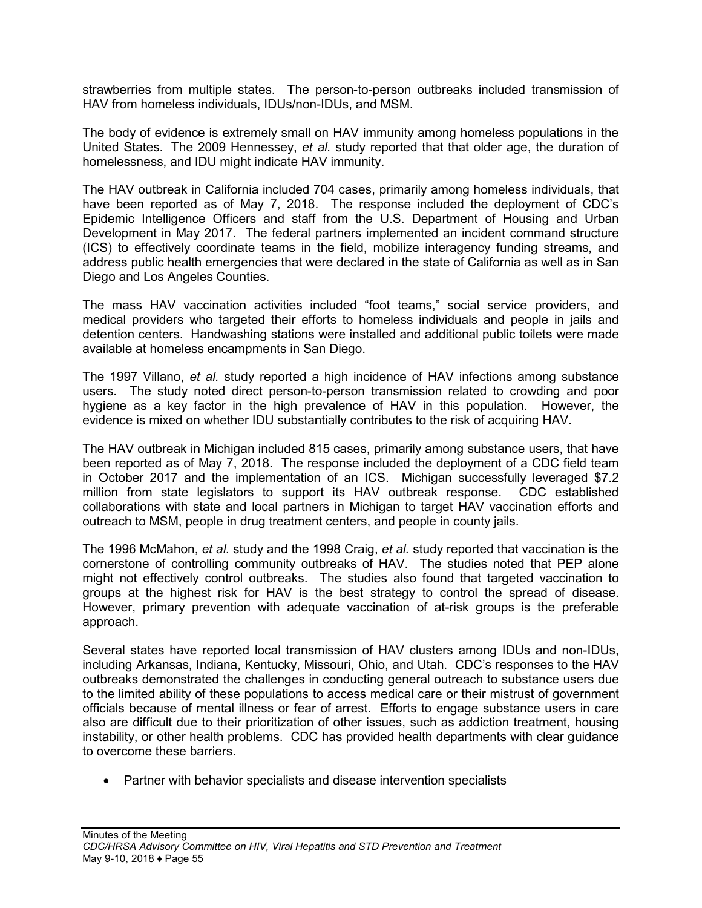strawberries from multiple states. The person-to-person outbreaks included transmission of HAV from homeless individuals, IDUs/non-IDUs, and MSM.

The body of evidence is extremely small on HAV immunity among homeless populations in the United States. The 2009 Hennessey, *et al.* study reported that that older age, the duration of homelessness, and IDU might indicate HAV immunity.

The HAV outbreak in California included 704 cases, primarily among homeless individuals, that have been reported as of May 7, 2018. The response included the deployment of CDC's Epidemic Intelligence Officers and staff from the U.S. Department of Housing and Urban Development in May 2017. The federal partners implemented an incident command structure (ICS) to effectively coordinate teams in the field, mobilize interagency funding streams, and address public health emergencies that were declared in the state of California as well as in San Diego and Los Angeles Counties.

The mass HAV vaccination activities included "foot teams," social service providers, and medical providers who targeted their efforts to homeless individuals and people in jails and detention centers. Handwashing stations were installed and additional public toilets were made available at homeless encampments in San Diego.

The 1997 Villano, *et al.* study reported a high incidence of HAV infections among substance users. The study noted direct person-to-person transmission related to crowding and poor hygiene as a key factor in the high prevalence of HAV in this population. However, the evidence is mixed on whether IDU substantially contributes to the risk of acquiring HAV.

The HAV outbreak in Michigan included 815 cases, primarily among substance users, that have been reported as of May 7, 2018. The response included the deployment of a CDC field team in October 2017 and the implementation of an ICS. Michigan successfully leveraged $7.2 million from state legislators to support its HAV outbreak response. CDC established collaborations with state and local partners in Michigan to target HAV vaccination efforts and outreach to MSM, people in drug treatment centers, and people in county jails.

The 1996 McMahon, *et al.* study and the 1998 Craig, *et al.* study reported that vaccination is the cornerstone of controlling community outbreaks of HAV. The studies noted that PEP alone might not effectively control outbreaks. The studies also found that targeted vaccination to groups at the highest risk for HAV is the best strategy to control the spread of disease. However, primary prevention with adequate vaccination of at-risk groups is the preferable approach.

Several states have reported local transmission of HAV clusters among IDUs and non-IDUs, including Arkansas, Indiana, Kentucky, Missouri, Ohio, and Utah. CDC's responses to the HAV outbreaks demonstrated the challenges in conducting general outreach to substance users due to the limited ability of these populations to access medical care or their mistrust of government officials because of mental illness or fear of arrest. Efforts to engage substance users in care also are difficult due to their prioritization of other issues, such as addiction treatment, housing instability, or other health problems. CDC has provided health departments with clear guidance to overcome these barriers.

- Partner with behavior specialists and disease intervention specialists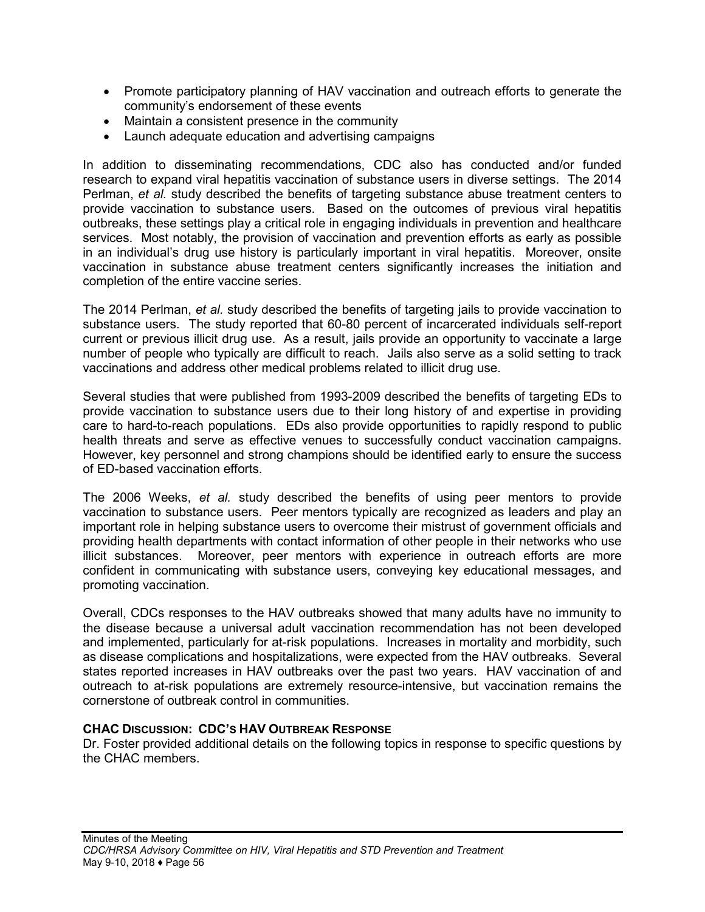- Promote participatory planning of HAV vaccination and outreach efforts to generate the community's endorsement of these events
- Maintain a consistent presence in the community
- Launch adequate education and advertising campaigns

In addition to disseminating recommendations, CDC also has conducted and/or funded research to expand viral hepatitis vaccination of substance users in diverse settings. The 2014 Perlman, *et al.* study described the benefits of targeting substance abuse treatment centers to provide vaccination to substance users. Based on the outcomes of previous viral hepatitis outbreaks, these settings play a critical role in engaging individuals in prevention and healthcare services. Most notably, the provision of vaccination and prevention efforts as early as possible in an individual's drug use history is particularly important in viral hepatitis. Moreover, onsite vaccination in substance abuse treatment centers significantly increases the initiation and completion of the entire vaccine series.

The 2014 Perlman, *et al.* study described the benefits of targeting jails to provide vaccination to substance users. The study reported that 60-80 percent of incarcerated individuals self-report current or previous illicit drug use. As a result, jails provide an opportunity to vaccinate a large number of people who typically are difficult to reach. Jails also serve as a solid setting to track vaccinations and address other medical problems related to illicit drug use.

Several studies that were published from 1993-2009 described the benefits of targeting EDs to provide vaccination to substance users due to their long history of and expertise in providing care to hard-to-reach populations. EDs also provide opportunities to rapidly respond to public health threats and serve as effective venues to successfully conduct vaccination campaigns. However, key personnel and strong champions should be identified early to ensure the success of ED-based vaccination efforts.

The 2006 Weeks, *et al.* study described the benefits of using peer mentors to provide vaccination to substance users. Peer mentors typically are recognized as leaders and play an important role in helping substance users to overcome their mistrust of government officials and providing health departments with contact information of other people in their networks who use illicit substances. Moreover, peer mentors with experience in outreach efforts are more confident in communicating with substance users, conveying key educational messages, and promoting vaccination.

Overall, CDCs responses to the HAV outbreaks showed that many adults have no immunity to the disease because a universal adult vaccination recommendation has not been developed and implemented, particularly for at-risk populations. Increases in mortality and morbidity, such as disease complications and hospitalizations, were expected from the HAV outbreaks. Several states reported increases in HAV outbreaks over the past two years. HAV vaccination of and outreach to at-risk populations are extremely resource-intensive, but vaccination remains the cornerstone of outbreak control in communities.

**CHAC DISCUSSION: CDC'S HAV OUTBREAK RESPONSE**

Dr. Foster provided additional details on the following topics in response to specific questions by the CHAC members.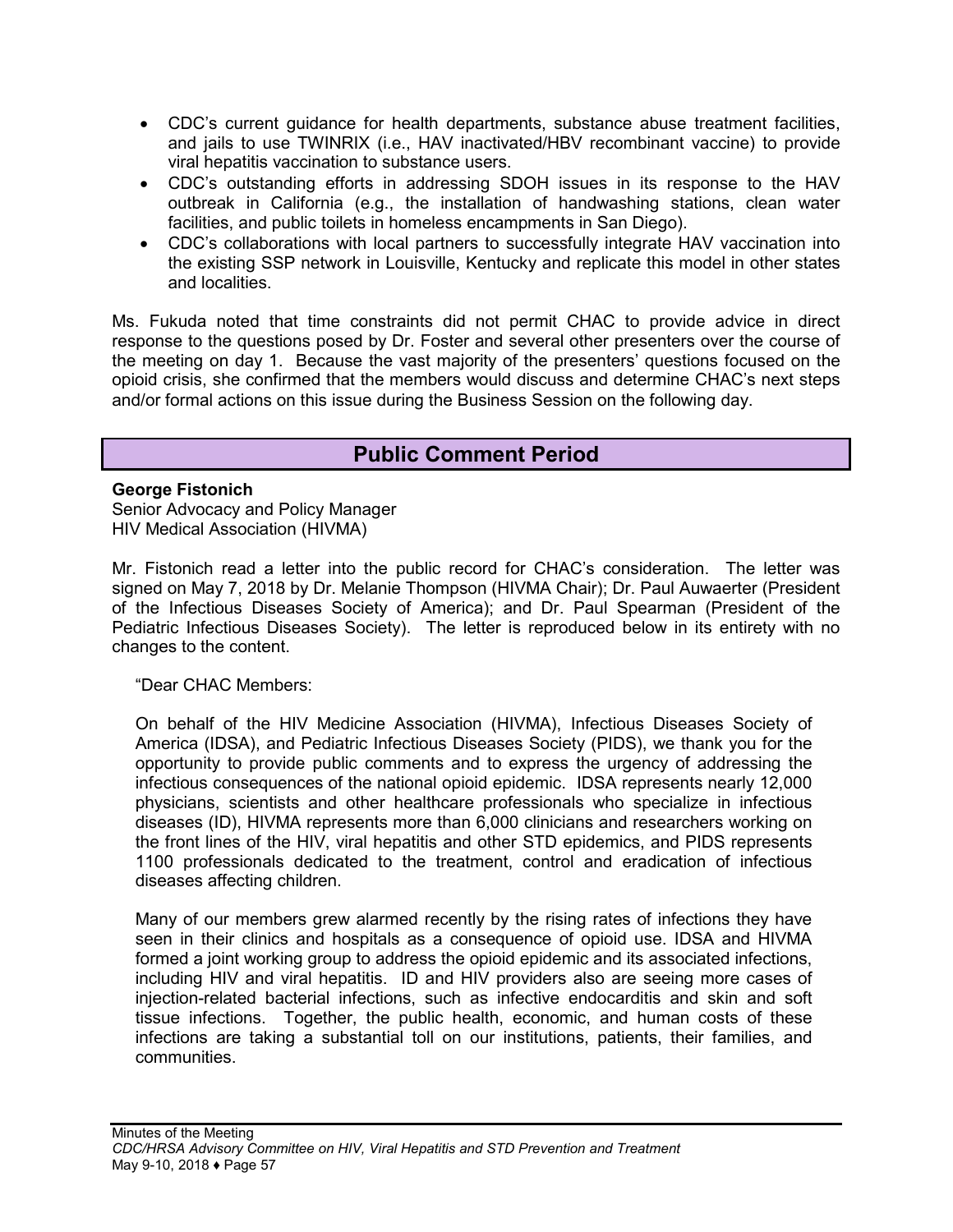- CDC's current guidance for health departments, substance abuse treatment facilities, and jails to use TWINRIX (i.e., HAV inactivated/HBV recombinant vaccine) to provide viral hepatitis vaccination to substance users.
- CDC's outstanding efforts in addressing SDOH issues in its response to the HAV outbreak in California (e.g., the installation of handwashing stations, clean water facilities, and public toilets in homeless encampments in San Diego).
- CDC's collaborations with local partners to successfully integrate HAV vaccination into the existing SSP network in Louisville, Kentucky and replicate this model in other states and localities.

Ms. Fukuda noted that time constraints did not permit CHAC to provide advice in direct response to the questions posed by Dr. Foster and several other presenters over the course of the meeting on day 1. Because the vast majority of the presenters' questions focused on the opioid crisis, she confirmed that the members would discuss and determine CHAC's next steps and/or formal actions on this issue during the Business Session on the following day.

## Public Comment Period

**George Fistonich**
Senior Advocacy and Policy Manager
HIV Medical Association (HIVMA)

Mr. Fistonich read a letter into the public record for CHAC's consideration. The letter was signed on May 7, 2018 by Dr. Melanie Thompson (HIVMA Chair); Dr. Paul Auwaerter (President of the Infectious Diseases Society of America); and Dr. Paul Spearman (President of the Pediatric Infectious Diseases Society). The letter is reproduced below in its entirety with no changes to the content.

> "Dear CHAC Members:
>
> On behalf of the HIV Medicine Association (HIVMA), Infectious Diseases Society of America (IDSA), and Pediatric Infectious Diseases Society (PIDS), we thank you for the opportunity to provide public comments and to express the urgency of addressing the infectious consequences of the national opioid epidemic. IDSA represents nearly 12,000 physicians, scientists and other healthcare professionals who specialize in infectious diseases (ID), HIVMA represents more than 6,000 clinicians and researchers working on the front lines of the HIV, viral hepatitis and other STD epidemics, and PIDS represents 1100 professionals dedicated to the treatment, control and eradication of infectious diseases affecting children.
>
> Many of our members grew alarmed recently by the rising rates of infections they have seen in their clinics and hospitals as a consequence of opioid use. IDSA and HIVMA formed a joint working group to address the opioid epidemic and its associated infections, including HIV and viral hepatitis. ID and HIV providers also are seeing more cases of injection-related bacterial infections, such as infective endocarditis and skin and soft tissue infections. Together, the public health, economic, and human costs of these infections are taking a substantial toll on our institutions, patients, their families, and communities.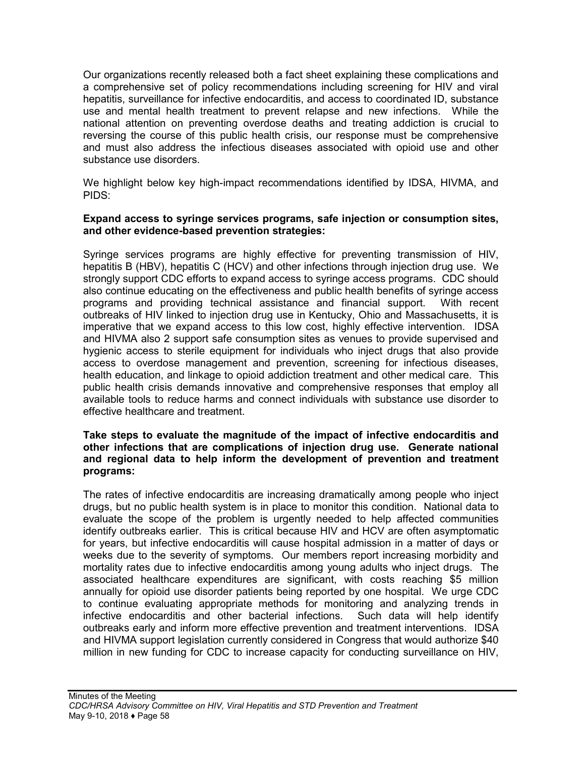Our organizations recently released both a fact sheet explaining these complications and a comprehensive set of policy recommendations including screening for HIV and viral hepatitis, surveillance for infective endocarditis, and access to coordinated ID, substance use and mental health treatment to prevent relapse and new infections. While the national attention on preventing overdose deaths and treating addiction is crucial to reversing the course of this public health crisis, our response must be comprehensive and must also address the infectious diseases associated with opioid use and other substance use disorders.

We highlight below key high-impact recommendations identified by IDSA, HIVMA, and PIDS:

**Expand access to syringe services programs, safe injection or consumption sites, and other evidence-based prevention strategies:**

Syringe services programs are highly effective for preventing transmission of HIV, hepatitis B (HBV), hepatitis C (HCV) and other infections through injection drug use. We strongly support CDC efforts to expand access to syringe access programs. CDC should also continue educating on the effectiveness and public health benefits of syringe access programs and providing technical assistance and financial support. With recent outbreaks of HIV linked to injection drug use in Kentucky, Ohio and Massachusetts, it is imperative that we expand access to this low cost, highly effective intervention. IDSA and HIVMA also 2 support safe consumption sites as venues to provide supervised and hygienic access to sterile equipment for individuals who inject drugs that also provide access to overdose management and prevention, screening for infectious diseases, health education, and linkage to opioid addiction treatment and other medical care. This public health crisis demands innovative and comprehensive responses that employ all available tools to reduce harms and connect individuals with substance use disorder to effective healthcare and treatment.

**Take steps to evaluate the magnitude of the impact of infective endocarditis and other infections that are complications of injection drug use. Generate national and regional data to help inform the development of prevention and treatment programs:**

The rates of infective endocarditis are increasing dramatically among people who inject drugs, but no public health system is in place to monitor this condition. National data to evaluate the scope of the problem is urgently needed to help affected communities identify outbreaks earlier. This is critical because HIV and HCV are often asymptomatic for years, but infective endocarditis will cause hospital admission in a matter of days or weeks due to the severity of symptoms. Our members report increasing morbidity and mortality rates due to infective endocarditis among young adults who inject drugs. The associated healthcare expenditures are significant, with costs reaching $5 million annually for opioid use disorder patients being reported by one hospital. We urge CDC to continue evaluating appropriate methods for monitoring and analyzing trends in infective endocarditis and other bacterial infections. Such data will help identify outbreaks early and inform more effective prevention and treatment interventions. IDSA and HIVMA support legislation currently considered in Congress that would authorize $40 million in new funding for CDC to increase capacity for conducting surveillance on HIV,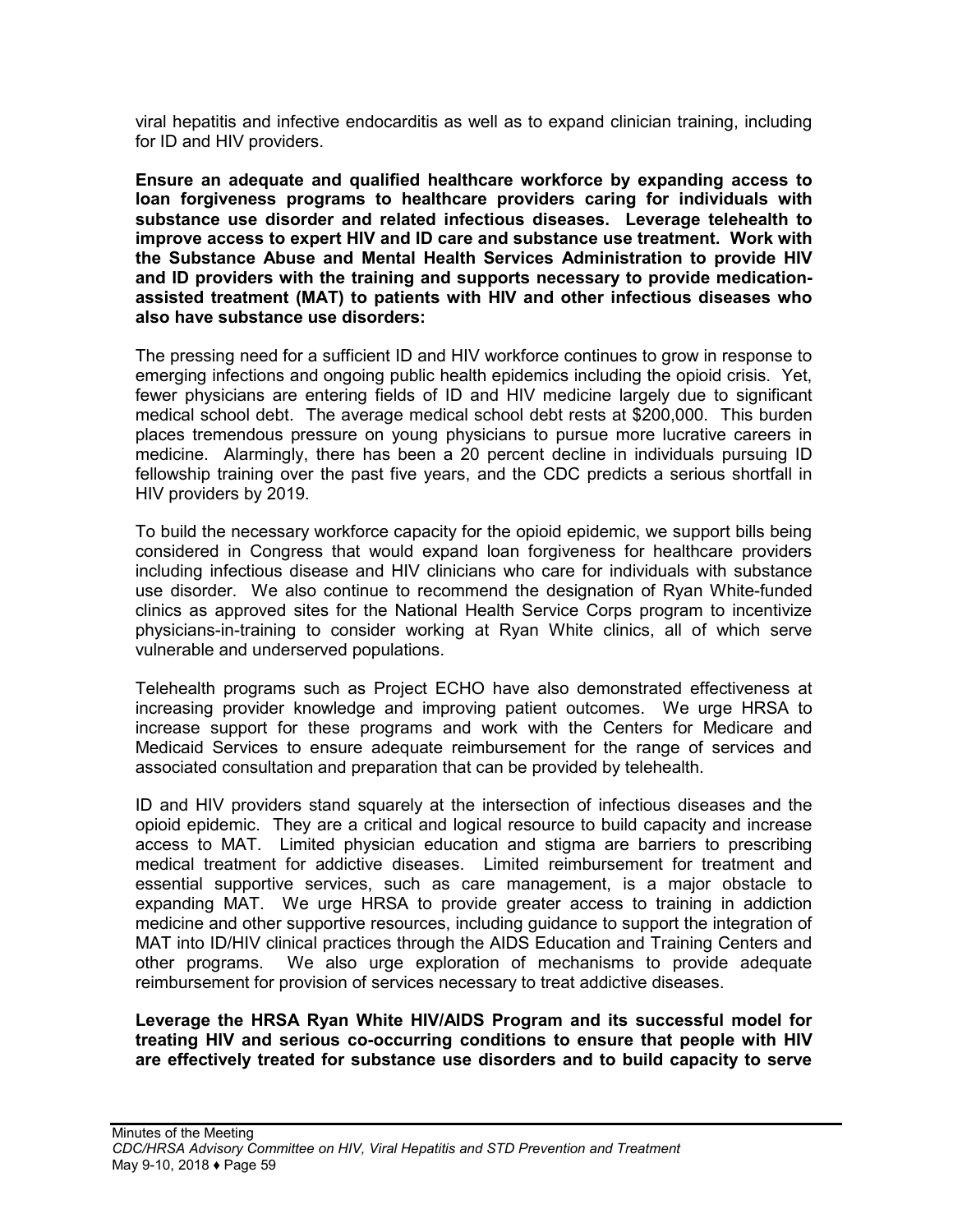viral hepatitis and infective endocarditis as well as to expand clinician training, including for ID and HIV providers.

**Ensure an adequate and qualified healthcare workforce by expanding access to loan forgiveness programs to healthcare providers caring for individuals with substance use disorder and related infectious diseases. Leverage telehealth to improve access to expert HIV and ID care and substance use treatment. Work with the Substance Abuse and Mental Health Services Administration to provide HIV and ID providers with the training and supports necessary to provide medication-assisted treatment (MAT) to patients with HIV and other infectious diseases who also have substance use disorders:**

The pressing need for a sufficient ID and HIV workforce continues to grow in response to emerging infections and ongoing public health epidemics including the opioid crisis. Yet, fewer physicians are entering fields of ID and HIV medicine largely due to significant medical school debt. The average medical school debt rests at $200,000. This burden places tremendous pressure on young physicians to pursue more lucrative careers in medicine. Alarmingly, there has been a 20 percent decline in individuals pursuing ID fellowship training over the past five years, and the CDC predicts a serious shortfall in HIV providers by 2019.

To build the necessary workforce capacity for the opioid epidemic, we support bills being considered in Congress that would expand loan forgiveness for healthcare providers including infectious disease and HIV clinicians who care for individuals with substance use disorder. We also continue to recommend the designation of Ryan White-funded clinics as approved sites for the National Health Service Corps program to incentivize physicians-in-training to consider working at Ryan White clinics, all of which serve vulnerable and underserved populations.

Telehealth programs such as Project ECHO have also demonstrated effectiveness at increasing provider knowledge and improving patient outcomes. We urge HRSA to increase support for these programs and work with the Centers for Medicare and Medicaid Services to ensure adequate reimbursement for the range of services and associated consultation and preparation that can be provided by telehealth.

ID and HIV providers stand squarely at the intersection of infectious diseases and the opioid epidemic. They are a critical and logical resource to build capacity and increase access to MAT. Limited physician education and stigma are barriers to prescribing medical treatment for addictive diseases. Limited reimbursement for treatment and essential supportive services, such as care management, is a major obstacle to expanding MAT. We urge HRSA to provide greater access to training in addiction medicine and other supportive resources, including guidance to support the integration of MAT into ID/HIV clinical practices through the AIDS Education and Training Centers and other programs. We also urge exploration of mechanisms to provide adequate reimbursement for provision of services necessary to treat addictive diseases.

**Leverage the HRSA Ryan White HIV/AIDS Program and its successful model for treating HIV and serious co-occurring conditions to ensure that people with HIV are effectively treated for substance use disorders and to build capacity to serve**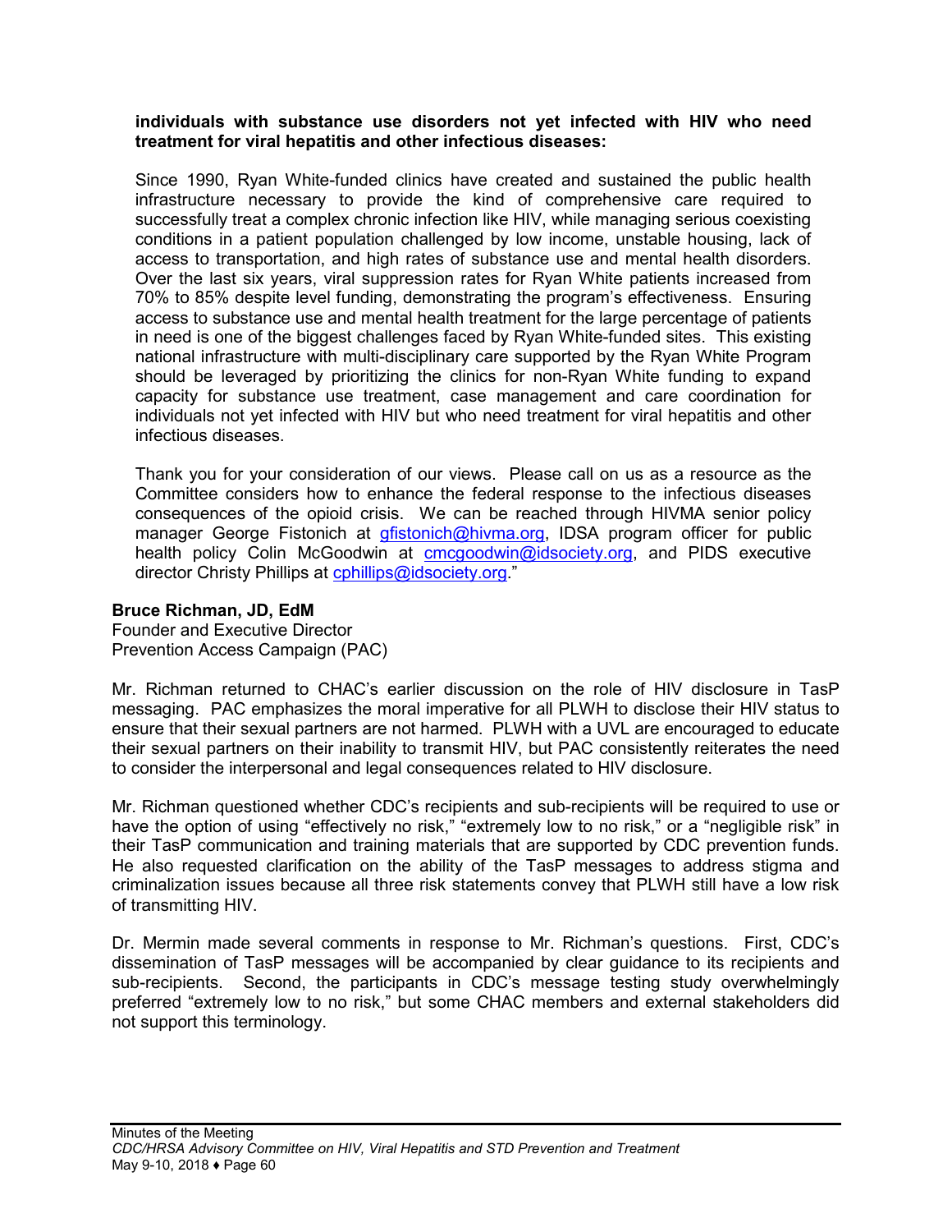**individuals with substance use disorders not yet infected with HIV who need treatment for viral hepatitis and other infectious diseases:**

Since 1990, Ryan White-funded clinics have created and sustained the public health infrastructure necessary to provide the kind of comprehensive care required to successfully treat a complex chronic infection like HIV, while managing serious coexisting conditions in a patient population challenged by low income, unstable housing, lack of access to transportation, and high rates of substance use and mental health disorders. Over the last six years, viral suppression rates for Ryan White patients increased from 70% to 85% despite level funding, demonstrating the program's effectiveness. Ensuring access to substance use and mental health treatment for the large percentage of patients in need is one of the biggest challenges faced by Ryan White-funded sites. This existing national infrastructure with multi-disciplinary care supported by the Ryan White Program should be leveraged by prioritizing the clinics for non-Ryan White funding to expand capacity for substance use treatment, case management and care coordination for individuals not yet infected with HIV but who need treatment for viral hepatitis and other infectious diseases.

Thank you for your consideration of our views. Please call on us as a resource as the Committee considers how to enhance the federal response to the infectious diseases consequences of the opioid crisis. We can be reached through HIVMA senior policy manager George Fistonich at gfistonich@hivma.org, IDSA program officer for public health policy Colin McGoodwin at cmcgoodwin@idsociety.org, and PIDS executive director Christy Phillips at cphillips@idsociety.org."

**Bruce Richman, JD, EdM**
Founder and Executive Director
Prevention Access Campaign (PAC)

Mr. Richman returned to CHAC's earlier discussion on the role of HIV disclosure in TasP messaging. PAC emphasizes the moral imperative for all PLWH to disclose their HIV status to ensure that their sexual partners are not harmed. PLWH with a UVL are encouraged to educate their sexual partners on their inability to transmit HIV, but PAC consistently reiterates the need to consider the interpersonal and legal consequences related to HIV disclosure.

Mr. Richman questioned whether CDC's recipients and sub-recipients will be required to use or have the option of using "effectively no risk," "extremely low to no risk," or a "negligible risk" in their TasP communication and training materials that are supported by CDC prevention funds. He also requested clarification on the ability of the TasP messages to address stigma and criminalization issues because all three risk statements convey that PLWH still have a low risk of transmitting HIV.

Dr. Mermin made several comments in response to Mr. Richman's questions. First, CDC's dissemination of TasP messages will be accompanied by clear guidance to its recipients and sub-recipients. Second, the participants in CDC's message testing study overwhelmingly preferred "extremely low to no risk," but some CHAC members and external stakeholders did not support this terminology.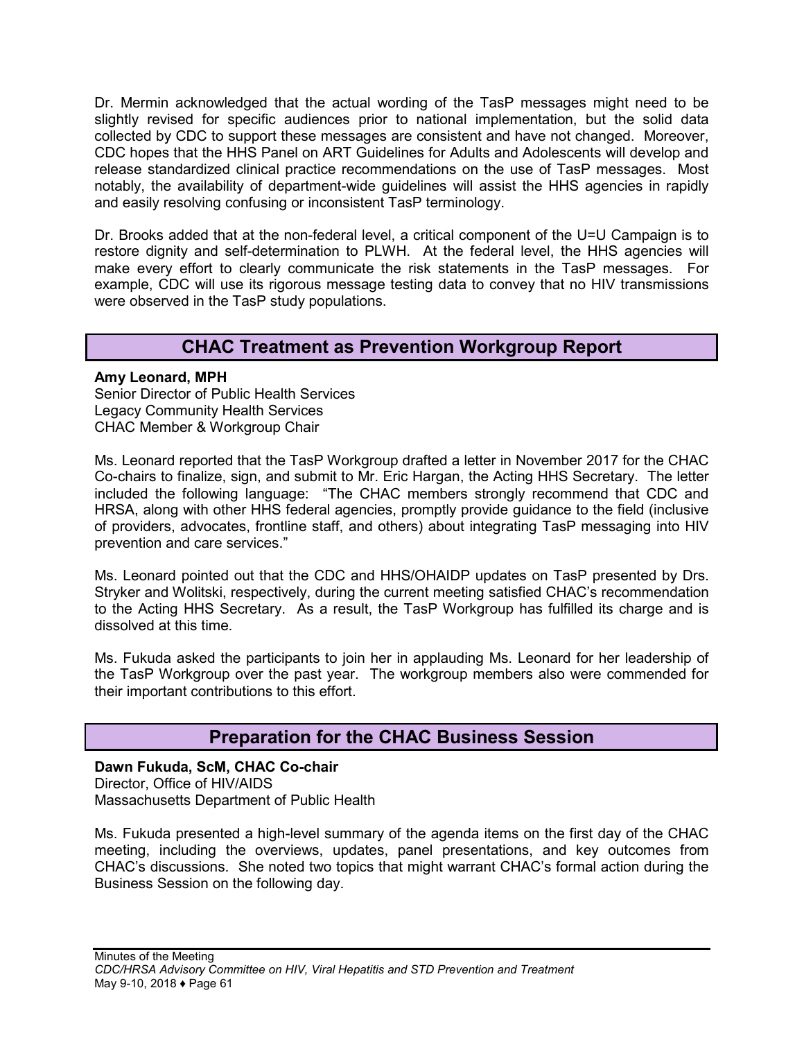Dr. Mermin acknowledged that the actual wording of the TasP messages might need to be slightly revised for specific audiences prior to national implementation, but the solid data collected by CDC to support these messages are consistent and have not changed. Moreover, CDC hopes that the HHS Panel on ART Guidelines for Adults and Adolescents will develop and release standardized clinical practice recommendations on the use of TasP messages. Most notably, the availability of department-wide guidelines will assist the HHS agencies in rapidly and easily resolving confusing or inconsistent TasP terminology.

Dr. Brooks added that at the non-federal level, a critical component of the U=U Campaign is to restore dignity and self-determination to PLWH. At the federal level, the HHS agencies will make every effort to clearly communicate the risk statements in the TasP messages. For example, CDC will use its rigorous message testing data to convey that no HIV transmissions were observed in the TasP study populations.

## CHAC Treatment as Prevention Workgroup Report

**Amy Leonard, MPH**
Senior Director of Public Health Services
Legacy Community Health Services
CHAC Member & Workgroup Chair

Ms. Leonard reported that the TasP Workgroup drafted a letter in November 2017 for the CHAC Co-chairs to finalize, sign, and submit to Mr. Eric Hargan, the Acting HHS Secretary. The letter included the following language: "The CHAC members strongly recommend that CDC and HRSA, along with other HHS federal agencies, promptly provide guidance to the field (inclusive of providers, advocates, frontline staff, and others) about integrating TasP messaging into HIV prevention and care services."

Ms. Leonard pointed out that the CDC and HHS/OHAIDP updates on TasP presented by Drs. Stryker and Wolitski, respectively, during the current meeting satisfied CHAC's recommendation to the Acting HHS Secretary. As a result, the TasP Workgroup has fulfilled its charge and is dissolved at this time.

Ms. Fukuda asked the participants to join her in applauding Ms. Leonard for her leadership of the TasP Workgroup over the past year. The workgroup members also were commended for their important contributions to this effort.

## Preparation for the CHAC Business Session

**Dawn Fukuda, ScM, CHAC Co-chair**
Director, Office of HIV/AIDS
Massachusetts Department of Public Health

Ms. Fukuda presented a high-level summary of the agenda items on the first day of the CHAC meeting, including the overviews, updates, panel presentations, and key outcomes from CHAC's discussions. She noted two topics that might warrant CHAC's formal action during the Business Session on the following day.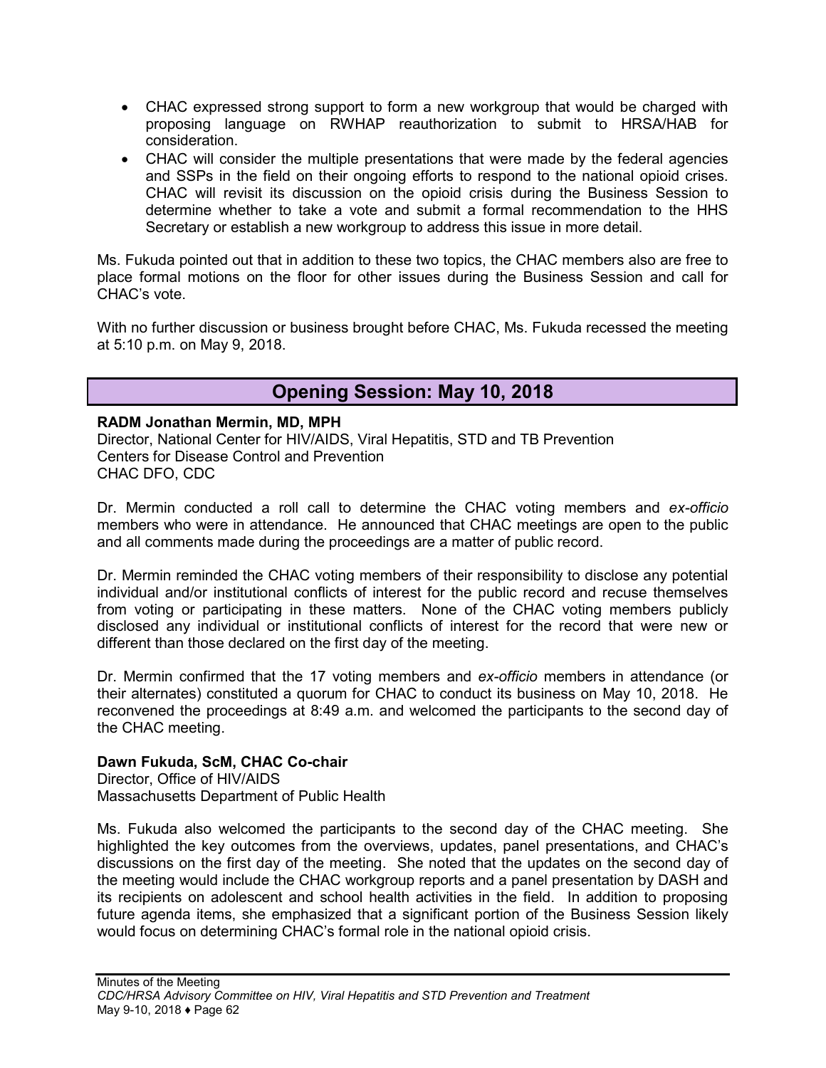- CHAC expressed strong support to form a new workgroup that would be charged with proposing language on RWHAP reauthorization to submit to HRSA/HAB for consideration.
- CHAC will consider the multiple presentations that were made by the federal agencies and SSPs in the field on their ongoing efforts to respond to the national opioid crises. CHAC will revisit its discussion on the opioid crisis during the Business Session to determine whether to take a vote and submit a formal recommendation to the HHS Secretary or establish a new workgroup to address this issue in more detail.

Ms. Fukuda pointed out that in addition to these two topics, the CHAC members also are free to place formal motions on the floor for other issues during the Business Session and call for CHAC's vote.

With no further discussion or business brought before CHAC, Ms. Fukuda recessed the meeting at 5:10 p.m. on May 9, 2018.

## Opening Session: May 10, 2018

**RADM Jonathan Mermin, MD, MPH**
Director, National Center for HIV/AIDS, Viral Hepatitis, STD and TB Prevention
Centers for Disease Control and Prevention
CHAC DFO, CDC

Dr. Mermin conducted a roll call to determine the CHAC voting members and *ex-officio* members who were in attendance. He announced that CHAC meetings are open to the public and all comments made during the proceedings are a matter of public record.

Dr. Mermin reminded the CHAC voting members of their responsibility to disclose any potential individual and/or institutional conflicts of interest for the public record and recuse themselves from voting or participating in these matters. None of the CHAC voting members publicly disclosed any individual or institutional conflicts of interest for the record that were new or different than those declared on the first day of the meeting.

Dr. Mermin confirmed that the 17 voting members and *ex-officio* members in attendance (or their alternates) constituted a quorum for CHAC to conduct its business on May 10, 2018. He reconvened the proceedings at 8:49 a.m. and welcomed the participants to the second day of the CHAC meeting.

**Dawn Fukuda, ScM, CHAC Co-chair**
Director, Office of HIV/AIDS
Massachusetts Department of Public Health

Ms. Fukuda also welcomed the participants to the second day of the CHAC meeting. She highlighted the key outcomes from the overviews, updates, panel presentations, and CHAC's discussions on the first day of the meeting. She noted that the updates on the second day of the meeting would include the CHAC workgroup reports and a panel presentation by DASH and its recipients on adolescent and school health activities in the field. In addition to proposing future agenda items, she emphasized that a significant portion of the Business Session likely would focus on determining CHAC's formal role in the national opioid crisis.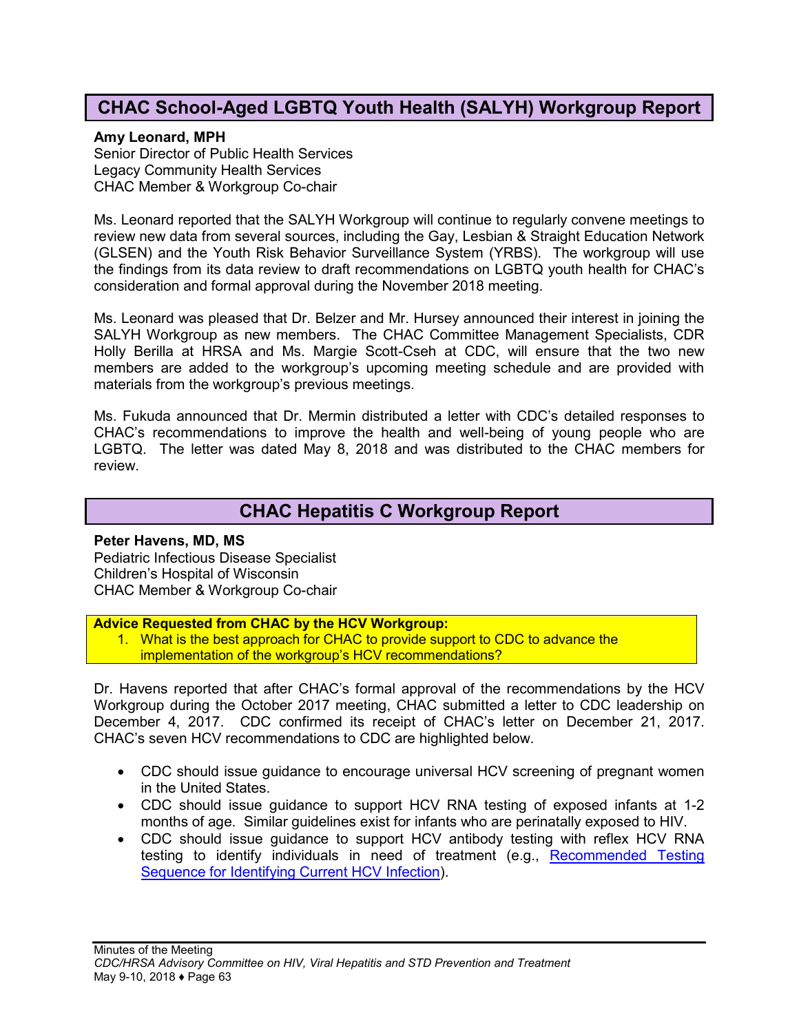## CHAC School-Aged LGBTQ Youth Health (SALYH) Workgroup Report

**Amy Leonard, MPH**
Senior Director of Public Health Services
Legacy Community Health Services
CHAC Member & Workgroup Co-chair

Ms. Leonard reported that the SALYH Workgroup will continue to regularly convene meetings to review new data from several sources, including the Gay, Lesbian & Straight Education Network (GLSEN) and the Youth Risk Behavior Surveillance System (YRBS). The workgroup will use the findings from its data review to draft recommendations on LGBTQ youth health for CHAC's consideration and formal approval during the November 2018 meeting.

Ms. Leonard was pleased that Dr. Belzer and Mr. Hursey announced their interest in joining the SALYH Workgroup as new members. The CHAC Committee Management Specialists, CDR Holly Berilla at HRSA and Ms. Margie Scott-Cseh at CDC, will ensure that the two new members are added to the workgroup's upcoming meeting schedule and are provided with materials from the workgroup's previous meetings.

Ms. Fukuda announced that Dr. Mermin distributed a letter with CDC's detailed responses to CHAC's recommendations to improve the health and well-being of young people who are LGBTQ. The letter was dated May 8, 2018 and was distributed to the CHAC members for review.

## CHAC Hepatitis C Workgroup Report

**Peter Havens, MD, MS**
Pediatric Infectious Disease Specialist
Children's Hospital of Wisconsin
CHAC Member & Workgroup Co-chair

**Advice Requested from CHAC by the HCV Workgroup:**

1. What is the best approach for CHAC to provide support to CDC to advance the implementation of the workgroup's HCV recommendations?

Dr. Havens reported that after CHAC's formal approval of the recommendations by the HCV Workgroup during the October 2017 meeting, CHAC submitted a letter to CDC leadership on December 4, 2017. CDC confirmed its receipt of CHAC's letter on December 21, 2017. CHAC's seven HCV recommendations to CDC are highlighted below.

- CDC should issue guidance to encourage universal HCV screening of pregnant women in the United States.
- CDC should issue guidance to support HCV RNA testing of exposed infants at 1-2 months of age. Similar guidelines exist for infants who are perinatally exposed to HIV.
- CDC should issue guidance to support HCV antibody testing with reflex HCV RNA testing to identify individuals in need of treatment (e.g., Recommended Testing Sequence for Identifying Current HCV Infection).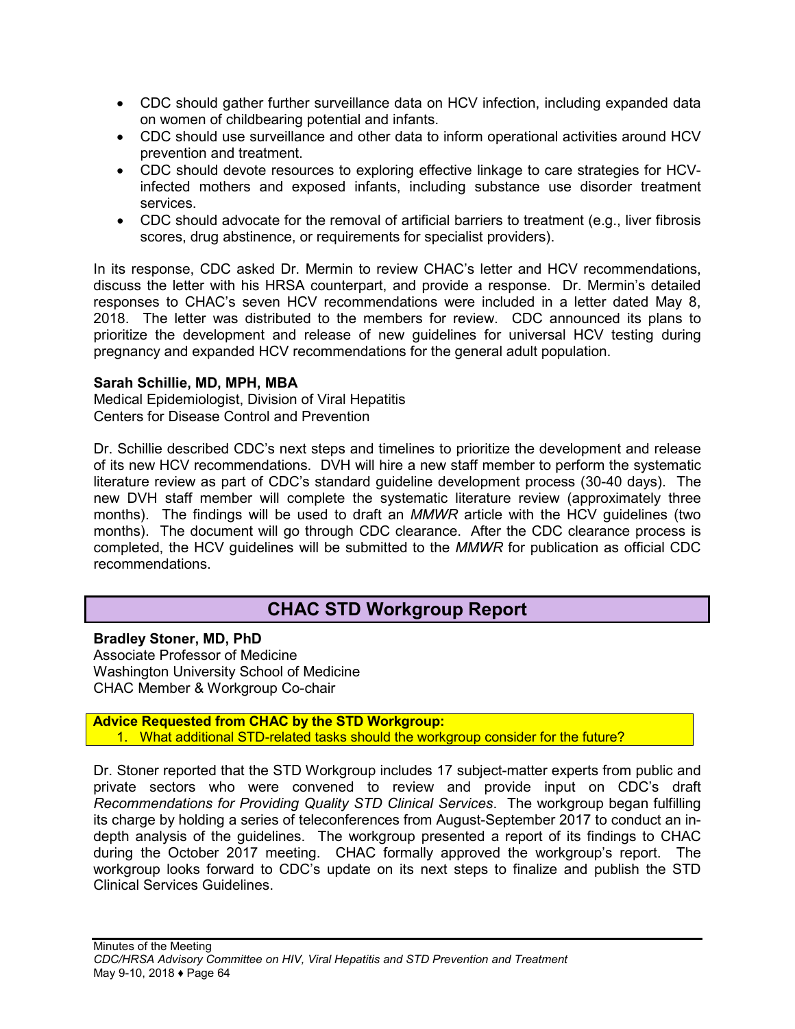- CDC should gather further surveillance data on HCV infection, including expanded data on women of childbearing potential and infants.
- CDC should use surveillance and other data to inform operational activities around HCV prevention and treatment.
- CDC should devote resources to exploring effective linkage to care strategies for HCV-infected mothers and exposed infants, including substance use disorder treatment services.
- CDC should advocate for the removal of artificial barriers to treatment (e.g., liver fibrosis scores, drug abstinence, or requirements for specialist providers).

In its response, CDC asked Dr. Mermin to review CHAC's letter and HCV recommendations, discuss the letter with his HRSA counterpart, and provide a response. Dr. Mermin's detailed responses to CHAC's seven HCV recommendations were included in a letter dated May 8, 2018. The letter was distributed to the members for review. CDC announced its plans to prioritize the development and release of new guidelines for universal HCV testing during pregnancy and expanded HCV recommendations for the general adult population.

**Sarah Schillie, MD, MPH, MBA**
Medical Epidemiologist, Division of Viral Hepatitis
Centers for Disease Control and Prevention

Dr. Schillie described CDC's next steps and timelines to prioritize the development and release of its new HCV recommendations. DVH will hire a new staff member to perform the systematic literature review as part of CDC's standard guideline development process (30-40 days). The new DVH staff member will complete the systematic literature review (approximately three months). The findings will be used to draft an *MMWR* article with the HCV guidelines (two months). The document will go through CDC clearance. After the CDC clearance process is completed, the HCV guidelines will be submitted to the *MMWR* for publication as official CDC recommendations.

## CHAC STD Workgroup Report

**Bradley Stoner, MD, PhD**
Associate Professor of Medicine
Washington University School of Medicine
CHAC Member & Workgroup Co-chair

**Advice Requested from CHAC by the STD Workgroup:**

1. What additional STD-related tasks should the workgroup consider for the future?

Dr. Stoner reported that the STD Workgroup includes 17 subject-matter experts from public and private sectors who were convened to review and provide input on CDC's draft *Recommendations for Providing Quality STD Clinical Services*. The workgroup began fulfilling its charge by holding a series of teleconferences from August-September 2017 to conduct an in-depth analysis of the guidelines. The workgroup presented a report of its findings to CHAC during the October 2017 meeting. CHAC formally approved the workgroup's report. The workgroup looks forward to CDC's update on its next steps to finalize and publish the STD Clinical Services Guidelines.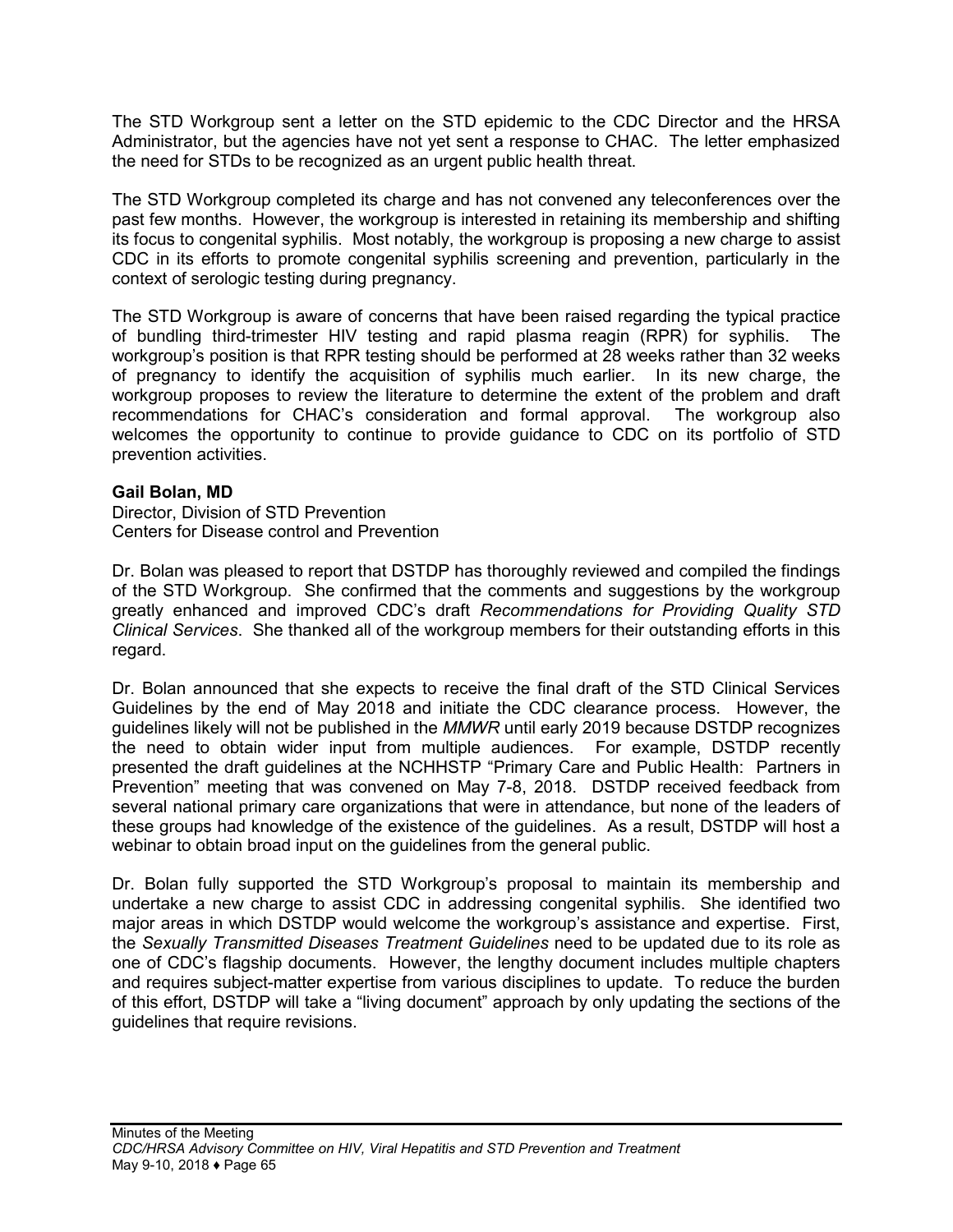The STD Workgroup sent a letter on the STD epidemic to the CDC Director and the HRSA Administrator, but the agencies have not yet sent a response to CHAC. The letter emphasized the need for STDs to be recognized as an urgent public health threat.

The STD Workgroup completed its charge and has not convened any teleconferences over the past few months. However, the workgroup is interested in retaining its membership and shifting its focus to congenital syphilis. Most notably, the workgroup is proposing a new charge to assist CDC in its efforts to promote congenital syphilis screening and prevention, particularly in the context of serologic testing during pregnancy.

The STD Workgroup is aware of concerns that have been raised regarding the typical practice of bundling third-trimester HIV testing and rapid plasma reagin (RPR) for syphilis. The workgroup's position is that RPR testing should be performed at 28 weeks rather than 32 weeks of pregnancy to identify the acquisition of syphilis much earlier. In its new charge, the workgroup proposes to review the literature to determine the extent of the problem and draft recommendations for CHAC's consideration and formal approval. The workgroup also welcomes the opportunity to continue to provide guidance to CDC on its portfolio of STD prevention activities.

**Gail Bolan, MD**
Director, Division of STD Prevention
Centers for Disease control and Prevention

Dr. Bolan was pleased to report that DSTDP has thoroughly reviewed and compiled the findings of the STD Workgroup. She confirmed that the comments and suggestions by the workgroup greatly enhanced and improved CDC's draft *Recommendations for Providing Quality STD Clinical Services*. She thanked all of the workgroup members for their outstanding efforts in this regard.

Dr. Bolan announced that she expects to receive the final draft of the STD Clinical Services Guidelines by the end of May 2018 and initiate the CDC clearance process. However, the guidelines likely will not be published in the *MMWR* until early 2019 because DSTDP recognizes the need to obtain wider input from multiple audiences. For example, DSTDP recently presented the draft guidelines at the NCHHSTP "Primary Care and Public Health: Partners in Prevention" meeting that was convened on May 7-8, 2018. DSTDP received feedback from several national primary care organizations that were in attendance, but none of the leaders of these groups had knowledge of the existence of the guidelines. As a result, DSTDP will host a webinar to obtain broad input on the guidelines from the general public.

Dr. Bolan fully supported the STD Workgroup's proposal to maintain its membership and undertake a new charge to assist CDC in addressing congenital syphilis. She identified two major areas in which DSTDP would welcome the workgroup's assistance and expertise. First, the *Sexually Transmitted Diseases Treatment Guidelines* need to be updated due to its role as one of CDC's flagship documents. However, the lengthy document includes multiple chapters and requires subject-matter expertise from various disciplines to update. To reduce the burden of this effort, DSTDP will take a "living document" approach by only updating the sections of the guidelines that require revisions.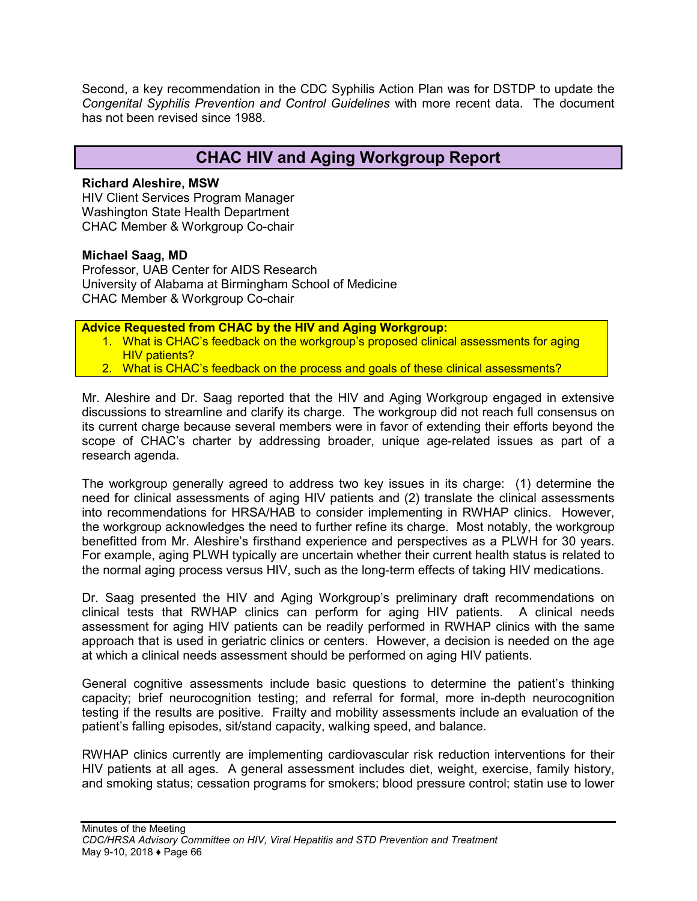Second, a key recommendation in the CDC Syphilis Action Plan was for DSTDP to update the *Congenital Syphilis Prevention and Control Guidelines* with more recent data. The document has not been revised since 1988.

## CHAC HIV and Aging Workgroup Report

**Richard Aleshire, MSW**
HIV Client Services Program Manager
Washington State Health Department
CHAC Member & Workgroup Co-chair

**Michael Saag, MD**
Professor, UAB Center for AIDS Research
University of Alabama at Birmingham School of Medicine
CHAC Member & Workgroup Co-chair

**Advice Requested from CHAC by the HIV and Aging Workgroup:**

1. What is CHAC's feedback on the workgroup's proposed clinical assessments for aging HIV patients?
2. What is CHAC's feedback on the process and goals of these clinical assessments?

Mr. Aleshire and Dr. Saag reported that the HIV and Aging Workgroup engaged in extensive discussions to streamline and clarify its charge. The workgroup did not reach full consensus on its current charge because several members were in favor of extending their efforts beyond the scope of CHAC's charter by addressing broader, unique age-related issues as part of a research agenda.

The workgroup generally agreed to address two key issues in its charge: (1) determine the need for clinical assessments of aging HIV patients and (2) translate the clinical assessments into recommendations for HRSA/HAB to consider implementing in RWHAP clinics. However, the workgroup acknowledges the need to further refine its charge. Most notably, the workgroup benefitted from Mr. Aleshire's firsthand experience and perspectives as a PLWH for 30 years. For example, aging PLWH typically are uncertain whether their current health status is related to the normal aging process versus HIV, such as the long-term effects of taking HIV medications.

Dr. Saag presented the HIV and Aging Workgroup's preliminary draft recommendations on clinical tests that RWHAP clinics can perform for aging HIV patients. A clinical needs assessment for aging HIV patients can be readily performed in RWHAP clinics with the same approach that is used in geriatric clinics or centers. However, a decision is needed on the age at which a clinical needs assessment should be performed on aging HIV patients.

General cognitive assessments include basic questions to determine the patient's thinking capacity; brief neurocognition testing; and referral for formal, more in-depth neurocognition testing if the results are positive. Frailty and mobility assessments include an evaluation of the patient's falling episodes, sit/stand capacity, walking speed, and balance.

RWHAP clinics currently are implementing cardiovascular risk reduction interventions for their HIV patients at all ages. A general assessment includes diet, weight, exercise, family history, and smoking status; cessation programs for smokers; blood pressure control; statin use to lower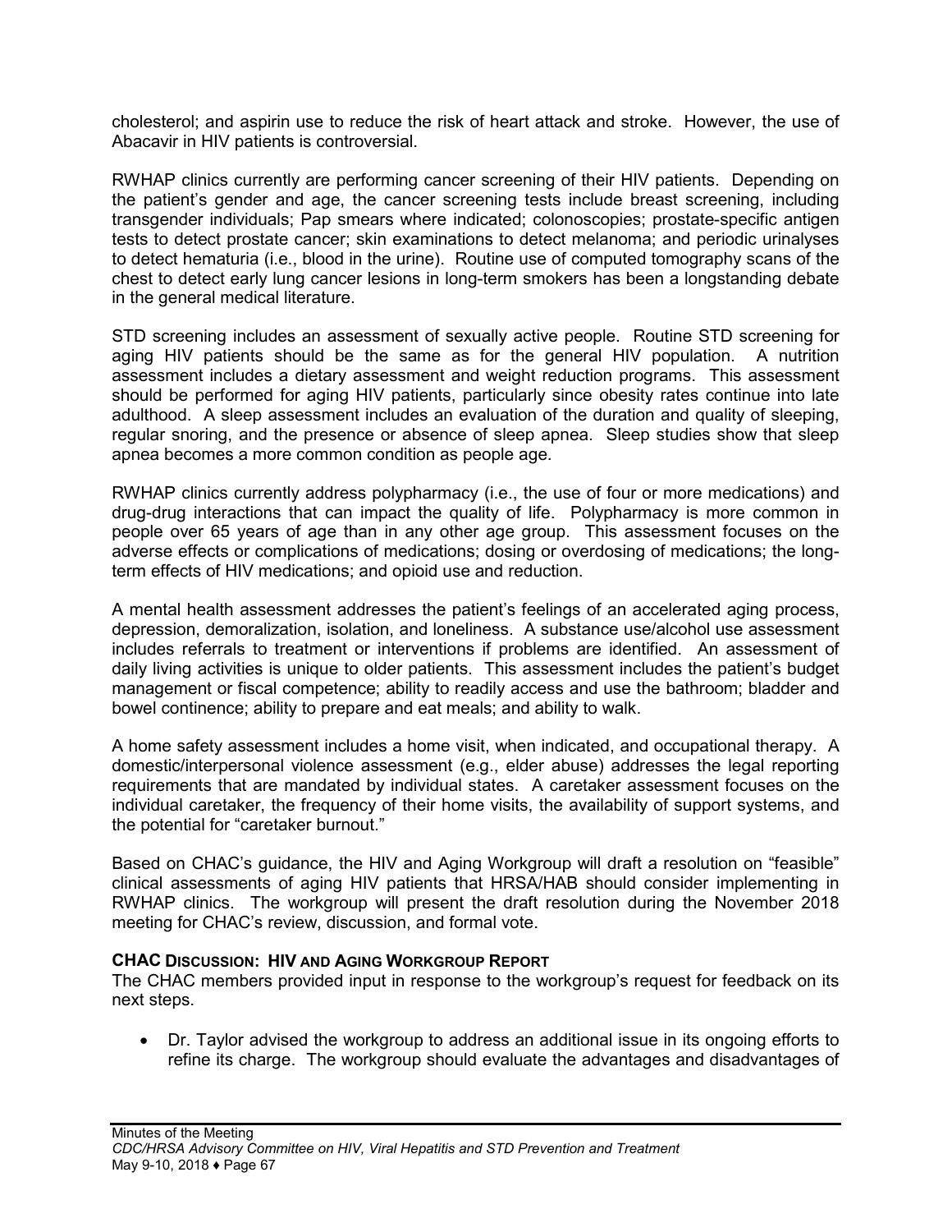cholesterol; and aspirin use to reduce the risk of heart attack and stroke. However, the use of Abacavir in HIV patients is controversial.

RWHAP clinics currently are performing cancer screening of their HIV patients. Depending on the patient's gender and age, the cancer screening tests include breast screening, including transgender individuals; Pap smears where indicated; colonoscopies; prostate-specific antigen tests to detect prostate cancer; skin examinations to detect melanoma; and periodic urinalyses to detect hematuria (i.e., blood in the urine). Routine use of computed tomography scans of the chest to detect early lung cancer lesions in long-term smokers has been a longstanding debate in the general medical literature.

STD screening includes an assessment of sexually active people. Routine STD screening for aging HIV patients should be the same as for the general HIV population. A nutrition assessment includes a dietary assessment and weight reduction programs. This assessment should be performed for aging HIV patients, particularly since obesity rates continue into late adulthood. A sleep assessment includes an evaluation of the duration and quality of sleeping, regular snoring, and the presence or absence of sleep apnea. Sleep studies show that sleep apnea becomes a more common condition as people age.

RWHAP clinics currently address polypharmacy (i.e., the use of four or more medications) and drug-drug interactions that can impact the quality of life. Polypharmacy is more common in people over 65 years of age than in any other age group. This assessment focuses on the adverse effects or complications of medications; dosing or overdosing of medications; the long-term effects of HIV medications; and opioid use and reduction.

A mental health assessment addresses the patient's feelings of an accelerated aging process, depression, demoralization, isolation, and loneliness. A substance use/alcohol use assessment includes referrals to treatment or interventions if problems are identified. An assessment of daily living activities is unique to older patients. This assessment includes the patient's budget management or fiscal competence; ability to readily access and use the bathroom; bladder and bowel continence; ability to prepare and eat meals; and ability to walk.

A home safety assessment includes a home visit, when indicated, and occupational therapy. A domestic/interpersonal violence assessment (e.g., elder abuse) addresses the legal reporting requirements that are mandated by individual states. A caretaker assessment focuses on the individual caretaker, the frequency of their home visits, the availability of support systems, and the potential for "caretaker burnout."

Based on CHAC's guidance, the HIV and Aging Workgroup will draft a resolution on "feasible" clinical assessments of aging HIV patients that HRSA/HAB should consider implementing in RWHAP clinics. The workgroup will present the draft resolution during the November 2018 meeting for CHAC's review, discussion, and formal vote.

**CHAC DISCUSSION: HIV AND AGING WORKGROUP REPORT**

The CHAC members provided input in response to the workgroup's request for feedback on its next steps.

- Dr. Taylor advised the workgroup to address an additional issue in its ongoing efforts to refine its charge. The workgroup should evaluate the advantages and disadvantages of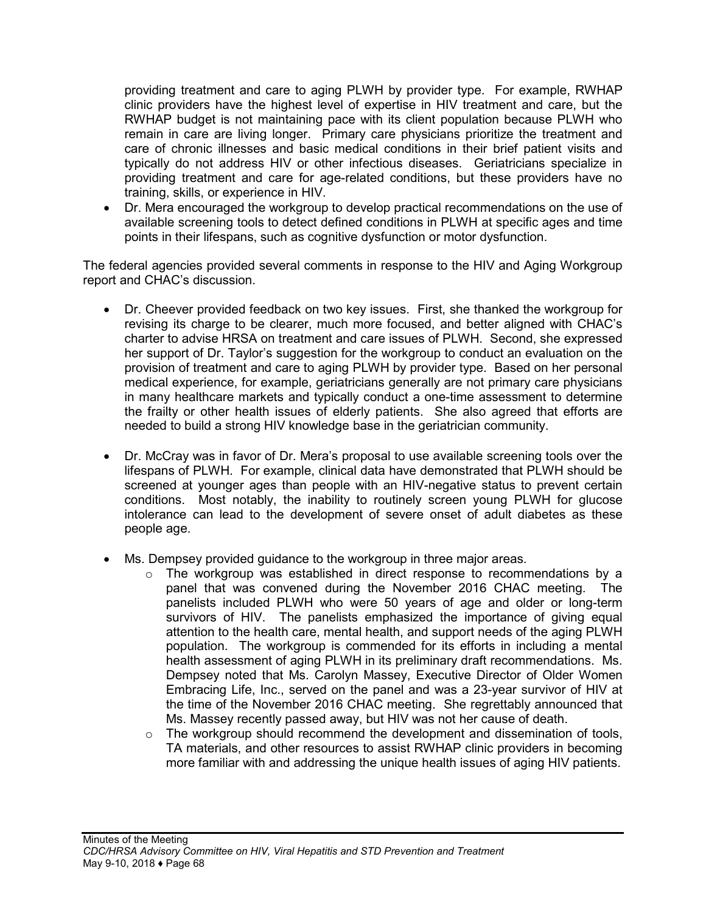providing treatment and care to aging PLWH by provider type. For example, RWHAP clinic providers have the highest level of expertise in HIV treatment and care, but the RWHAP budget is not maintaining pace with its client population because PLWH who remain in care are living longer. Primary care physicians prioritize the treatment and care of chronic illnesses and basic medical conditions in their brief patient visits and typically do not address HIV or other infectious diseases. Geriatricians specialize in providing treatment and care for age-related conditions, but these providers have no training, skills, or experience in HIV.

- Dr. Mera encouraged the workgroup to develop practical recommendations on the use of available screening tools to detect defined conditions in PLWH at specific ages and time points in their lifespans, such as cognitive dysfunction or motor dysfunction.

The federal agencies provided several comments in response to the HIV and Aging Workgroup report and CHAC's discussion.

- Dr. Cheever provided feedback on two key issues. First, she thanked the workgroup for revising its charge to be clearer, much more focused, and better aligned with CHAC's charter to advise HRSA on treatment and care issues of PLWH. Second, she expressed her support of Dr. Taylor's suggestion for the workgroup to conduct an evaluation on the provision of treatment and care to aging PLWH by provider type. Based on her personal medical experience, for example, geriatricians generally are not primary care physicians in many healthcare markets and typically conduct a one-time assessment to determine the frailty or other health issues of elderly patients. She also agreed that efforts are needed to build a strong HIV knowledge base in the geriatrician community.

- Dr. McCray was in favor of Dr. Mera's proposal to use available screening tools over the lifespans of PLWH. For example, clinical data have demonstrated that PLWH should be screened at younger ages than people with an HIV-negative status to prevent certain conditions. Most notably, the inability to routinely screen young PLWH for glucose intolerance can lead to the development of severe onset of adult diabetes as these people age.

- Ms. Dempsey provided guidance to the workgroup in three major areas.
  - The workgroup was established in direct response to recommendations by a panel that was convened during the November 2016 CHAC meeting. The panelists included PLWH who were 50 years of age and older or long-term survivors of HIV. The panelists emphasized the importance of giving equal attention to the health care, mental health, and support needs of the aging PLWH population. The workgroup is commended for its efforts in including a mental health assessment of aging PLWH in its preliminary draft recommendations. Ms. Dempsey noted that Ms. Carolyn Massey, Executive Director of Older Women Embracing Life, Inc., served on the panel and was a 23-year survivor of HIV at the time of the November 2016 CHAC meeting. She regrettably announced that Ms. Massey recently passed away, but HIV was not her cause of death.
  - The workgroup should recommend the development and dissemination of tools, TA materials, and other resources to assist RWHAP clinic providers in becoming more familiar with and addressing the unique health issues of aging HIV patients.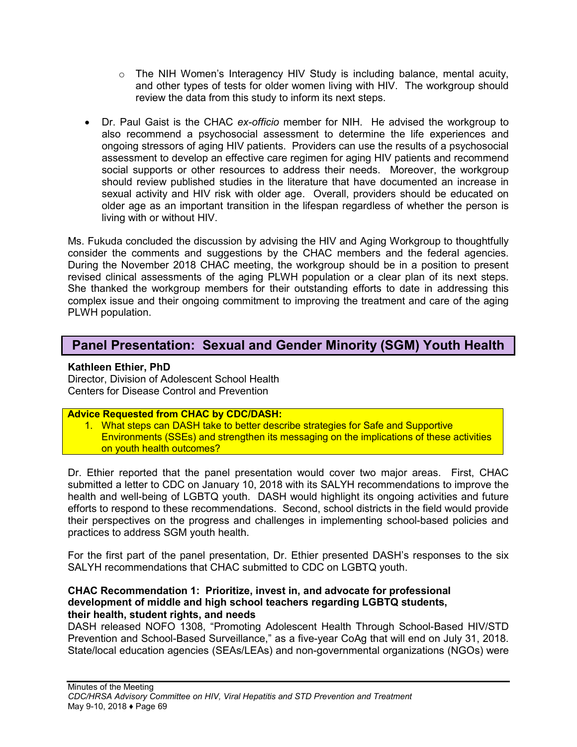- The NIH Women's Interagency HIV Study is including balance, mental acuity, and other types of tests for older women living with HIV. The workgroup should review the data from this study to inform its next steps.

- Dr. Paul Gaist is the CHAC *ex-officio* member for NIH. He advised the workgroup to also recommend a psychosocial assessment to determine the life experiences and ongoing stressors of aging HIV patients. Providers can use the results of a psychosocial assessment to develop an effective care regimen for aging HIV patients and recommend social supports or other resources to address their needs. Moreover, the workgroup should review published studies in the literature that have documented an increase in sexual activity and HIV risk with older age. Overall, providers should be educated on older age as an important transition in the lifespan regardless of whether the person is living with or without HIV.

Ms. Fukuda concluded the discussion by advising the HIV and Aging Workgroup to thoughtfully consider the comments and suggestions by the CHAC members and the federal agencies. During the November 2018 CHAC meeting, the workgroup should be in a position to present revised clinical assessments of the aging PLWH population or a clear plan of its next steps. She thanked the workgroup members for their outstanding efforts to date in addressing this complex issue and their ongoing commitment to improving the treatment and care of the aging PLWH population.

## Panel Presentation: Sexual and Gender Minority (SGM) Youth Health

**Kathleen Ethier, PhD**
Director, Division of Adolescent School Health
Centers for Disease Control and Prevention

**Advice Requested from CHAC by CDC/DASH:**

1. What steps can DASH take to better describe strategies for Safe and Supportive Environments (SSEs) and strengthen its messaging on the implications of these activities on youth health outcomes?

Dr. Ethier reported that the panel presentation would cover two major areas. First, CHAC submitted a letter to CDC on January 10, 2018 with its SALYH recommendations to improve the health and well-being of LGBTQ youth. DASH would highlight its ongoing activities and future efforts to respond to these recommendations. Second, school districts in the field would provide their perspectives on the progress and challenges in implementing school-based policies and practices to address SGM youth health.

For the first part of the panel presentation, Dr. Ethier presented DASH's responses to the six SALYH recommendations that CHAC submitted to CDC on LGBTQ youth.

**CHAC Recommendation 1: Prioritize, invest in, and advocate for professional development of middle and high school teachers regarding LGBTQ students, their health, student rights, and needs**
DASH released NOFO 1308, "Promoting Adolescent Health Through School-Based HIV/STD Prevention and School-Based Surveillance," as a five-year CoAg that will end on July 31, 2018. State/local education agencies (SEAs/LEAs) and non-governmental organizations (NGOs) were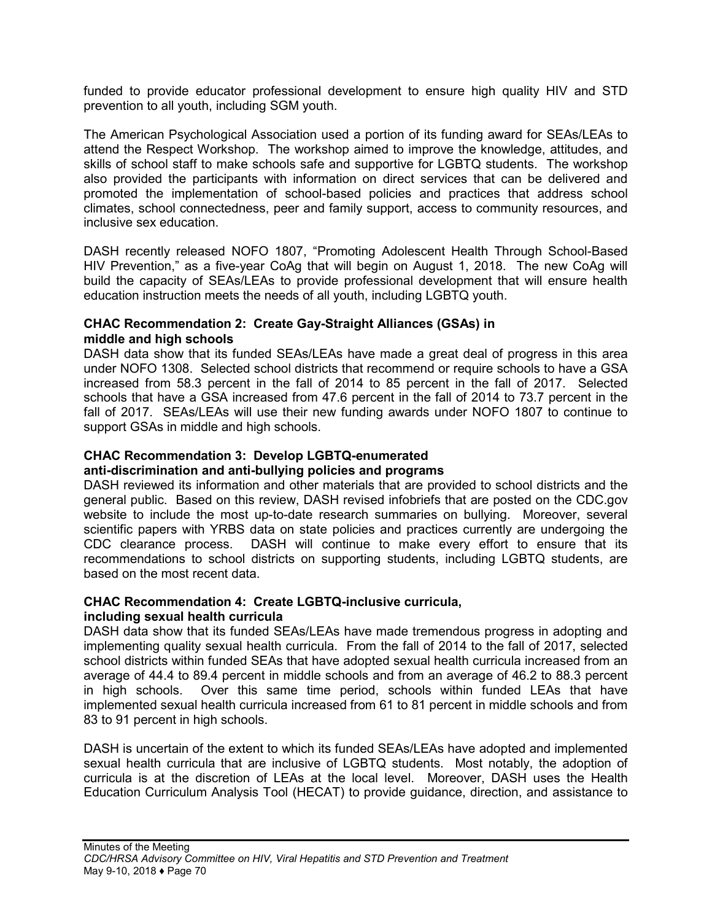funded to provide educator professional development to ensure high quality HIV and STD prevention to all youth, including SGM youth.

The American Psychological Association used a portion of its funding award for SEAs/LEAs to attend the Respect Workshop. The workshop aimed to improve the knowledge, attitudes, and skills of school staff to make schools safe and supportive for LGBTQ students. The workshop also provided the participants with information on direct services that can be delivered and promoted the implementation of school-based policies and practices that address school climates, school connectedness, peer and family support, access to community resources, and inclusive sex education.

DASH recently released NOFO 1807, "Promoting Adolescent Health Through School-Based HIV Prevention," as a five-year CoAg that will begin on August 1, 2018. The new CoAg will build the capacity of SEAs/LEAs to provide professional development that will ensure health education instruction meets the needs of all youth, including LGBTQ youth.

**CHAC Recommendation 2: Create Gay-Straight Alliances (GSAs) in middle and high schools**

DASH data show that its funded SEAs/LEAs have made a great deal of progress in this area under NOFO 1308. Selected school districts that recommend or require schools to have a GSA increased from 58.3 percent in the fall of 2014 to 85 percent in the fall of 2017. Selected schools that have a GSA increased from 47.6 percent in the fall of 2014 to 73.7 percent in the fall of 2017. SEAs/LEAs will use their new funding awards under NOFO 1807 to continue to support GSAs in middle and high schools.

**CHAC Recommendation 3: Develop LGBTQ-enumerated anti-discrimination and anti-bullying policies and programs**

DASH reviewed its information and other materials that are provided to school districts and the general public. Based on this review, DASH revised infobriefs that are posted on the CDC.gov website to include the most up-to-date research summaries on bullying. Moreover, several scientific papers with YRBS data on state policies and practices currently are undergoing the CDC clearance process. DASH will continue to make every effort to ensure that its recommendations to school districts on supporting students, including LGBTQ students, are based on the most recent data.

**CHAC Recommendation 4: Create LGBTQ-inclusive curricula, including sexual health curricula**

DASH data show that its funded SEAs/LEAs have made tremendous progress in adopting and implementing quality sexual health curricula. From the fall of 2014 to the fall of 2017, selected school districts within funded SEAs that have adopted sexual health curricula increased from an average of 44.4 to 89.4 percent in middle schools and from an average of 46.2 to 88.3 percent in high schools. Over this same time period, schools within funded LEAs that have implemented sexual health curricula increased from 61 to 81 percent in middle schools and from 83 to 91 percent in high schools.

DASH is uncertain of the extent to which its funded SEAs/LEAs have adopted and implemented sexual health curricula that are inclusive of LGBTQ students. Most notably, the adoption of curricula is at the discretion of LEAs at the local level. Moreover, DASH uses the Health Education Curriculum Analysis Tool (HECAT) to provide guidance, direction, and assistance to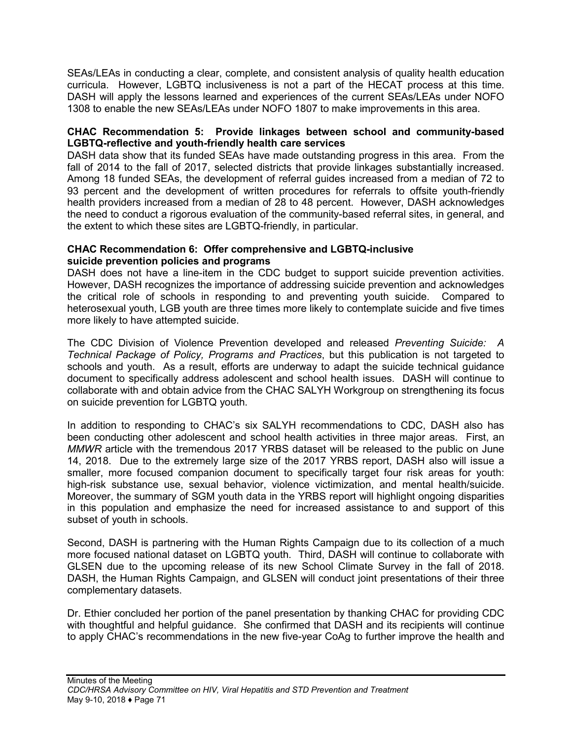SEAs/LEAs in conducting a clear, complete, and consistent analysis of quality health education curricula. However, LGBTQ inclusiveness is not a part of the HECAT process at this time. DASH will apply the lessons learned and experiences of the current SEAs/LEAs under NOFO 1308 to enable the new SEAs/LEAs under NOFO 1807 to make improvements in this area.

**CHAC Recommendation 5: Provide linkages between school and community-based LGBTQ-reflective and youth-friendly health care services**

DASH data show that its funded SEAs have made outstanding progress in this area. From the fall of 2014 to the fall of 2017, selected districts that provide linkages substantially increased. Among 18 funded SEAs, the development of referral guides increased from a median of 72 to 93 percent and the development of written procedures for referrals to offsite youth-friendly health providers increased from a median of 28 to 48 percent. However, DASH acknowledges the need to conduct a rigorous evaluation of the community-based referral sites, in general, and the extent to which these sites are LGBTQ-friendly, in particular.

**CHAC Recommendation 6: Offer comprehensive and LGBTQ-inclusive suicide prevention policies and programs**

DASH does not have a line-item in the CDC budget to support suicide prevention activities. However, DASH recognizes the importance of addressing suicide prevention and acknowledges the critical role of schools in responding to and preventing youth suicide. Compared to heterosexual youth, LGB youth are three times more likely to contemplate suicide and five times more likely to have attempted suicide.

The CDC Division of Violence Prevention developed and released *Preventing Suicide: A Technical Package of Policy, Programs and Practices*, but this publication is not targeted to schools and youth. As a result, efforts are underway to adapt the suicide technical guidance document to specifically address adolescent and school health issues. DASH will continue to collaborate with and obtain advice from the CHAC SALYH Workgroup on strengthening its focus on suicide prevention for LGBTQ youth.

In addition to responding to CHAC's six SALYH recommendations to CDC, DASH also has been conducting other adolescent and school health activities in three major areas. First, an *MMWR* article with the tremendous 2017 YRBS dataset will be released to the public on June 14, 2018. Due to the extremely large size of the 2017 YRBS report, DASH also will issue a smaller, more focused companion document to specifically target four risk areas for youth: high-risk substance use, sexual behavior, violence victimization, and mental health/suicide. Moreover, the summary of SGM youth data in the YRBS report will highlight ongoing disparities in this population and emphasize the need for increased assistance to and support of this subset of youth in schools.

Second, DASH is partnering with the Human Rights Campaign due to its collection of a much more focused national dataset on LGBTQ youth. Third, DASH will continue to collaborate with GLSEN due to the upcoming release of its new School Climate Survey in the fall of 2018. DASH, the Human Rights Campaign, and GLSEN will conduct joint presentations of their three complementary datasets.

Dr. Ethier concluded her portion of the panel presentation by thanking CHAC for providing CDC with thoughtful and helpful guidance. She confirmed that DASH and its recipients will continue to apply CHAC's recommendations in the new five-year CoAg to further improve the health and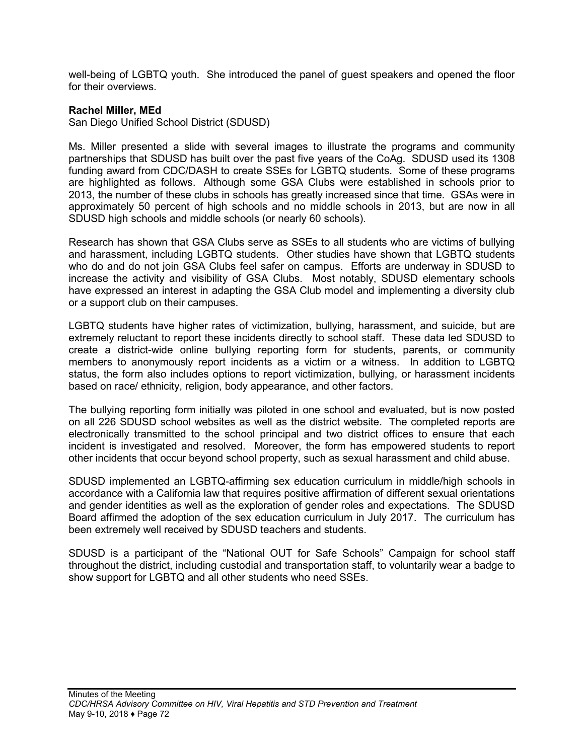well-being of LGBTQ youth. She introduced the panel of guest speakers and opened the floor for their overviews.

**Rachel Miller, MEd**
San Diego Unified School District (SDUSD)

Ms. Miller presented a slide with several images to illustrate the programs and community partnerships that SDUSD has built over the past five years of the CoAg. SDUSD used its 1308 funding award from CDC/DASH to create SSEs for LGBTQ students. Some of these programs are highlighted as follows. Although some GSA Clubs were established in schools prior to 2013, the number of these clubs in schools has greatly increased since that time. GSAs were in approximately 50 percent of high schools and no middle schools in 2013, but are now in all SDUSD high schools and middle schools (or nearly 60 schools).

Research has shown that GSA Clubs serve as SSEs to all students who are victims of bullying and harassment, including LGBTQ students. Other studies have shown that LGBTQ students who do and do not join GSA Clubs feel safer on campus. Efforts are underway in SDUSD to increase the activity and visibility of GSA Clubs. Most notably, SDUSD elementary schools have expressed an interest in adapting the GSA Club model and implementing a diversity club or a support club on their campuses.

LGBTQ students have higher rates of victimization, bullying, harassment, and suicide, but are extremely reluctant to report these incidents directly to school staff. These data led SDUSD to create a district-wide online bullying reporting form for students, parents, or community members to anonymously report incidents as a victim or a witness. In addition to LGBTQ status, the form also includes options to report victimization, bullying, or harassment incidents based on race/ ethnicity, religion, body appearance, and other factors.

The bullying reporting form initially was piloted in one school and evaluated, but is now posted on all 226 SDUSD school websites as well as the district website. The completed reports are electronically transmitted to the school principal and two district offices to ensure that each incident is investigated and resolved. Moreover, the form has empowered students to report other incidents that occur beyond school property, such as sexual harassment and child abuse.

SDUSD implemented an LGBTQ-affirming sex education curriculum in middle/high schools in accordance with a California law that requires positive affirmation of different sexual orientations and gender identities as well as the exploration of gender roles and expectations. The SDUSD Board affirmed the adoption of the sex education curriculum in July 2017. The curriculum has been extremely well received by SDUSD teachers and students.

SDUSD is a participant of the "National OUT for Safe Schools" Campaign for school staff throughout the district, including custodial and transportation staff, to voluntarily wear a badge to show support for LGBTQ and all other students who need SSEs.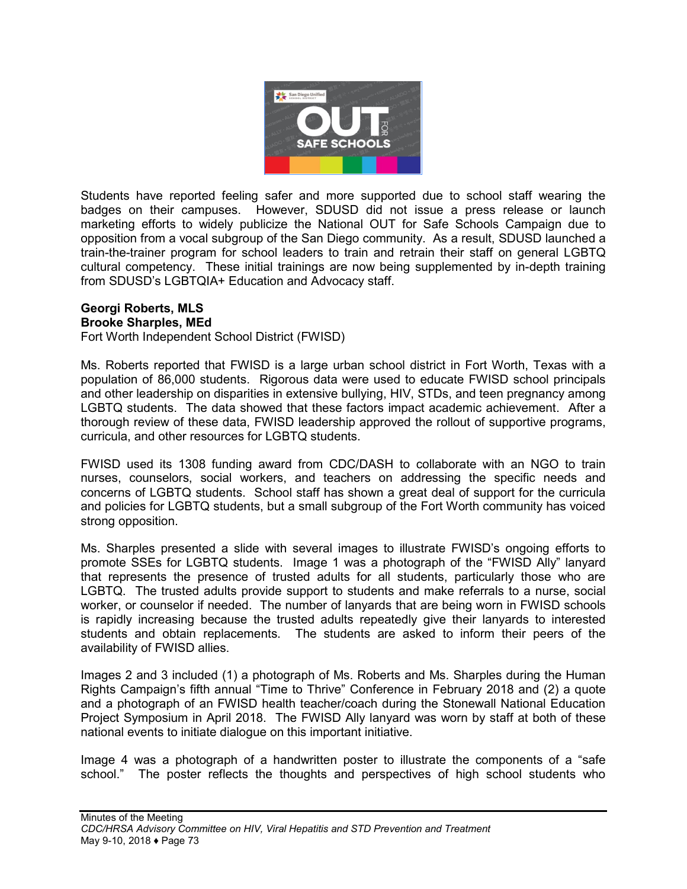Students have reported feeling safer and more supported due to school staff wearing the badges on their campuses. However, SDUSD did not issue a press release or launch marketing efforts to widely publicize the National OUT for Safe Schools Campaign due to opposition from a vocal subgroup of the San Diego community. As a result, SDUSD launched a train-the-trainer program for school leaders to train and retrain their staff on general LGBTQ cultural competency. These initial trainings are now being supplemented by in-depth training from SDUSD's LGBTQIA+ Education and Advocacy staff.

**Georgi Roberts, MLS**
**Brooke Sharples, MEd**
Fort Worth Independent School District (FWISD)

Ms. Roberts reported that FWISD is a large urban school district in Fort Worth, Texas with a population of 86,000 students. Rigorous data were used to educate FWISD school principals and other leadership on disparities in extensive bullying, HIV, STDs, and teen pregnancy among LGBTQ students. The data showed that these factors impact academic achievement. After a thorough review of these data, FWISD leadership approved the rollout of supportive programs, curricula, and other resources for LGBTQ students.

FWISD used its 1308 funding award from CDC/DASH to collaborate with an NGO to train nurses, counselors, social workers, and teachers on addressing the specific needs and concerns of LGBTQ students. School staff has shown a great deal of support for the curricula and policies for LGBTQ students, but a small subgroup of the Fort Worth community has voiced strong opposition.

Ms. Sharples presented a slide with several images to illustrate FWISD's ongoing efforts to promote SSEs for LGBTQ students. Image 1 was a photograph of the "FWISD Ally" lanyard that represents the presence of trusted adults for all students, particularly those who are LGBTQ. The trusted adults provide support to students and make referrals to a nurse, social worker, or counselor if needed. The number of lanyards that are being worn in FWISD schools is rapidly increasing because the trusted adults repeatedly give their lanyards to interested students and obtain replacements. The students are asked to inform their peers of the availability of FWISD allies.

Images 2 and 3 included (1) a photograph of Ms. Roberts and Ms. Sharples during the Human Rights Campaign's fifth annual "Time to Thrive" Conference in February 2018 and (2) a quote and a photograph of an FWISD health teacher/coach during the Stonewall National Education Project Symposium in April 2018. The FWISD Ally lanyard was worn by staff at both of these national events to initiate dialogue on this important initiative.

Image 4 was a photograph of a handwritten poster to illustrate the components of a "safe school." The poster reflects the thoughts and perspectives of high school students who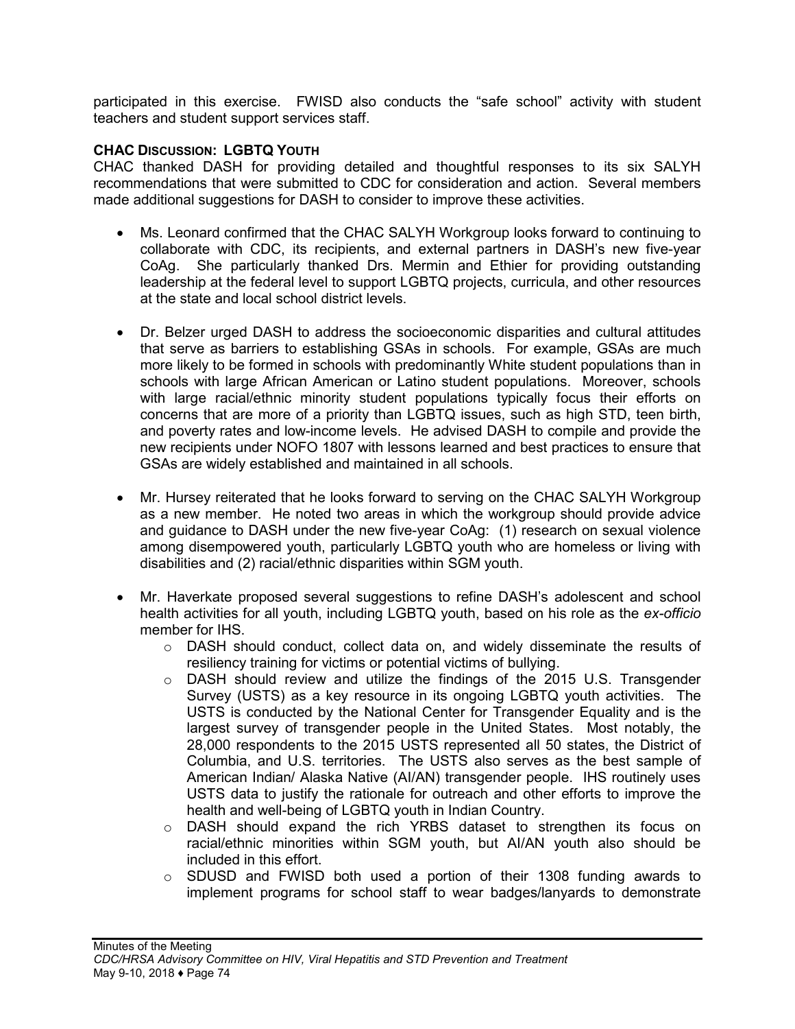participated in this exercise. FWISD also conducts the "safe school" activity with student teachers and student support services staff.

### CHAC DISCUSSION: LGBTQ YOUTH

CHAC thanked DASH for providing detailed and thoughtful responses to its six SALYH recommendations that were submitted to CDC for consideration and action. Several members made additional suggestions for DASH to consider to improve these activities.

- Ms. Leonard confirmed that the CHAC SALYH Workgroup looks forward to continuing to collaborate with CDC, its recipients, and external partners in DASH's new five-year CoAg. She particularly thanked Drs. Mermin and Ethier for providing outstanding leadership at the federal level to support LGBTQ projects, curricula, and other resources at the state and local school district levels.

- Dr. Belzer urged DASH to address the socioeconomic disparities and cultural attitudes that serve as barriers to establishing GSAs in schools. For example, GSAs are much more likely to be formed in schools with predominantly White student populations than in schools with large African American or Latino student populations. Moreover, schools with large racial/ethnic minority student populations typically focus their efforts on concerns that are more of a priority than LGBTQ issues, such as high STD, teen birth, and poverty rates and low-income levels. He advised DASH to compile and provide the new recipients under NOFO 1807 with lessons learned and best practices to ensure that GSAs are widely established and maintained in all schools.

- Mr. Hursey reiterated that he looks forward to serving on the CHAC SALYH Workgroup as a new member. He noted two areas in which the workgroup should provide advice and guidance to DASH under the new five-year CoAg: (1) research on sexual violence among disempowered youth, particularly LGBTQ youth who are homeless or living with disabilities and (2) racial/ethnic disparities within SGM youth.

- Mr. Haverkate proposed several suggestions to refine DASH's adolescent and school health activities for all youth, including LGBTQ youth, based on his role as the *ex-officio* member for IHS.
  - DASH should conduct, collect data on, and widely disseminate the results of resiliency training for victims or potential victims of bullying.
  - DASH should review and utilize the findings of the 2015 U.S. Transgender Survey (USTS) as a key resource in its ongoing LGBTQ youth activities. The USTS is conducted by the National Center for Transgender Equality and is the largest survey of transgender people in the United States. Most notably, the 28,000 respondents to the 2015 USTS represented all 50 states, the District of Columbia, and U.S. territories. The USTS also serves as the best sample of American Indian/ Alaska Native (AI/AN) transgender people. IHS routinely uses USTS data to justify the rationale for outreach and other efforts to improve the health and well-being of LGBTQ youth in Indian Country.
  - DASH should expand the rich YRBS dataset to strengthen its focus on racial/ethnic minorities within SGM youth, but AI/AN youth also should be included in this effort.
  - SDUSD and FWISD both used a portion of their 1308 funding awards to implement programs for school staff to wear badges/lanyards to demonstrate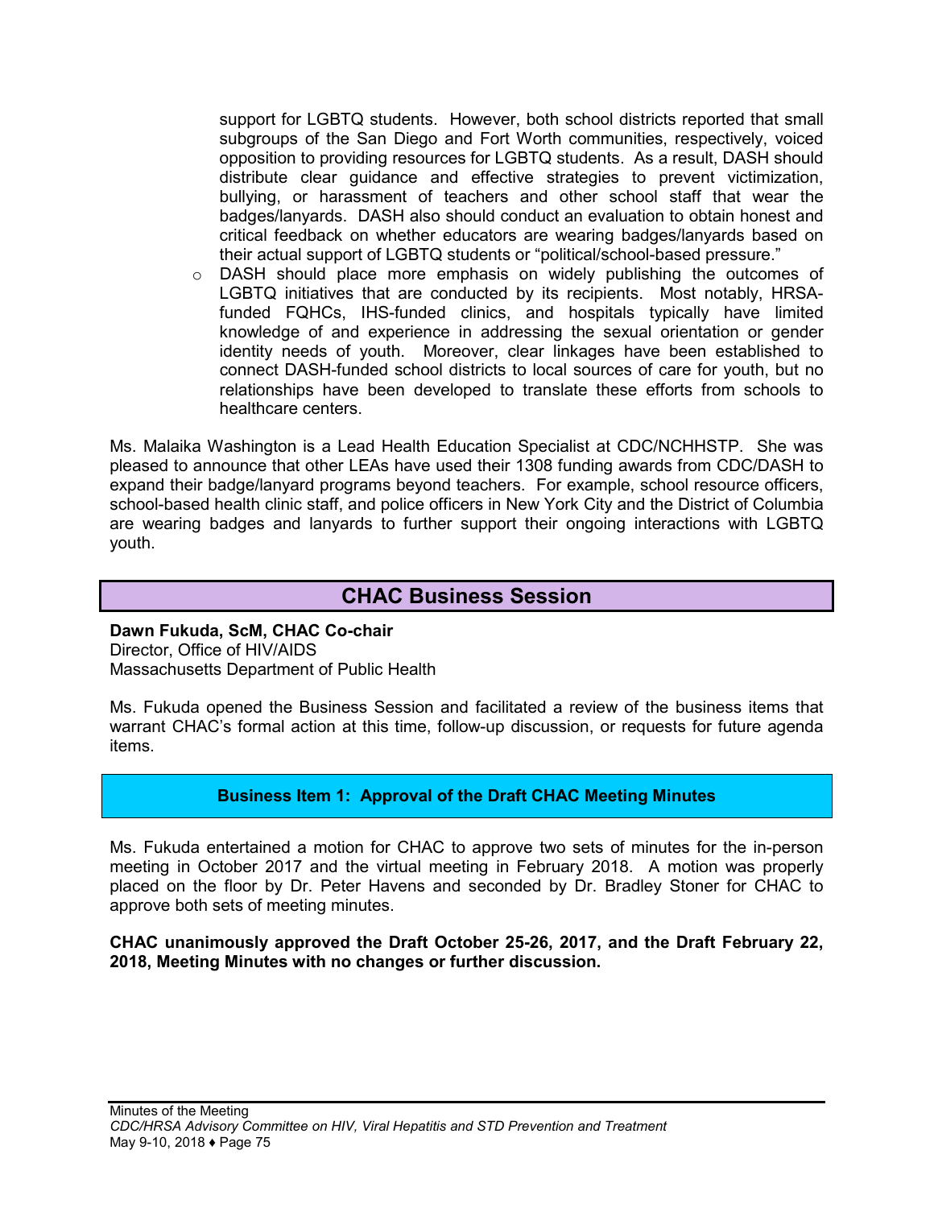support for LGBTQ students. However, both school districts reported that small subgroups of the San Diego and Fort Worth communities, respectively, voiced opposition to providing resources for LGBTQ students. As a result, DASH should distribute clear guidance and effective strategies to prevent victimization, bullying, or harassment of teachers and other school staff that wear the badges/lanyards. DASH also should conduct an evaluation to obtain honest and critical feedback on whether educators are wearing badges/lanyards based on their actual support of LGBTQ students or "political/school-based pressure."

- DASH should place more emphasis on widely publishing the outcomes of LGBTQ initiatives that are conducted by its recipients. Most notably, HRSA-funded FQHCs, IHS-funded clinics, and hospitals typically have limited knowledge of and experience in addressing the sexual orientation or gender identity needs of youth. Moreover, clear linkages have been established to connect DASH-funded school districts to local sources of care for youth, but no relationships have been developed to translate these efforts from schools to healthcare centers.

Ms. Malaika Washington is a Lead Health Education Specialist at CDC/NCHHSTP. She was pleased to announce that other LEAs have used their 1308 funding awards from CDC/DASH to expand their badge/lanyard programs beyond teachers. For example, school resource officers, school-based health clinic staff, and police officers in New York City and the District of Columbia are wearing badges and lanyards to further support their ongoing interactions with LGBTQ youth.

## CHAC Business Session

**Dawn Fukuda, ScM, CHAC Co-chair**
Director, Office of HIV/AIDS
Massachusetts Department of Public Health

Ms. Fukuda opened the Business Session and facilitated a review of the business items that warrant CHAC's formal action at this time, follow-up discussion, or requests for future agenda items.

### Business Item 1: Approval of the Draft CHAC Meeting Minutes

Ms. Fukuda entertained a motion for CHAC to approve two sets of minutes for the in-person meeting in October 2017 and the virtual meeting in February 2018. A motion was properly placed on the floor by Dr. Peter Havens and seconded by Dr. Bradley Stoner for CHAC to approve both sets of meeting minutes.

**CHAC unanimously approved the Draft October 25-26, 2017, and the Draft February 22, 2018, Meeting Minutes with no changes or further discussion.**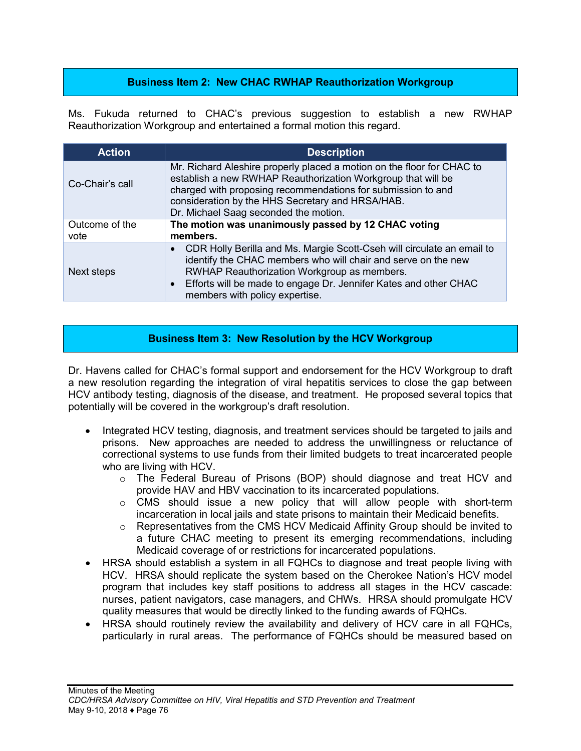## Business Item 2: New CHAC RWHAP Reauthorization Workgroup

Ms. Fukuda returned to CHAC's previous suggestion to establish a new RWHAP Reauthorization Workgroup and entertained a formal motion this regard.

| Action | Description |
|---|---|
| Co-Chair's call | Mr. Richard Aleshire properly placed a motion on the floor for CHAC to establish a new RWHAP Reauthorization Workgroup that will be charged with proposing recommendations for submission to and consideration by the HHS Secretary and HRSA/HAB. Dr. Michael Saag seconded the motion. |
| Outcome of the vote | **The motion was unanimously passed by 12 CHAC voting members.** |
| Next steps | • CDR Holly Berilla and Ms. Margie Scott-Cseh will circulate an email to identify the CHAC members who will chair and serve on the new RWHAP Reauthorization Workgroup as members. • Efforts will be made to engage Dr. Jennifer Kates and other CHAC members with policy expertise. |

## Business Item 3: New Resolution by the HCV Workgroup

Dr. Havens called for CHAC's formal support and endorsement for the HCV Workgroup to draft a new resolution regarding the integration of viral hepatitis services to close the gap between HCV antibody testing, diagnosis of the disease, and treatment. He proposed several topics that potentially will be covered in the workgroup's draft resolution.

- Integrated HCV testing, diagnosis, and treatment services should be targeted to jails and prisons. New approaches are needed to address the unwillingness or reluctance of correctional systems to use funds from their limited budgets to treat incarcerated people who are living with HCV.
  - The Federal Bureau of Prisons (BOP) should diagnose and treat HCV and provide HAV and HBV vaccination to its incarcerated populations.
  - CMS should issue a new policy that will allow people with short-term incarceration in local jails and state prisons to maintain their Medicaid benefits.
  - Representatives from the CMS HCV Medicaid Affinity Group should be invited to a future CHAC meeting to present its emerging recommendations, including Medicaid coverage of or restrictions for incarcerated populations.
- HRSA should establish a system in all FQHCs to diagnose and treat people living with HCV. HRSA should replicate the system based on the Cherokee Nation's HCV model program that includes key staff positions to address all stages in the HCV cascade: nurses, patient navigators, case managers, and CHWs. HRSA should promulgate HCV quality measures that would be directly linked to the funding awards of FQHCs.
- HRSA should routinely review the availability and delivery of HCV care in all FQHCs, particularly in rural areas. The performance of FQHCs should be measured based on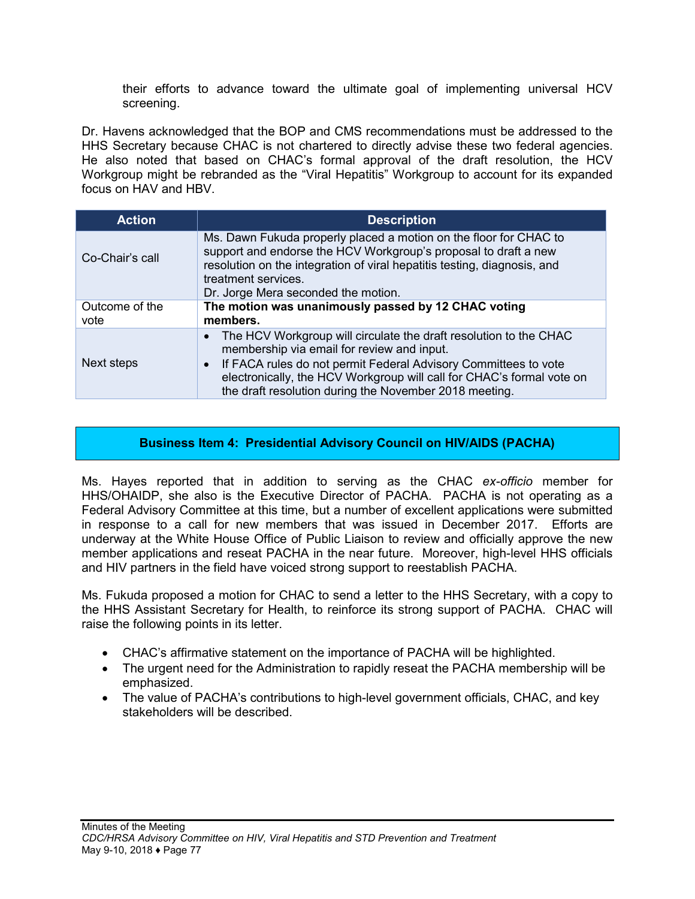their efforts to advance toward the ultimate goal of implementing universal HCV screening.

Dr. Havens acknowledged that the BOP and CMS recommendations must be addressed to the HHS Secretary because CHAC is not chartered to directly advise these two federal agencies. He also noted that based on CHAC's formal approval of the draft resolution, the HCV Workgroup might be rebranded as the "Viral Hepatitis" Workgroup to account for its expanded focus on HAV and HBV.

| Action | Description |
|---|---|
| Co-Chair's call | Ms. Dawn Fukuda properly placed a motion on the floor for CHAC to support and endorse the HCV Workgroup's proposal to draft a new resolution on the integration of viral hepatitis testing, diagnosis, and treatment services.<br>Dr. Jorge Mera seconded the motion. |
| Outcome of the vote | **The motion was unanimously passed by 12 CHAC voting members.** |
| Next steps | • The HCV Workgroup will circulate the draft resolution to the CHAC membership via email for review and input.<br>• If FACA rules do not permit Federal Advisory Committees to vote electronically, the HCV Workgroup will call for CHAC's formal vote on the draft resolution during the November 2018 meeting. |

## Business Item 4: Presidential Advisory Council on HIV/AIDS (PACHA)

Ms. Hayes reported that in addition to serving as the CHAC *ex-officio* member for HHS/OHAIDP, she also is the Executive Director of PACHA. PACHA is not operating as a Federal Advisory Committee at this time, but a number of excellent applications were submitted in response to a call for new members that was issued in December 2017. Efforts are underway at the White House Office of Public Liaison to review and officially approve the new member applications and reseat PACHA in the near future. Moreover, high-level HHS officials and HIV partners in the field have voiced strong support to reestablish PACHA.

Ms. Fukuda proposed a motion for CHAC to send a letter to the HHS Secretary, with a copy to the HHS Assistant Secretary for Health, to reinforce its strong support of PACHA. CHAC will raise the following points in its letter.

- CHAC's affirmative statement on the importance of PACHA will be highlighted.
- The urgent need for the Administration to rapidly reseat the PACHA membership will be emphasized.
- The value of PACHA's contributions to high-level government officials, CHAC, and key stakeholders will be described.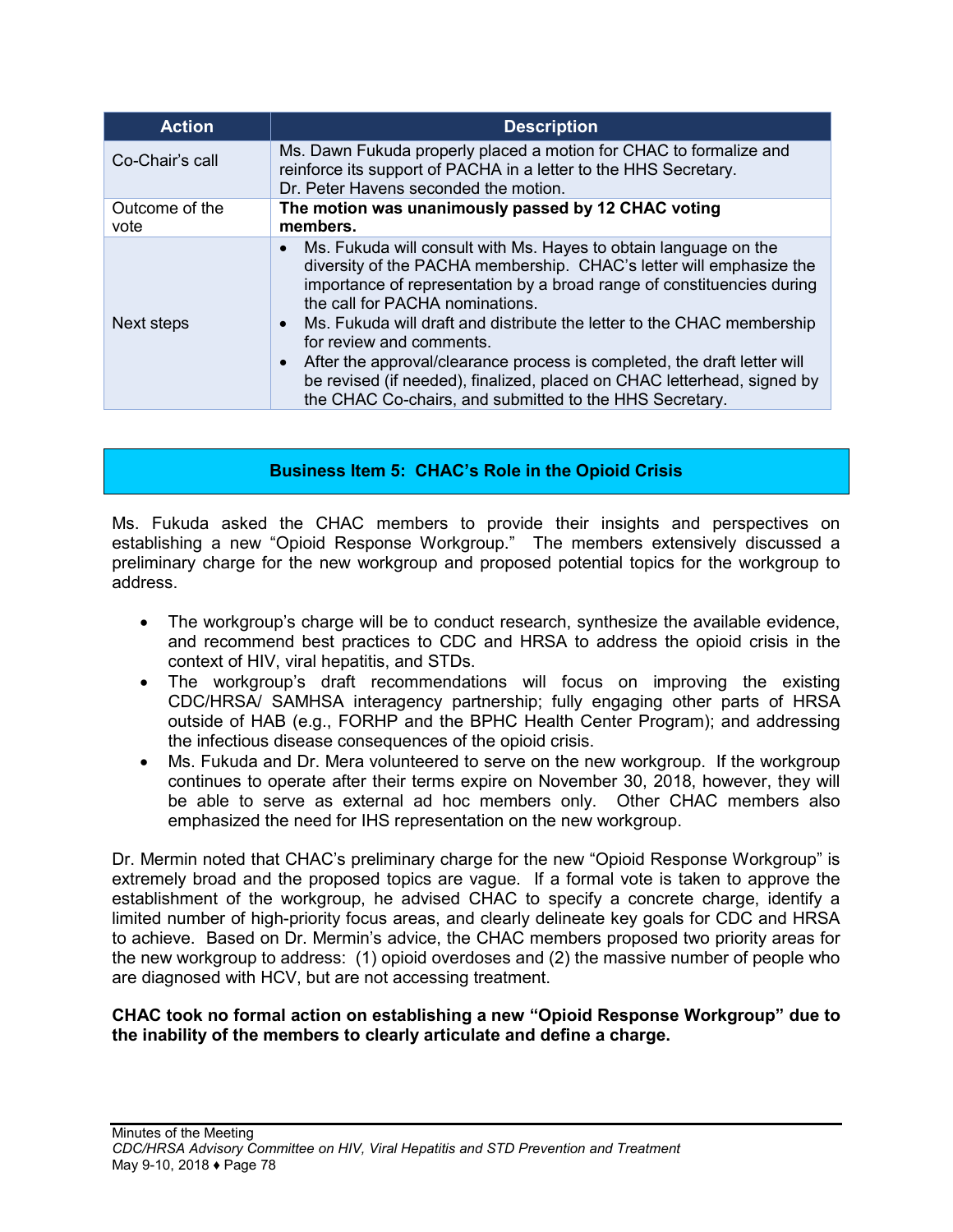| Action | Description |
| --- | --- |
| Co-Chair's call | Ms. Dawn Fukuda properly placed a motion for CHAC to formalize and reinforce its support of PACHA in a letter to the HHS Secretary. Dr. Peter Havens seconded the motion. |
| Outcome of the vote | **The motion was unanimously passed by 12 CHAC voting members.** |
| Next steps | • Ms. Fukuda will consult with Ms. Hayes to obtain language on the diversity of the PACHA membership. CHAC's letter will emphasize the importance of representation by a broad range of constituencies during the call for PACHA nominations. • Ms. Fukuda will draft and distribute the letter to the CHAC membership for review and comments. • After the approval/clearance process is completed, the draft letter will be revised (if needed), finalized, placed on CHAC letterhead, signed by the CHAC Co-chairs, and submitted to the HHS Secretary. |

## Business Item 5: CHAC's Role in the Opioid Crisis

Ms. Fukuda asked the CHAC members to provide their insights and perspectives on establishing a new "Opioid Response Workgroup." The members extensively discussed a preliminary charge for the new workgroup and proposed potential topics for the workgroup to address.

- The workgroup's charge will be to conduct research, synthesize the available evidence, and recommend best practices to CDC and HRSA to address the opioid crisis in the context of HIV, viral hepatitis, and STDs.
- The workgroup's draft recommendations will focus on improving the existing CDC/HRSA/ SAMHSA interagency partnership; fully engaging other parts of HRSA outside of HAB (e.g., FORHP and the BPHC Health Center Program); and addressing the infectious disease consequences of the opioid crisis.
- Ms. Fukuda and Dr. Mera volunteered to serve on the new workgroup. If the workgroup continues to operate after their terms expire on November 30, 2018, however, they will be able to serve as external ad hoc members only. Other CHAC members also emphasized the need for IHS representation on the new workgroup.

Dr. Mermin noted that CHAC's preliminary charge for the new "Opioid Response Workgroup" is extremely broad and the proposed topics are vague. If a formal vote is taken to approve the establishment of the workgroup, he advised CHAC to specify a concrete charge, identify a limited number of high-priority focus areas, and clearly delineate key goals for CDC and HRSA to achieve. Based on Dr. Mermin's advice, the CHAC members proposed two priority areas for the new workgroup to address: (1) opioid overdoses and (2) the massive number of people who are diagnosed with HCV, but are not accessing treatment.

**CHAC took no formal action on establishing a new "Opioid Response Workgroup" due to the inability of the members to clearly articulate and define a charge.**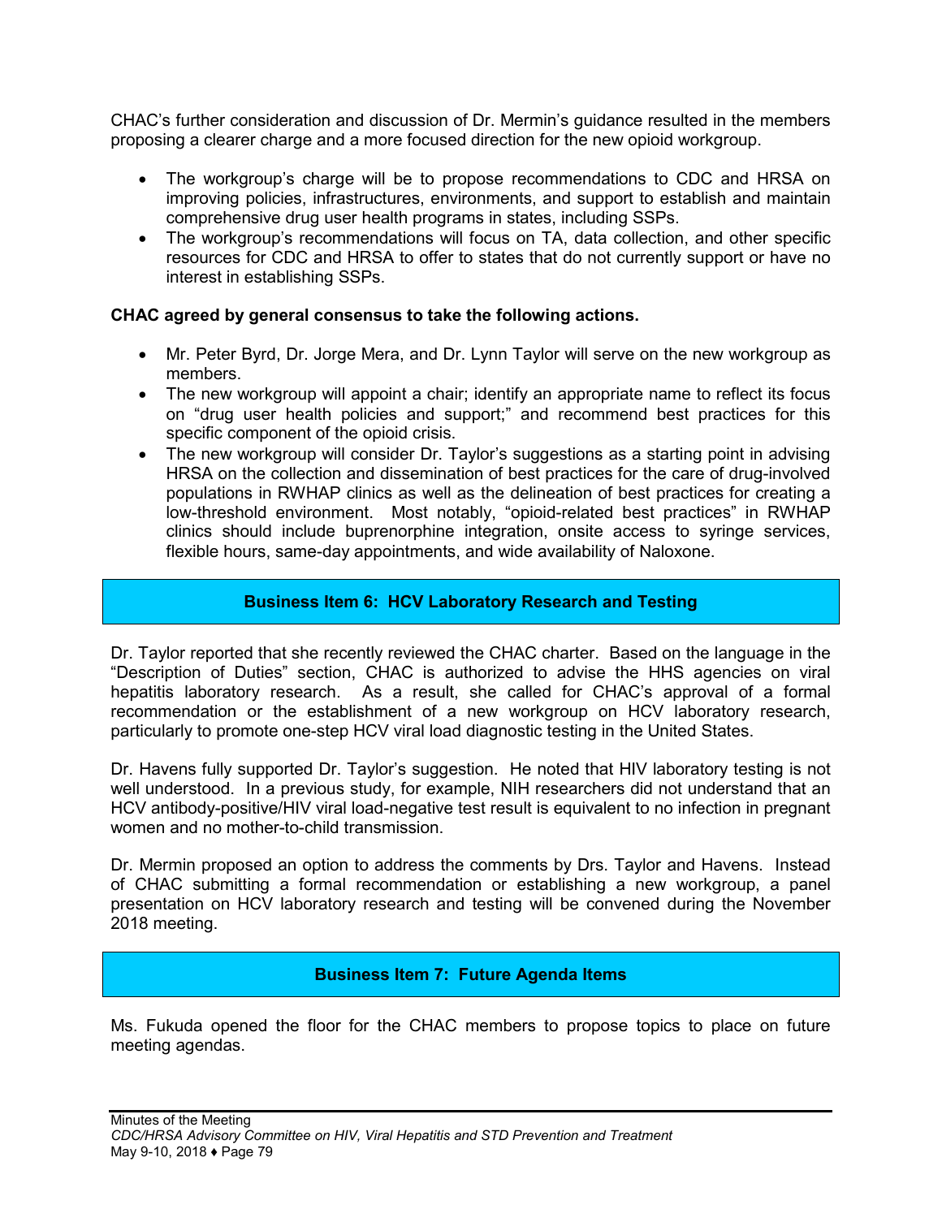CHAC's further consideration and discussion of Dr. Mermin's guidance resulted in the members proposing a clearer charge and a more focused direction for the new opioid workgroup.

- The workgroup's charge will be to propose recommendations to CDC and HRSA on improving policies, infrastructures, environments, and support to establish and maintain comprehensive drug user health programs in states, including SSPs.
- The workgroup's recommendations will focus on TA, data collection, and other specific resources for CDC and HRSA to offer to states that do not currently support or have no interest in establishing SSPs.

**CHAC agreed by general consensus to take the following actions.**

- Mr. Peter Byrd, Dr. Jorge Mera, and Dr. Lynn Taylor will serve on the new workgroup as members.
- The new workgroup will appoint a chair; identify an appropriate name to reflect its focus on "drug user health policies and support;" and recommend best practices for this specific component of the opioid crisis.
- The new workgroup will consider Dr. Taylor's suggestions as a starting point in advising HRSA on the collection and dissemination of best practices for the care of drug-involved populations in RWHAP clinics as well as the delineation of best practices for creating a low-threshold environment. Most notably, "opioid-related best practices" in RWHAP clinics should include buprenorphine integration, onsite access to syringe services, flexible hours, same-day appointments, and wide availability of Naloxone.

## Business Item 6: HCV Laboratory Research and Testing

Dr. Taylor reported that she recently reviewed the CHAC charter. Based on the language in the "Description of Duties" section, CHAC is authorized to advise the HHS agencies on viral hepatitis laboratory research. As a result, she called for CHAC's approval of a formal recommendation or the establishment of a new workgroup on HCV laboratory research, particularly to promote one-step HCV viral load diagnostic testing in the United States.

Dr. Havens fully supported Dr. Taylor's suggestion. He noted that HIV laboratory testing is not well understood. In a previous study, for example, NIH researchers did not understand that an HCV antibody-positive/HIV viral load-negative test result is equivalent to no infection in pregnant women and no mother-to-child transmission.

Dr. Mermin proposed an option to address the comments by Drs. Taylor and Havens. Instead of CHAC submitting a formal recommendation or establishing a new workgroup, a panel presentation on HCV laboratory research and testing will be convened during the November 2018 meeting.

## Business Item 7: Future Agenda Items

Ms. Fukuda opened the floor for the CHAC members to propose topics to place on future meeting agendas.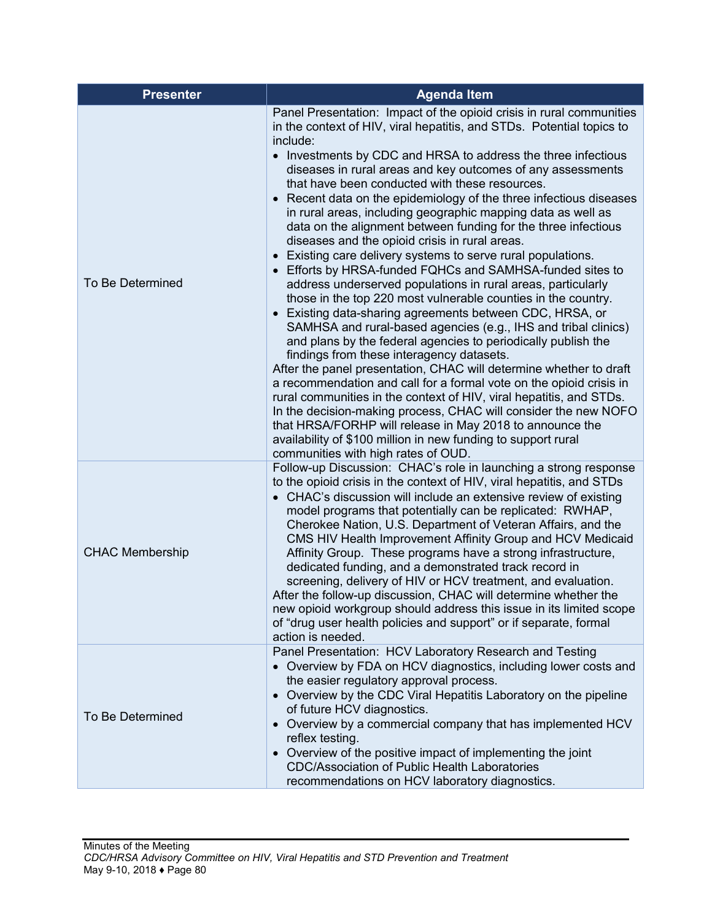| Presenter | Agenda Item |
|---|---|
| To Be Determined | Panel Presentation: Impact of the opioid crisis in rural communities in the context of HIV, viral hepatitis, and STDs. Potential topics to include:<br>• Investments by CDC and HRSA to address the three infectious diseases in rural areas and key outcomes of any assessments that have been conducted with these resources.<br>• Recent data on the epidemiology of the three infectious diseases in rural areas, including geographic mapping data as well as data on the alignment between funding for the three infectious diseases and the opioid crisis in rural areas.<br>• Existing care delivery systems to serve rural populations.<br>• Efforts by HRSA-funded FQHCs and SAMHSA-funded sites to address underserved populations in rural areas, particularly those in the top 220 most vulnerable counties in the country.<br>• Existing data-sharing agreements between CDC, HRSA, or SAMHSA and rural-based agencies (e.g., IHS and tribal clinics) and plans by the federal agencies to periodically publish the findings from these interagency datasets.<br>After the panel presentation, CHAC will determine whether to draft a recommendation and call for a formal vote on the opioid crisis in rural communities in the context of HIV, viral hepatitis, and STDs. In the decision-making process, CHAC will consider the new NOFO that HRSA/FORHP will release in May 2018 to announce the availability of $100 million in new funding to support rural communities with high rates of OUD. |
| CHAC Membership | Follow-up Discussion: CHAC's role in launching a strong response to the opioid crisis in the context of HIV, viral hepatitis, and STDs<br>• CHAC's discussion will include an extensive review of existing model programs that potentially can be replicated: RWHAP, Cherokee Nation, U.S. Department of Veteran Affairs, and the CMS HIV Health Improvement Affinity Group and HCV Medicaid Affinity Group. These programs have a strong infrastructure, dedicated funding, and a demonstrated track record in screening, delivery of HIV or HCV treatment, and evaluation.<br>After the follow-up discussion, CHAC will determine whether the new opioid workgroup should address this issue in its limited scope of "drug user health policies and support" or if separate, formal action is needed. |
| To Be Determined | Panel Presentation: HCV Laboratory Research and Testing<br>• Overview by FDA on HCV diagnostics, including lower costs and the easier regulatory approval process.<br>• Overview by the CDC Viral Hepatitis Laboratory on the pipeline of future HCV diagnostics.<br>• Overview by a commercial company that has implemented HCV reflex testing.<br>• Overview of the positive impact of implementing the joint CDC/Association of Public Health Laboratories recommendations on HCV laboratory diagnostics. |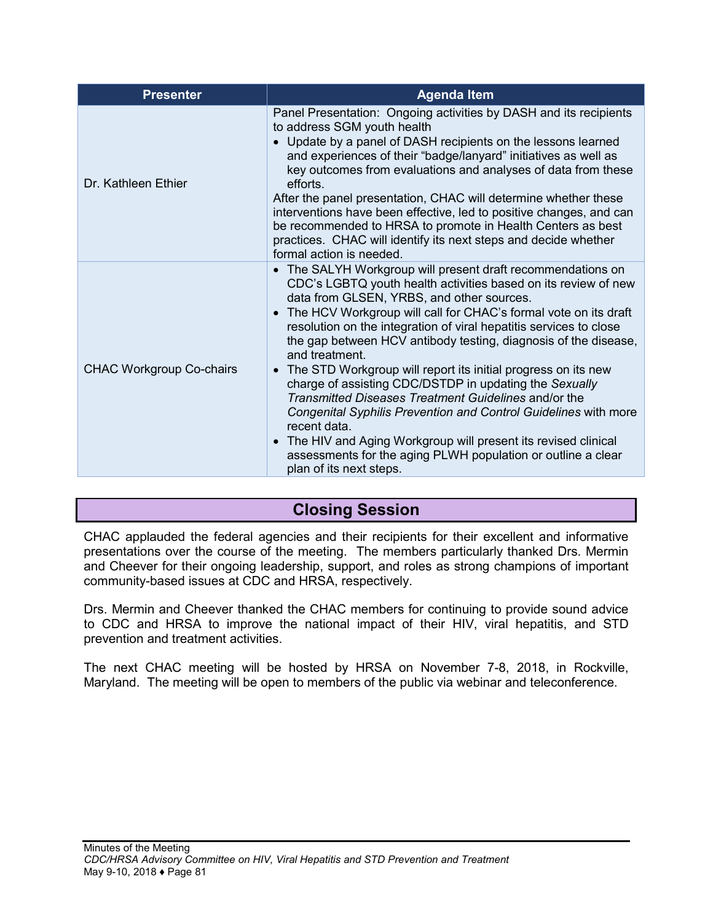| Presenter | Agenda Item |
|---|---|
| Dr. Kathleen Ethier | Panel Presentation: Ongoing activities by DASH and its recipients to address SGM youth health<br>• Update by a panel of DASH recipients on the lessons learned and experiences of their "badge/lanyard" initiatives as well as key outcomes from evaluations and analyses of data from these efforts.<br>After the panel presentation, CHAC will determine whether these interventions have been effective, led to positive changes, and can be recommended to HRSA to promote in Health Centers as best practices. CHAC will identify its next steps and decide whether formal action is needed. |
| CHAC Workgroup Co-chairs | • The SALYH Workgroup will present draft recommendations on CDC's LGBTQ youth health activities based on its review of new data from GLSEN, YRBS, and other sources.<br>• The HCV Workgroup will call for CHAC's formal vote on its draft resolution on the integration of viral hepatitis services to close the gap between HCV antibody testing, diagnosis of the disease, and treatment.<br>• The STD Workgroup will report its initial progress on its new charge of assisting CDC/DSTDP in updating the *Sexually Transmitted Diseases Treatment Guidelines* and/or the *Congenital Syphilis Prevention and Control Guidelines* with more recent data.<br>• The HIV and Aging Workgroup will present its revised clinical assessments for the aging PLWH population or outline a clear plan of its next steps. |

## Closing Session

CHAC applauded the federal agencies and their recipients for their excellent and informative presentations over the course of the meeting. The members particularly thanked Drs. Mermin and Cheever for their ongoing leadership, support, and roles as strong champions of important community-based issues at CDC and HRSA, respectively.

Drs. Mermin and Cheever thanked the CHAC members for continuing to provide sound advice to CDC and HRSA to improve the national impact of their HIV, viral hepatitis, and STD prevention and treatment activities.

The next CHAC meeting will be hosted by HRSA on November 7-8, 2018, in Rockville, Maryland. The meeting will be open to members of the public via webinar and teleconference.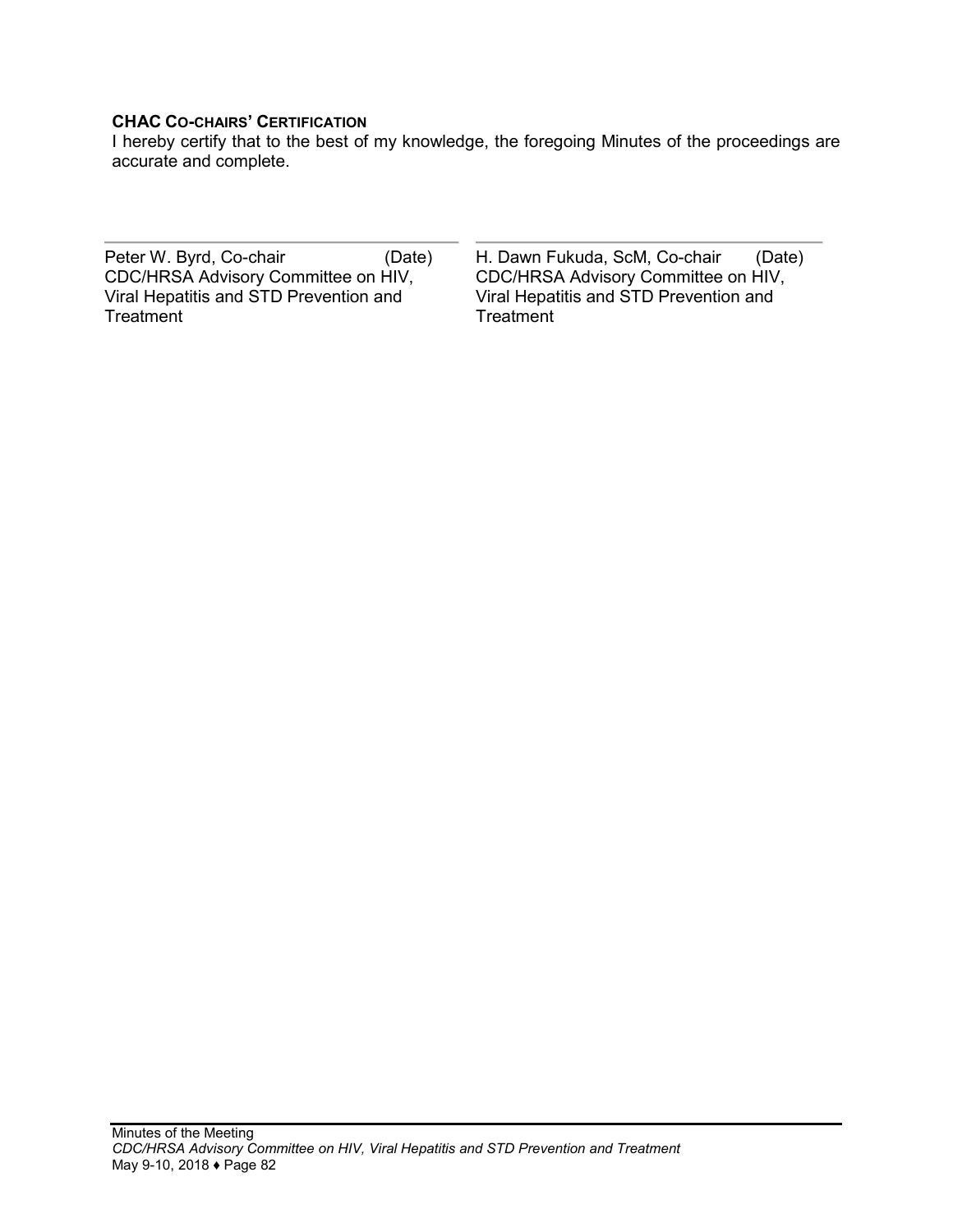**CHAC CO-CHAIRS' CERTIFICATION**

I hereby certify that to the best of my knowledge, the foregoing Minutes of the proceedings are accurate and complete.

| | |
|---|---|
| Peter W. Byrd, Co-chair (Date) | H. Dawn Fukuda, ScM, Co-chair (Date) |
| CDC/HRSA Advisory Committee on HIV, Viral Hepatitis and STD Prevention and Treatment | CDC/HRSA Advisory Committee on HIV, Viral Hepatitis and STD Prevention and Treatment |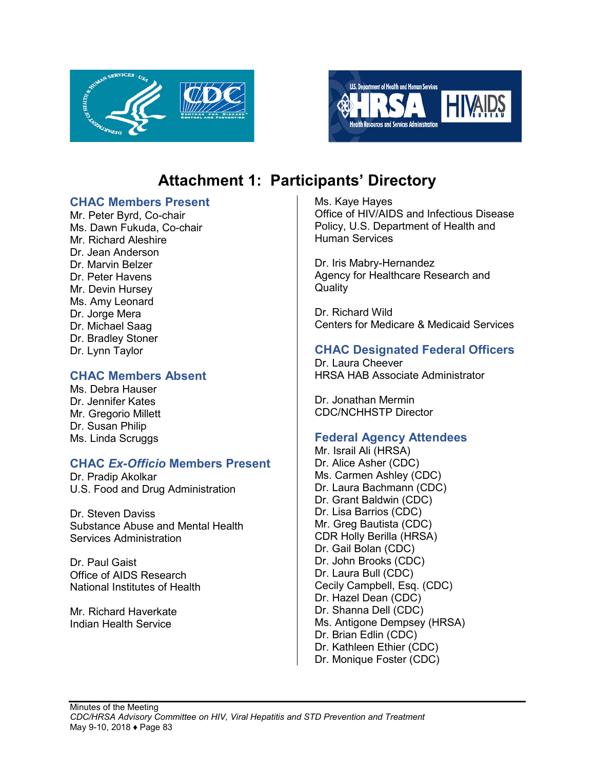# Attachment 1: Participants' Directory

## CHAC Members Present

Mr. Peter Byrd, Co-chair
Ms. Dawn Fukuda, Co-chair
Mr. Richard Aleshire
Dr. Jean Anderson
Dr. Marvin Belzer
Dr. Peter Havens
Mr. Devin Hursey
Ms. Amy Leonard
Dr. Jorge Mera
Dr. Michael Saag
Dr. Bradley Stoner
Dr. Lynn Taylor

## CHAC Members Absent

Ms. Debra Hauser
Dr. Jennifer Kates
Mr. Gregorio Millett
Dr. Susan Philip
Ms. Linda Scruggs

## CHAC *Ex-Officio* Members Present

Dr. Pradip Akolkar
U.S. Food and Drug Administration

Dr. Steven Daviss
Substance Abuse and Mental Health Services Administration

Dr. Paul Gaist
Office of AIDS Research
National Institutes of Health

Mr. Richard Haverkate
Indian Health Service

Ms. Kaye Hayes
Office of HIV/AIDS and Infectious Disease Policy, U.S. Department of Health and Human Services

Dr. Iris Mabry-Hernandez
Agency for Healthcare Research and Quality

Dr. Richard Wild
Centers for Medicare & Medicaid Services

## CHAC Designated Federal Officers

Dr. Laura Cheever
HRSA HAB Associate Administrator

Dr. Jonathan Mermin
CDC/NCHHSTP Director

## Federal Agency Attendees

Mr. Israil Ali (HRSA)
Dr. Alice Asher (CDC)
Ms. Carmen Ashley (CDC)
Dr. Laura Bachmann (CDC)
Dr. Grant Baldwin (CDC)
Dr. Lisa Barrios (CDC)
Mr. Greg Bautista (CDC)
CDR Holly Berilla (HRSA)
Dr. Gail Bolan (CDC)
Dr. John Brooks (CDC)
Dr. Laura Bull (CDC)
Cecily Campbell, Esq. (CDC)
Dr. Hazel Dean (CDC)
Dr. Shanna Dell (CDC)
Ms. Antigone Dempsey (HRSA)
Dr. Brian Edlin (CDC)
Dr. Kathleen Ethier (CDC)
Dr. Monique Foster (CDC)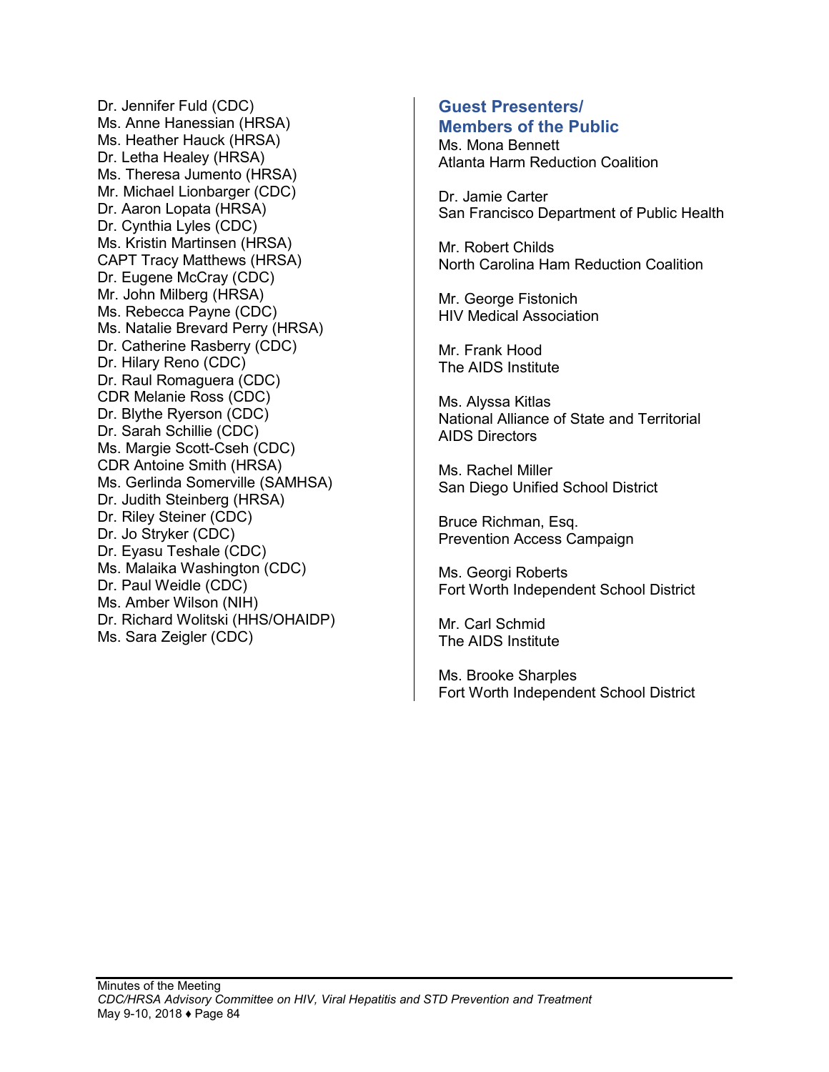Dr. Jennifer Fuld (CDC)
Ms. Anne Hanessian (HRSA)
Ms. Heather Hauck (HRSA)
Dr. Letha Healey (HRSA)
Ms. Theresa Jumento (HRSA)
Mr. Michael Lionbarger (CDC)
Dr. Aaron Lopata (HRSA)
Dr. Cynthia Lyles (CDC)
Ms. Kristin Martinsen (HRSA)
CAPT Tracy Matthews (HRSA)
Dr. Eugene McCray (CDC)
Mr. John Milberg (HRSA)
Ms. Rebecca Payne (CDC)
Ms. Natalie Brevard Perry (HRSA)
Dr. Catherine Rasberry (CDC)
Dr. Hilary Reno (CDC)
Dr. Raul Romaguera (CDC)
CDR Melanie Ross (CDC)
Dr. Blythe Ryerson (CDC)
Dr. Sarah Schillie (CDC)
Ms. Margie Scott-Cseh (CDC)
CDR Antoine Smith (HRSA)
Ms. Gerlinda Somerville (SAMHSA)
Dr. Judith Steinberg (HRSA)
Dr. Riley Steiner (CDC)
Dr. Jo Stryker (CDC)
Dr. Eyasu Teshale (CDC)
Ms. Malaika Washington (CDC)
Dr. Paul Weidle (CDC)
Ms. Amber Wilson (NIH)
Dr. Richard Wolitski (HHS/OHAIDP)
Ms. Sara Zeigler (CDC)

## Guest Presenters/ Members of the Public

Ms. Mona Bennett
Atlanta Harm Reduction Coalition

Dr. Jamie Carter
San Francisco Department of Public Health

Mr. Robert Childs
North Carolina Ham Reduction Coalition

Mr. George Fistonich
HIV Medical Association

Mr. Frank Hood
The AIDS Institute

Ms. Alyssa Kitlas
National Alliance of State and Territorial AIDS Directors

Ms. Rachel Miller
San Diego Unified School District

Bruce Richman, Esq.
Prevention Access Campaign

Ms. Georgi Roberts
Fort Worth Independent School District

Mr. Carl Schmid
The AIDS Institute

Ms. Brooke Sharples
Fort Worth Independent School District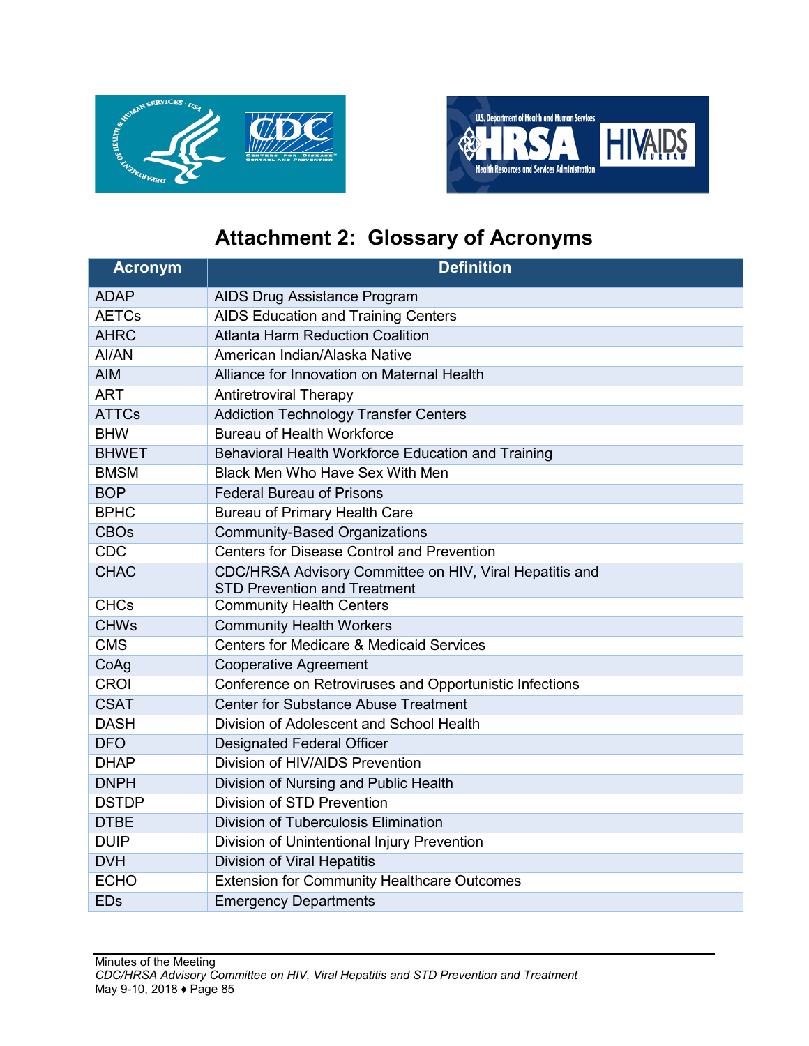# Attachment 2: Glossary of Acronyms

| Acronym | Definition |
|---|---|
| ADAP | AIDS Drug Assistance Program |
| AETCs | AIDS Education and Training Centers |
| AHRC | Atlanta Harm Reduction Coalition |
| AI/AN | American Indian/Alaska Native |
| AIM | Alliance for Innovation on Maternal Health |
| ART | Antiretroviral Therapy |
| ATTCs | Addiction Technology Transfer Centers |
| BHW | Bureau of Health Workforce |
| BHWET | Behavioral Health Workforce Education and Training |
| BMSM | Black Men Who Have Sex With Men |
| BOP | Federal Bureau of Prisons |
| BPHC | Bureau of Primary Health Care |
| CBOs | Community-Based Organizations |
| CDC | Centers for Disease Control and Prevention |
| CHAC | CDC/HRSA Advisory Committee on HIV, Viral Hepatitis and STD Prevention and Treatment |
| CHCs | Community Health Centers |
| CHWs | Community Health Workers |
| CMS | Centers for Medicare & Medicaid Services |
| CoAg | Cooperative Agreement |
| CROI | Conference on Retroviruses and Opportunistic Infections |
| CSAT | Center for Substance Abuse Treatment |
| DASH | Division of Adolescent and School Health |
| DFO | Designated Federal Officer |
| DHAP | Division of HIV/AIDS Prevention |
| DNPH | Division of Nursing and Public Health |
| DSTDP | Division of STD Prevention |
| DTBE | Division of Tuberculosis Elimination |
| DUIP | Division of Unintentional Injury Prevention |
| DVH | Division of Viral Hepatitis |
| ECHO | Extension for Community Healthcare Outcomes |
| EDs | Emergency Departments |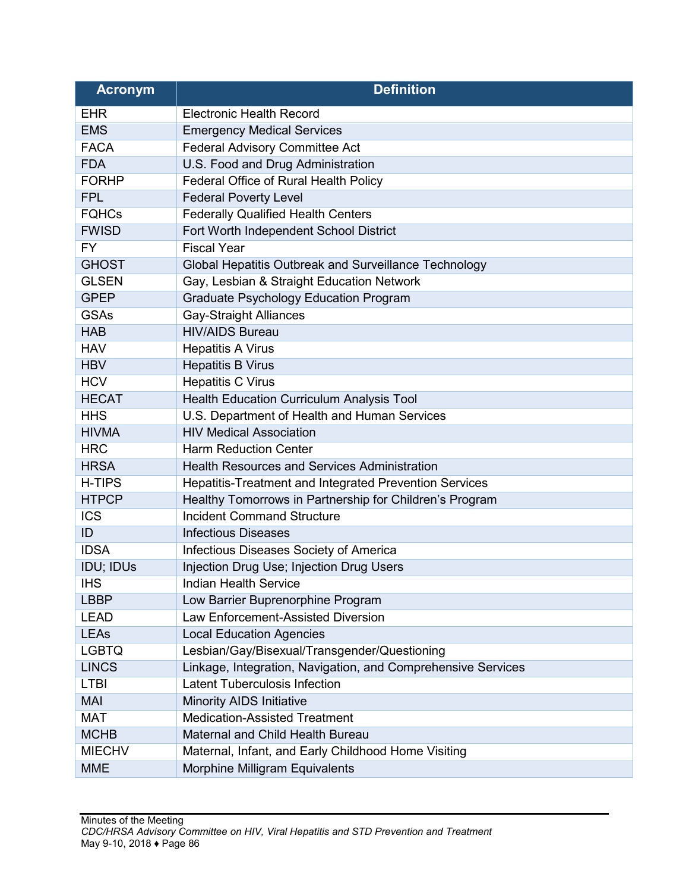| Acronym | Definition |
|---|---|
| EHR | Electronic Health Record |
| EMS | Emergency Medical Services |
| FACA | Federal Advisory Committee Act |
| FDA | U.S. Food and Drug Administration |
| FORHP | Federal Office of Rural Health Policy |
| FPL | Federal Poverty Level |
| FQHCs | Federally Qualified Health Centers |
| FWISD | Fort Worth Independent School District |
| FY | Fiscal Year |
| GHOST | Global Hepatitis Outbreak and Surveillance Technology |
| GLSEN | Gay, Lesbian & Straight Education Network |
| GPEP | Graduate Psychology Education Program |
| GSAs | Gay-Straight Alliances |
| HAB | HIV/AIDS Bureau |
| HAV | Hepatitis A Virus |
| HBV | Hepatitis B Virus |
| HCV | Hepatitis C Virus |
| HECAT | Health Education Curriculum Analysis Tool |
| HHS | U.S. Department of Health and Human Services |
| HIVMA | HIV Medical Association |
| HRC | Harm Reduction Center |
| HRSA | Health Resources and Services Administration |
| H-TIPS | Hepatitis-Treatment and Integrated Prevention Services |
| HTPCP | Healthy Tomorrows in Partnership for Children's Program |
| ICS | Incident Command Structure |
| ID | Infectious Diseases |
| IDSA | Infectious Diseases Society of America |
| IDU; IDUs | Injection Drug Use; Injection Drug Users |
| IHS | Indian Health Service |
| LBBP | Low Barrier Buprenorphine Program |
| LEAD | Law Enforcement-Assisted Diversion |
| LEAs | Local Education Agencies |
| LGBTQ | Lesbian/Gay/Bisexual/Transgender/Questioning |
| LINCS | Linkage, Integration, Navigation, and Comprehensive Services |
| LTBI | Latent Tuberculosis Infection |
| MAI | Minority AIDS Initiative |
| MAT | Medication-Assisted Treatment |
| MCHB | Maternal and Child Health Bureau |
| MIECHV | Maternal, Infant, and Early Childhood Home Visiting |
| MME | Morphine Milligram Equivalents |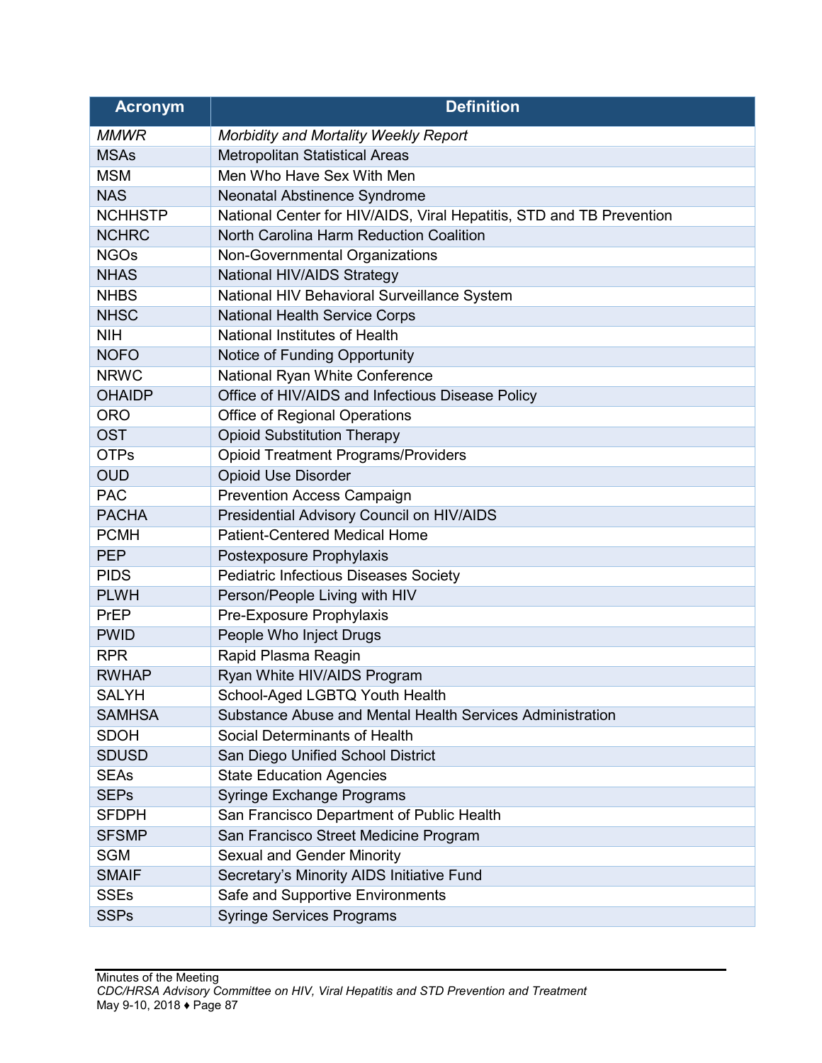| Acronym | Definition |
|---|---|
| *MMWR* | *Morbidity and Mortality Weekly Report* |
| MSAs | Metropolitan Statistical Areas |
| MSM | Men Who Have Sex With Men |
| NAS | Neonatal Abstinence Syndrome |
| NCHHSTP | National Center for HIV/AIDS, Viral Hepatitis, STD and TB Prevention |
| NCHRC | North Carolina Harm Reduction Coalition |
| NGOs | Non-Governmental Organizations |
| NHAS | National HIV/AIDS Strategy |
| NHBS | National HIV Behavioral Surveillance System |
| NHSC | National Health Service Corps |
| NIH | National Institutes of Health |
| NOFO | Notice of Funding Opportunity |
| NRWC | National Ryan White Conference |
| OHAIDP | Office of HIV/AIDS and Infectious Disease Policy |
| ORO | Office of Regional Operations |
| OST | Opioid Substitution Therapy |
| OTPs | Opioid Treatment Programs/Providers |
| OUD | Opioid Use Disorder |
| PAC | Prevention Access Campaign |
| PACHA | Presidential Advisory Council on HIV/AIDS |
| PCMH | Patient-Centered Medical Home |
| PEP | Postexposure Prophylaxis |
| PIDS | Pediatric Infectious Diseases Society |
| PLWH | Person/People Living with HIV |
| PrEP | Pre-Exposure Prophylaxis |
| PWID | People Who Inject Drugs |
| RPR | Rapid Plasma Reagin |
| RWHAP | Ryan White HIV/AIDS Program |
| SALYH | School-Aged LGBTQ Youth Health |
| SAMHSA | Substance Abuse and Mental Health Services Administration |
| SDOH | Social Determinants of Health |
| SDUSD | San Diego Unified School District |
| SEAs | State Education Agencies |
| SEPs | Syringe Exchange Programs |
| SFDPH | San Francisco Department of Public Health |
| SFSMP | San Francisco Street Medicine Program |
| SGM | Sexual and Gender Minority |
| SMAIF | Secretary's Minority AIDS Initiative Fund |
| SSEs | Safe and Supportive Environments |
| SSPs | Syringe Services Programs |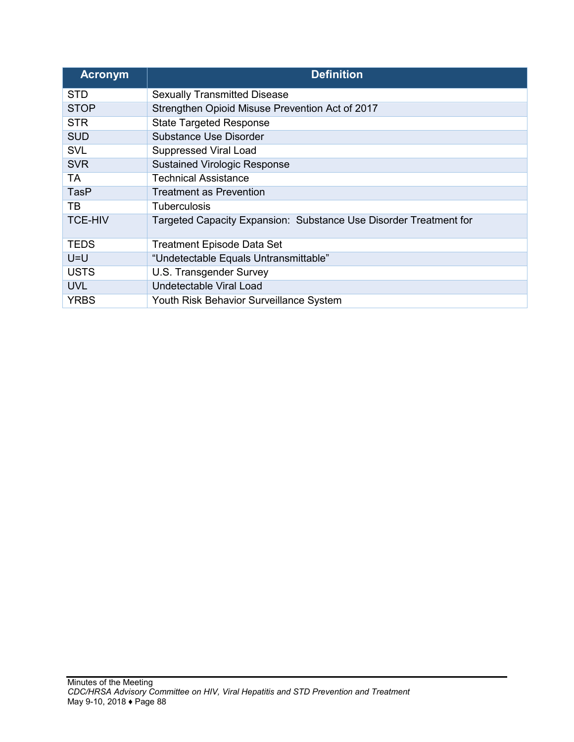| Acronym | Definition |
|---|---|
| STD | Sexually Transmitted Disease |
| STOP | Strengthen Opioid Misuse Prevention Act of 2017 |
| STR | State Targeted Response |
| SUD | Substance Use Disorder |
| SVL | Suppressed Viral Load |
| SVR | Sustained Virologic Response |
| TA | Technical Assistance |
| TasP | Treatment as Prevention |
| TB | Tuberculosis |
| TCE-HIV | Targeted Capacity Expansion: Substance Use Disorder Treatment for |
| TEDS | Treatment Episode Data Set |
| U=U | "Undetectable Equals Untransmittable" |
| USTS | U.S. Transgender Survey |
| UVL | Undetectable Viral Load |
| YRBS | Youth Risk Behavior Surveillance System |